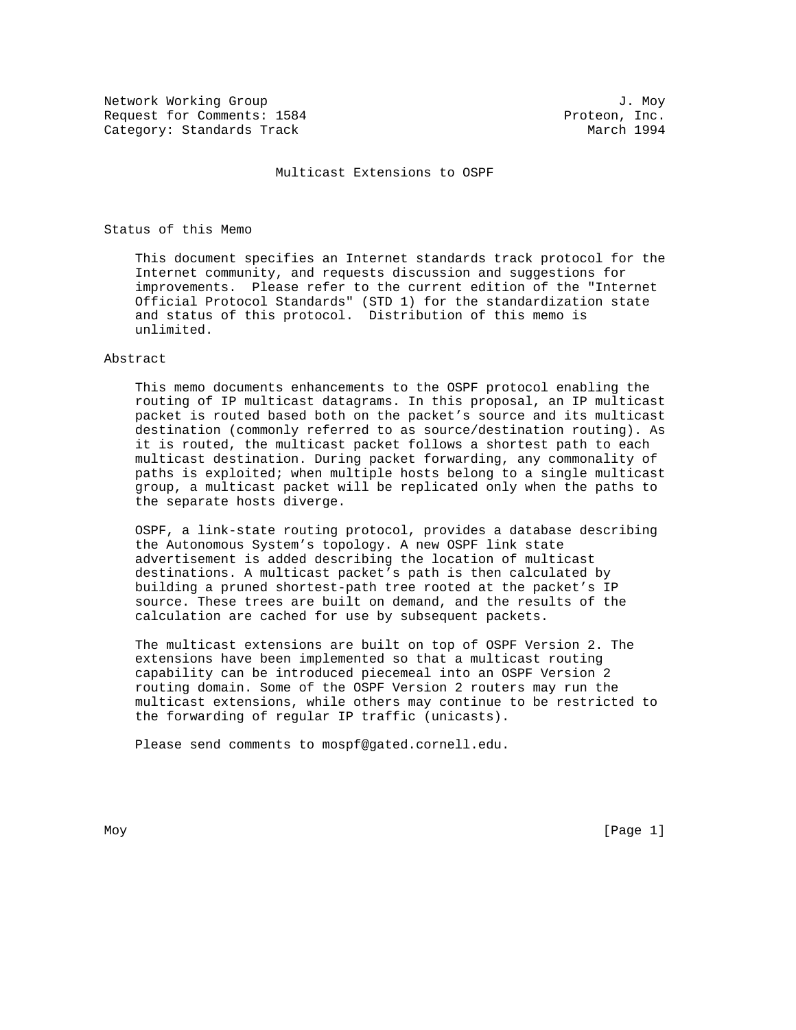Network Working Group J. Moy
Request for Comments: 1584 Proteon, Inc.
Category: Standards Track March 1994

# Multicast Extensions to OSPF

## Status of this Memo

This document specifies an Internet standards track protocol for the Internet community, and requests discussion and suggestions for improvements. Please refer to the current edition of the "Internet Official Protocol Standards" (STD 1) for the standardization state and status of this protocol. Distribution of this memo is unlimited.

## Abstract

This memo documents enhancements to the OSPF protocol enabling the routing of IP multicast datagrams. In this proposal, an IP multicast packet is routed based both on the packet's source and its multicast destination (commonly referred to as source/destination routing). As it is routed, the multicast packet follows a shortest path to each multicast destination. During packet forwarding, any commonality of paths is exploited; when multiple hosts belong to a single multicast group, a multicast packet will be replicated only when the paths to the separate hosts diverge.

OSPF, a link-state routing protocol, provides a database describing the Autonomous System's topology. A new OSPF link state advertisement is added describing the location of multicast destinations. A multicast packet's path is then calculated by building a pruned shortest-path tree rooted at the packet's IP source. These trees are built on demand, and the results of the calculation are cached for use by subsequent packets.

The multicast extensions are built on top of OSPF Version 2. The extensions have been implemented so that a multicast routing capability can be introduced piecemeal into an OSPF Version 2 routing domain. Some of the OSPF Version 2 routers may run the multicast extensions, while others may continue to be restricted to the forwarding of regular IP traffic (unicasts).

Please send comments to mospf@gated.cornell.edu.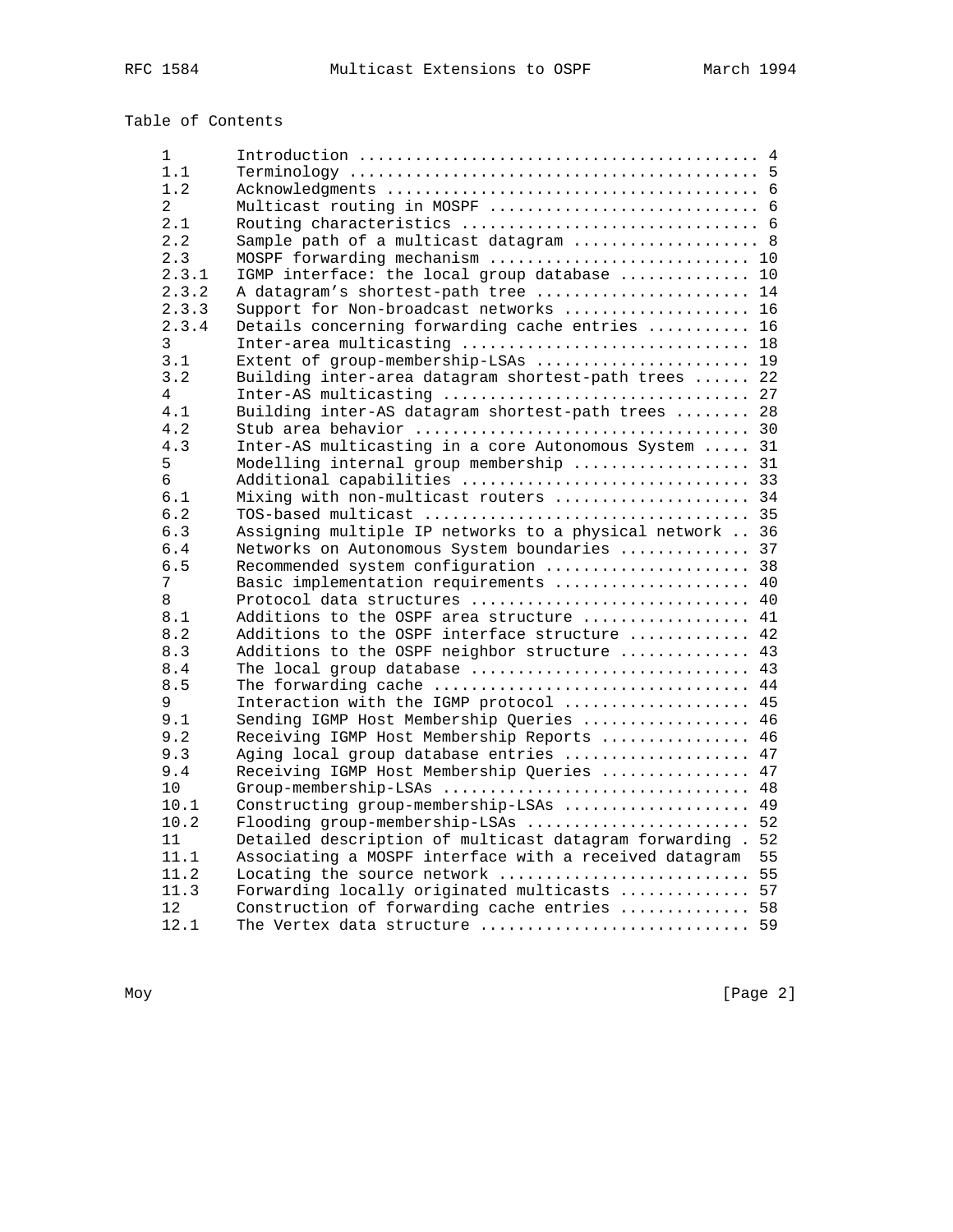# Table of Contents

| | | |
|---|---|---|
| 1 | Introduction | 4 |
| 1.1 | Terminology | 5 |
| 1.2 | Acknowledgments | 6 |
| 2 | Multicast routing in MOSPF | 6 |
| 2.1 | Routing characteristics | 6 |
| 2.2 | Sample path of a multicast datagram | 8 |
| 2.3 | MOSPF forwarding mechanism | 10 |
| 2.3.1 | IGMP interface: the local group database | 10 |
| 2.3.2 | A datagram's shortest-path tree | 14 |
| 2.3.3 | Support for Non-broadcast networks | 16 |
| 2.3.4 | Details concerning forwarding cache entries | 16 |
| 3 | Inter-area multicasting | 18 |
| 3.1 | Extent of group-membership-LSAs | 19 |
| 3.2 | Building inter-area datagram shortest-path trees | 22 |
| 4 | Inter-AS multicasting | 27 |
| 4.1 | Building inter-AS datagram shortest-path trees | 28 |
| 4.2 | Stub area behavior | 30 |
| 4.3 | Inter-AS multicasting in a core Autonomous System | 31 |
| 5 | Modelling internal group membership | 31 |
| 6 | Additional capabilities | 33 |
| 6.1 | Mixing with non-multicast routers | 34 |
| 6.2 | TOS-based multicast | 35 |
| 6.3 | Assigning multiple IP networks to a physical network | 36 |
| 6.4 | Networks on Autonomous System boundaries | 37 |
| 6.5 | Recommended system configuration | 38 |
| 7 | Basic implementation requirements | 40 |
| 8 | Protocol data structures | 40 |
| 8.1 | Additions to the OSPF area structure | 41 |
| 8.2 | Additions to the OSPF interface structure | 42 |
| 8.3 | Additions to the OSPF neighbor structure | 43 |
| 8.4 | The local group database | 43 |
| 8.5 | The forwarding cache | 44 |
| 9 | Interaction with the IGMP protocol | 45 |
| 9.1 | Sending IGMP Host Membership Queries | 46 |
| 9.2 | Receiving IGMP Host Membership Reports | 46 |
| 9.3 | Aging local group database entries | 47 |
| 9.4 | Receiving IGMP Host Membership Queries | 47 |
| 10 | Group-membership-LSAs | 48 |
| 10.1 | Constructing group-membership-LSAs | 49 |
| 10.2 | Flooding group-membership-LSAs | 52 |
| 11 | Detailed description of multicast datagram forwarding | 52 |
| 11.1 | Associating a MOSPF interface with a received datagram | 55 |
| 11.2 | Locating the source network | 55 |
| 11.3 | Forwarding locally originated multicasts | 57 |
| 12 | Construction of forwarding cache entries | 58 |
| 12.1 | The Vertex data structure | 59 |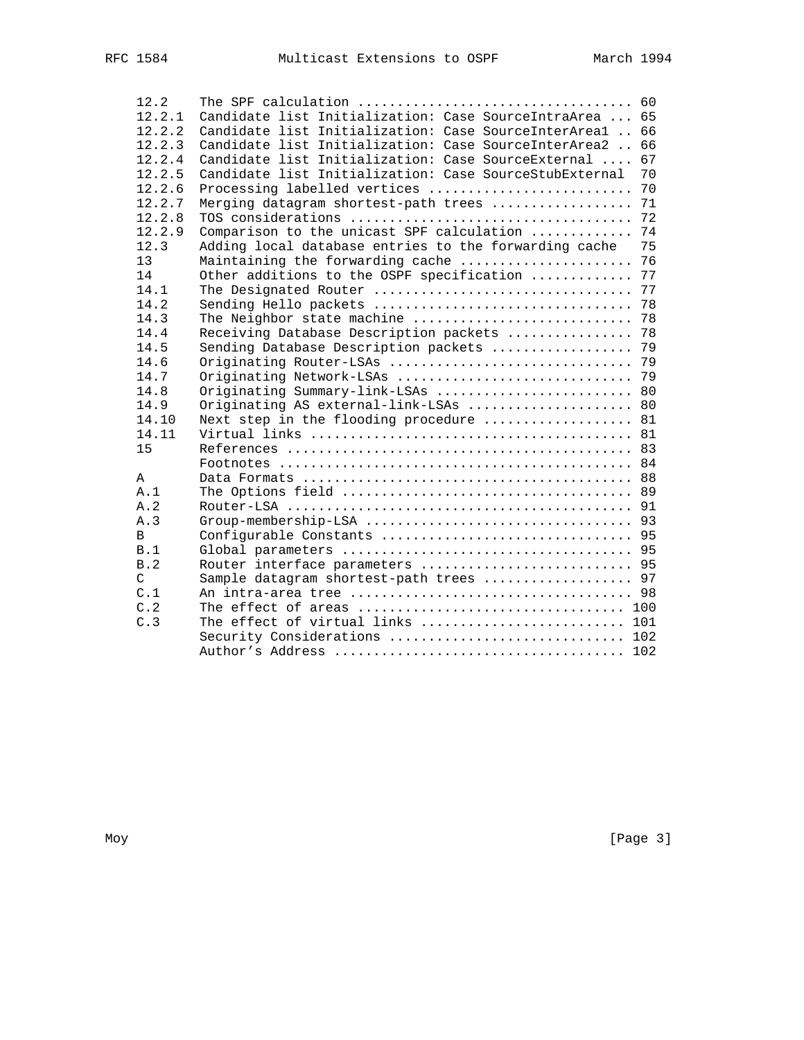```
12.2     The SPF calculation ..................................  60
12.2.1   Candidate list Initialization: Case SourceIntraArea ... 65
12.2.2   Candidate list Initialization: Case SourceInterArea1 .. 66
12.2.3   Candidate list Initialization: Case SourceInterArea2 .. 66
12.2.4   Candidate list Initialization: Case SourceExternal .... 67
12.2.5   Candidate list Initialization: Case SourceStubExternal  70
12.2.6   Processing labelled vertices ..........................  70
12.2.7   Merging datagram shortest-path trees ..................  71
12.2.8   TOS considerations ....................................  72
12.2.9   Comparison to the unicast SPF calculation .............  74
12.3     Adding local database entries to the forwarding cache    75
13       Maintaining the forwarding cache ......................  76
14       Other additions to the OSPF specification .............  77
14.1     The Designated Router .................................  77
14.2     Sending Hello packets .................................  78
14.3     The Neighbor state machine ............................  78
14.4     Receiving Database Description packets ................  78
14.5     Sending Database Description packets ..................  79
14.6     Originating Router-LSAs ...............................  79
14.7     Originating Network-LSAs ..............................  79
14.8     Originating Summary-link-LSAs .........................  80
14.9     Originating AS external-link-LSAs .....................  80
14.10    Next step in the flooding procedure ...................  81
14.11    Virtual links .........................................  81
15       References ............................................  83
         Footnotes .............................................  84
A        Data Formats ..........................................  88
A.1      The Options field .....................................  89
A.2      Router-LSA ............................................  91
A.3      Group-membership-LSA ..................................  93
B        Configurable Constants ................................  95
B.1      Global parameters .....................................  95
B.2      Router interface parameters ...........................  95
C        Sample datagram shortest-path trees ...................  97
C.1      An intra-area tree ....................................  98
C.2      The effect of areas .................................. 100
C.3      The effect of virtual links .......................... 101
         Security Considerations .............................. 102
         Author's Address ..................................... 102
```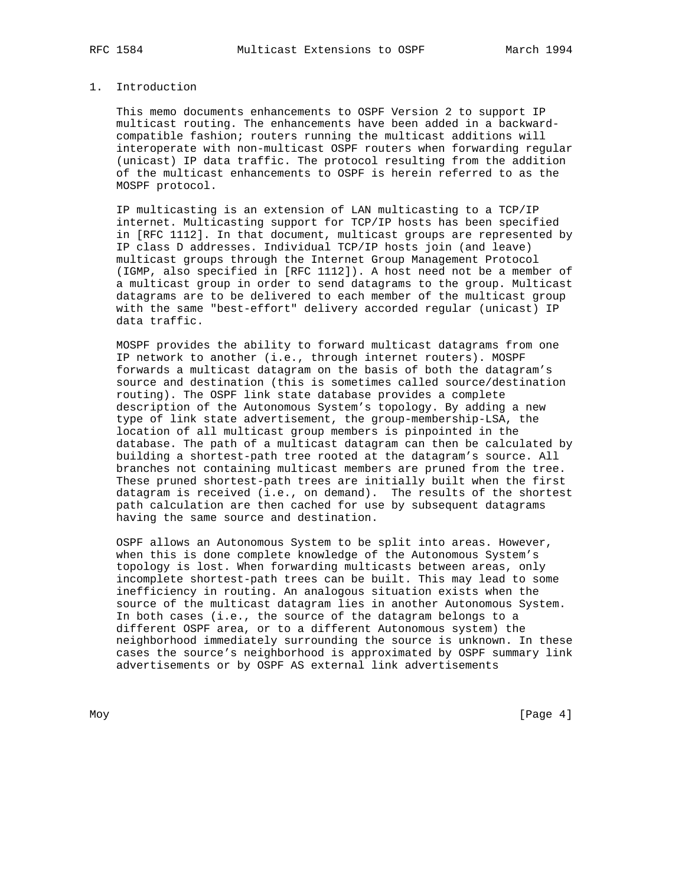# 1. Introduction

This memo documents enhancements to OSPF Version 2 to support IP multicast routing. The enhancements have been added in a backward-compatible fashion; routers running the multicast additions will interoperate with non-multicast OSPF routers when forwarding regular (unicast) IP data traffic. The protocol resulting from the addition of the multicast enhancements to OSPF is herein referred to as the MOSPF protocol.

IP multicasting is an extension of LAN multicasting to a TCP/IP internet. Multicasting support for TCP/IP hosts has been specified in [RFC 1112]. In that document, multicast groups are represented by IP class D addresses. Individual TCP/IP hosts join (and leave) multicast groups through the Internet Group Management Protocol (IGMP, also specified in [RFC 1112]). A host need not be a member of a multicast group in order to send datagrams to the group. Multicast datagrams are to be delivered to each member of the multicast group with the same "best-effort" delivery accorded regular (unicast) IP data traffic.

MOSPF provides the ability to forward multicast datagrams from one IP network to another (i.e., through internet routers). MOSPF forwards a multicast datagram on the basis of both the datagram's source and destination (this is sometimes called source/destination routing). The OSPF link state database provides a complete description of the Autonomous System's topology. By adding a new type of link state advertisement, the group-membership-LSA, the location of all multicast group members is pinpointed in the database. The path of a multicast datagram can then be calculated by building a shortest-path tree rooted at the datagram's source. All branches not containing multicast members are pruned from the tree. These pruned shortest-path trees are initially built when the first datagram is received (i.e., on demand). The results of the shortest path calculation are then cached for use by subsequent datagrams having the same source and destination.

OSPF allows an Autonomous System to be split into areas. However, when this is done complete knowledge of the Autonomous System's topology is lost. When forwarding multicasts between areas, only incomplete shortest-path trees can be built. This may lead to some inefficiency in routing. An analogous situation exists when the source of the multicast datagram lies in another Autonomous System. In both cases (i.e., the source of the datagram belongs to a different OSPF area, or to a different Autonomous system) the neighborhood immediately surrounding the source is unknown. In these cases the source's neighborhood is approximated by OSPF summary link advertisements or by OSPF AS external link advertisements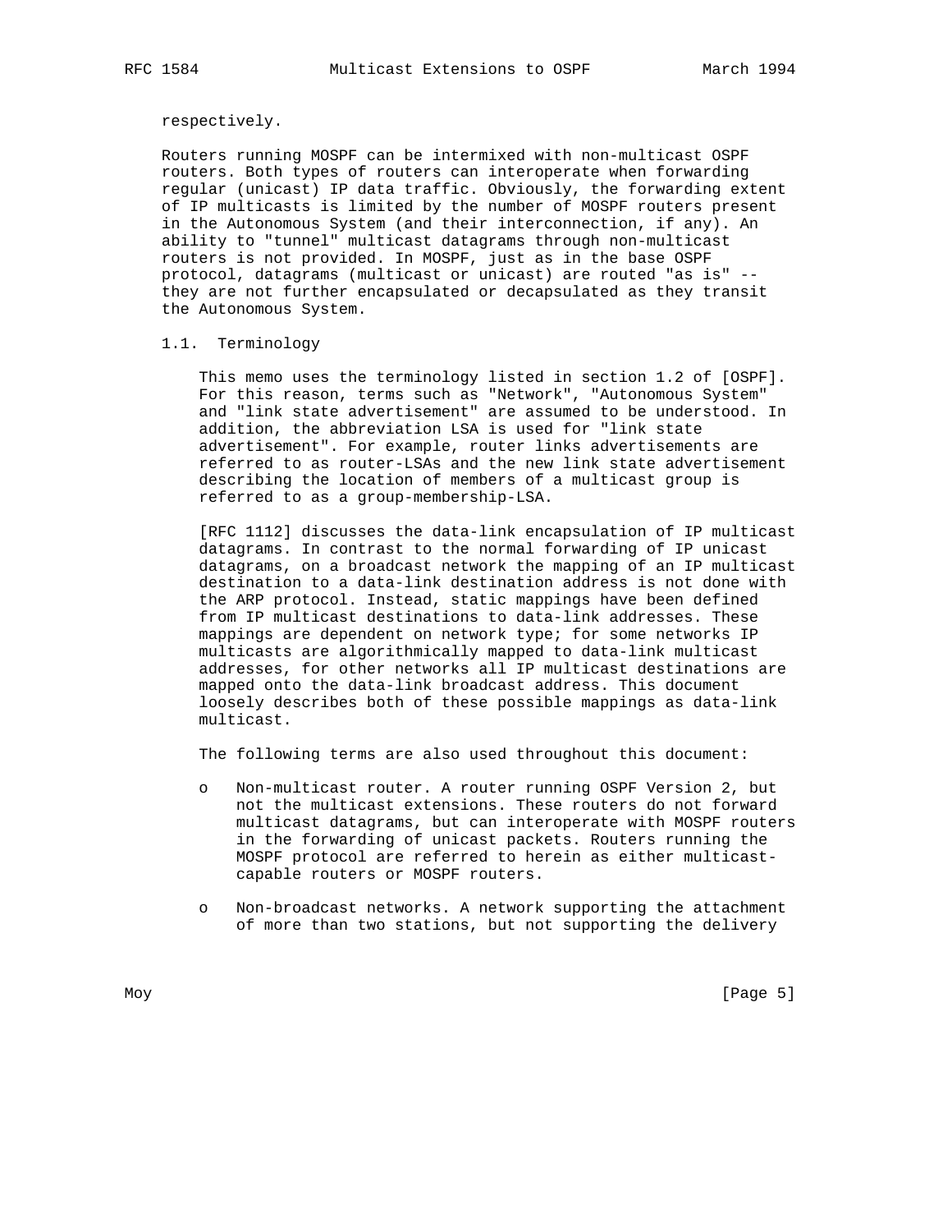respectively.

Routers running MOSPF can be intermixed with non-multicast OSPF routers. Both types of routers can interoperate when forwarding regular (unicast) IP data traffic. Obviously, the forwarding extent of IP multicasts is limited by the number of MOSPF routers present in the Autonomous System (and their interconnection, if any). An ability to "tunnel" multicast datagrams through non-multicast routers is not provided. In MOSPF, just as in the base OSPF protocol, datagrams (multicast or unicast) are routed "as is" -- they are not further encapsulated or decapsulated as they transit the Autonomous System.

## 1.1. Terminology

This memo uses the terminology listed in section 1.2 of [OSPF]. For this reason, terms such as "Network", "Autonomous System" and "link state advertisement" are assumed to be understood. In addition, the abbreviation LSA is used for "link state advertisement". For example, router links advertisements are referred to as router-LSAs and the new link state advertisement describing the location of members of a multicast group is referred to as a group-membership-LSA.

[RFC 1112] discusses the data-link encapsulation of IP multicast datagrams. In contrast to the normal forwarding of IP unicast datagrams, on a broadcast network the mapping of an IP multicast destination to a data-link destination address is not done with the ARP protocol. Instead, static mappings have been defined from IP multicast destinations to data-link addresses. These mappings are dependent on network type; for some networks IP multicasts are algorithmically mapped to data-link multicast addresses, for other networks all IP multicast destinations are mapped onto the data-link broadcast address. This document loosely describes both of these possible mappings as data-link multicast.

The following terms are also used throughout this document:

- Non-multicast router. A router running OSPF Version 2, but not the multicast extensions. These routers do not forward multicast datagrams, but can interoperate with MOSPF routers in the forwarding of unicast packets. Routers running the MOSPF protocol are referred to herein as either multicast-capable routers or MOSPF routers.

- Non-broadcast networks. A network supporting the attachment of more than two stations, but not supporting the delivery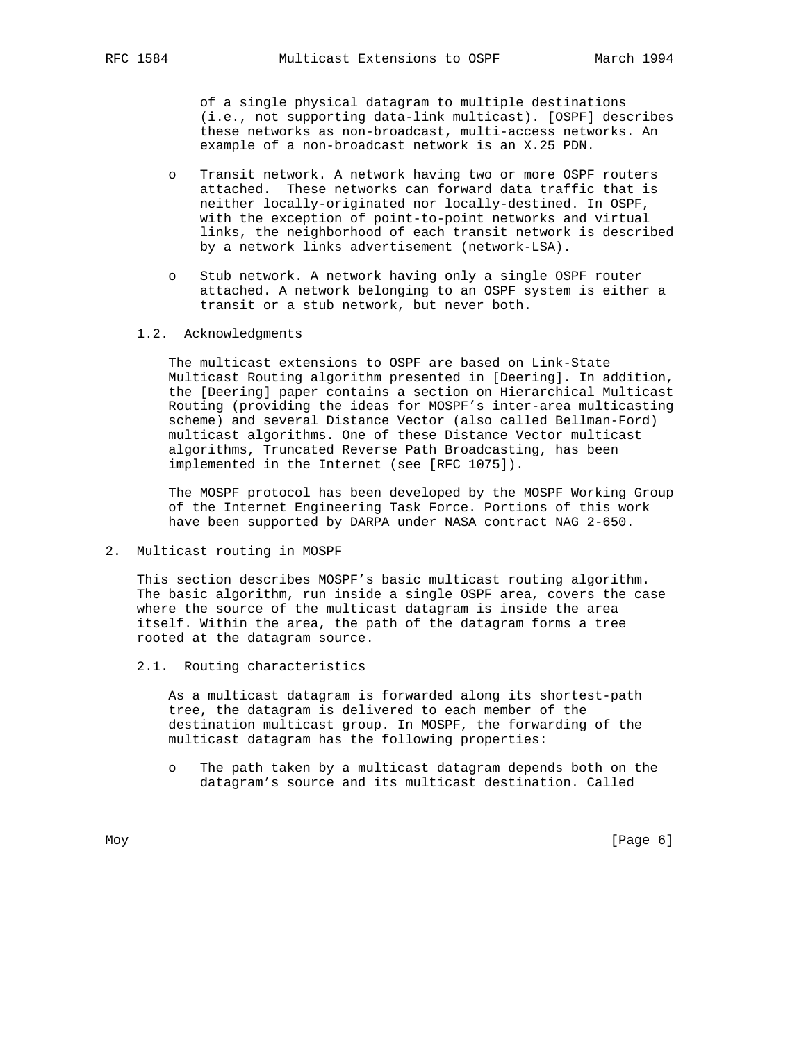of a single physical datagram to multiple destinations (i.e., not supporting data-link multicast). [OSPF] describes these networks as non-broadcast, multi-access networks. An example of a non-broadcast network is an X.25 PDN.

- Transit network. A network having two or more OSPF routers attached. These networks can forward data traffic that is neither locally-originated nor locally-destined. In OSPF, with the exception of point-to-point networks and virtual links, the neighborhood of each transit network is described by a network links advertisement (network-LSA).

- Stub network. A network having only a single OSPF router attached. A network belonging to an OSPF system is either a transit or a stub network, but never both.

### 1.2. Acknowledgments

The multicast extensions to OSPF are based on Link-State Multicast Routing algorithm presented in [Deering]. In addition, the [Deering] paper contains a section on Hierarchical Multicast Routing (providing the ideas for MOSPF's inter-area multicasting scheme) and several Distance Vector (also called Bellman-Ford) multicast algorithms. One of these Distance Vector multicast algorithms, Truncated Reverse Path Broadcasting, has been implemented in the Internet (see [RFC 1075]).

The MOSPF protocol has been developed by the MOSPF Working Group of the Internet Engineering Task Force. Portions of this work have been supported by DARPA under NASA contract NAG 2-650.

## 2. Multicast routing in MOSPF

This section describes MOSPF's basic multicast routing algorithm. The basic algorithm, run inside a single OSPF area, covers the case where the source of the multicast datagram is inside the area itself. Within the area, the path of the datagram forms a tree rooted at the datagram source.

### 2.1. Routing characteristics

As a multicast datagram is forwarded along its shortest-path tree, the datagram is delivered to each member of the destination multicast group. In MOSPF, the forwarding of the multicast datagram has the following properties:

- The path taken by a multicast datagram depends both on the datagram's source and its multicast destination. Called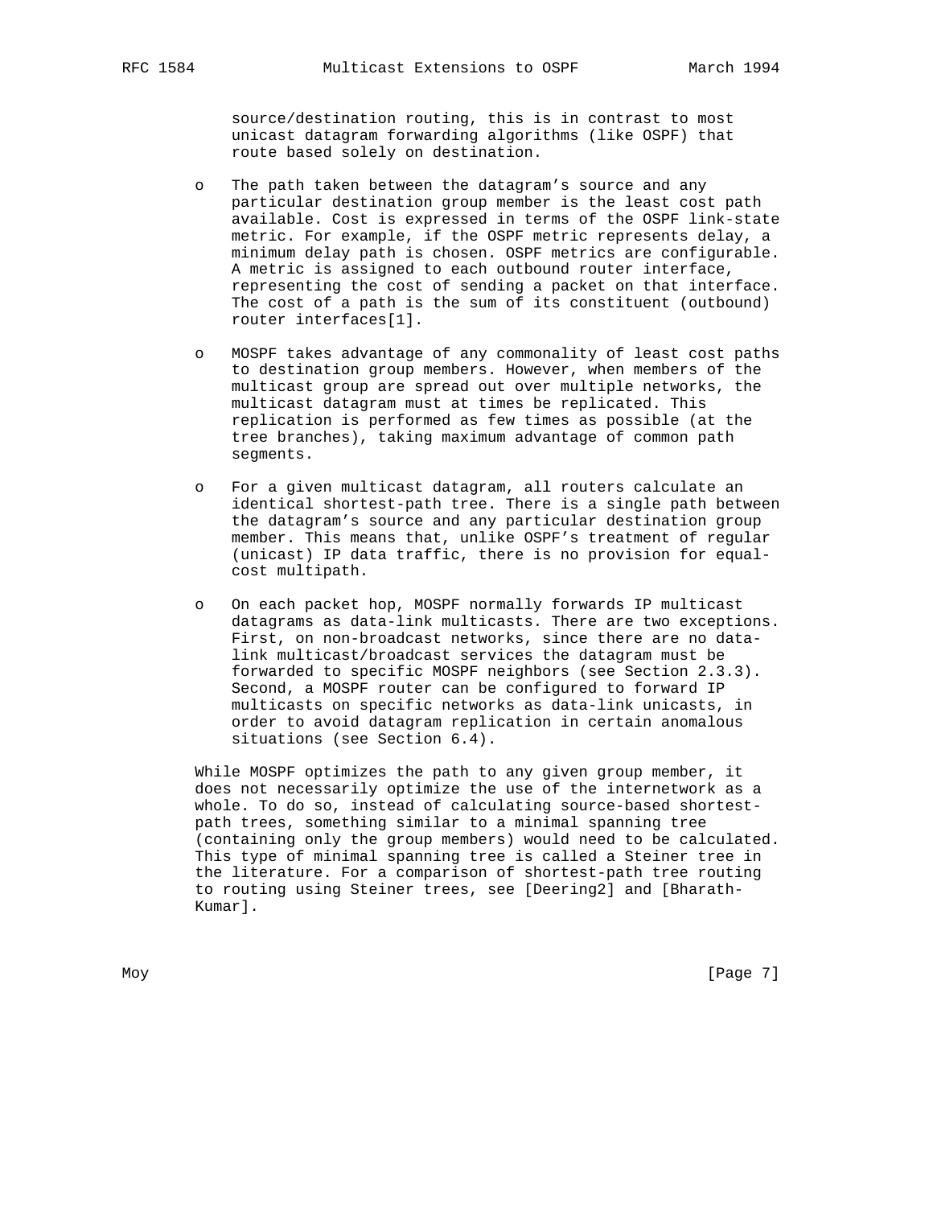source/destination routing, this is in contrast to most unicast datagram forwarding algorithms (like OSPF) that route based solely on destination.

- The path taken between the datagram's source and any particular destination group member is the least cost path available. Cost is expressed in terms of the OSPF link-state metric. For example, if the OSPF metric represents delay, a minimum delay path is chosen. OSPF metrics are configurable. A metric is assigned to each outbound router interface, representing the cost of sending a packet on that interface. The cost of a path is the sum of its constituent (outbound) router interfaces[1].

- MOSPF takes advantage of any commonality of least cost paths to destination group members. However, when members of the multicast group are spread out over multiple networks, the multicast datagram must at times be replicated. This replication is performed as few times as possible (at the tree branches), taking maximum advantage of common path segments.

- For a given multicast datagram, all routers calculate an identical shortest-path tree. There is a single path between the datagram's source and any particular destination group member. This means that, unlike OSPF's treatment of regular (unicast) IP data traffic, there is no provision for equal-cost multipath.

- On each packet hop, MOSPF normally forwards IP multicast datagrams as data-link multicasts. There are two exceptions. First, on non-broadcast networks, since there are no data-link multicast/broadcast services the datagram must be forwarded to specific MOSPF neighbors (see Section 2.3.3). Second, a MOSPF router can be configured to forward IP multicasts on specific networks as data-link unicasts, in order to avoid datagram replication in certain anomalous situations (see Section 6.4).

While MOSPF optimizes the path to any given group member, it does not necessarily optimize the use of the internetwork as a whole. To do so, instead of calculating source-based shortest-path trees, something similar to a minimal spanning tree (containing only the group members) would need to be calculated. This type of minimal spanning tree is called a Steiner tree in the literature. For a comparison of shortest-path tree routing to routing using Steiner trees, see [Deering2] and [Bharath-Kumar].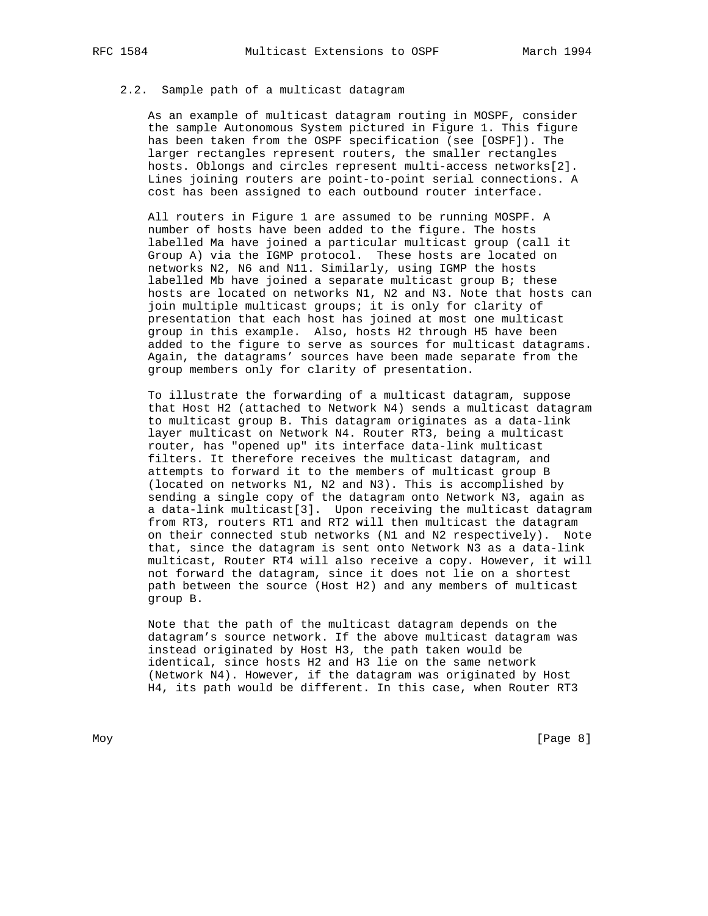### 2.2. Sample path of a multicast datagram

As an example of multicast datagram routing in MOSPF, consider the sample Autonomous System pictured in Figure 1. This figure has been taken from the OSPF specification (see [OSPF]). The larger rectangles represent routers, the smaller rectangles hosts. Oblongs and circles represent multi-access networks[2]. Lines joining routers are point-to-point serial connections. A cost has been assigned to each outbound router interface.

All routers in Figure 1 are assumed to be running MOSPF. A number of hosts have been added to the figure. The hosts labelled Ma have joined a particular multicast group (call it Group A) via the IGMP protocol. These hosts are located on networks N2, N6 and N11. Similarly, using IGMP the hosts labelled Mb have joined a separate multicast group B; these hosts are located on networks N1, N2 and N3. Note that hosts can join multiple multicast groups; it is only for clarity of presentation that each host has joined at most one multicast group in this example. Also, hosts H2 through H5 have been added to the figure to serve as sources for multicast datagrams. Again, the datagrams' sources have been made separate from the group members only for clarity of presentation.

To illustrate the forwarding of a multicast datagram, suppose that Host H2 (attached to Network N4) sends a multicast datagram to multicast group B. This datagram originates as a data-link layer multicast on Network N4. Router RT3, being a multicast router, has "opened up" its interface data-link multicast filters. It therefore receives the multicast datagram, and attempts to forward it to the members of multicast group B (located on networks N1, N2 and N3). This is accomplished by sending a single copy of the datagram onto Network N3, again as a data-link multicast[3]. Upon receiving the multicast datagram from RT3, routers RT1 and RT2 will then multicast the datagram on their connected stub networks (N1 and N2 respectively). Note that, since the datagram is sent onto Network N3 as a data-link multicast, Router RT4 will also receive a copy. However, it will not forward the datagram, since it does not lie on a shortest path between the source (Host H2) and any members of multicast group B.

Note that the path of the multicast datagram depends on the datagram's source network. If the above multicast datagram was instead originated by Host H3, the path taken would be identical, since hosts H2 and H3 lie on the same network (Network N4). However, if the datagram was originated by Host H4, its path would be different. In this case, when Router RT3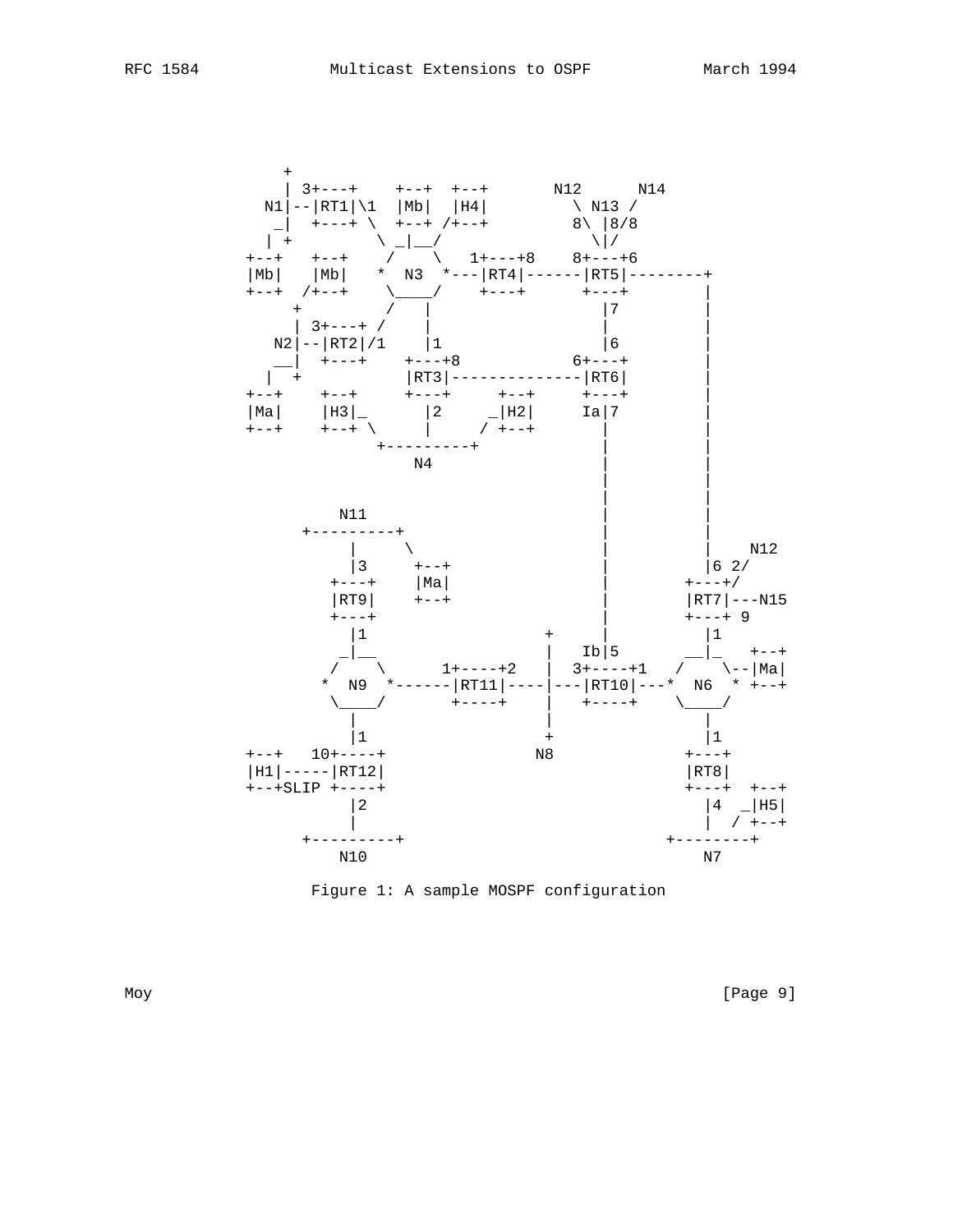```
       +
       | 3+---+    +--+  +--+       N12      N14
     N1|--|RT1|\1  |Mb|  |H4|         \ N13 /
       _|  +---+ \  +--+ /+--+         8\ |8/8
      | +         \ _|__/               \|/
   +--+   +--+    /    \   1+---+8    8+---+6
   |Mb|   |Mb|   *  N3  *---|RT4|------|RT5|--------+
   +--+  /+--+    \____/    +---+      +---+        |
        +          /  |                  |7         |
        | 3+---+ /    |                  |          |
      N2|--|RT2|/1    |1                 |6         |
       __|  +---+    +---+8            6+---+       |
      |  +           |RT3|--------------|RT6|       |
   +--+    +--+      +---+     +--+     +---+       |
   |Ma|    |H3|_      |2     _|H2|     Ia|7         |
   +--+    +--+ \     |     / +--+       |          |
                +---------+              |          |
                    N4                   |          |
                                         |          |
                                         |          |
          N11                            |          |
      +---------+                        |          |
          |     \                        |          |    N12
          |3     +--+                    |          |6 2/
        +---+    |Ma|                    |        +---+/
        |RT9|    +--+                    |        |RT7|---N15
        +---+                            |        +---+ 9
          |1                   +         |          |1
         _|__                  |   Ib|5           __|_   +--+
        /    \      1+----+2   |  3+----+1   /    \--|Ma|
       *  N9  *------|RT11|----|---|RT10|---*  N6  * +--+
        \____/       +----+    |   +----+    \____/
          |                    |                |
          |1                   +                |1
   +--+   10+----+             N8             +---+
   |H1|-----|RT12|                            |RT8|
   +--+SLIP +----+                            +---+  +--+
            |2                                  |4  _|H5|
            |                                   |  / +--+
      +---------+                          +--------+
          N10                                  N7
```

Figure 1: A sample MOSPF configuration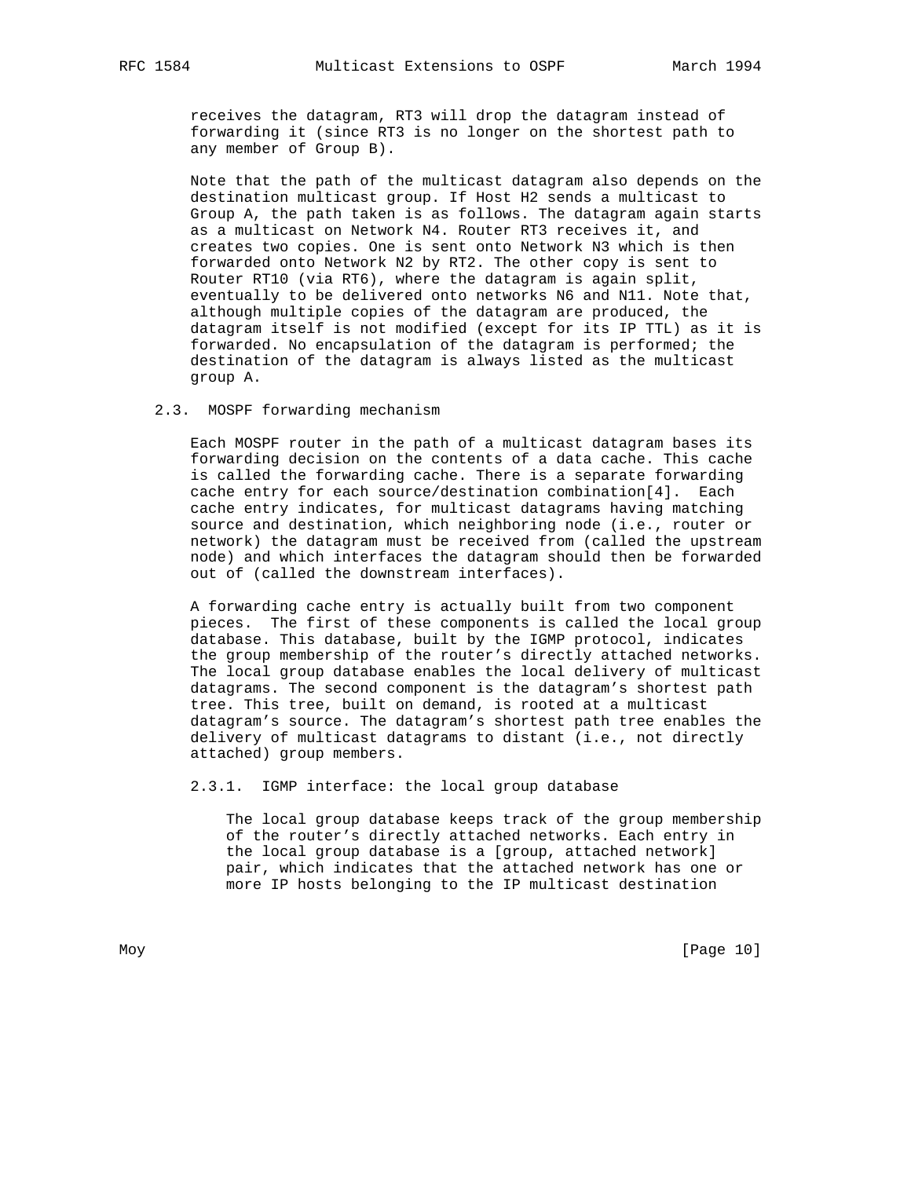receives the datagram, RT3 will drop the datagram instead of forwarding it (since RT3 is no longer on the shortest path to any member of Group B).

Note that the path of the multicast datagram also depends on the destination multicast group. If Host H2 sends a multicast to Group A, the path taken is as follows. The datagram again starts as a multicast on Network N4. Router RT3 receives it, and creates two copies. One is sent onto Network N3 which is then forwarded onto Network N2 by RT2. The other copy is sent to Router RT10 (via RT6), where the datagram is again split, eventually to be delivered onto networks N6 and N11. Note that, although multiple copies of the datagram are produced, the datagram itself is not modified (except for its IP TTL) as it is forwarded. No encapsulation of the datagram is performed; the destination of the datagram is always listed as the multicast group A.

### 2.3. MOSPF forwarding mechanism

Each MOSPF router in the path of a multicast datagram bases its forwarding decision on the contents of a data cache. This cache is called the forwarding cache. There is a separate forwarding cache entry for each source/destination combination[4]. Each cache entry indicates, for multicast datagrams having matching source and destination, which neighboring node (i.e., router or network) the datagram must be received from (called the upstream node) and which interfaces the datagram should then be forwarded out of (called the downstream interfaces).

A forwarding cache entry is actually built from two component pieces. The first of these components is called the local group database. This database, built by the IGMP protocol, indicates the group membership of the router's directly attached networks. The local group database enables the local delivery of multicast datagrams. The second component is the datagram's shortest path tree. This tree, built on demand, is rooted at a multicast datagram's source. The datagram's shortest path tree enables the delivery of multicast datagrams to distant (i.e., not directly attached) group members.

#### 2.3.1. IGMP interface: the local group database

The local group database keeps track of the group membership of the router's directly attached networks. Each entry in the local group database is a [group, attached network] pair, which indicates that the attached network has one or more IP hosts belonging to the IP multicast destination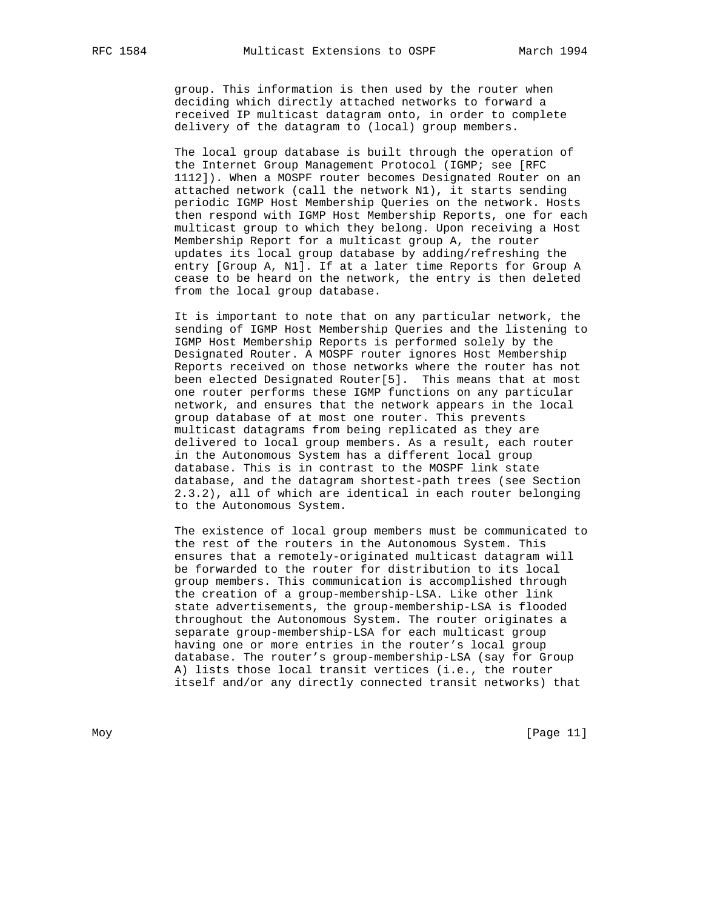group. This information is then used by the router when deciding which directly attached networks to forward a received IP multicast datagram onto, in order to complete delivery of the datagram to (local) group members.

The local group database is built through the operation of the Internet Group Management Protocol (IGMP; see [RFC 1112]). When a MOSPF router becomes Designated Router on an attached network (call the network N1), it starts sending periodic IGMP Host Membership Queries on the network. Hosts then respond with IGMP Host Membership Reports, one for each multicast group to which they belong. Upon receiving a Host Membership Report for a multicast group A, the router updates its local group database by adding/refreshing the entry [Group A, N1]. If at a later time Reports for Group A cease to be heard on the network, the entry is then deleted from the local group database.

It is important to note that on any particular network, the sending of IGMP Host Membership Queries and the listening to IGMP Host Membership Reports is performed solely by the Designated Router. A MOSPF router ignores Host Membership Reports received on those networks where the router has not been elected Designated Router[5]. This means that at most one router performs these IGMP functions on any particular network, and ensures that the network appears in the local group database of at most one router. This prevents multicast datagrams from being replicated as they are delivered to local group members. As a result, each router in the Autonomous System has a different local group database. This is in contrast to the MOSPF link state database, and the datagram shortest-path trees (see Section 2.3.2), all of which are identical in each router belonging to the Autonomous System.

The existence of local group members must be communicated to the rest of the routers in the Autonomous System. This ensures that a remotely-originated multicast datagram will be forwarded to the router for distribution to its local group members. This communication is accomplished through the creation of a group-membership-LSA. Like other link state advertisements, the group-membership-LSA is flooded throughout the Autonomous System. The router originates a separate group-membership-LSA for each multicast group having one or more entries in the router's local group database. The router's group-membership-LSA (say for Group A) lists those local transit vertices (i.e., the router itself and/or any directly connected transit networks) that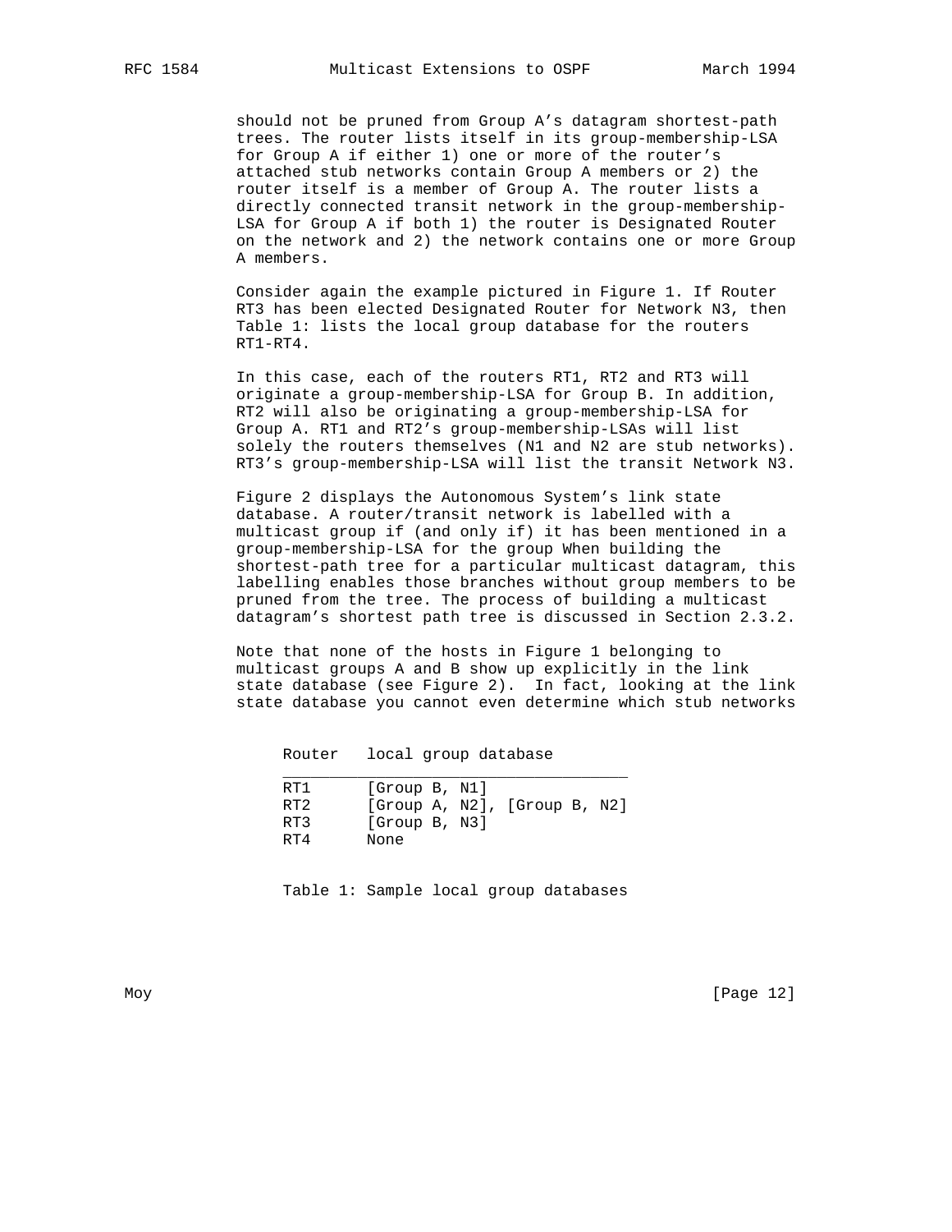should not be pruned from Group A's datagram shortest-path trees. The router lists itself in its group-membership-LSA for Group A if either 1) one or more of the router's attached stub networks contain Group A members or 2) the router itself is a member of Group A. The router lists a directly connected transit network in the group-membership-LSA for Group A if both 1) the router is Designated Router on the network and 2) the network contains one or more Group A members.

Consider again the example pictured in Figure 1. If Router RT3 has been elected Designated Router for Network N3, then Table 1: lists the local group database for the routers RT1-RT4.

In this case, each of the routers RT1, RT2 and RT3 will originate a group-membership-LSA for Group B. In addition, RT2 will also be originating a group-membership-LSA for Group A. RT1 and RT2's group-membership-LSAs will list solely the routers themselves (N1 and N2 are stub networks). RT3's group-membership-LSA will list the transit Network N3.

Figure 2 displays the Autonomous System's link state database. A router/transit network is labelled with a multicast group if (and only if) it has been mentioned in a group-membership-LSA for the group When building the shortest-path tree for a particular multicast datagram, this labelling enables those branches without group members to be pruned from the tree. The process of building a multicast datagram's shortest path tree is discussed in Section 2.3.2.

Note that none of the hosts in Figure 1 belonging to multicast groups A and B show up explicitly in the link state database (see Figure 2). In fact, looking at the link state database you cannot even determine which stub networks

| Router | local group database |
|---|---|
| RT1 | [Group B, N1] |
| RT2 | [Group A, N2], [Group B, N2] |
| RT3 | [Group B, N3] |
| RT4 | None |

Table 1: Sample local group databases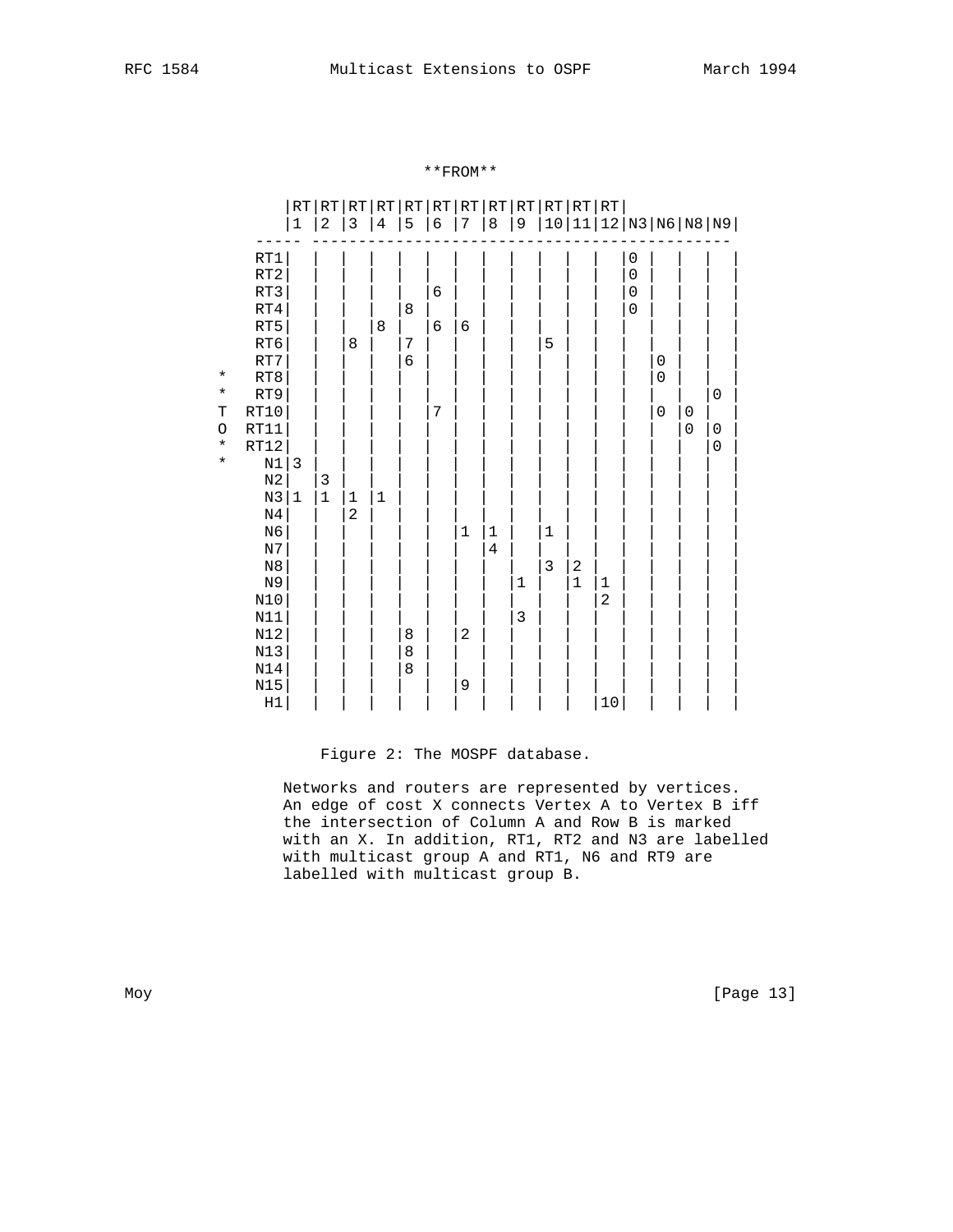**FROM**

| **TO** | RT1 | RT2 | RT3 | RT4 | RT5 | RT6 | RT7 | RT8 | RT9 | RT10 | RT11 | RT12 | N3 | N6 | N8 | N9 |
|---|---|---|---|---|---|---|---|---|---|---|---|---|---|---|---|---|
| RT1 | | | | | | | | | | | | | 0 | | | |
| RT2 | | | | | | | | | | | | | 0 | | | |
| RT3 | | | | | | 6 | | | | | | | 0 | | | |
| RT4 | | | | | 8 | | | | | | | | 0 | | | |
| RT5 | | | | 8 | | 6 | 6 | | | | | | | | | |
| RT6 | | | 8 | | 7 | | | | | 5 | | | | | | |
| RT7 | | | | | 6 | | | | | | | | | 0 | | |
| RT8 | | | | | | | | | | | | | | 0 | | |
| RT9 | | | | | | | | | | | | | | | | 0 |
| RT10 | | | | | | 7 | | | | | | | | 0 | 0 | |
| RT11 | | | | | | | | | | | | | | | 0 | 0 |
| RT12 | | | | | | | | | | | | | | | | 0 |
| N1 | 3 | | | | | | | | | | | | | | | |
| N2 | | 3 | | | | | | | | | | | | | | |
| N3 | 1 | 1 | 1 | 1 | | | | | | | | | | | | |
| N4 | | | 2 | | | | | | | | | | | | | |
| N6 | | | | | | | 1 | 1 | | 1 | | | | | | |
| N7 | | | | | | | | 4 | | | | | | | | |
| N8 | | | | | | | | | | 3 | 2 | | | | | |
| N9 | | | | | | | | | 1 | | 1 | 1 | | | | |
| N10 | | | | | | | | | | | | 2 | | | | |
| N11 | | | | | | | | | 3 | | | | | | | |
| N12 | | | | | 8 | | 2 | | | | | | | | | |
| N13 | | | | | 8 | | | | | | | | | | | |
| N14 | | | | | 8 | | | | | | | | | | | |
| N15 | | | | | | | 9 | | | | | | | | | |
| H1 | | | | | | | | | | | | 10 | | | | |

Figure 2: The MOSPF database.

Networks and routers are represented by vertices. An edge of cost X connects Vertex A to Vertex B iff the intersection of Column A and Row B is marked with an X. In addition, RT1, RT2 and N3 are labelled with multicast group A and RT1, N6 and RT9 are labelled with multicast group B.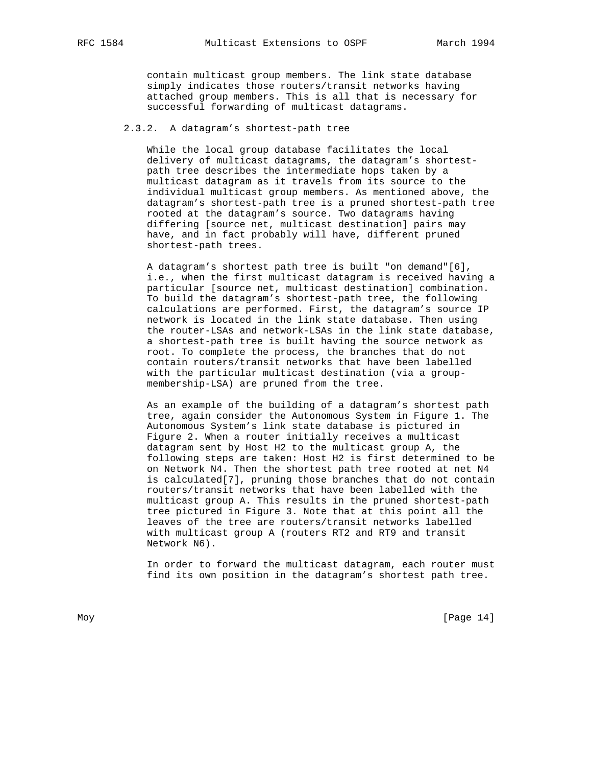contain multicast group members. The link state database simply indicates those routers/transit networks having attached group members. This is all that is necessary for successful forwarding of multicast datagrams.

#### 2.3.2. A datagram's shortest-path tree

While the local group database facilitates the local delivery of multicast datagrams, the datagram's shortest-path tree describes the intermediate hops taken by a multicast datagram as it travels from its source to the individual multicast group members. As mentioned above, the datagram's shortest-path tree is a pruned shortest-path tree rooted at the datagram's source. Two datagrams having differing [source net, multicast destination] pairs may have, and in fact probably will have, different pruned shortest-path trees.

A datagram's shortest path tree is built "on demand"[6], i.e., when the first multicast datagram is received having a particular [source net, multicast destination] combination. To build the datagram's shortest-path tree, the following calculations are performed. First, the datagram's source IP network is located in the link state database. Then using the router-LSAs and network-LSAs in the link state database, a shortest-path tree is built having the source network as root. To complete the process, the branches that do not contain routers/transit networks that have been labelled with the particular multicast destination (via a group-membership-LSA) are pruned from the tree.

As an example of the building of a datagram's shortest path tree, again consider the Autonomous System in Figure 1. The Autonomous System's link state database is pictured in Figure 2. When a router initially receives a multicast datagram sent by Host H2 to the multicast group A, the following steps are taken: Host H2 is first determined to be on Network N4. Then the shortest path tree rooted at net N4 is calculated[7], pruning those branches that do not contain routers/transit networks that have been labelled with the multicast group A. This results in the pruned shortest-path tree pictured in Figure 3. Note that at this point all the leaves of the tree are routers/transit networks labelled with multicast group A (routers RT2 and RT9 and transit Network N6).

In order to forward the multicast datagram, each router must find its own position in the datagram's shortest path tree.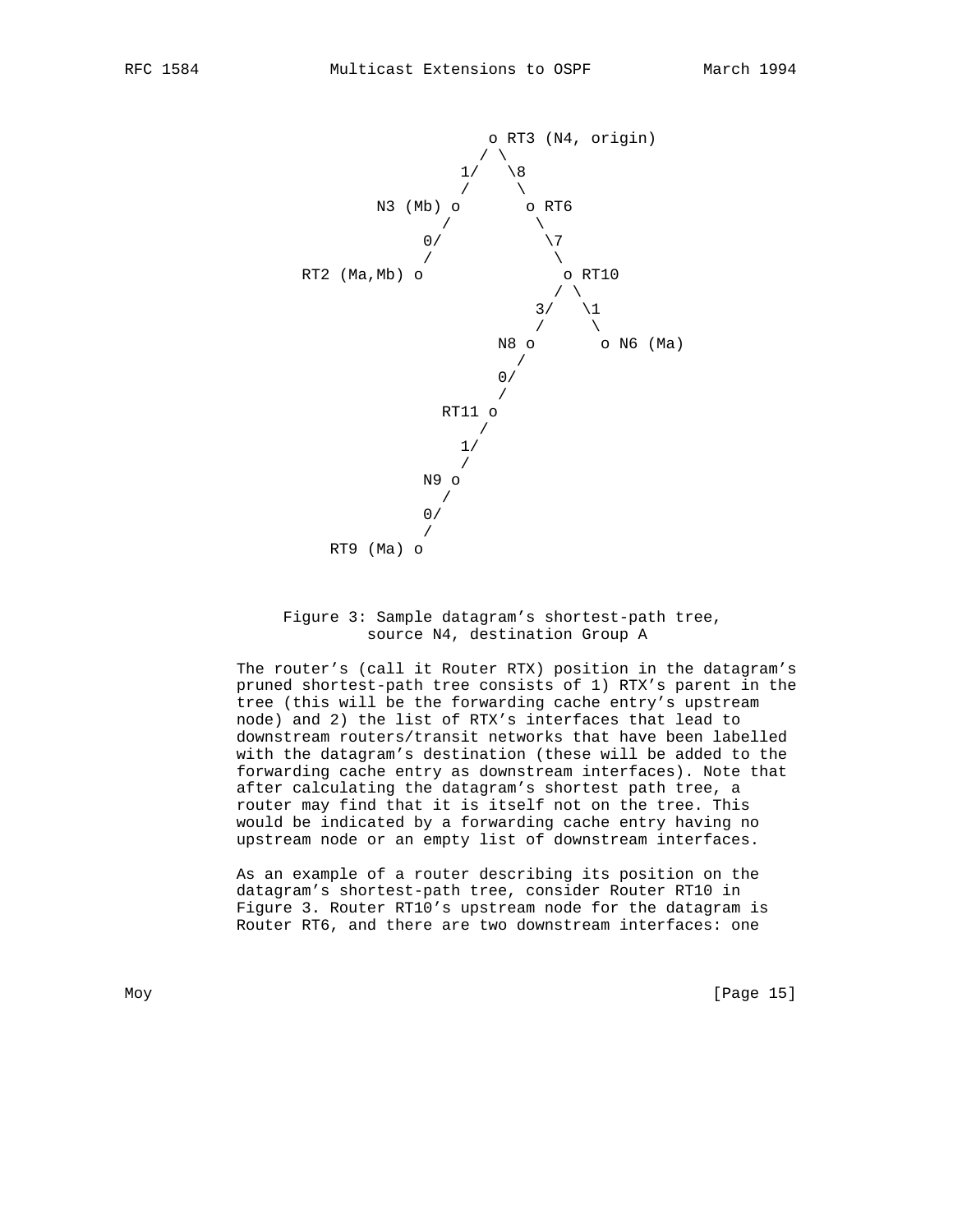```
                         o RT3 (N4, origin)
                        / \
                     1/   \8
                     /     \
             N3 (Mb) o       o RT6
                   /          \
                 0/            \7
                 /              \
     RT2 (Ma,Mb) o               o RT10
                                / \
                              3/   \1
                              /     \
                          N8 o       o N6 (Ma)
                            /
                          0/
                          /
                    RT11 o
                        /
                      1/
                      /
                  N9 o
                    /
                  0/
                  /
         RT9 (Ma) o
```

Figure 3: Sample datagram's shortest-path tree, source N4, destination Group A

The router's (call it Router RTX) position in the datagram's pruned shortest-path tree consists of 1) RTX's parent in the tree (this will be the forwarding cache entry's upstream node) and 2) the list of RTX's interfaces that lead to downstream routers/transit networks that have been labelled with the datagram's destination (these will be added to the forwarding cache entry as downstream interfaces). Note that after calculating the datagram's shortest path tree, a router may find that it is itself not on the tree. This would be indicated by a forwarding cache entry having no upstream node or an empty list of downstream interfaces.

As an example of a router describing its position on the datagram's shortest-path tree, consider Router RT10 in Figure 3. Router RT10's upstream node for the datagram is Router RT6, and there are two downstream interfaces: one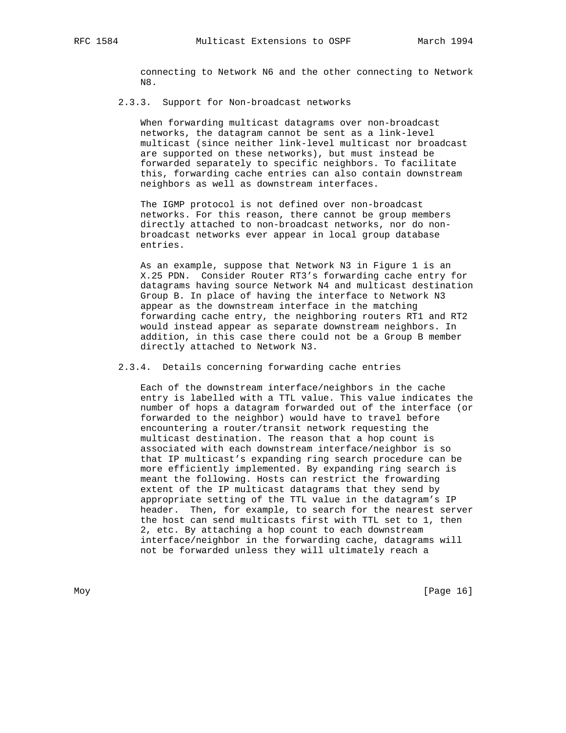connecting to Network N6 and the other connecting to Network N8.

### 2.3.3. Support for Non-broadcast networks

When forwarding multicast datagrams over non-broadcast networks, the datagram cannot be sent as a link-level multicast (since neither link-level multicast nor broadcast are supported on these networks), but must instead be forwarded separately to specific neighbors. To facilitate this, forwarding cache entries can also contain downstream neighbors as well as downstream interfaces.

The IGMP protocol is not defined over non-broadcast networks. For this reason, there cannot be group members directly attached to non-broadcast networks, nor do non-broadcast networks ever appear in local group database entries.

As an example, suppose that Network N3 in Figure 1 is an X.25 PDN. Consider Router RT3's forwarding cache entry for datagrams having source Network N4 and multicast destination Group B. In place of having the interface to Network N3 appear as the downstream interface in the matching forwarding cache entry, the neighboring routers RT1 and RT2 would instead appear as separate downstream neighbors. In addition, in this case there could not be a Group B member directly attached to Network N3.

### 2.3.4. Details concerning forwarding cache entries

Each of the downstream interface/neighbors in the cache entry is labelled with a TTL value. This value indicates the number of hops a datagram forwarded out of the interface (or forwarded to the neighbor) would have to travel before encountering a router/transit network requesting the multicast destination. The reason that a hop count is associated with each downstream interface/neighbor is so that IP multicast's expanding ring search procedure can be more efficiently implemented. By expanding ring search is meant the following. Hosts can restrict the frowarding extent of the IP multicast datagrams that they send by appropriate setting of the TTL value in the datagram's IP header. Then, for example, to search for the nearest server the host can send multicasts first with TTL set to 1, then 2, etc. By attaching a hop count to each downstream interface/neighbor in the forwarding cache, datagrams will not be forwarded unless they will ultimately reach a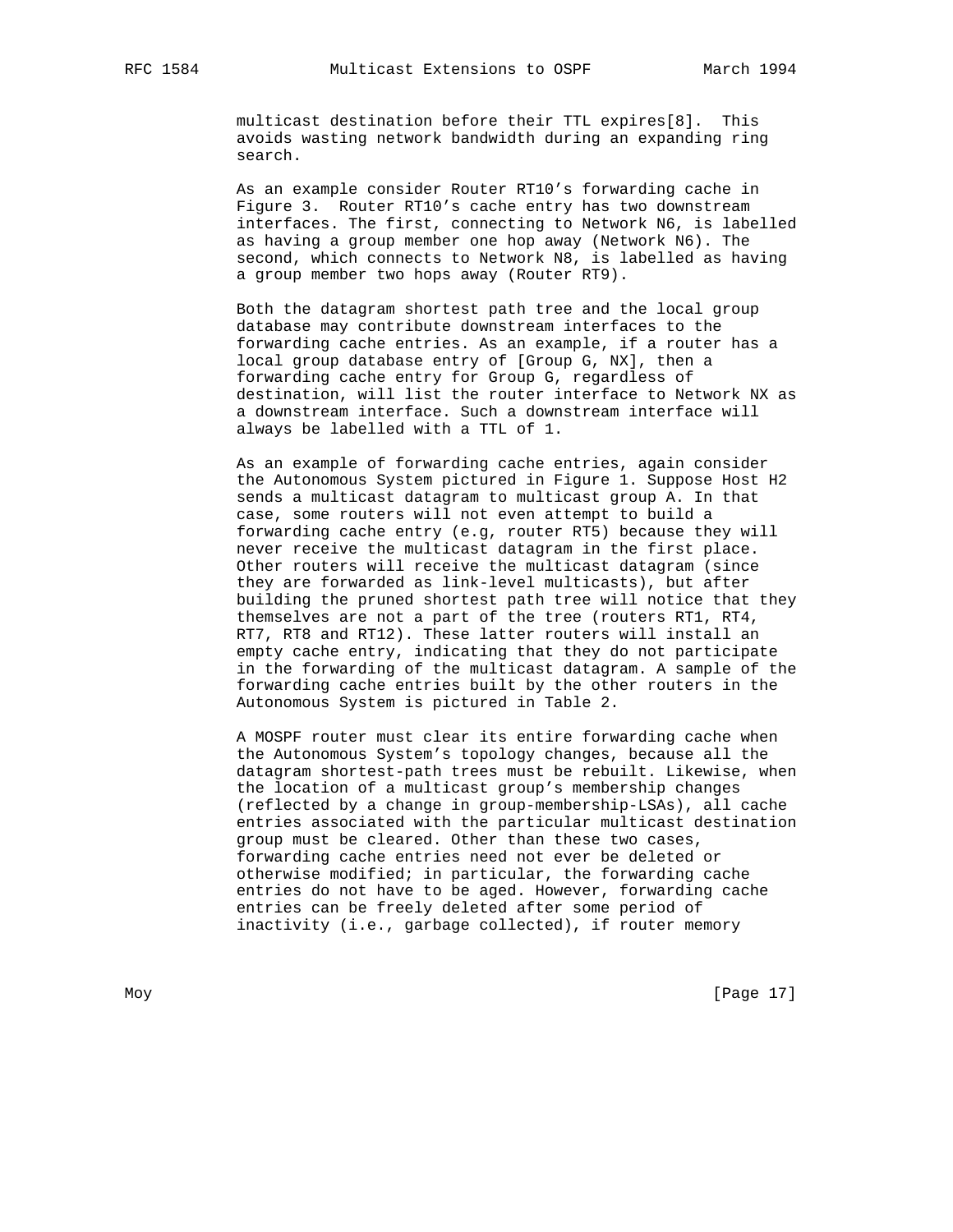multicast destination before their TTL expires[8]. This avoids wasting network bandwidth during an expanding ring search.

As an example consider Router RT10's forwarding cache in Figure 3. Router RT10's cache entry has two downstream interfaces. The first, connecting to Network N6, is labelled as having a group member one hop away (Network N6). The second, which connects to Network N8, is labelled as having a group member two hops away (Router RT9).

Both the datagram shortest path tree and the local group database may contribute downstream interfaces to the forwarding cache entries. As an example, if a router has a local group database entry of [Group G, NX], then a forwarding cache entry for Group G, regardless of destination, will list the router interface to Network NX as a downstream interface. Such a downstream interface will always be labelled with a TTL of 1.

As an example of forwarding cache entries, again consider the Autonomous System pictured in Figure 1. Suppose Host H2 sends a multicast datagram to multicast group A. In that case, some routers will not even attempt to build a forwarding cache entry (e.g, router RT5) because they will never receive the multicast datagram in the first place. Other routers will receive the multicast datagram (since they are forwarded as link-level multicasts), but after building the pruned shortest path tree will notice that they themselves are not a part of the tree (routers RT1, RT4, RT7, RT8 and RT12). These latter routers will install an empty cache entry, indicating that they do not participate in the forwarding of the multicast datagram. A sample of the forwarding cache entries built by the other routers in the Autonomous System is pictured in Table 2.

A MOSPF router must clear its entire forwarding cache when the Autonomous System's topology changes, because all the datagram shortest-path trees must be rebuilt. Likewise, when the location of a multicast group's membership changes (reflected by a change in group-membership-LSAs), all cache entries associated with the particular multicast destination group must be cleared. Other than these two cases, forwarding cache entries need not ever be deleted or otherwise modified; in particular, the forwarding cache entries do not have to be aged. However, forwarding cache entries can be freely deleted after some period of inactivity (i.e., garbage collected), if router memory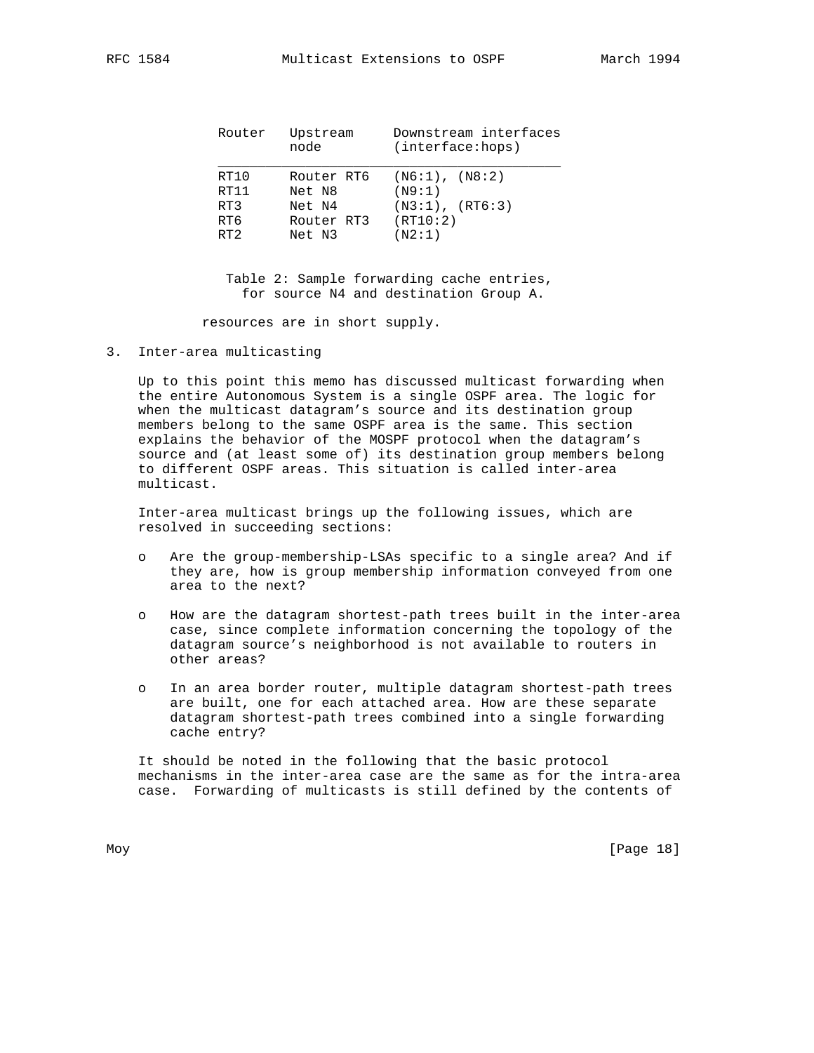| Router | Upstream node | Downstream interfaces (interface:hops) |
|---|---|---|
| RT10 | Router RT6 | (N6:1), (N8:2) |
| RT11 | Net N8 | (N9:1) |
| RT3 | Net N4 | (N3:1), (RT6:3) |
| RT6 | Router RT3 | (RT10:2) |
| RT2 | Net N3 | (N2:1) |

Table 2: Sample forwarding cache entries, for source N4 and destination Group A.

resources are in short supply.

## 3. Inter-area multicasting

Up to this point this memo has discussed multicast forwarding when the entire Autonomous System is a single OSPF area. The logic for when the multicast datagram's source and its destination group members belong to the same OSPF area is the same. This section explains the behavior of the MOSPF protocol when the datagram's source and (at least some of) its destination group members belong to different OSPF areas. This situation is called inter-area multicast.

Inter-area multicast brings up the following issues, which are resolved in succeeding sections:

- Are the group-membership-LSAs specific to a single area? And if they are, how is group membership information conveyed from one area to the next?
- How are the datagram shortest-path trees built in the inter-area case, since complete information concerning the topology of the datagram source's neighborhood is not available to routers in other areas?
- In an area border router, multiple datagram shortest-path trees are built, one for each attached area. How are these separate datagram shortest-path trees combined into a single forwarding cache entry?

It should be noted in the following that the basic protocol mechanisms in the inter-area case are the same as for the intra-area case. Forwarding of multicasts is still defined by the contents of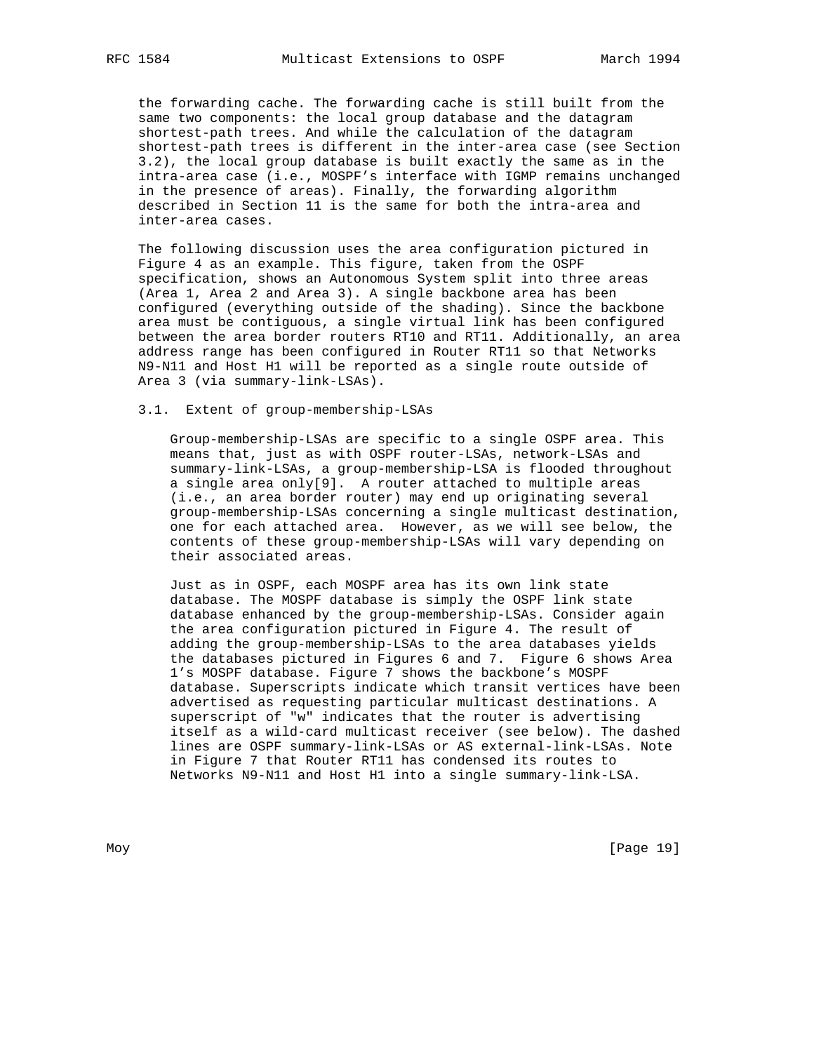the forwarding cache. The forwarding cache is still built from the same two components: the local group database and the datagram shortest-path trees. And while the calculation of the datagram shortest-path trees is different in the inter-area case (see Section 3.2), the local group database is built exactly the same as in the intra-area case (i.e., MOSPF's interface with IGMP remains unchanged in the presence of areas). Finally, the forwarding algorithm described in Section 11 is the same for both the intra-area and inter-area cases.

The following discussion uses the area configuration pictured in Figure 4 as an example. This figure, taken from the OSPF specification, shows an Autonomous System split into three areas (Area 1, Area 2 and Area 3). A single backbone area has been configured (everything outside of the shading). Since the backbone area must be contiguous, a single virtual link has been configured between the area border routers RT10 and RT11. Additionally, an area address range has been configured in Router RT11 so that Networks N9-N11 and Host H1 will be reported as a single route outside of Area 3 (via summary-link-LSAs).

### 3.1. Extent of group-membership-LSAs

Group-membership-LSAs are specific to a single OSPF area. This means that, just as with OSPF router-LSAs, network-LSAs and summary-link-LSAs, a group-membership-LSA is flooded throughout a single area only[9]. A router attached to multiple areas (i.e., an area border router) may end up originating several group-membership-LSAs concerning a single multicast destination, one for each attached area. However, as we will see below, the contents of these group-membership-LSAs will vary depending on their associated areas.

Just as in OSPF, each MOSPF area has its own link state database. The MOSPF database is simply the OSPF link state database enhanced by the group-membership-LSAs. Consider again the area configuration pictured in Figure 4. The result of adding the group-membership-LSAs to the area databases yields the databases pictured in Figures 6 and 7. Figure 6 shows Area 1's MOSPF database. Figure 7 shows the backbone's MOSPF database. Superscripts indicate which transit vertices have been advertised as requesting particular multicast destinations. A superscript of "w" indicates that the router is advertising itself as a wild-card multicast receiver (see below). The dashed lines are OSPF summary-link-LSAs or AS external-link-LSAs. Note in Figure 7 that Router RT11 has condensed its routes to Networks N9-N11 and Host H1 into a single summary-link-LSA.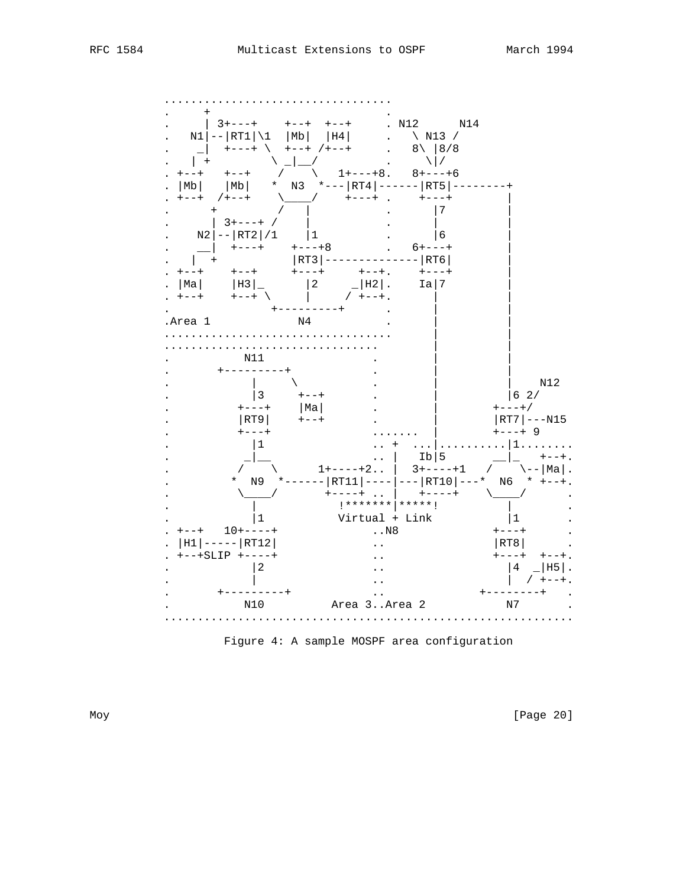```
             .................................
             .     +                         .
             .     | 3+---+    +--+  +--+     . N12      N14
             .   N1|--|RT1|\1  |Mb|  |H4|     .   \ N13 /
             .    _|  +---+ \  +--+ /+--+     .   8\ |8/8
             .   | +         \ _|__/          .     \|/
             . +--+   +--+    /     \   1+---+8.   8+---+6
             . |Mb|   |Mb|   *  N3  *---|RT4|------|RT5|--------+
             . +--+  /+--+    \____/    +---+ .    +---+        |
             .      +         /   |           .      |7         |
             .      | 3+---+ /    |           .      |          |
             .    N2|--|RT2|/1    |1          .      |6         |
             .    __|  +---+    +---+8        .   6+---+        |
             .   |  +           |RT3|--------------|RT6|        |
             . +--+    +--+     +---+     +--+.    +---+        |
             . |Ma|    |H3|_      |2     _|H2|.    Ia|7         |
             . +--+    +--+ \     |     / +--+.      |          |
             .               +---------+      .      |          |
             .Area 1            N4            .      |          |
             .................................      |          |
             ..............................          |          |
             .          N11               .          |          |
             .       +---------+          .          |          |
             .           |     \          .          |          |   N12
             .           |3     +--+      .          |          |6 2/
             .         +---+    |Ma|      .          |        +---+/
             .         |RT9|    +--+      .          |        |RT7|---N15
             .         +---+              .......    |        +---+ 9
             .           |1               .. +  ...|..........|1........
             .          _|__              .. |   Ib|5       __|_   +--+.
             .         /    \      1+----+2.. |  3+----+1   /    \--|Ma|.
             .        *  N9  *------|RT11|----|---|RT10|---*  N6  * +--+.
             .         \____/       +----+ .. |   +----+    \____/      .
             .           |            !*******|*****!          |        .
             .           |1           Virtual + Link           |1       .
             . +--+   10+----+            ..N8                +---+     .
             . |H1|-----|RT12|            ..                  |RT8|     .
             . +--+SLIP +----+            ..                  +---+  +--+.
             .           |2               ..                    |4  _|H5|.
             .           |                ..                    |  / +--+.
             .       +---------+          ..                 +--------+   .
             .          N10          Area 3..Area 2             N7       .
             .............................................................
```

Figure 4: A sample MOSPF area configuration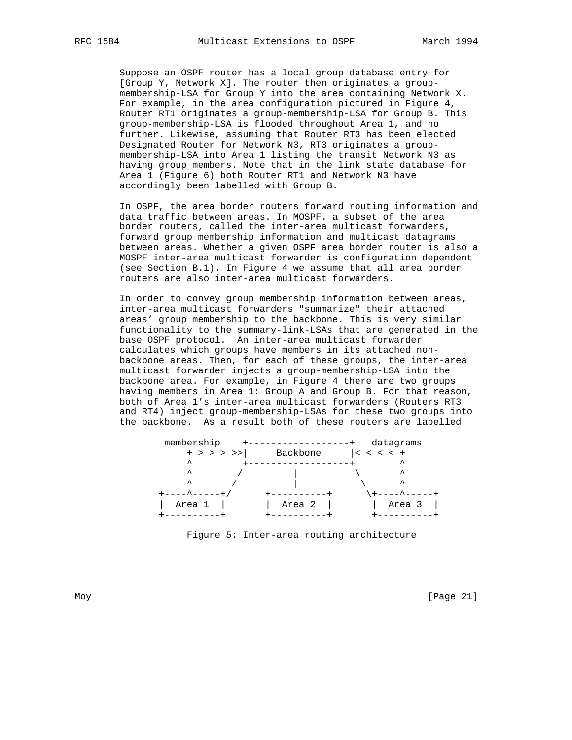Suppose an OSPF router has a local group database entry for [Group Y, Network X]. The router then originates a group-membership-LSA for Group Y into the area containing Network X. For example, in the area configuration pictured in Figure 4, Router RT1 originates a group-membership-LSA for Group B. This group-membership-LSA is flooded throughout Area 1, and no further. Likewise, assuming that Router RT3 has been elected Designated Router for Network N3, RT3 originates a group-membership-LSA into Area 1 listing the transit Network N3 as having group members. Note that in the link state database for Area 1 (Figure 6) both Router RT1 and Network N3 have accordingly been labelled with Group B.

In OSPF, the area border routers forward routing information and data traffic between areas. In MOSPF. a subset of the area border routers, called the inter-area multicast forwarders, forward group membership information and multicast datagrams between areas. Whether a given OSPF area border router is also a MOSPF inter-area multicast forwarder is configuration dependent (see Section B.1). In Figure 4 we assume that all area border routers are also inter-area multicast forwarders.

In order to convey group membership information between areas, inter-area multicast forwarders "summarize" their attached areas' group membership to the backbone. This is very similar functionality to the summary-link-LSAs that are generated in the base OSPF protocol. An inter-area multicast forwarder calculates which groups have members in its attached non-backbone areas. Then, for each of these groups, the inter-area multicast forwarder injects a group-membership-LSA into the backbone area. For example, in Figure 4 there are two groups having members in Area 1: Group A and Group B. For that reason, both of Area 1's inter-area multicast forwarders (Routers RT3 and RT4) inject group-membership-LSAs for these two groups into the backbone. As a result both of these routers are labelled

```
        membership    +------------------+   datagrams
            + > > > >>|     Backbone     |< < < < +
            ^         +------------------+        ^
            ^        /         |          \       ^
            ^       /          |           \      ^
      +----^-----+/      +----------+      \+----^-----+
      |  Area 1  |       |  Area 2  |       |  Area 3  |
      +----------+       +----------+       +----------+
```

Figure 5: Inter-area routing architecture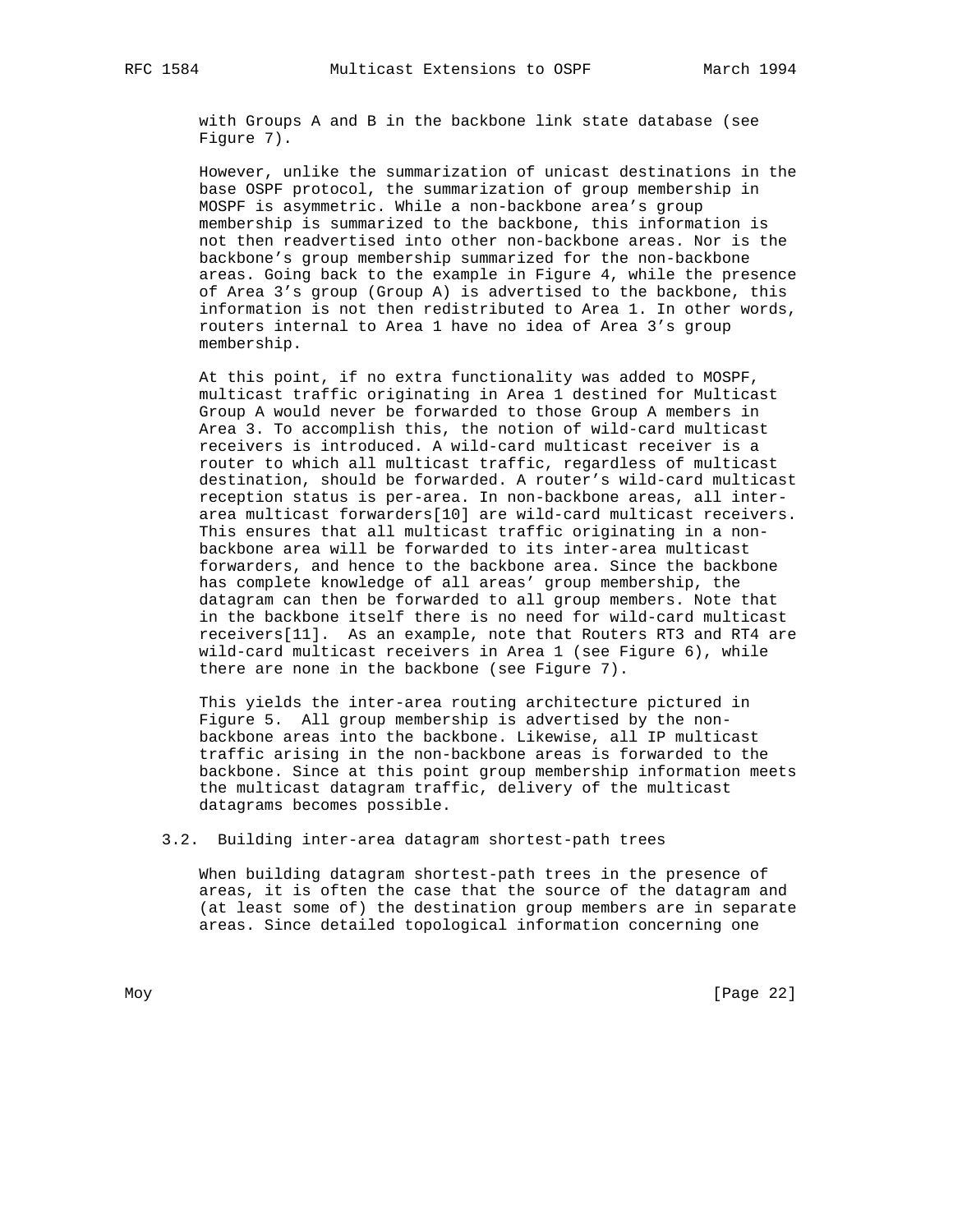with Groups A and B in the backbone link state database (see Figure 7).

However, unlike the summarization of unicast destinations in the base OSPF protocol, the summarization of group membership in MOSPF is asymmetric. While a non-backbone area's group membership is summarized to the backbone, this information is not then readvertised into other non-backbone areas. Nor is the backbone's group membership summarized for the non-backbone areas. Going back to the example in Figure 4, while the presence of Area 3's group (Group A) is advertised to the backbone, this information is not then redistributed to Area 1. In other words, routers internal to Area 1 have no idea of Area 3's group membership.

At this point, if no extra functionality was added to MOSPF, multicast traffic originating in Area 1 destined for Multicast Group A would never be forwarded to those Group A members in Area 3. To accomplish this, the notion of wild-card multicast receivers is introduced. A wild-card multicast receiver is a router to which all multicast traffic, regardless of multicast destination, should be forwarded. A router's wild-card multicast reception status is per-area. In non-backbone areas, all inter-area multicast forwarders[10] are wild-card multicast receivers. This ensures that all multicast traffic originating in a non-backbone area will be forwarded to its inter-area multicast forwarders, and hence to the backbone area. Since the backbone has complete knowledge of all areas' group membership, the datagram can then be forwarded to all group members. Note that in the backbone itself there is no need for wild-card multicast receivers[11]. As an example, note that Routers RT3 and RT4 are wild-card multicast receivers in Area 1 (see Figure 6), while there are none in the backbone (see Figure 7).

This yields the inter-area routing architecture pictured in Figure 5. All group membership is advertised by the non-backbone areas into the backbone. Likewise, all IP multicast traffic arising in the non-backbone areas is forwarded to the backbone. Since at this point group membership information meets the multicast datagram traffic, delivery of the multicast datagrams becomes possible.

### 3.2. Building inter-area datagram shortest-path trees

When building datagram shortest-path trees in the presence of areas, it is often the case that the source of the datagram and (at least some of) the destination group members are in separate areas. Since detailed topological information concerning one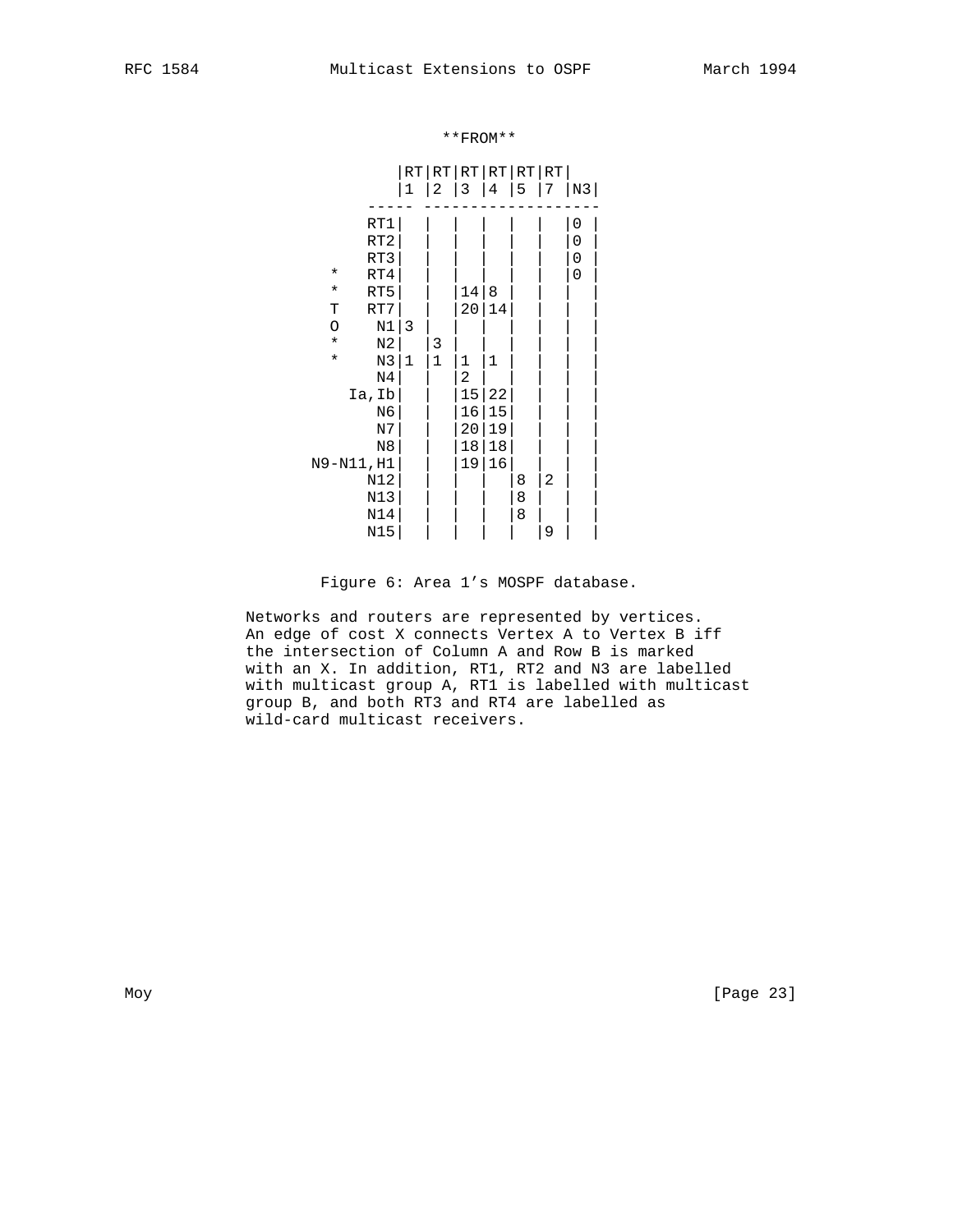**FROM**

| | RT1 | RT2 | RT3 | RT4 | RT5 | RT7 | N3 |
|---|---|---|---|---|---|---|---|
| RT1 | | | | | | | 0 |
| RT2 | | | | | | | 0 |
| RT3 | | | | | | | 0 |
| RT4 | | | | | | | 0 |
| RT5 | | | 14 | 8 | | | |
| RT7 | | | 20 | 14 | | | |
| N1 | 3 | | | | | | |
| N2 | | 3 | | | | | |
| N3 | 1 | 1 | 1 | 1 | | | |
| N4 | | | 2 | | | | |
| Ia,Ib | | | 15 | 22 | | | |
| N6 | | | 16 | 15 | | | |
| N7 | | | 20 | 19 | | | |
| N8 | | | 18 | 18 | | | |
| N9-N11,H1 | | | 19 | 16 | | | |
| N12 | | | | | 8 | 2 | |
| N13 | | | | | 8 | | |
| N14 | | | | | 8 | | |
| N15 | | | | | | 9 | |

(Rows are labelled **TO**.)

Figure 6: Area 1's MOSPF database.

Networks and routers are represented by vertices. An edge of cost X connects Vertex A to Vertex B iff the intersection of Column A and Row B is marked with an X. In addition, RT1, RT2 and N3 are labelled with multicast group A, RT1 is labelled with multicast group B, and both RT3 and RT4 are labelled as wild-card multicast receivers.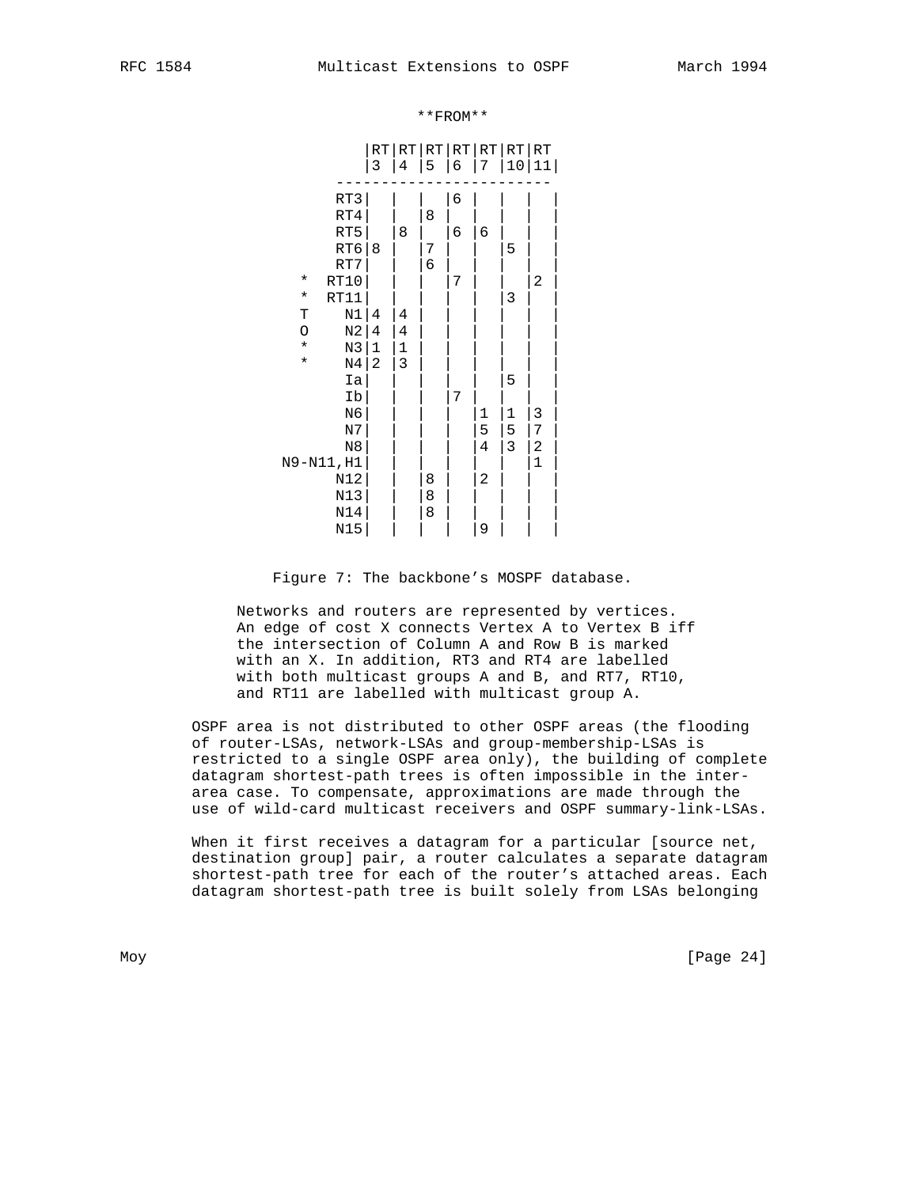**FROM**

| TO | RT3 | RT4 | RT5 | RT6 | RT7 | RT10 | RT11 |
|---|---|---|---|---|---|---|---|
| RT3 | | | | 6 | | | |
| RT4 | | | 8 | | | | |
| RT5 | | 8 | | 6 | 6 | | |
| RT6 | 8 | | 7 | | | 5 | |
| RT7 | | | 6 | | | | |
| RT10 | | | | 7 | | | 2 |
| RT11 | | | | | | 3 | |
| N1 | 4 | 4 | | | | | |
| N2 | 4 | 4 | | | | | |
| N3 | 1 | 1 | | | | | |
| N4 | 2 | 3 | | | | | |
| Ia | | | | | | 5 | |
| Ib | | | | 7 | | | |
| N6 | | | | | 1 | 1 | 3 |
| N7 | | | | | 5 | 5 | 7 |
| N8 | | | | | 4 | 3 | 2 |
| N9-N11,H1 | | | | | | | 1 |
| N12 | | | 8 | | 2 | | |
| N13 | | | 8 | | | | |
| N14 | | | 8 | | | | |
| N15 | | | | | 9 | | |

Figure 7: The backbone's MOSPF database.

Networks and routers are represented by vertices. An edge of cost X connects Vertex A to Vertex B iff the intersection of Column A and Row B is marked with an X. In addition, RT3 and RT4 are labelled with both multicast groups A and B, and RT7, RT10, and RT11 are labelled with multicast group A.

OSPF area is not distributed to other OSPF areas (the flooding of router-LSAs, network-LSAs and group-membership-LSAs is restricted to a single OSPF area only), the building of complete datagram shortest-path trees is often impossible in the inter-area case. To compensate, approximations are made through the use of wild-card multicast receivers and OSPF summary-link-LSAs.

When it first receives a datagram for a particular [source net, destination group] pair, a router calculates a separate datagram shortest-path tree for each of the router's attached areas. Each datagram shortest-path tree is built solely from LSAs belonging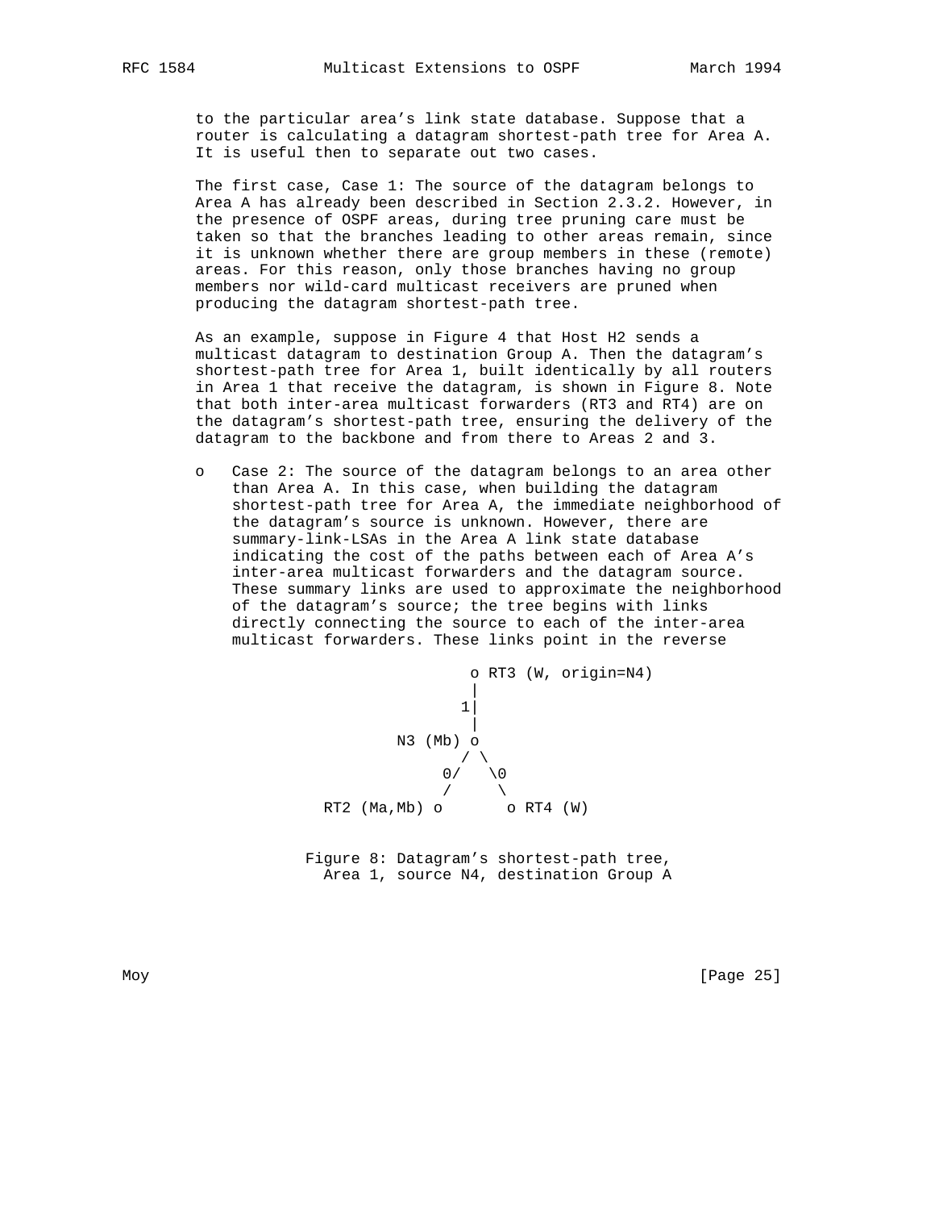to the particular area's link state database. Suppose that a router is calculating a datagram shortest-path tree for Area A. It is useful then to separate out two cases.

The first case, Case 1: The source of the datagram belongs to Area A has already been described in Section 2.3.2. However, in the presence of OSPF areas, during tree pruning care must be taken so that the branches leading to other areas remain, since it is unknown whether there are group members in these (remote) areas. For this reason, only those branches having no group members nor wild-card multicast receivers are pruned when producing the datagram shortest-path tree.

As an example, suppose in Figure 4 that Host H2 sends a multicast datagram to destination Group A. Then the datagram's shortest-path tree for Area 1, built identically by all routers in Area 1 that receive the datagram, is shown in Figure 8. Note that both inter-area multicast forwarders (RT3 and RT4) are on the datagram's shortest-path tree, ensuring the delivery of the datagram to the backbone and from there to Areas 2 and 3.

- Case 2: The source of the datagram belongs to an area other than Area A. In this case, when building the datagram shortest-path tree for Area A, the immediate neighborhood of the datagram's source is unknown. However, there are summary-link-LSAs in the Area A link state database indicating the cost of the paths between each of Area A's inter-area multicast forwarders and the datagram source. These summary links are used to approximate the neighborhood of the datagram's source; the tree begins with links directly connecting the source to each of the inter-area multicast forwarders. These links point in the reverse

```
                     o RT3 (W, origin=N4)
                     |
                    1|
                     |
             N3 (Mb) o
                    / \
                  0/   \0
                  /     \
      RT2 (Ma,Mb) o       o RT4 (W)
```

Figure 8: Datagram's shortest-path tree, Area 1, source N4, destination Group A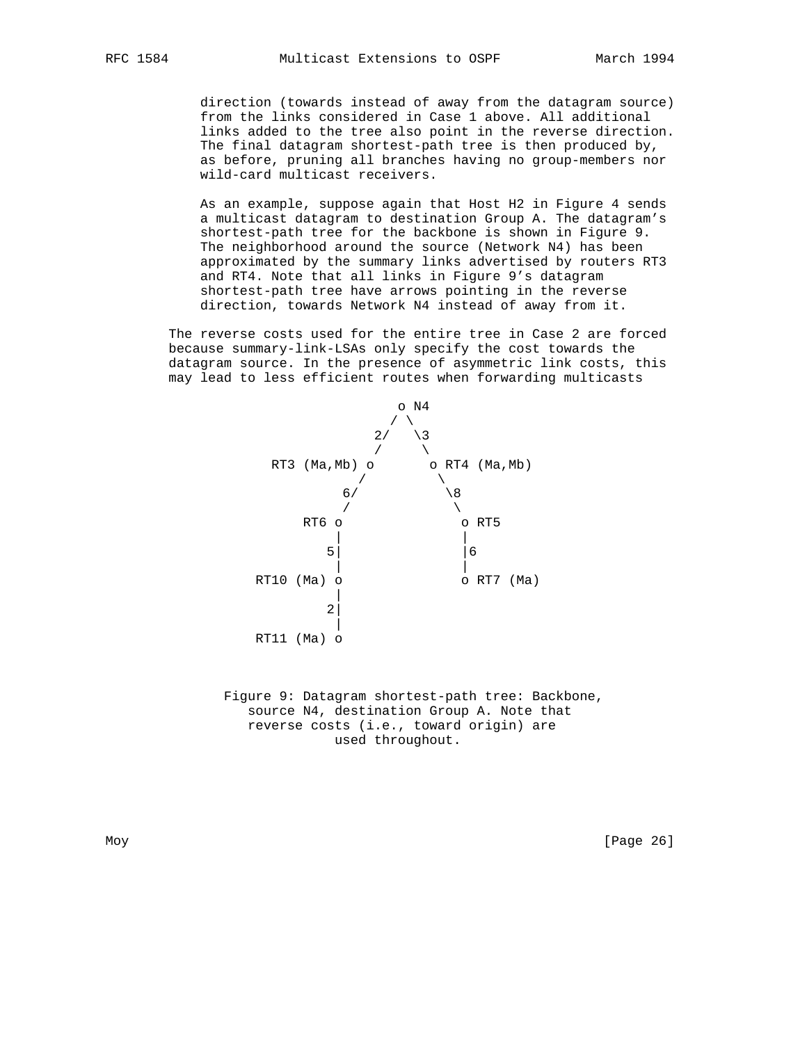direction (towards instead of away from the datagram source) from the links considered in Case 1 above. All additional links added to the tree also point in the reverse direction. The final datagram shortest-path tree is then produced by, as before, pruning all branches having no group-members nor wild-card multicast receivers.

As an example, suppose again that Host H2 in Figure 4 sends a multicast datagram to destination Group A. The datagram's shortest-path tree for the backbone is shown in Figure 9. The neighborhood around the source (Network N4) has been approximated by the summary links advertised by routers RT3 and RT4. Note that all links in Figure 9's datagram shortest-path tree have arrows pointing in the reverse direction, towards Network N4 instead of away from it.

The reverse costs used for the entire tree in Case 2 are forced because summary-link-LSAs only specify the cost towards the datagram source. In the presence of asymmetric link costs, this may lead to less efficient routes when forwarding multicasts

```
                        o N4
                       / \
                     2/   \3
                     /     \
      RT3 (Ma,Mb) o       o RT4 (Ma,Mb)
                 /         \
               6/           \8
               /             \
          RT6 o               o RT5
              |               |
             5|               |6
              |               |
     RT10 (Ma) o               o RT7 (Ma)
              |
             2|
              |
     RT11 (Ma) o
```

Figure 9: Datagram shortest-path tree: Backbone, source N4, destination Group A. Note that reverse costs (i.e., toward origin) are used throughout.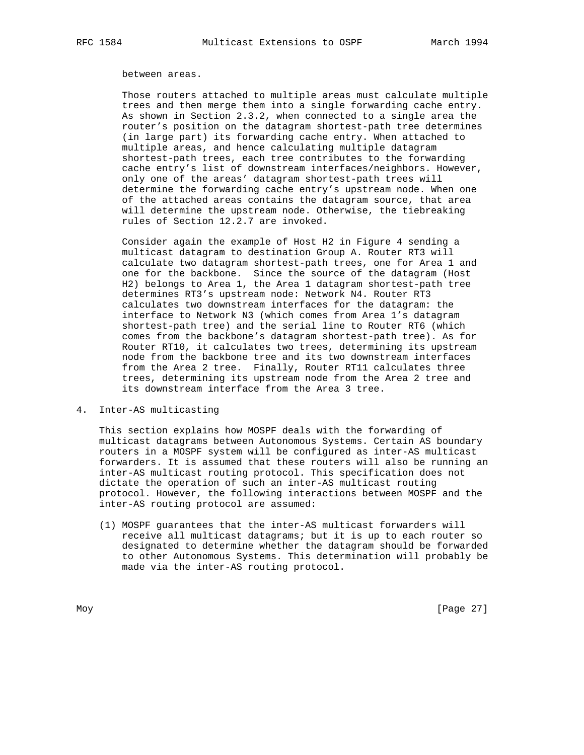between areas.

Those routers attached to multiple areas must calculate multiple trees and then merge them into a single forwarding cache entry. As shown in Section 2.3.2, when connected to a single area the router's position on the datagram shortest-path tree determines (in large part) its forwarding cache entry. When attached to multiple areas, and hence calculating multiple datagram shortest-path trees, each tree contributes to the forwarding cache entry's list of downstream interfaces/neighbors. However, only one of the areas' datagram shortest-path trees will determine the forwarding cache entry's upstream node. When one of the attached areas contains the datagram source, that area will determine the upstream node. Otherwise, the tiebreaking rules of Section 12.2.7 are invoked.

Consider again the example of Host H2 in Figure 4 sending a multicast datagram to destination Group A. Router RT3 will calculate two datagram shortest-path trees, one for Area 1 and one for the backbone. Since the source of the datagram (Host H2) belongs to Area 1, the Area 1 datagram shortest-path tree determines RT3's upstream node: Network N4. Router RT3 calculates two downstream interfaces for the datagram: the interface to Network N3 (which comes from Area 1's datagram shortest-path tree) and the serial line to Router RT6 (which comes from the backbone's datagram shortest-path tree). As for Router RT10, it calculates two trees, determining its upstream node from the backbone tree and its two downstream interfaces from the Area 2 tree. Finally, Router RT11 calculates three trees, determining its upstream node from the Area 2 tree and its downstream interface from the Area 3 tree.

# 4. Inter-AS multicasting

This section explains how MOSPF deals with the forwarding of multicast datagrams between Autonomous Systems. Certain AS boundary routers in a MOSPF system will be configured as inter-AS multicast forwarders. It is assumed that these routers will also be running an inter-AS multicast routing protocol. This specification does not dictate the operation of such an inter-AS multicast routing protocol. However, the following interactions between MOSPF and the inter-AS routing protocol are assumed:

(1) MOSPF guarantees that the inter-AS multicast forwarders will receive all multicast datagrams; but it is up to each router so designated to determine whether the datagram should be forwarded to other Autonomous Systems. This determination will probably be made via the inter-AS routing protocol.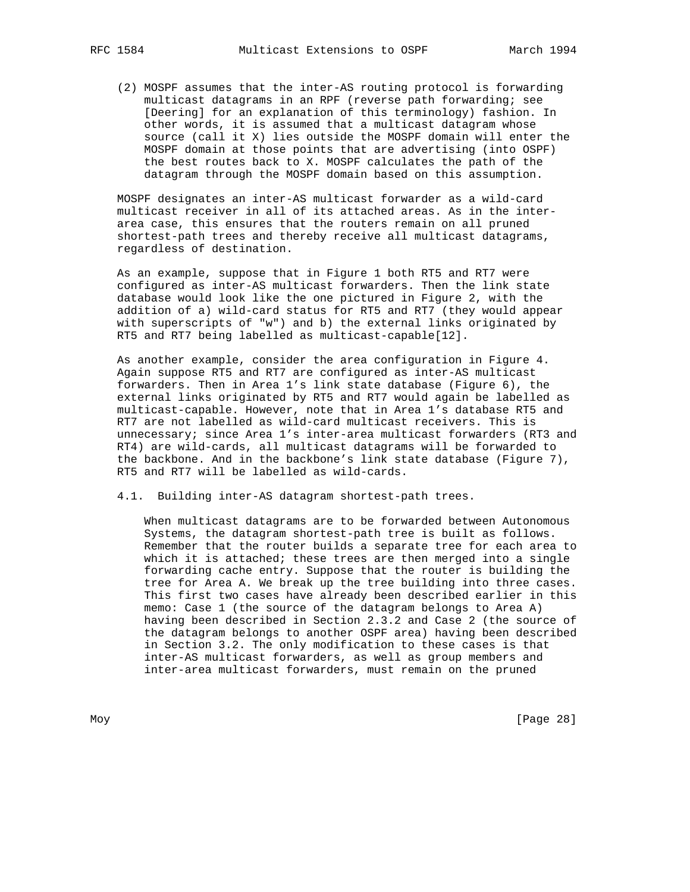(2) MOSPF assumes that the inter-AS routing protocol is forwarding multicast datagrams in an RPF (reverse path forwarding; see [Deering] for an explanation of this terminology) fashion. In other words, it is assumed that a multicast datagram whose source (call it X) lies outside the MOSPF domain will enter the MOSPF domain at those points that are advertising (into OSPF) the best routes back to X. MOSPF calculates the path of the datagram through the MOSPF domain based on this assumption.

MOSPF designates an inter-AS multicast forwarder as a wild-card multicast receiver in all of its attached areas. As in the inter-area case, this ensures that the routers remain on all pruned shortest-path trees and thereby receive all multicast datagrams, regardless of destination.

As an example, suppose that in Figure 1 both RT5 and RT7 were configured as inter-AS multicast forwarders. Then the link state database would look like the one pictured in Figure 2, with the addition of a) wild-card status for RT5 and RT7 (they would appear with superscripts of "w") and b) the external links originated by RT5 and RT7 being labelled as multicast-capable[12].

As another example, consider the area configuration in Figure 4. Again suppose RT5 and RT7 are configured as inter-AS multicast forwarders. Then in Area 1's link state database (Figure 6), the external links originated by RT5 and RT7 would again be labelled as multicast-capable. However, note that in Area 1's database RT5 and RT7 are not labelled as wild-card multicast receivers. This is unnecessary; since Area 1's inter-area multicast forwarders (RT3 and RT4) are wild-cards, all multicast datagrams will be forwarded to the backbone. And in the backbone's link state database (Figure 7), RT5 and RT7 will be labelled as wild-cards.

### 4.1. Building inter-AS datagram shortest-path trees.

When multicast datagrams are to be forwarded between Autonomous Systems, the datagram shortest-path tree is built as follows. Remember that the router builds a separate tree for each area to which it is attached; these trees are then merged into a single forwarding cache entry. Suppose that the router is building the tree for Area A. We break up the tree building into three cases. This first two cases have already been described earlier in this memo: Case 1 (the source of the datagram belongs to Area A) having been described in Section 2.3.2 and Case 2 (the source of the datagram belongs to another OSPF area) having been described in Section 3.2. The only modification to these cases is that inter-AS multicast forwarders, as well as group members and inter-area multicast forwarders, must remain on the pruned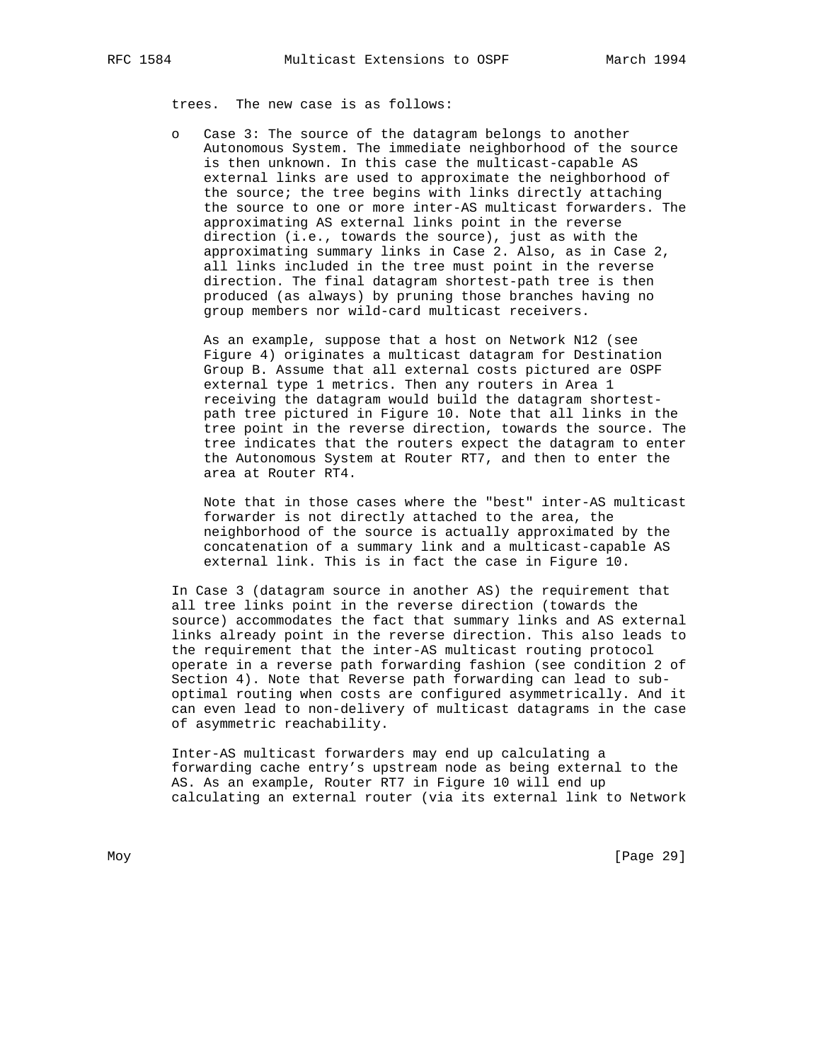trees. The new case is as follows:

- Case 3: The source of the datagram belongs to another Autonomous System. The immediate neighborhood of the source is then unknown. In this case the multicast-capable AS external links are used to approximate the neighborhood of the source; the tree begins with links directly attaching the source to one or more inter-AS multicast forwarders. The approximating AS external links point in the reverse direction (i.e., towards the source), just as with the approximating summary links in Case 2. Also, as in Case 2, all links included in the tree must point in the reverse direction. The final datagram shortest-path tree is then produced (as always) by pruning those branches having no group members nor wild-card multicast receivers.

  As an example, suppose that a host on Network N12 (see Figure 4) originates a multicast datagram for Destination Group B. Assume that all external costs pictured are OSPF external type 1 metrics. Then any routers in Area 1 receiving the datagram would build the datagram shortest-path tree pictured in Figure 10. Note that all links in the tree point in the reverse direction, towards the source. The tree indicates that the routers expect the datagram to enter the Autonomous System at Router RT7, and then to enter the area at Router RT4.

  Note that in those cases where the "best" inter-AS multicast forwarder is not directly attached to the area, the neighborhood of the source is actually approximated by the concatenation of a summary link and a multicast-capable AS external link. This is in fact the case in Figure 10.

In Case 3 (datagram source in another AS) the requirement that all tree links point in the reverse direction (towards the source) accommodates the fact that summary links and AS external links already point in the reverse direction. This also leads to the requirement that the inter-AS multicast routing protocol operate in a reverse path forwarding fashion (see condition 2 of Section 4). Note that Reverse path forwarding can lead to sub-optimal routing when costs are configured asymmetrically. And it can even lead to non-delivery of multicast datagrams in the case of asymmetric reachability.

Inter-AS multicast forwarders may end up calculating a forwarding cache entry's upstream node as being external to the AS. As an example, Router RT7 in Figure 10 will end up calculating an external router (via its external link to Network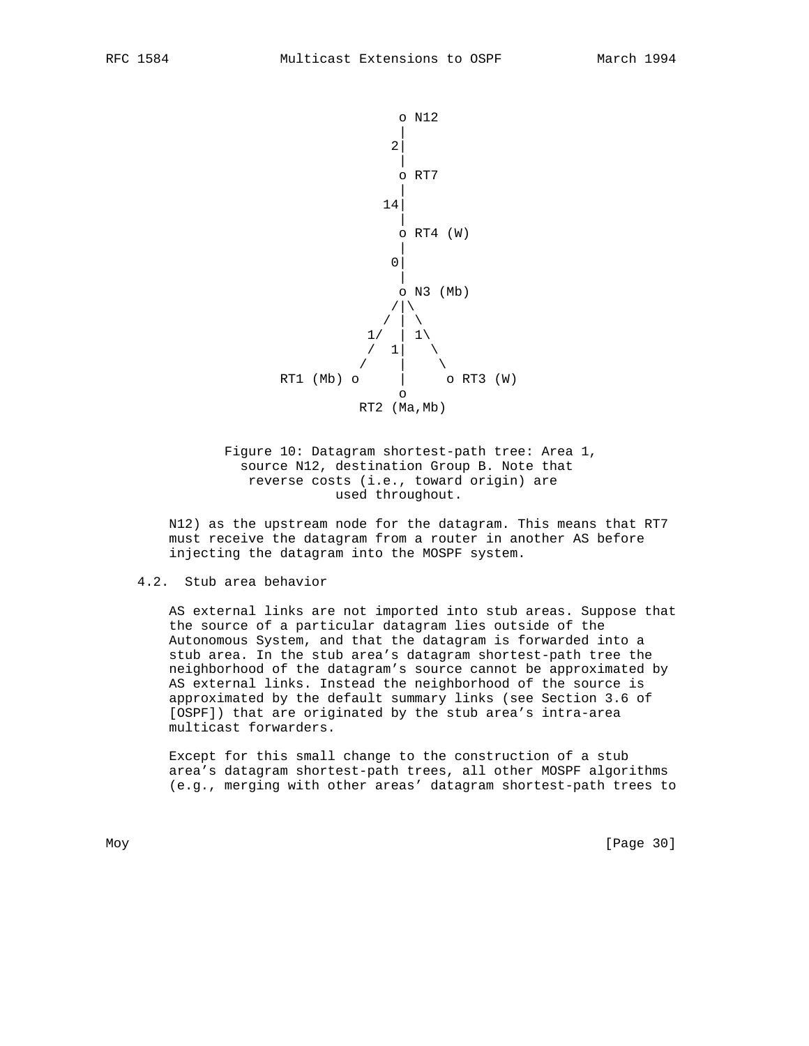```
                            o N12
                            |
                           2|
                            |
                            o RT7
                            |
                          14|
                            |
                            o RT4 (W)
                            |
                           0|
                            |
                            o N3 (Mb)
                           /|\
                          / | \
                        1/  | 1\
                        /  1|   \
                       /    |    \
              RT1 (Mb) o    |     o RT3 (W)
                            o
                       RT2 (Ma,Mb)
```

Figure 10: Datagram shortest-path tree: Area 1, source N12, destination Group B. Note that reverse costs (i.e., toward origin) are used throughout.

N12) as the upstream node for the datagram. This means that RT7 must receive the datagram from a router in another AS before injecting the datagram into the MOSPF system.

### 4.2. Stub area behavior

AS external links are not imported into stub areas. Suppose that the source of a particular datagram lies outside of the Autonomous System, and that the datagram is forwarded into a stub area. In the stub area's datagram shortest-path tree the neighborhood of the datagram's source cannot be approximated by AS external links. Instead the neighborhood of the source is approximated by the default summary links (see Section 3.6 of [OSPF]) that are originated by the stub area's intra-area multicast forwarders.

Except for this small change to the construction of a stub area's datagram shortest-path trees, all other MOSPF algorithms (e.g., merging with other areas' datagram shortest-path trees to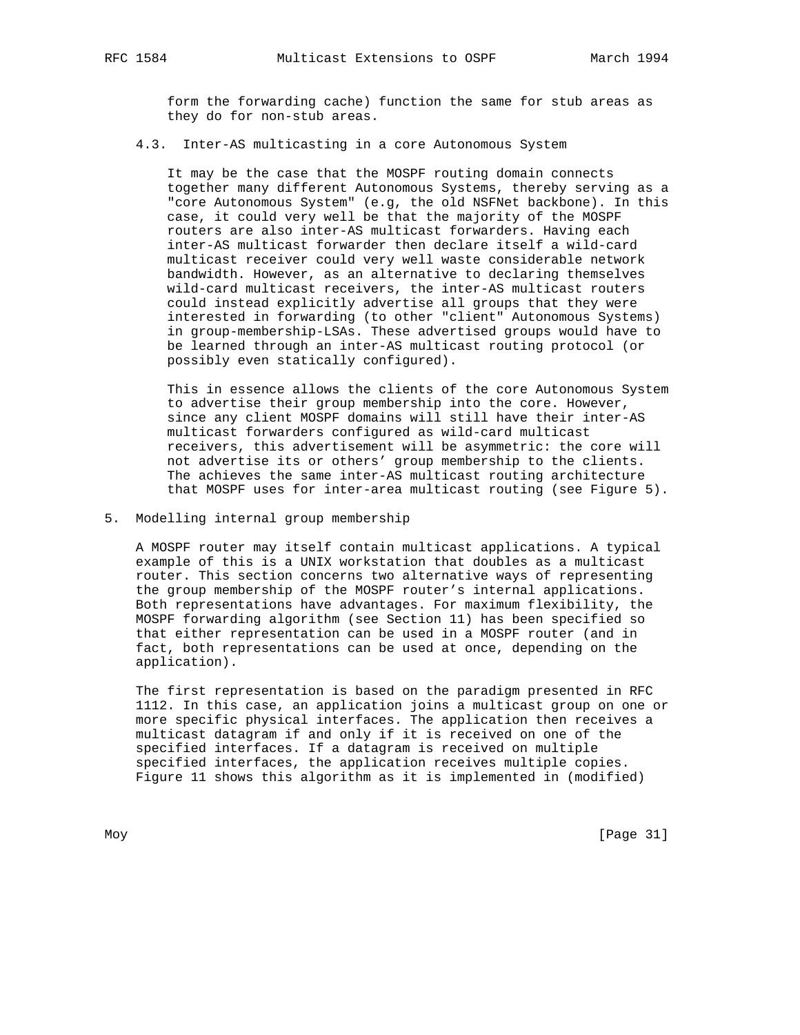form the forwarding cache) function the same for stub areas as they do for non-stub areas.

### 4.3. Inter-AS multicasting in a core Autonomous System

It may be the case that the MOSPF routing domain connects together many different Autonomous Systems, thereby serving as a "core Autonomous System" (e.g, the old NSFNet backbone). In this case, it could very well be that the majority of the MOSPF routers are also inter-AS multicast forwarders. Having each inter-AS multicast forwarder then declare itself a wild-card multicast receiver could very well waste considerable network bandwidth. However, as an alternative to declaring themselves wild-card multicast receivers, the inter-AS multicast routers could instead explicitly advertise all groups that they were interested in forwarding (to other "client" Autonomous Systems) in group-membership-LSAs. These advertised groups would have to be learned through an inter-AS multicast routing protocol (or possibly even statically configured).

This in essence allows the clients of the core Autonomous System to advertise their group membership into the core. However, since any client MOSPF domains will still have their inter-AS multicast forwarders configured as wild-card multicast receivers, this advertisement will be asymmetric: the core will not advertise its or others' group membership to the clients. The achieves the same inter-AS multicast routing architecture that MOSPF uses for inter-area multicast routing (see Figure 5).

## 5. Modelling internal group membership

A MOSPF router may itself contain multicast applications. A typical example of this is a UNIX workstation that doubles as a multicast router. This section concerns two alternative ways of representing the group membership of the MOSPF router's internal applications. Both representations have advantages. For maximum flexibility, the MOSPF forwarding algorithm (see Section 11) has been specified so that either representation can be used in a MOSPF router (and in fact, both representations can be used at once, depending on the application).

The first representation is based on the paradigm presented in RFC 1112. In this case, an application joins a multicast group on one or more specific physical interfaces. The application then receives a multicast datagram if and only if it is received on one of the specified interfaces. If a datagram is received on multiple specified interfaces, the application receives multiple copies. Figure 11 shows this algorithm as it is implemented in (modified)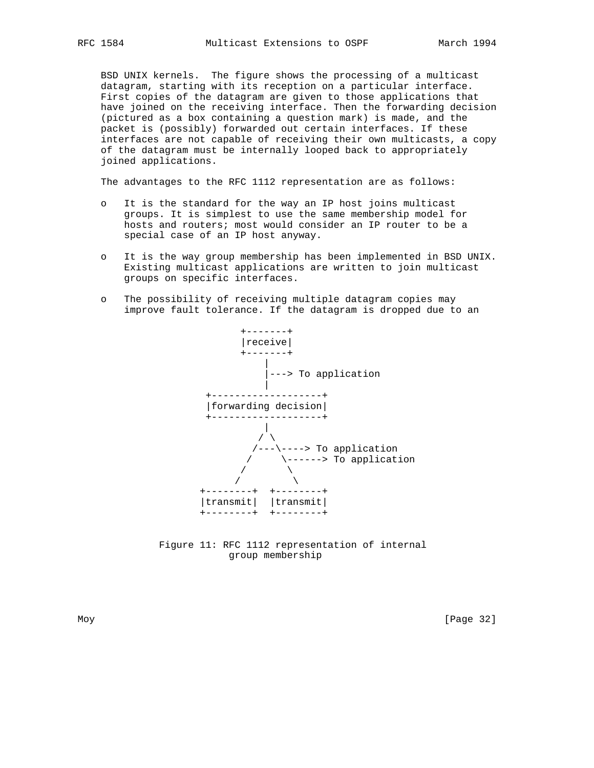BSD UNIX kernels. The figure shows the processing of a multicast datagram, starting with its reception on a particular interface. First copies of the datagram are given to those applications that have joined on the receiving interface. Then the forwarding decision (pictured as a box containing a question mark) is made, and the packet is (possibly) forwarded out certain interfaces. If these interfaces are not capable of receiving their own multicasts, a copy of the datagram must be internally looped back to appropriately joined applications.

The advantages to the RFC 1112 representation are as follows:

- It is the standard for the way an IP host joins multicast groups. It is simplest to use the same membership model for hosts and routers; most would consider an IP router to be a special case of an IP host anyway.

- It is the way group membership has been implemented in BSD UNIX. Existing multicast applications are written to join multicast groups on specific interfaces.

- The possibility of receiving multiple datagram copies may improve fault tolerance. If the datagram is dropped due to an

```
                 +-------+
                 |receive|
                 +-------+
                     |
                     |---> To application
                     |
           +-------------------+
           |forwarding decision|
           +-------------------+
                     |
                    / \
                   /---\----> To application
                  /     \------> To application
                 /       \
                /         \
          +--------+  +--------+
          |transmit|  |transmit|
          +--------+  +--------+
```

Figure 11: RFC 1112 representation of internal group membership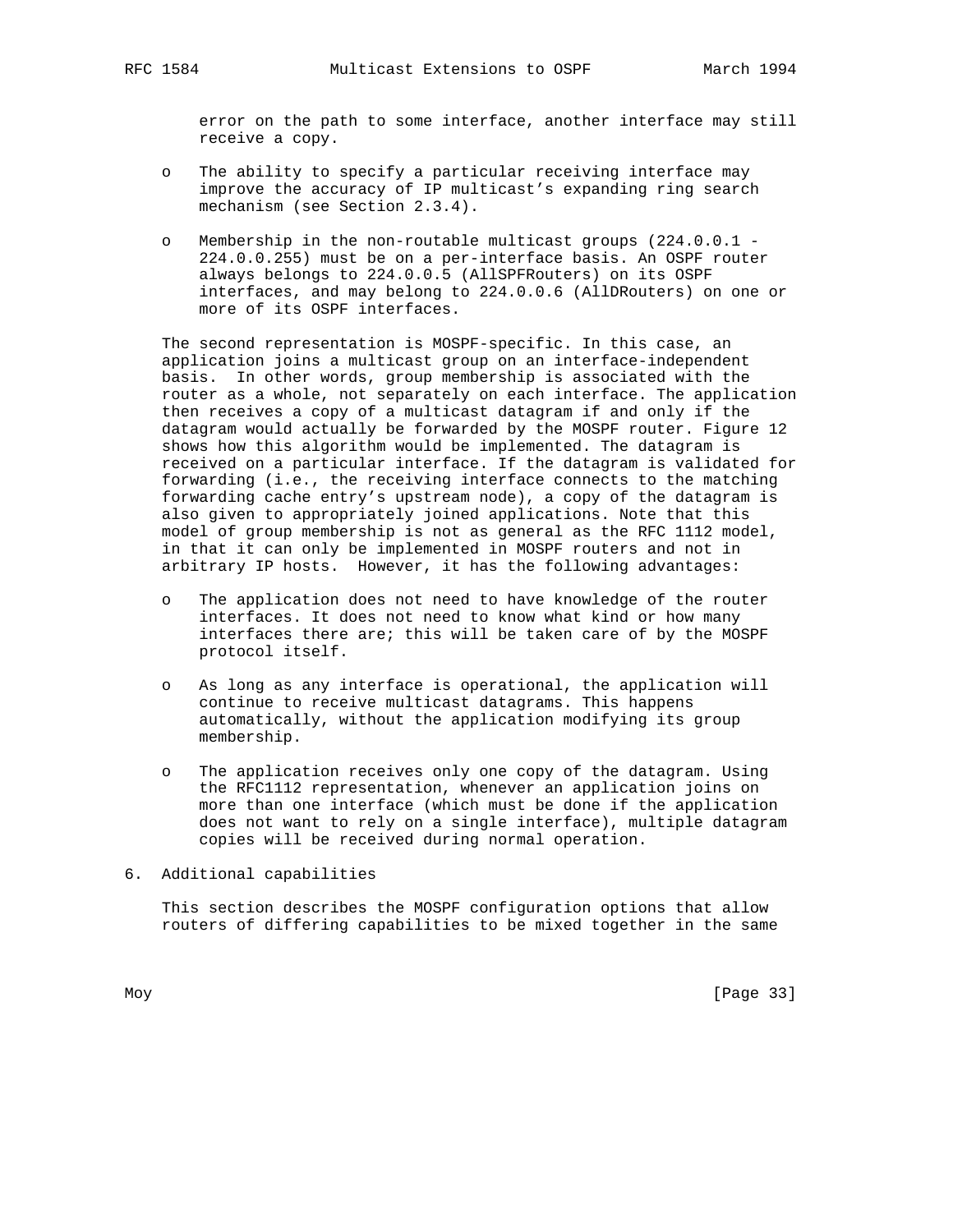error on the path to some interface, another interface may still receive a copy.

- The ability to specify a particular receiving interface may improve the accuracy of IP multicast's expanding ring search mechanism (see Section 2.3.4).

- Membership in the non-routable multicast groups (224.0.0.1 - 224.0.0.255) must be on a per-interface basis. An OSPF router always belongs to 224.0.0.5 (AllSPFRouters) on its OSPF interfaces, and may belong to 224.0.0.6 (AllDRouters) on one or more of its OSPF interfaces.

The second representation is MOSPF-specific. In this case, an application joins a multicast group on an interface-independent basis. In other words, group membership is associated with the router as a whole, not separately on each interface. The application then receives a copy of a multicast datagram if and only if the datagram would actually be forwarded by the MOSPF router. Figure 12 shows how this algorithm would be implemented. The datagram is received on a particular interface. If the datagram is validated for forwarding (i.e., the receiving interface connects to the matching forwarding cache entry's upstream node), a copy of the datagram is also given to appropriately joined applications. Note that this model of group membership is not as general as the RFC 1112 model, in that it can only be implemented in MOSPF routers and not in arbitrary IP hosts. However, it has the following advantages:

- The application does not need to have knowledge of the router interfaces. It does not need to know what kind or how many interfaces there are; this will be taken care of by the MOSPF protocol itself.

- As long as any interface is operational, the application will continue to receive multicast datagrams. This happens automatically, without the application modifying its group membership.

- The application receives only one copy of the datagram. Using the RFC1112 representation, whenever an application joins on more than one interface (which must be done if the application does not want to rely on a single interface), multiple datagram copies will be received during normal operation.

## 6. Additional capabilities

This section describes the MOSPF configuration options that allow routers of differing capabilities to be mixed together in the same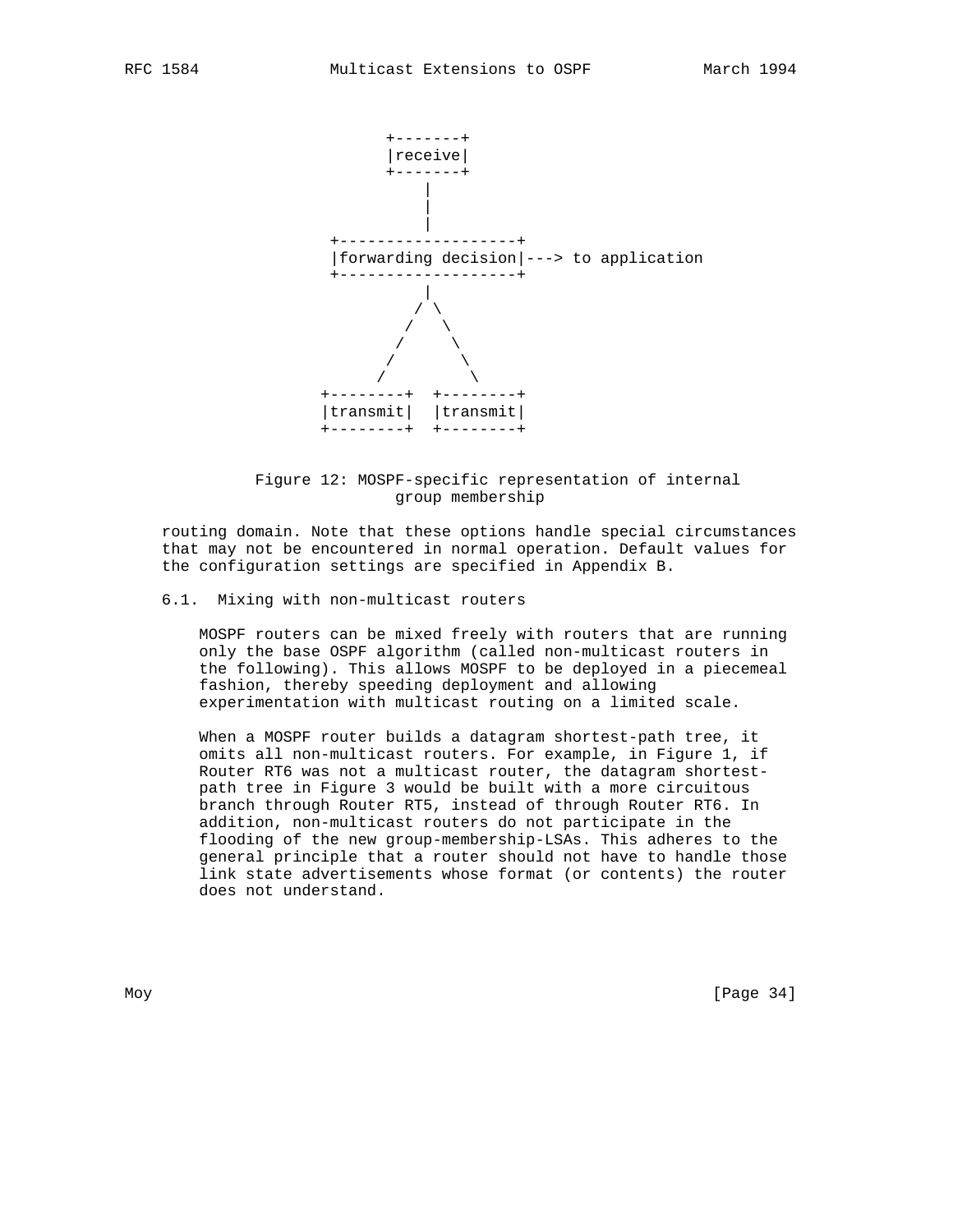```
                       +-------+
                       |receive|
                       +-------+
                           |
                           |
                           |
                 +-------------------+
                 |forwarding decision|---> to application
                 +-------------------+
                           |
                          / \
                         /   \
                        /     \
                       /       \
                      /         \
                +--------+  +--------+
                |transmit|  |transmit|
                +--------+  +--------+
```

Figure 12: MOSPF-specific representation of internal group membership

routing domain. Note that these options handle special circumstances that may not be encountered in normal operation. Default values for the configuration settings are specified in Appendix B.

### 6.1. Mixing with non-multicast routers

MOSPF routers can be mixed freely with routers that are running only the base OSPF algorithm (called non-multicast routers in the following). This allows MOSPF to be deployed in a piecemeal fashion, thereby speeding deployment and allowing experimentation with multicast routing on a limited scale.

When a MOSPF router builds a datagram shortest-path tree, it omits all non-multicast routers. For example, in Figure 1, if Router RT6 was not a multicast router, the datagram shortest-path tree in Figure 3 would be built with a more circuitous branch through Router RT5, instead of through Router RT6. In addition, non-multicast routers do not participate in the flooding of the new group-membership-LSAs. This adheres to the general principle that a router should not have to handle those link state advertisements whose format (or contents) the router does not understand.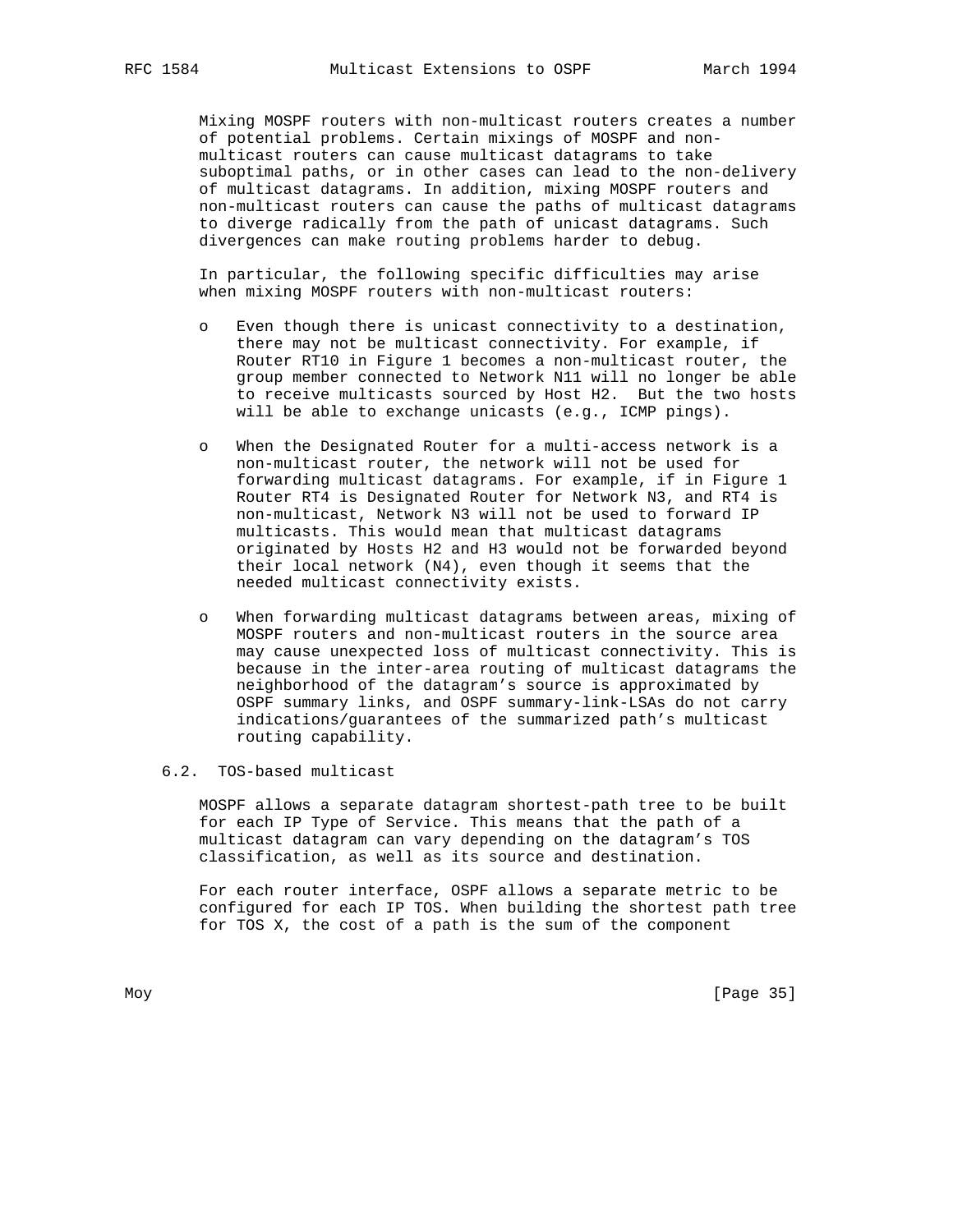Mixing MOSPF routers with non-multicast routers creates a number of potential problems. Certain mixings of MOSPF and non-multicast routers can cause multicast datagrams to take suboptimal paths, or in other cases can lead to the non-delivery of multicast datagrams. In addition, mixing MOSPF routers and non-multicast routers can cause the paths of multicast datagrams to diverge radically from the path of unicast datagrams. Such divergences can make routing problems harder to debug.

In particular, the following specific difficulties may arise when mixing MOSPF routers with non-multicast routers:

- Even though there is unicast connectivity to a destination, there may not be multicast connectivity. For example, if Router RT10 in Figure 1 becomes a non-multicast router, the group member connected to Network N11 will no longer be able to receive multicasts sourced by Host H2. But the two hosts will be able to exchange unicasts (e.g., ICMP pings).

- When the Designated Router for a multi-access network is a non-multicast router, the network will not be used for forwarding multicast datagrams. For example, if in Figure 1 Router RT4 is Designated Router for Network N3, and RT4 is non-multicast, Network N3 will not be used to forward IP multicasts. This would mean that multicast datagrams originated by Hosts H2 and H3 would not be forwarded beyond their local network (N4), even though it seems that the needed multicast connectivity exists.

- When forwarding multicast datagrams between areas, mixing of MOSPF routers and non-multicast routers in the source area may cause unexpected loss of multicast connectivity. This is because in the inter-area routing of multicast datagrams the neighborhood of the datagram's source is approximated by OSPF summary links, and OSPF summary-link-LSAs do not carry indications/guarantees of the summarized path's multicast routing capability.

### 6.2. TOS-based multicast

MOSPF allows a separate datagram shortest-path tree to be built for each IP Type of Service. This means that the path of a multicast datagram can vary depending on the datagram's TOS classification, as well as its source and destination.

For each router interface, OSPF allows a separate metric to be configured for each IP TOS. When building the shortest path tree for TOS X, the cost of a path is the sum of the component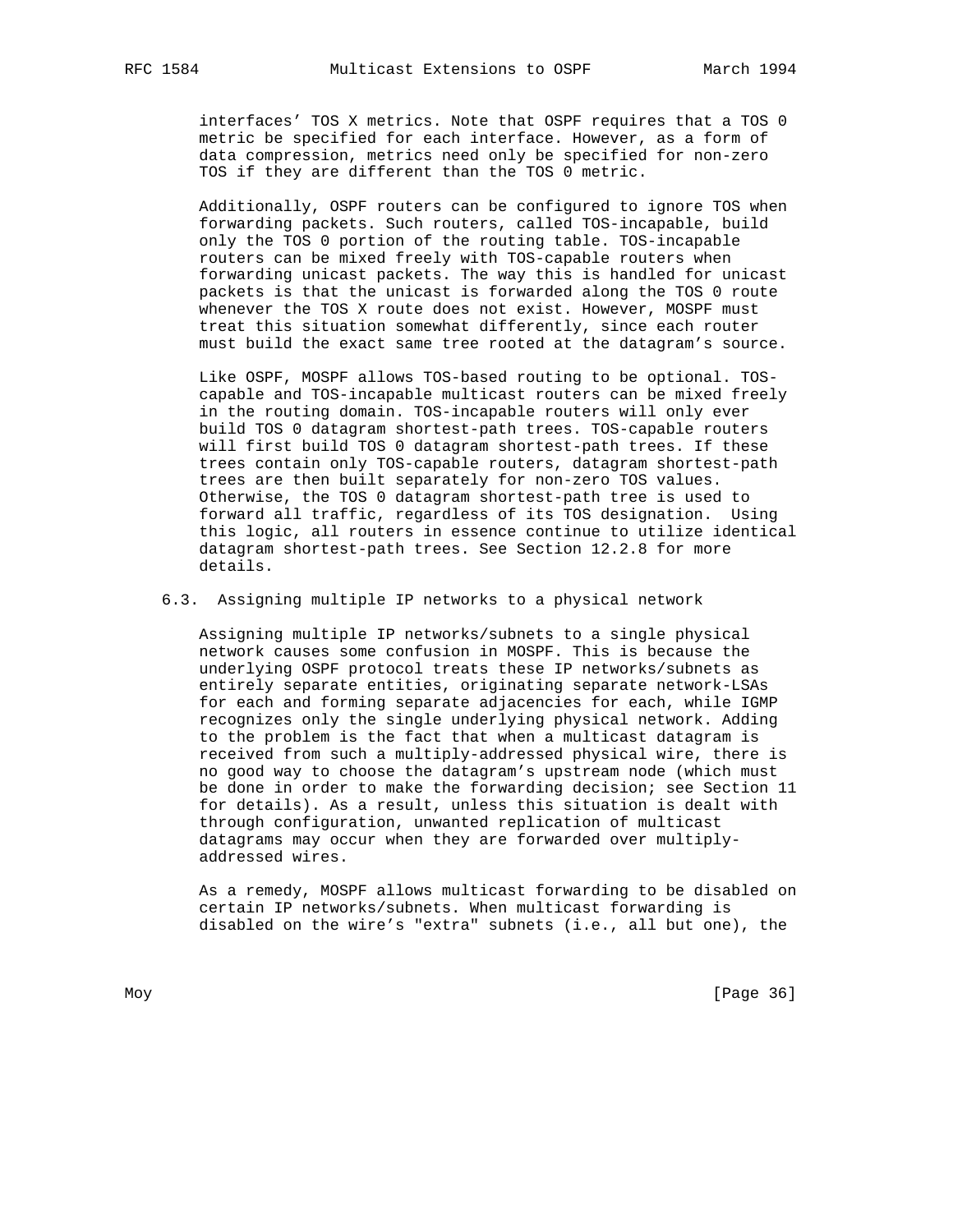interfaces' TOS X metrics. Note that OSPF requires that a TOS 0 metric be specified for each interface. However, as a form of data compression, metrics need only be specified for non-zero TOS if they are different than the TOS 0 metric.

Additionally, OSPF routers can be configured to ignore TOS when forwarding packets. Such routers, called TOS-incapable, build only the TOS 0 portion of the routing table. TOS-incapable routers can be mixed freely with TOS-capable routers when forwarding unicast packets. The way this is handled for unicast packets is that the unicast is forwarded along the TOS 0 route whenever the TOS X route does not exist. However, MOSPF must treat this situation somewhat differently, since each router must build the exact same tree rooted at the datagram's source.

Like OSPF, MOSPF allows TOS-based routing to be optional. TOS-capable and TOS-incapable multicast routers can be mixed freely in the routing domain. TOS-incapable routers will only ever build TOS 0 datagram shortest-path trees. TOS-capable routers will first build TOS 0 datagram shortest-path trees. If these trees contain only TOS-capable routers, datagram shortest-path trees are then built separately for non-zero TOS values. Otherwise, the TOS 0 datagram shortest-path tree is used to forward all traffic, regardless of its TOS designation. Using this logic, all routers in essence continue to utilize identical datagram shortest-path trees. See Section 12.2.8 for more details.

### 6.3. Assigning multiple IP networks to a physical network

Assigning multiple IP networks/subnets to a single physical network causes some confusion in MOSPF. This is because the underlying OSPF protocol treats these IP networks/subnets as entirely separate entities, originating separate network-LSAs for each and forming separate adjacencies for each, while IGMP recognizes only the single underlying physical network. Adding to the problem is the fact that when a multicast datagram is received from such a multiply-addressed physical wire, there is no good way to choose the datagram's upstream node (which must be done in order to make the forwarding decision; see Section 11 for details). As a result, unless this situation is dealt with through configuration, unwanted replication of multicast datagrams may occur when they are forwarded over multiply-addressed wires.

As a remedy, MOSPF allows multicast forwarding to be disabled on certain IP networks/subnets. When multicast forwarding is disabled on the wire's "extra" subnets (i.e., all but one), the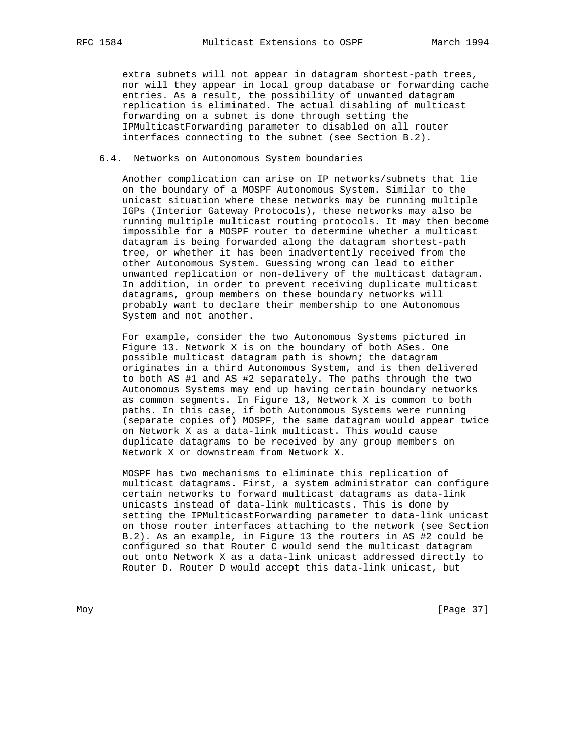extra subnets will not appear in datagram shortest-path trees, nor will they appear in local group database or forwarding cache entries. As a result, the possibility of unwanted datagram replication is eliminated. The actual disabling of multicast forwarding on a subnet is done through setting the IPMulticastForwarding parameter to disabled on all router interfaces connecting to the subnet (see Section B.2).

### 6.4. Networks on Autonomous System boundaries

Another complication can arise on IP networks/subnets that lie on the boundary of a MOSPF Autonomous System. Similar to the unicast situation where these networks may be running multiple IGPs (Interior Gateway Protocols), these networks may also be running multiple multicast routing protocols. It may then become impossible for a MOSPF router to determine whether a multicast datagram is being forwarded along the datagram shortest-path tree, or whether it has been inadvertently received from the other Autonomous System. Guessing wrong can lead to either unwanted replication or non-delivery of the multicast datagram. In addition, in order to prevent receiving duplicate multicast datagrams, group members on these boundary networks will probably want to declare their membership to one Autonomous System and not another.

For example, consider the two Autonomous Systems pictured in Figure 13. Network X is on the boundary of both ASes. One possible multicast datagram path is shown; the datagram originates in a third Autonomous System, and is then delivered to both AS #1 and AS #2 separately. The paths through the two Autonomous Systems may end up having certain boundary networks as common segments. In Figure 13, Network X is common to both paths. In this case, if both Autonomous Systems were running (separate copies of) MOSPF, the same datagram would appear twice on Network X as a data-link multicast. This would cause duplicate datagrams to be received by any group members on Network X or downstream from Network X.

MOSPF has two mechanisms to eliminate this replication of multicast datagrams. First, a system administrator can configure certain networks to forward multicast datagrams as data-link unicasts instead of data-link multicasts. This is done by setting the IPMulticastForwarding parameter to data-link unicast on those router interfaces attaching to the network (see Section B.2). As an example, in Figure 13 the routers in AS #2 could be configured so that Router C would send the multicast datagram out onto Network X as a data-link unicast addressed directly to Router D. Router D would accept this data-link unicast, but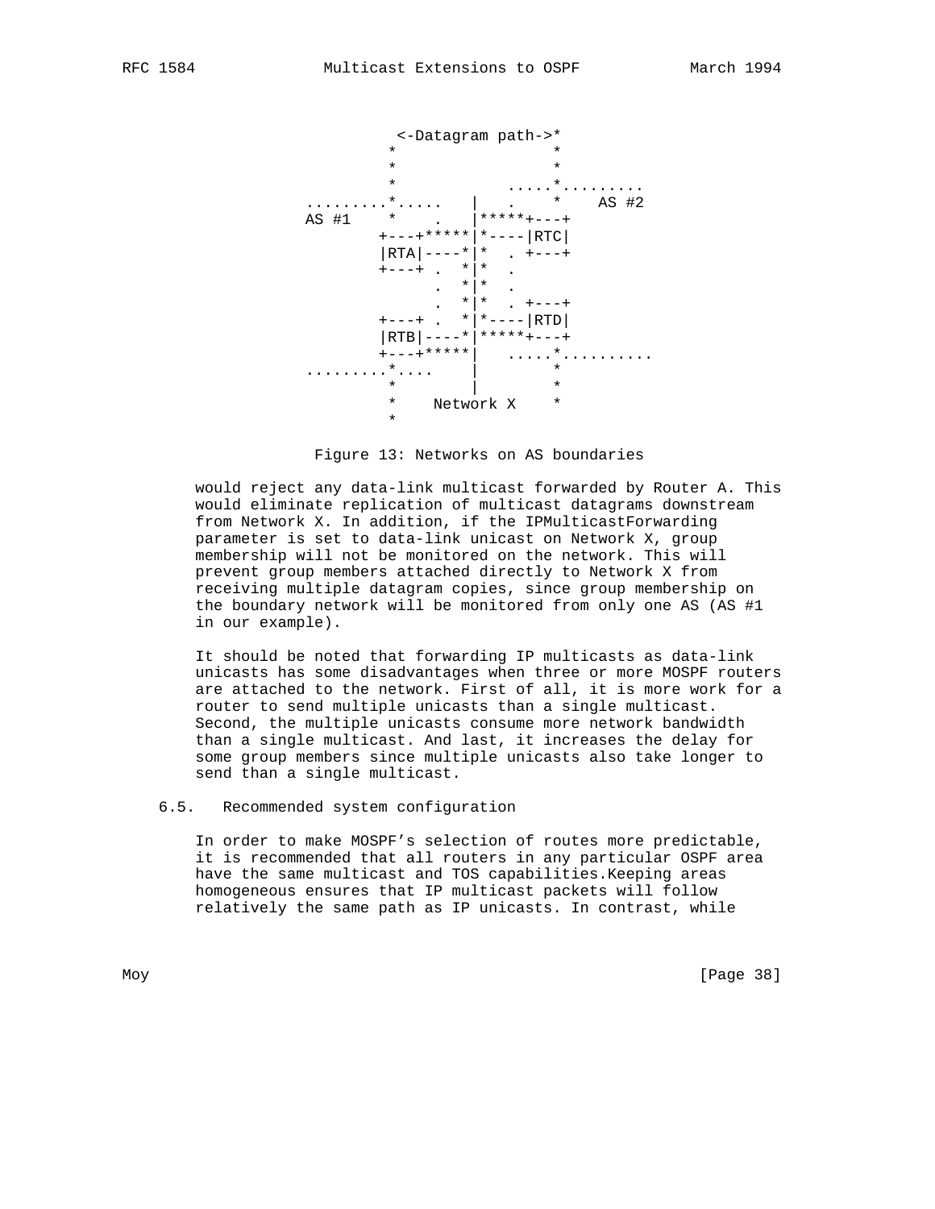```
              <-Datagram path->*
              *                *
              *                *
              *           .....*.........
     .........*.....   |   .   *    AS #2
     AS #1    *    .   |*****+---+
             +---+*****|*----|RTC|
             |RTA|----*|*  . +---+
             +---+ .  *|*  .
                   .  *|*  .
                   .  *|*  . +---+
             +---+ .  *|*----|RTD|
             |RTB|----*|*****+---+
             +---+*****|   .....*..........
     .........*....    |        *
              *        |        *
              *    Network X    *
              *
```

Figure 13: Networks on AS boundaries

would reject any data-link multicast forwarded by Router A. This would eliminate replication of multicast datagrams downstream from Network X. In addition, if the IPMulticastForwarding parameter is set to data-link unicast on Network X, group membership will not be monitored on the network. This will prevent group members attached directly to Network X from receiving multiple datagram copies, since group membership on the boundary network will be monitored from only one AS (AS #1 in our example).

It should be noted that forwarding IP multicasts as data-link unicasts has some disadvantages when three or more MOSPF routers are attached to the network. First of all, it is more work for a router to send multiple unicasts than a single multicast. Second, the multiple unicasts consume more network bandwidth than a single multicast. And last, it increases the delay for some group members since multiple unicasts also take longer to send than a single multicast.

## 6.5. Recommended system configuration

In order to make MOSPF's selection of routes more predictable, it is recommended that all routers in any particular OSPF area have the same multicast and TOS capabilities.Keeping areas homogeneous ensures that IP multicast packets will follow relatively the same path as IP unicasts. In contrast, while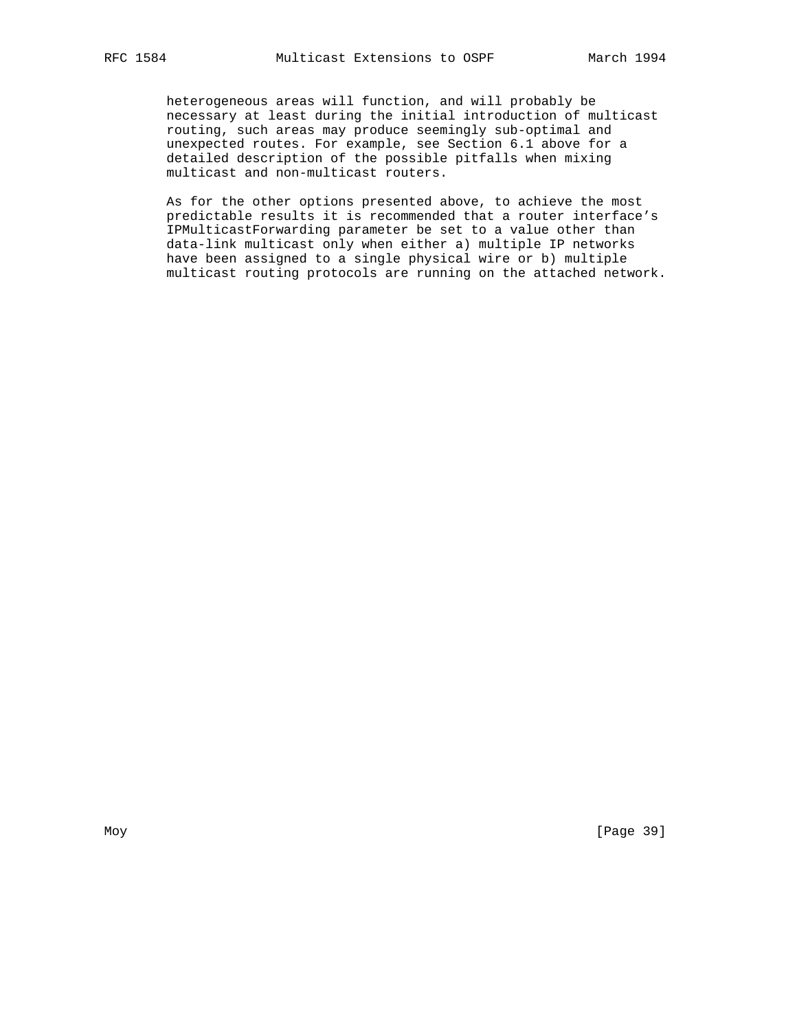heterogeneous areas will function, and will probably be necessary at least during the initial introduction of multicast routing, such areas may produce seemingly sub-optimal and unexpected routes. For example, see Section 6.1 above for a detailed description of the possible pitfalls when mixing multicast and non-multicast routers.

As for the other options presented above, to achieve the most predictable results it is recommended that a router interface's IPMulticastForwarding parameter be set to a value other than data-link multicast only when either a) multiple IP networks have been assigned to a single physical wire or b) multiple multicast routing protocols are running on the attached network.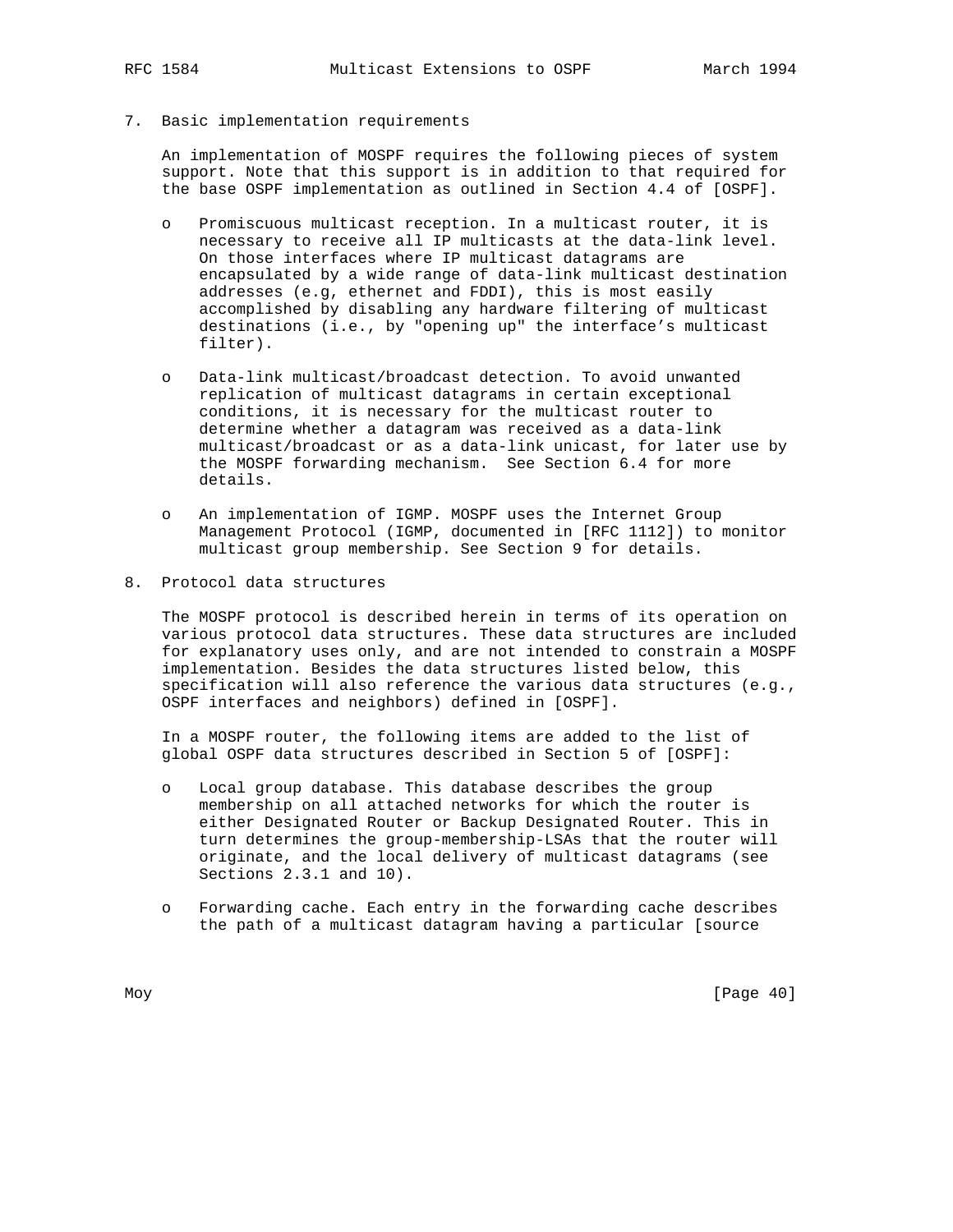## 7. Basic implementation requirements

An implementation of MOSPF requires the following pieces of system support. Note that this support is in addition to that required for the base OSPF implementation as outlined in Section 4.4 of [OSPF].

- Promiscuous multicast reception. In a multicast router, it is necessary to receive all IP multicasts at the data-link level. On those interfaces where IP multicast datagrams are encapsulated by a wide range of data-link multicast destination addresses (e.g, ethernet and FDDI), this is most easily accomplished by disabling any hardware filtering of multicast destinations (i.e., by "opening up" the interface's multicast filter).

- Data-link multicast/broadcast detection. To avoid unwanted replication of multicast datagrams in certain exceptional conditions, it is necessary for the multicast router to determine whether a datagram was received as a data-link multicast/broadcast or as a data-link unicast, for later use by the MOSPF forwarding mechanism. See Section 6.4 for more details.

- An implementation of IGMP. MOSPF uses the Internet Group Management Protocol (IGMP, documented in [RFC 1112]) to monitor multicast group membership. See Section 9 for details.

## 8. Protocol data structures

The MOSPF protocol is described herein in terms of its operation on various protocol data structures. These data structures are included for explanatory uses only, and are not intended to constrain a MOSPF implementation. Besides the data structures listed below, this specification will also reference the various data structures (e.g., OSPF interfaces and neighbors) defined in [OSPF].

In a MOSPF router, the following items are added to the list of global OSPF data structures described in Section 5 of [OSPF]:

- Local group database. This database describes the group membership on all attached networks for which the router is either Designated Router or Backup Designated Router. This in turn determines the group-membership-LSAs that the router will originate, and the local delivery of multicast datagrams (see Sections 2.3.1 and 10).

- Forwarding cache. Each entry in the forwarding cache describes the path of a multicast datagram having a particular [source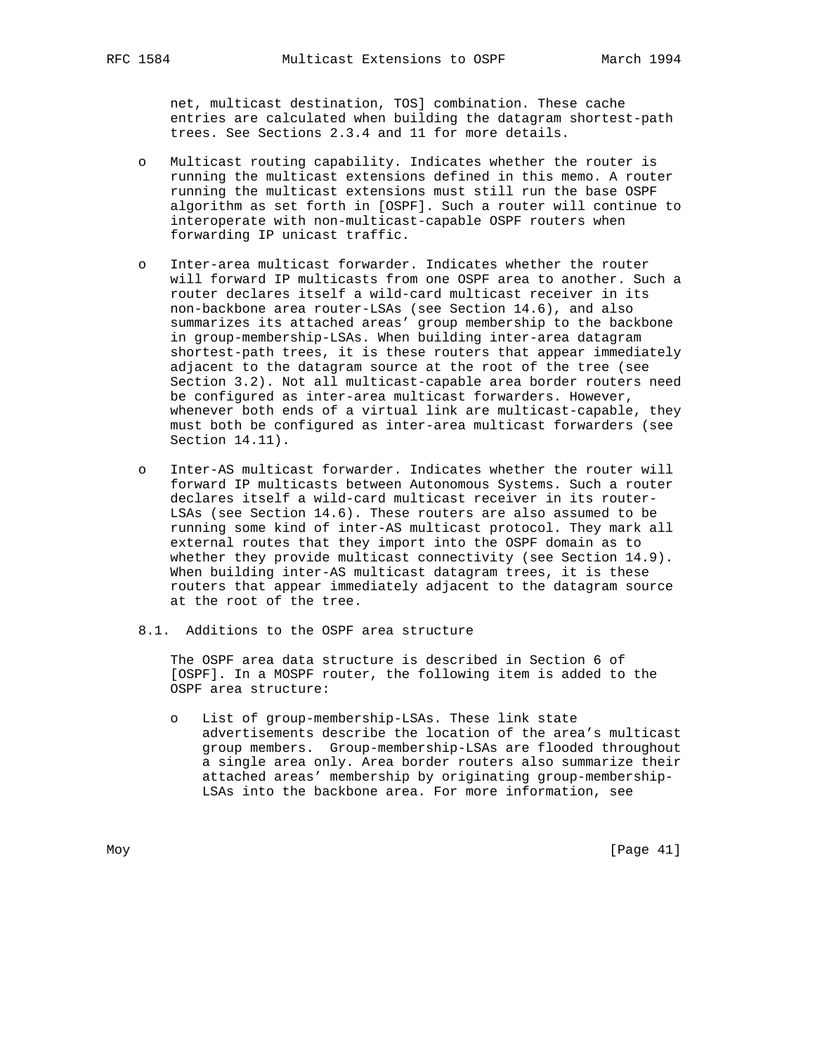net, multicast destination, TOS] combination. These cache entries are calculated when building the datagram shortest-path trees. See Sections 2.3.4 and 11 for more details.

- Multicast routing capability. Indicates whether the router is running the multicast extensions defined in this memo. A router running the multicast extensions must still run the base OSPF algorithm as set forth in [OSPF]. Such a router will continue to interoperate with non-multicast-capable OSPF routers when forwarding IP unicast traffic.

- Inter-area multicast forwarder. Indicates whether the router will forward IP multicasts from one OSPF area to another. Such a router declares itself a wild-card multicast receiver in its non-backbone area router-LSAs (see Section 14.6), and also summarizes its attached areas' group membership to the backbone in group-membership-LSAs. When building inter-area datagram shortest-path trees, it is these routers that appear immediately adjacent to the datagram source at the root of the tree (see Section 3.2). Not all multicast-capable area border routers need be configured as inter-area multicast forwarders. However, whenever both ends of a virtual link are multicast-capable, they must both be configured as inter-area multicast forwarders (see Section 14.11).

- Inter-AS multicast forwarder. Indicates whether the router will forward IP multicasts between Autonomous Systems. Such a router declares itself a wild-card multicast receiver in its router-LSAs (see Section 14.6). These routers are also assumed to be running some kind of inter-AS multicast protocol. They mark all external routes that they import into the OSPF domain as to whether they provide multicast connectivity (see Section 14.9). When building inter-AS multicast datagram trees, it is these routers that appear immediately adjacent to the datagram source at the root of the tree.

## 8.1. Additions to the OSPF area structure

The OSPF area data structure is described in Section 6 of [OSPF]. In a MOSPF router, the following item is added to the OSPF area structure:

- List of group-membership-LSAs. These link state advertisements describe the location of the area's multicast group members. Group-membership-LSAs are flooded throughout a single area only. Area border routers also summarize their attached areas' membership by originating group-membership-LSAs into the backbone area. For more information, see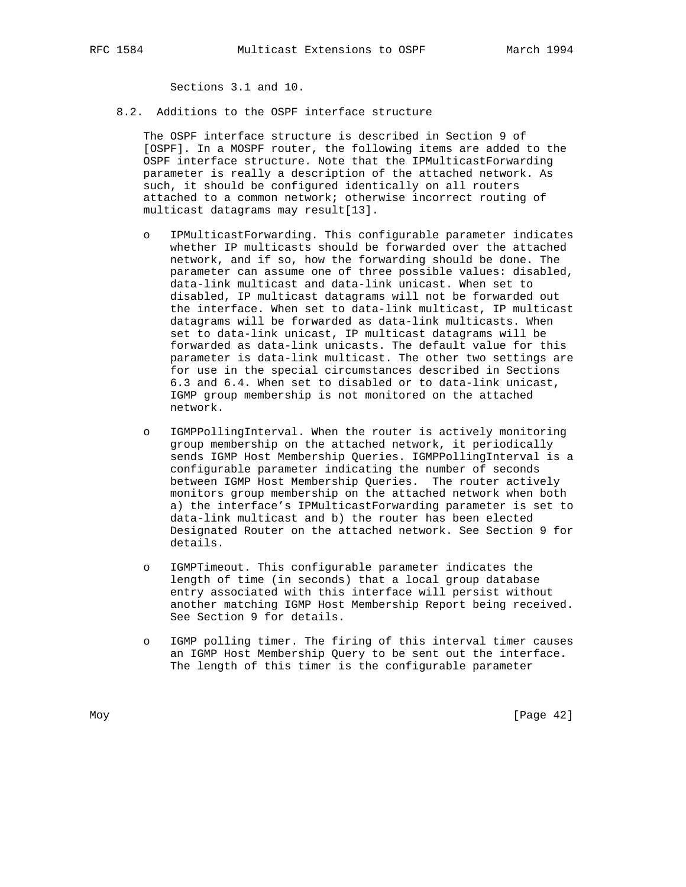Sections 3.1 and 10.

### 8.2. Additions to the OSPF interface structure

The OSPF interface structure is described in Section 9 of [OSPF]. In a MOSPF router, the following items are added to the OSPF interface structure. Note that the IPMulticastForwarding parameter is really a description of the attached network. As such, it should be configured identically on all routers attached to a common network; otherwise incorrect routing of multicast datagrams may result[13].

- IPMulticastForwarding. This configurable parameter indicates whether IP multicasts should be forwarded over the attached network, and if so, how the forwarding should be done. The parameter can assume one of three possible values: disabled, data-link multicast and data-link unicast. When set to disabled, IP multicast datagrams will not be forwarded out the interface. When set to data-link multicast, IP multicast datagrams will be forwarded as data-link multicasts. When set to data-link unicast, IP multicast datagrams will be forwarded as data-link unicasts. The default value for this parameter is data-link multicast. The other two settings are for use in the special circumstances described in Sections 6.3 and 6.4. When set to disabled or to data-link unicast, IGMP group membership is not monitored on the attached network.

- IGMPPollingInterval. When the router is actively monitoring group membership on the attached network, it periodically sends IGMP Host Membership Queries. IGMPPollingInterval is a configurable parameter indicating the number of seconds between IGMP Host Membership Queries. The router actively monitors group membership on the attached network when both a) the interface's IPMulticastForwarding parameter is set to data-link multicast and b) the router has been elected Designated Router on the attached network. See Section 9 for details.

- IGMPTimeout. This configurable parameter indicates the length of time (in seconds) that a local group database entry associated with this interface will persist without another matching IGMP Host Membership Report being received. See Section 9 for details.

- IGMP polling timer. The firing of this interval timer causes an IGMP Host Membership Query to be sent out the interface. The length of this timer is the configurable parameter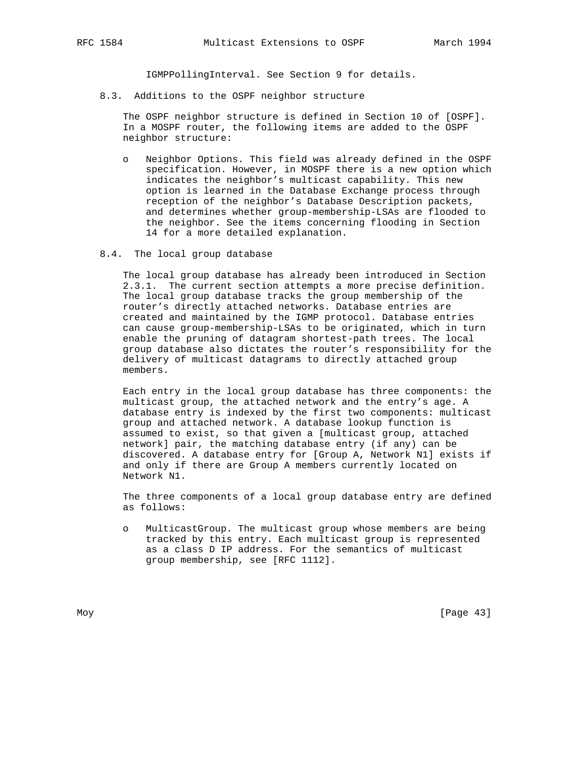IGMPPollingInterval. See Section 9 for details.

### 8.3. Additions to the OSPF neighbor structure

The OSPF neighbor structure is defined in Section 10 of [OSPF]. In a MOSPF router, the following items are added to the OSPF neighbor structure:

- Neighbor Options. This field was already defined in the OSPF specification. However, in MOSPF there is a new option which indicates the neighbor's multicast capability. This new option is learned in the Database Exchange process through reception of the neighbor's Database Description packets, and determines whether group-membership-LSAs are flooded to the neighbor. See the items concerning flooding in Section 14 for a more detailed explanation.

### 8.4. The local group database

The local group database has already been introduced in Section 2.3.1. The current section attempts a more precise definition. The local group database tracks the group membership of the router's directly attached networks. Database entries are created and maintained by the IGMP protocol. Database entries can cause group-membership-LSAs to be originated, which in turn enable the pruning of datagram shortest-path trees. The local group database also dictates the router's responsibility for the delivery of multicast datagrams to directly attached group members.

Each entry in the local group database has three components: the multicast group, the attached network and the entry's age. A database entry is indexed by the first two components: multicast group and attached network. A database lookup function is assumed to exist, so that given a [multicast group, attached network] pair, the matching database entry (if any) can be discovered. A database entry for [Group A, Network N1] exists if and only if there are Group A members currently located on Network N1.

The three components of a local group database entry are defined as follows:

- MulticastGroup. The multicast group whose members are being tracked by this entry. Each multicast group is represented as a class D IP address. For the semantics of multicast group membership, see [RFC 1112].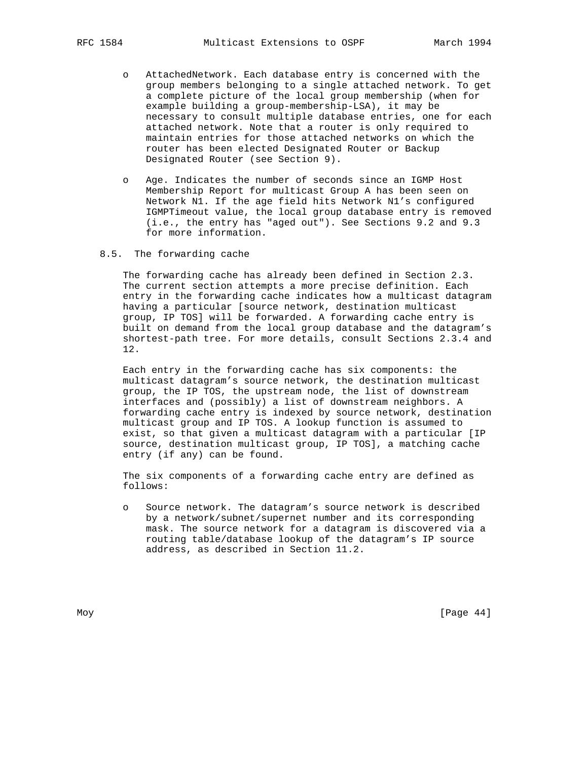- AttachedNetwork. Each database entry is concerned with the group members belonging to a single attached network. To get a complete picture of the local group membership (when for example building a group-membership-LSA), it may be necessary to consult multiple database entries, one for each attached network. Note that a router is only required to maintain entries for those attached networks on which the router has been elected Designated Router or Backup Designated Router (see Section 9).

- Age. Indicates the number of seconds since an IGMP Host Membership Report for multicast Group A has been seen on Network N1. If the age field hits Network N1's configured IGMPTimeout value, the local group database entry is removed (i.e., the entry has "aged out"). See Sections 9.2 and 9.3 for more information.

### 8.5. The forwarding cache

The forwarding cache has already been defined in Section 2.3. The current section attempts a more precise definition. Each entry in the forwarding cache indicates how a multicast datagram having a particular [source network, destination multicast group, IP TOS] will be forwarded. A forwarding cache entry is built on demand from the local group database and the datagram's shortest-path tree. For more details, consult Sections 2.3.4 and 12.

Each entry in the forwarding cache has six components: the multicast datagram's source network, the destination multicast group, the IP TOS, the upstream node, the list of downstream interfaces and (possibly) a list of downstream neighbors. A forwarding cache entry is indexed by source network, destination multicast group and IP TOS. A lookup function is assumed to exist, so that given a multicast datagram with a particular [IP source, destination multicast group, IP TOS], a matching cache entry (if any) can be found.

The six components of a forwarding cache entry are defined as follows:

- Source network. The datagram's source network is described by a network/subnet/supernet number and its corresponding mask. The source network for a datagram is discovered via a routing table/database lookup of the datagram's IP source address, as described in Section 11.2.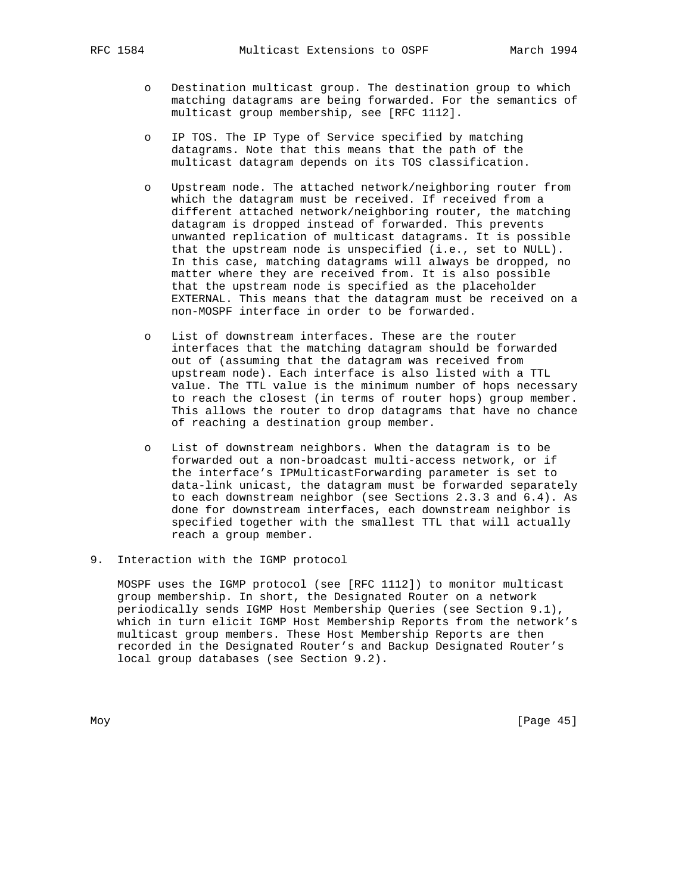- Destination multicast group. The destination group to which matching datagrams are being forwarded. For the semantics of multicast group membership, see [RFC 1112].

- IP TOS. The IP Type of Service specified by matching datagrams. Note that this means that the path of the multicast datagram depends on its TOS classification.

- Upstream node. The attached network/neighboring router from which the datagram must be received. If received from a different attached network/neighboring router, the matching datagram is dropped instead of forwarded. This prevents unwanted replication of multicast datagrams. It is possible that the upstream node is unspecified (i.e., set to NULL). In this case, matching datagrams will always be dropped, no matter where they are received from. It is also possible that the upstream node is specified as the placeholder EXTERNAL. This means that the datagram must be received on a non-MOSPF interface in order to be forwarded.

- List of downstream interfaces. These are the router interfaces that the matching datagram should be forwarded out of (assuming that the datagram was received from upstream node). Each interface is also listed with a TTL value. The TTL value is the minimum number of hops necessary to reach the closest (in terms of router hops) group member. This allows the router to drop datagrams that have no chance of reaching a destination group member.

- List of downstream neighbors. When the datagram is to be forwarded out a non-broadcast multi-access network, or if the interface's IPMulticastForwarding parameter is set to data-link unicast, the datagram must be forwarded separately to each downstream neighbor (see Sections 2.3.3 and 6.4). As done for downstream interfaces, each downstream neighbor is specified together with the smallest TTL that will actually reach a group member.

# 9. Interaction with the IGMP protocol

MOSPF uses the IGMP protocol (see [RFC 1112]) to monitor multicast group membership. In short, the Designated Router on a network periodically sends IGMP Host Membership Queries (see Section 9.1), which in turn elicit IGMP Host Membership Reports from the network's multicast group members. These Host Membership Reports are then recorded in the Designated Router's and Backup Designated Router's local group databases (see Section 9.2).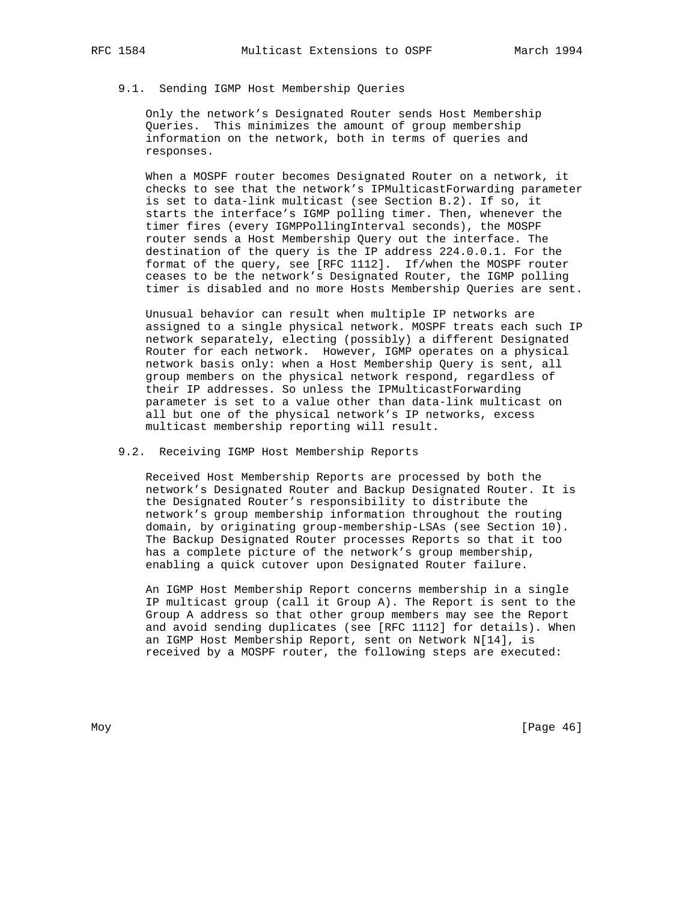### 9.1. Sending IGMP Host Membership Queries

Only the network's Designated Router sends Host Membership Queries. This minimizes the amount of group membership information on the network, both in terms of queries and responses.

When a MOSPF router becomes Designated Router on a network, it checks to see that the network's IPMulticastForwarding parameter is set to data-link multicast (see Section B.2). If so, it starts the interface's IGMP polling timer. Then, whenever the timer fires (every IGMPPollingInterval seconds), the MOSPF router sends a Host Membership Query out the interface. The destination of the query is the IP address 224.0.0.1. For the format of the query, see [RFC 1112]. If/when the MOSPF router ceases to be the network's Designated Router, the IGMP polling timer is disabled and no more Hosts Membership Queries are sent.

Unusual behavior can result when multiple IP networks are assigned to a single physical network. MOSPF treats each such IP network separately, electing (possibly) a different Designated Router for each network. However, IGMP operates on a physical network basis only: when a Host Membership Query is sent, all group members on the physical network respond, regardless of their IP addresses. So unless the IPMulticastForwarding parameter is set to a value other than data-link multicast on all but one of the physical network's IP networks, excess multicast membership reporting will result.

### 9.2. Receiving IGMP Host Membership Reports

Received Host Membership Reports are processed by both the network's Designated Router and Backup Designated Router. It is the Designated Router's responsibility to distribute the network's group membership information throughout the routing domain, by originating group-membership-LSAs (see Section 10). The Backup Designated Router processes Reports so that it too has a complete picture of the network's group membership, enabling a quick cutover upon Designated Router failure.

An IGMP Host Membership Report concerns membership in a single IP multicast group (call it Group A). The Report is sent to the Group A address so that other group members may see the Report and avoid sending duplicates (see [RFC 1112] for details). When an IGMP Host Membership Report, sent on Network N[14], is received by a MOSPF router, the following steps are executed: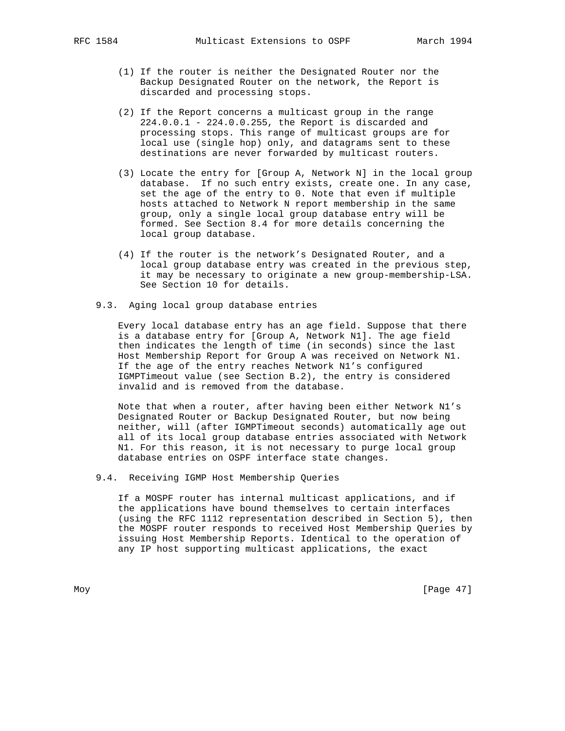(1) If the router is neither the Designated Router nor the Backup Designated Router on the network, the Report is discarded and processing stops.

(2) If the Report concerns a multicast group in the range 224.0.0.1 - 224.0.0.255, the Report is discarded and processing stops. This range of multicast groups are for local use (single hop) only, and datagrams sent to these destinations are never forwarded by multicast routers.

(3) Locate the entry for [Group A, Network N] in the local group database. If no such entry exists, create one. In any case, set the age of the entry to 0. Note that even if multiple hosts attached to Network N report membership in the same group, only a single local group database entry will be formed. See Section 8.4 for more details concerning the local group database.

(4) If the router is the network's Designated Router, and a local group database entry was created in the previous step, it may be necessary to originate a new group-membership-LSA. See Section 10 for details.

### 9.3. Aging local group database entries

Every local database entry has an age field. Suppose that there is a database entry for [Group A, Network N1]. The age field then indicates the length of time (in seconds) since the last Host Membership Report for Group A was received on Network N1. If the age of the entry reaches Network N1's configured IGMPTimeout value (see Section B.2), the entry is considered invalid and is removed from the database.

Note that when a router, after having been either Network N1's Designated Router or Backup Designated Router, but now being neither, will (after IGMPTimeout seconds) automatically age out all of its local group database entries associated with Network N1. For this reason, it is not necessary to purge local group database entries on OSPF interface state changes.

### 9.4. Receiving IGMP Host Membership Queries

If a MOSPF router has internal multicast applications, and if the applications have bound themselves to certain interfaces (using the RFC 1112 representation described in Section 5), then the MOSPF router responds to received Host Membership Queries by issuing Host Membership Reports. Identical to the operation of any IP host supporting multicast applications, the exact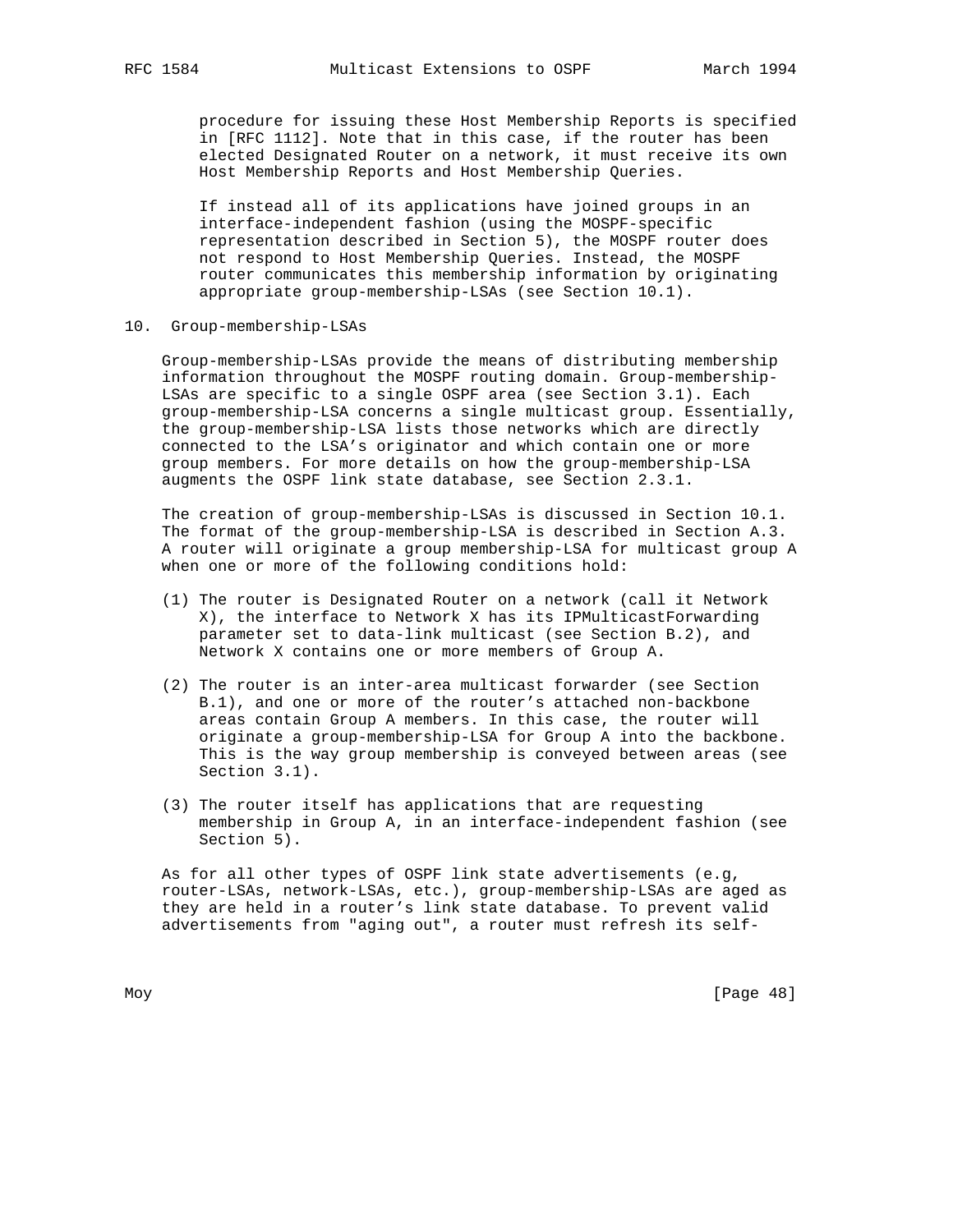procedure for issuing these Host Membership Reports is specified in [RFC 1112]. Note that in this case, if the router has been elected Designated Router on a network, it must receive its own Host Membership Reports and Host Membership Queries.

If instead all of its applications have joined groups in an interface-independent fashion (using the MOSPF-specific representation described in Section 5), the MOSPF router does not respond to Host Membership Queries. Instead, the MOSPF router communicates this membership information by originating appropriate group-membership-LSAs (see Section 10.1).

## 10. Group-membership-LSAs

Group-membership-LSAs provide the means of distributing membership information throughout the MOSPF routing domain. Group-membership-LSAs are specific to a single OSPF area (see Section 3.1). Each group-membership-LSA concerns a single multicast group. Essentially, the group-membership-LSA lists those networks which are directly connected to the LSA's originator and which contain one or more group members. For more details on how the group-membership-LSA augments the OSPF link state database, see Section 2.3.1.

The creation of group-membership-LSAs is discussed in Section 10.1. The format of the group-membership-LSA is described in Section A.3. A router will originate a group membership-LSA for multicast group A when one or more of the following conditions hold:

(1) The router is Designated Router on a network (call it Network X), the interface to Network X has its IPMulticastForwarding parameter set to data-link multicast (see Section B.2), and Network X contains one or more members of Group A.

(2) The router is an inter-area multicast forwarder (see Section B.1), and one or more of the router's attached non-backbone areas contain Group A members. In this case, the router will originate a group-membership-LSA for Group A into the backbone. This is the way group membership is conveyed between areas (see Section 3.1).

(3) The router itself has applications that are requesting membership in Group A, in an interface-independent fashion (see Section 5).

As for all other types of OSPF link state advertisements (e.g, router-LSAs, network-LSAs, etc.), group-membership-LSAs are aged as they are held in a router's link state database. To prevent valid advertisements from "aging out", a router must refresh its self-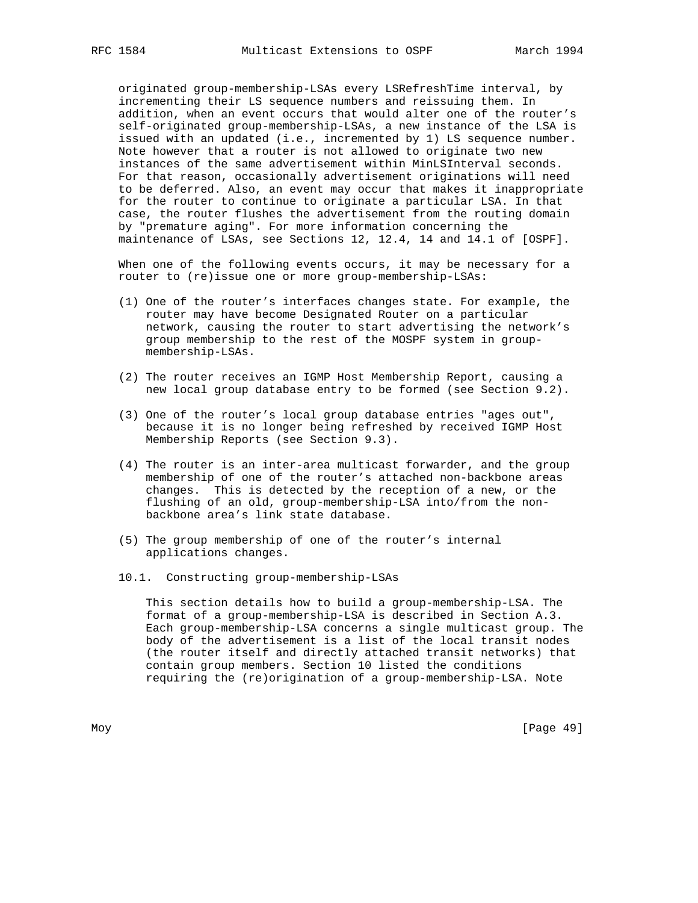originated group-membership-LSAs every LSRefreshTime interval, by incrementing their LS sequence numbers and reissuing them. In addition, when an event occurs that would alter one of the router's self-originated group-membership-LSAs, a new instance of the LSA is issued with an updated (i.e., incremented by 1) LS sequence number. Note however that a router is not allowed to originate two new instances of the same advertisement within MinLSInterval seconds. For that reason, occasionally advertisement originations will need to be deferred. Also, an event may occur that makes it inappropriate for the router to continue to originate a particular LSA. In that case, the router flushes the advertisement from the routing domain by "premature aging". For more information concerning the maintenance of LSAs, see Sections 12, 12.4, 14 and 14.1 of [OSPF].

When one of the following events occurs, it may be necessary for a router to (re)issue one or more group-membership-LSAs:

(1) One of the router's interfaces changes state. For example, the router may have become Designated Router on a particular network, causing the router to start advertising the network's group membership to the rest of the MOSPF system in group-membership-LSAs.

(2) The router receives an IGMP Host Membership Report, causing a new local group database entry to be formed (see Section 9.2).

(3) One of the router's local group database entries "ages out", because it is no longer being refreshed by received IGMP Host Membership Reports (see Section 9.3).

(4) The router is an inter-area multicast forwarder, and the group membership of one of the router's attached non-backbone areas changes. This is detected by the reception of a new, or the flushing of an old, group-membership-LSA into/from the non-backbone area's link state database.

(5) The group membership of one of the router's internal applications changes.

## 10.1. Constructing group-membership-LSAs

This section details how to build a group-membership-LSA. The format of a group-membership-LSA is described in Section A.3. Each group-membership-LSA concerns a single multicast group. The body of the advertisement is a list of the local transit nodes (the router itself and directly attached transit networks) that contain group members. Section 10 listed the conditions requiring the (re)origination of a group-membership-LSA. Note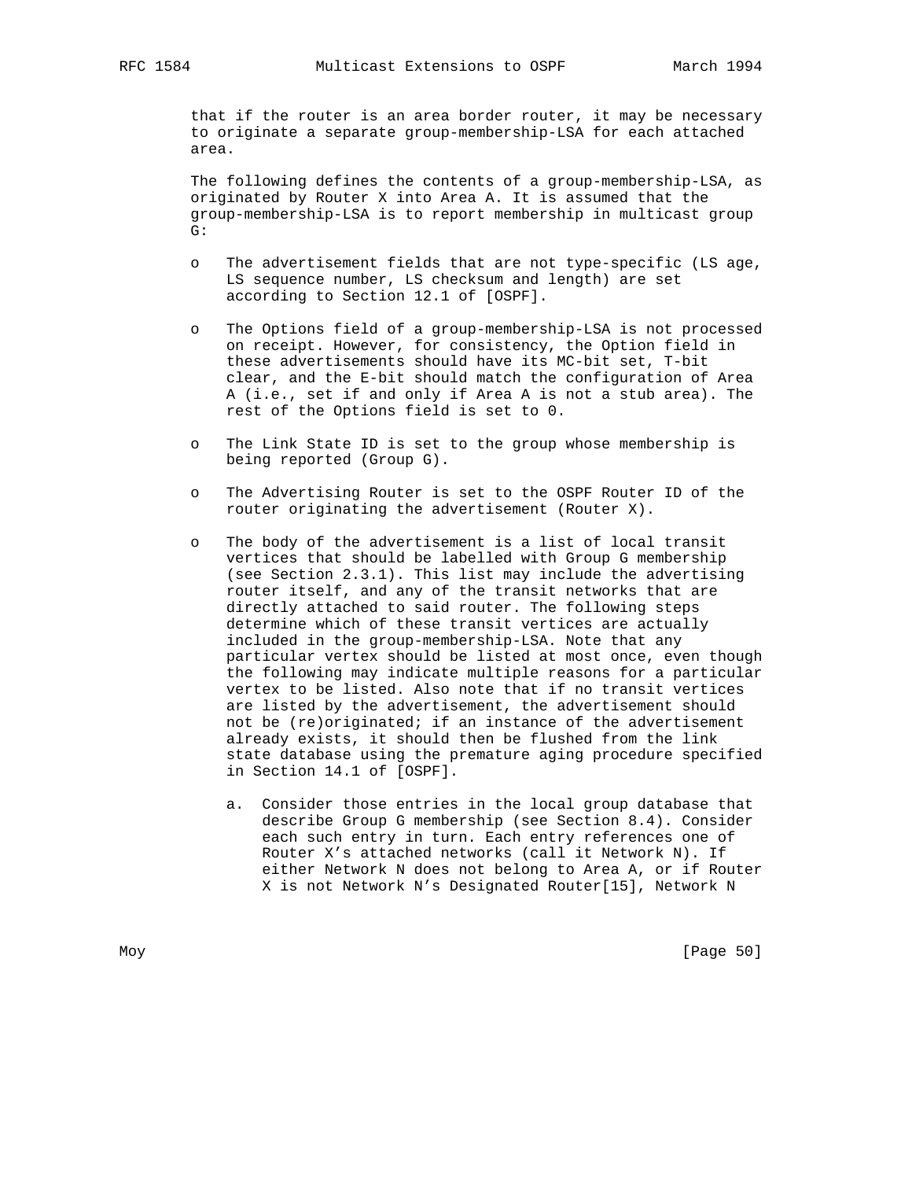that if the router is an area border router, it may be necessary to originate a separate group-membership-LSA for each attached area.

The following defines the contents of a group-membership-LSA, as originated by Router X into Area A. It is assumed that the group-membership-LSA is to report membership in multicast group G:

- The advertisement fields that are not type-specific (LS age, LS sequence number, LS checksum and length) are set according to Section 12.1 of [OSPF].

- The Options field of a group-membership-LSA is not processed on receipt. However, for consistency, the Option field in these advertisements should have its MC-bit set, T-bit clear, and the E-bit should match the configuration of Area A (i.e., set if and only if Area A is not a stub area). The rest of the Options field is set to 0.

- The Link State ID is set to the group whose membership is being reported (Group G).

- The Advertising Router is set to the OSPF Router ID of the router originating the advertisement (Router X).

- The body of the advertisement is a list of local transit vertices that should be labelled with Group G membership (see Section 2.3.1). This list may include the advertising router itself, and any of the transit networks that are directly attached to said router. The following steps determine which of these transit vertices are actually included in the group-membership-LSA. Note that any particular vertex should be listed at most once, even though the following may indicate multiple reasons for a particular vertex to be listed. Also note that if no transit vertices are listed by the advertisement, the advertisement should not be (re)originated; if an instance of the advertisement already exists, it should then be flushed from the link state database using the premature aging procedure specified in Section 14.1 of [OSPF].

  a. Consider those entries in the local group database that describe Group G membership (see Section 8.4). Consider each such entry in turn. Each entry references one of Router X's attached networks (call it Network N). If either Network N does not belong to Area A, or if Router X is not Network N's Designated Router[15], Network N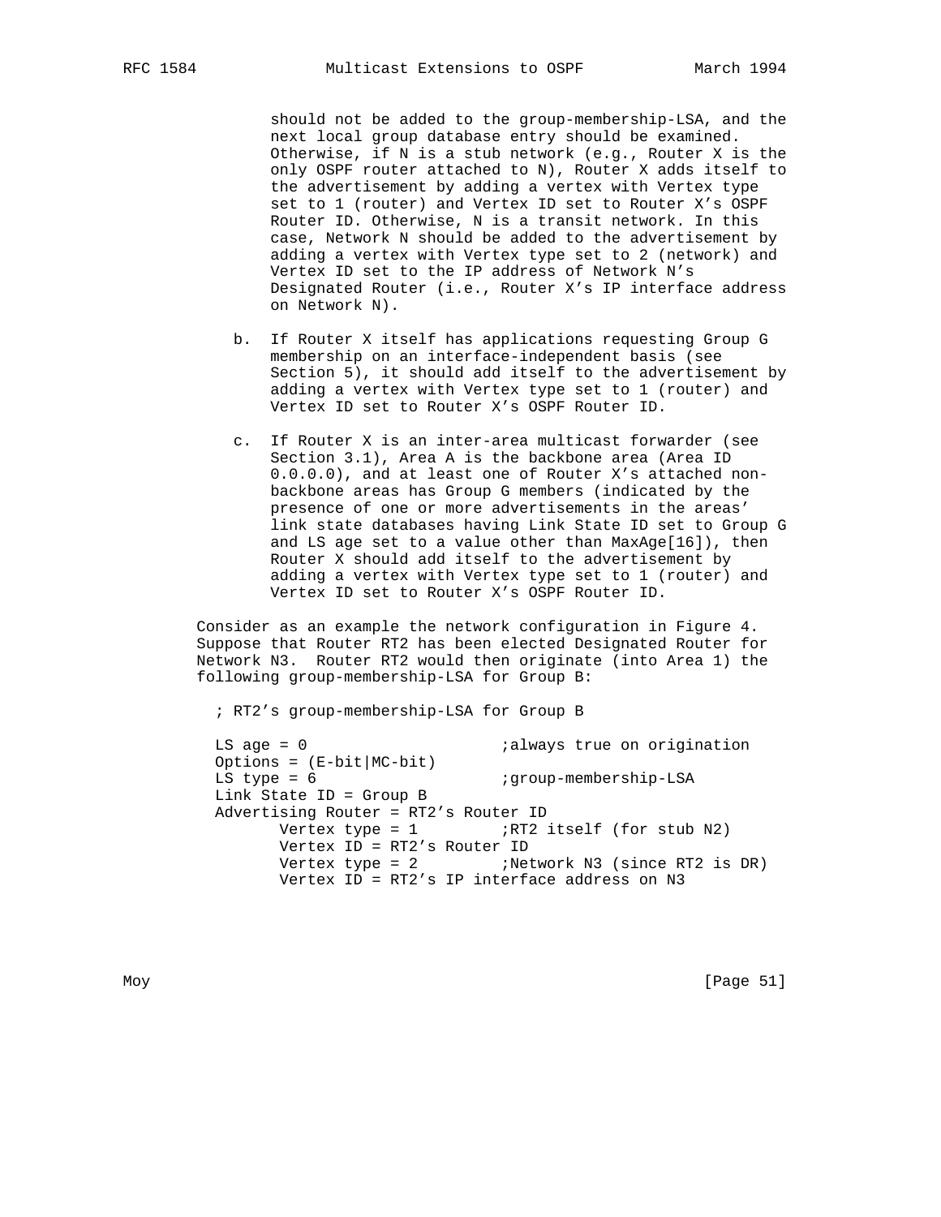should not be added to the group-membership-LSA, and the next local group database entry should be examined. Otherwise, if N is a stub network (e.g., Router X is the only OSPF router attached to N), Router X adds itself to the advertisement by adding a vertex with Vertex type set to 1 (router) and Vertex ID set to Router X's OSPF Router ID. Otherwise, N is a transit network. In this case, Network N should be added to the advertisement by adding a vertex with Vertex type set to 2 (network) and Vertex ID set to the IP address of Network N's Designated Router (i.e., Router X's IP interface address on Network N).

b. If Router X itself has applications requesting Group G membership on an interface-independent basis (see Section 5), it should add itself to the advertisement by adding a vertex with Vertex type set to 1 (router) and Vertex ID set to Router X's OSPF Router ID.

c. If Router X is an inter-area multicast forwarder (see Section 3.1), Area A is the backbone area (Area ID 0.0.0.0), and at least one of Router X's attached non-backbone areas has Group G members (indicated by the presence of one or more advertisements in the areas' link state databases having Link State ID set to Group G and LS age set to a value other than MaxAge[16]), then Router X should add itself to the advertisement by adding a vertex with Vertex type set to 1 (router) and Vertex ID set to Router X's OSPF Router ID.

Consider as an example the network configuration in Figure 4. Suppose that Router RT2 has been elected Designated Router for Network N3. Router RT2 would then originate (into Area 1) the following group-membership-LSA for Group B:

```
; RT2's group-membership-LSA for Group B

LS age = 0                     ;always true on origination
Options = (E-bit|MC-bit)
LS type = 6                    ;group-membership-LSA
Link State ID = Group B
Advertising Router = RT2's Router ID
       Vertex type = 1         ;RT2 itself (for stub N2)
       Vertex ID = RT2's Router ID
       Vertex type = 2         ;Network N3 (since RT2 is DR)
       Vertex ID = RT2's IP interface address on N3
```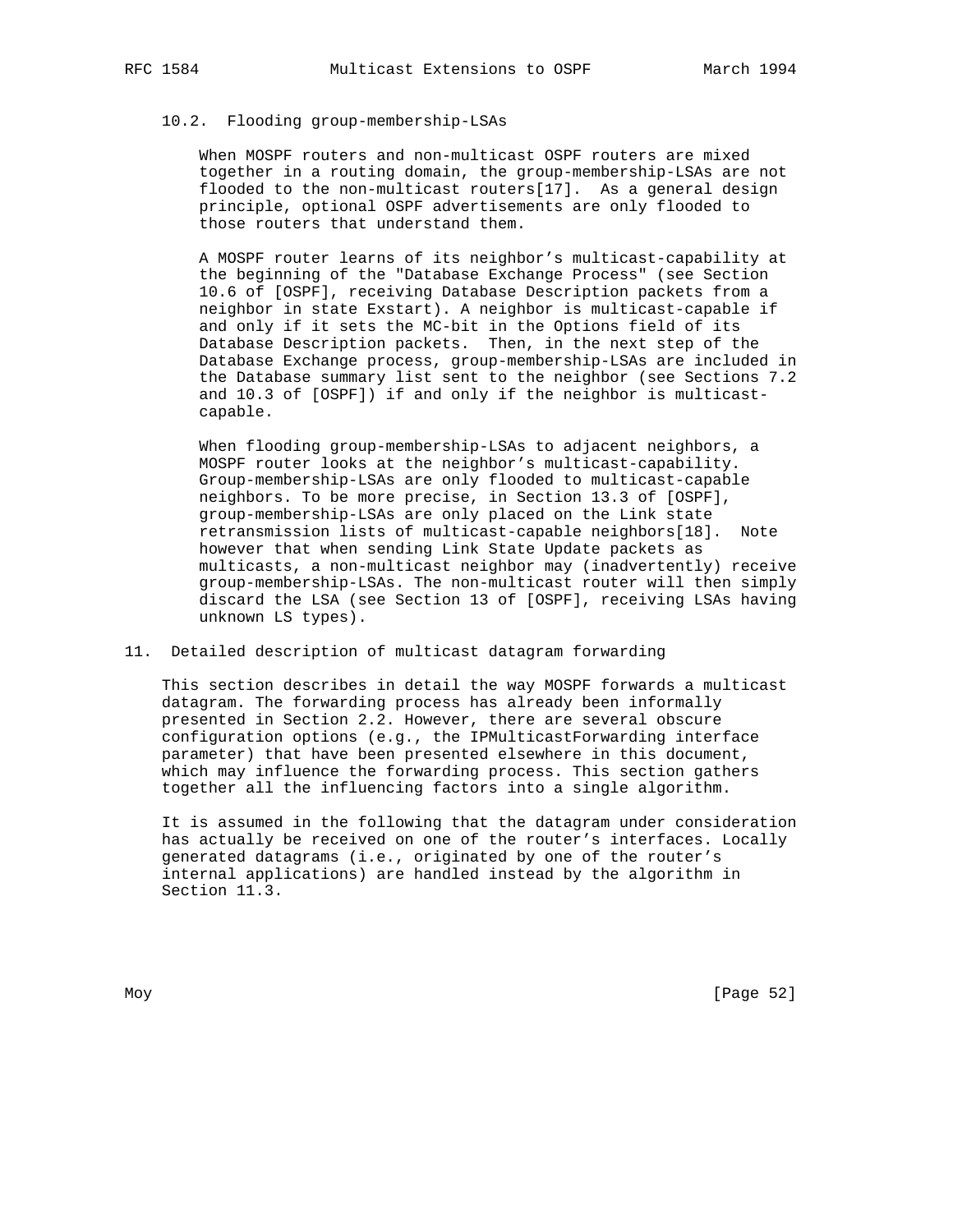### 10.2. Flooding group-membership-LSAs

When MOSPF routers and non-multicast OSPF routers are mixed together in a routing domain, the group-membership-LSAs are not flooded to the non-multicast routers[17]. As a general design principle, optional OSPF advertisements are only flooded to those routers that understand them.

A MOSPF router learns of its neighbor's multicast-capability at the beginning of the "Database Exchange Process" (see Section 10.6 of [OSPF], receiving Database Description packets from a neighbor in state Exstart). A neighbor is multicast-capable if and only if it sets the MC-bit in the Options field of its Database Description packets. Then, in the next step of the Database Exchange process, group-membership-LSAs are included in the Database summary list sent to the neighbor (see Sections 7.2 and 10.3 of [OSPF]) if and only if the neighbor is multicast-capable.

When flooding group-membership-LSAs to adjacent neighbors, a MOSPF router looks at the neighbor's multicast-capability. Group-membership-LSAs are only flooded to multicast-capable neighbors. To be more precise, in Section 13.3 of [OSPF], group-membership-LSAs are only placed on the Link state retransmission lists of multicast-capable neighbors[18]. Note however that when sending Link State Update packets as multicasts, a non-multicast neighbor may (inadvertently) receive group-membership-LSAs. The non-multicast router will then simply discard the LSA (see Section 13 of [OSPF], receiving LSAs having unknown LS types).

## 11. Detailed description of multicast datagram forwarding

This section describes in detail the way MOSPF forwards a multicast datagram. The forwarding process has already been informally presented in Section 2.2. However, there are several obscure configuration options (e.g., the IPMulticastForwarding interface parameter) that have been presented elsewhere in this document, which may influence the forwarding process. This section gathers together all the influencing factors into a single algorithm.

It is assumed in the following that the datagram under consideration has actually be received on one of the router's interfaces. Locally generated datagrams (i.e., originated by one of the router's internal applications) are handled instead by the algorithm in Section 11.3.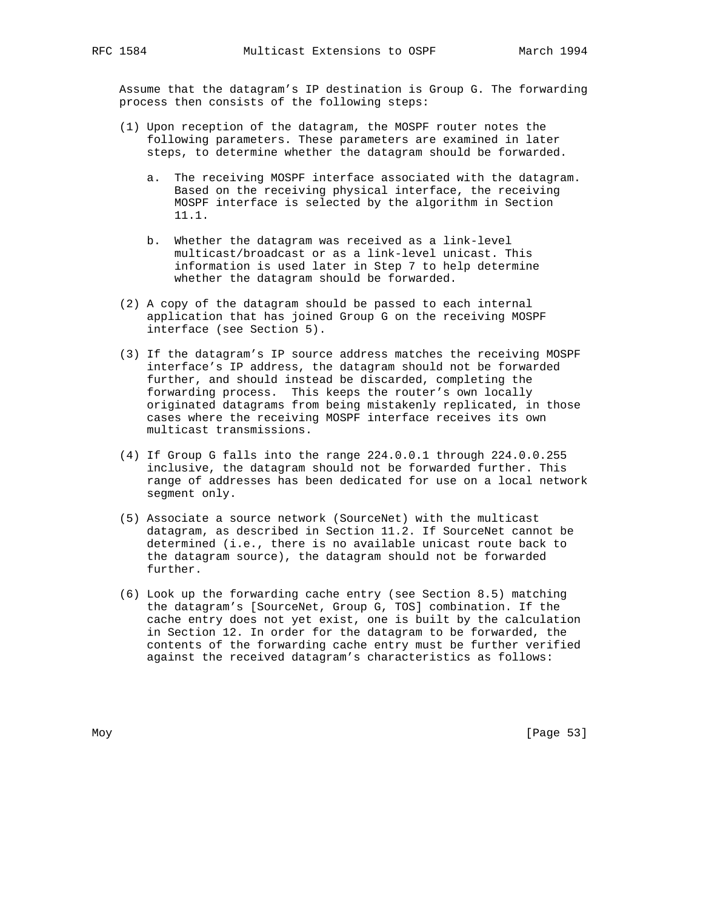Assume that the datagram's IP destination is Group G. The forwarding process then consists of the following steps:

(1) Upon reception of the datagram, the MOSPF router notes the following parameters. These parameters are examined in later steps, to determine whether the datagram should be forwarded.

   a. The receiving MOSPF interface associated with the datagram. Based on the receiving physical interface, the receiving MOSPF interface is selected by the algorithm in Section 11.1.

   b. Whether the datagram was received as a link-level multicast/broadcast or as a link-level unicast. This information is used later in Step 7 to help determine whether the datagram should be forwarded.

(2) A copy of the datagram should be passed to each internal application that has joined Group G on the receiving MOSPF interface (see Section 5).

(3) If the datagram's IP source address matches the receiving MOSPF interface's IP address, the datagram should not be forwarded further, and should instead be discarded, completing the forwarding process. This keeps the router's own locally originated datagrams from being mistakenly replicated, in those cases where the receiving MOSPF interface receives its own multicast transmissions.

(4) If Group G falls into the range 224.0.0.1 through 224.0.0.255 inclusive, the datagram should not be forwarded further. This range of addresses has been dedicated for use on a local network segment only.

(5) Associate a source network (SourceNet) with the multicast datagram, as described in Section 11.2. If SourceNet cannot be determined (i.e., there is no available unicast route back to the datagram source), the datagram should not be forwarded further.

(6) Look up the forwarding cache entry (see Section 8.5) matching the datagram's [SourceNet, Group G, TOS] combination. If the cache entry does not yet exist, one is built by the calculation in Section 12. In order for the datagram to be forwarded, the contents of the forwarding cache entry must be further verified against the received datagram's characteristics as follows: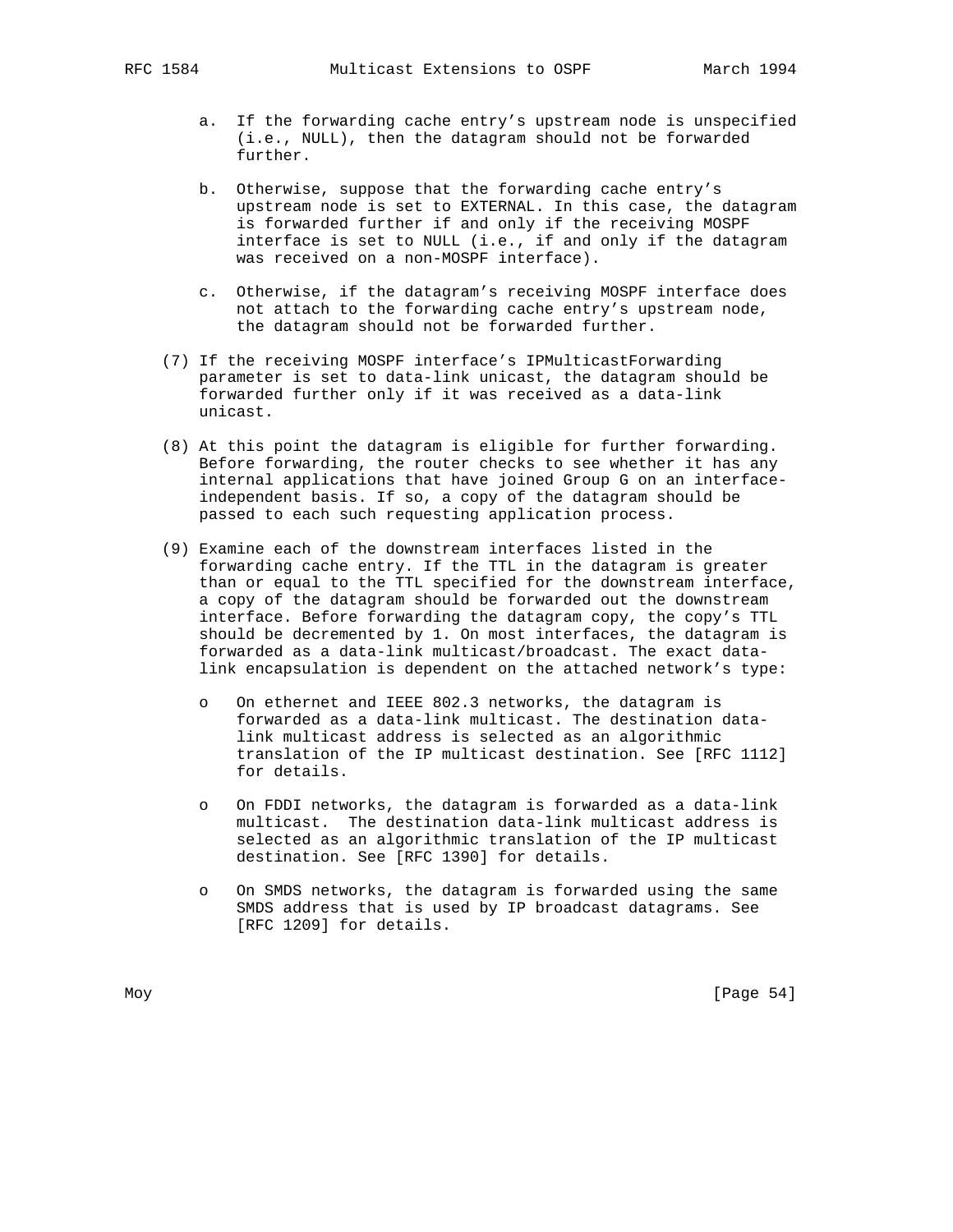a. If the forwarding cache entry's upstream node is unspecified (i.e., NULL), then the datagram should not be forwarded further.

b. Otherwise, suppose that the forwarding cache entry's upstream node is set to EXTERNAL. In this case, the datagram is forwarded further if and only if the receiving MOSPF interface is set to NULL (i.e., if and only if the datagram was received on a non-MOSPF interface).

c. Otherwise, if the datagram's receiving MOSPF interface does not attach to the forwarding cache entry's upstream node, the datagram should not be forwarded further.

(7) If the receiving MOSPF interface's IPMulticastForwarding parameter is set to data-link unicast, the datagram should be forwarded further only if it was received as a data-link unicast.

(8) At this point the datagram is eligible for further forwarding. Before forwarding, the router checks to see whether it has any internal applications that have joined Group G on an interface-independent basis. If so, a copy of the datagram should be passed to each such requesting application process.

(9) Examine each of the downstream interfaces listed in the forwarding cache entry. If the TTL in the datagram is greater than or equal to the TTL specified for the downstream interface, a copy of the datagram should be forwarded out the downstream interface. Before forwarding the datagram copy, the copy's TTL should be decremented by 1. On most interfaces, the datagram is forwarded as a data-link multicast/broadcast. The exact data-link encapsulation is dependent on the attached network's type:

- On ethernet and IEEE 802.3 networks, the datagram is forwarded as a data-link multicast. The destination data-link multicast address is selected as an algorithmic translation of the IP multicast destination. See [RFC 1112] for details.

- On FDDI networks, the datagram is forwarded as a data-link multicast. The destination data-link multicast address is selected as an algorithmic translation of the IP multicast destination. See [RFC 1390] for details.

- On SMDS networks, the datagram is forwarded using the same SMDS address that is used by IP broadcast datagrams. See [RFC 1209] for details.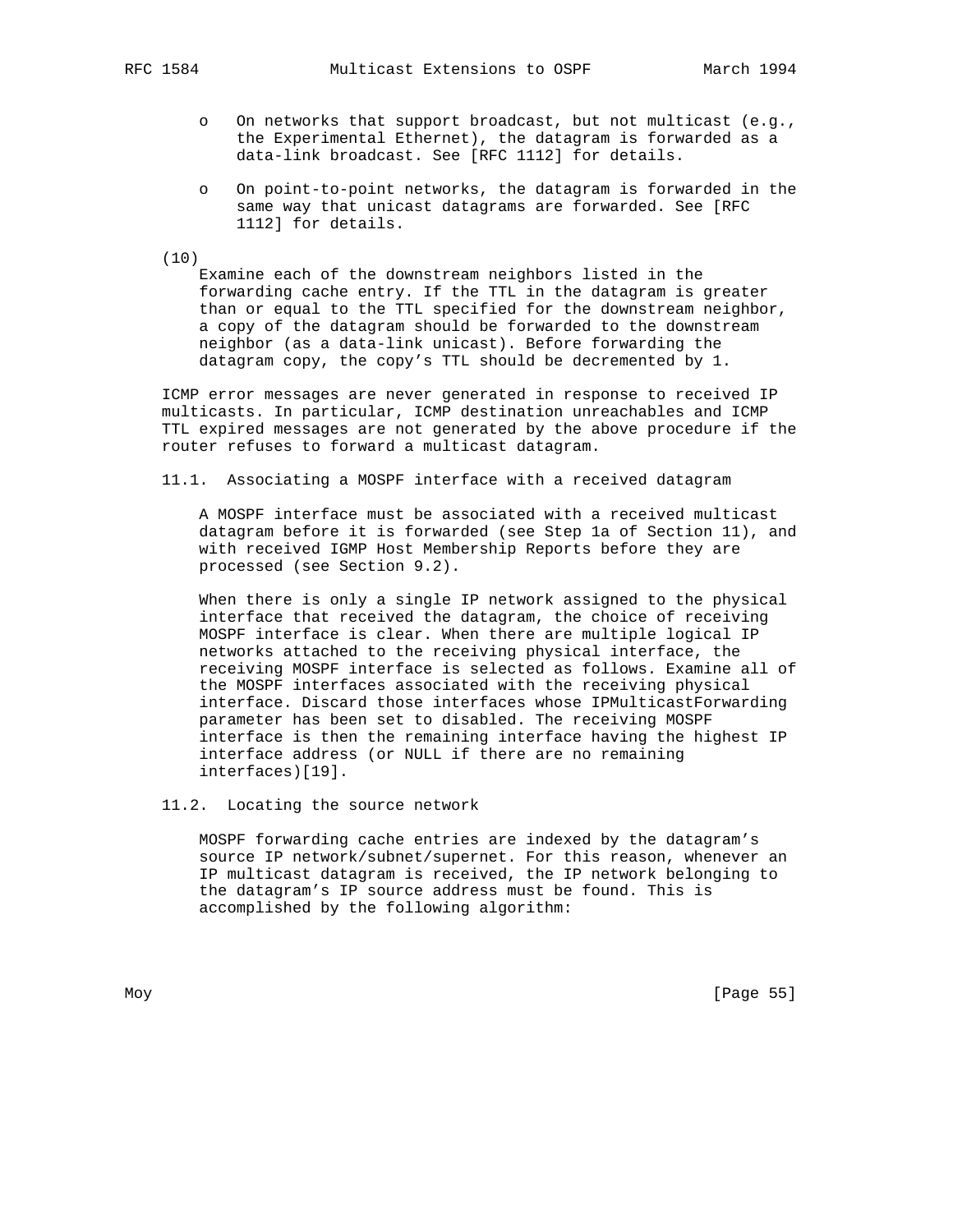- On networks that support broadcast, but not multicast (e.g., the Experimental Ethernet), the datagram is forwarded as a data-link broadcast. See [RFC 1112] for details.

- On point-to-point networks, the datagram is forwarded in the same way that unicast datagrams are forwarded. See [RFC 1112] for details.

(10)
Examine each of the downstream neighbors listed in the forwarding cache entry. If the TTL in the datagram is greater than or equal to the TTL specified for the downstream neighbor, a copy of the datagram should be forwarded to the downstream neighbor (as a data-link unicast). Before forwarding the datagram copy, the copy's TTL should be decremented by 1.

ICMP error messages are never generated in response to received IP multicasts. In particular, ICMP destination unreachables and ICMP TTL expired messages are not generated by the above procedure if the router refuses to forward a multicast datagram.

### 11.1. Associating a MOSPF interface with a received datagram

A MOSPF interface must be associated with a received multicast datagram before it is forwarded (see Step 1a of Section 11), and with received IGMP Host Membership Reports before they are processed (see Section 9.2).

When there is only a single IP network assigned to the physical interface that received the datagram, the choice of receiving MOSPF interface is clear. When there are multiple logical IP networks attached to the receiving physical interface, the receiving MOSPF interface is selected as follows. Examine all of the MOSPF interfaces associated with the receiving physical interface. Discard those interfaces whose IPMulticastForwarding parameter has been set to disabled. The receiving MOSPF interface is then the remaining interface having the highest IP interface address (or NULL if there are no remaining interfaces)[19].

### 11.2. Locating the source network

MOSPF forwarding cache entries are indexed by the datagram's source IP network/subnet/supernet. For this reason, whenever an IP multicast datagram is received, the IP network belonging to the datagram's IP source address must be found. This is accomplished by the following algorithm: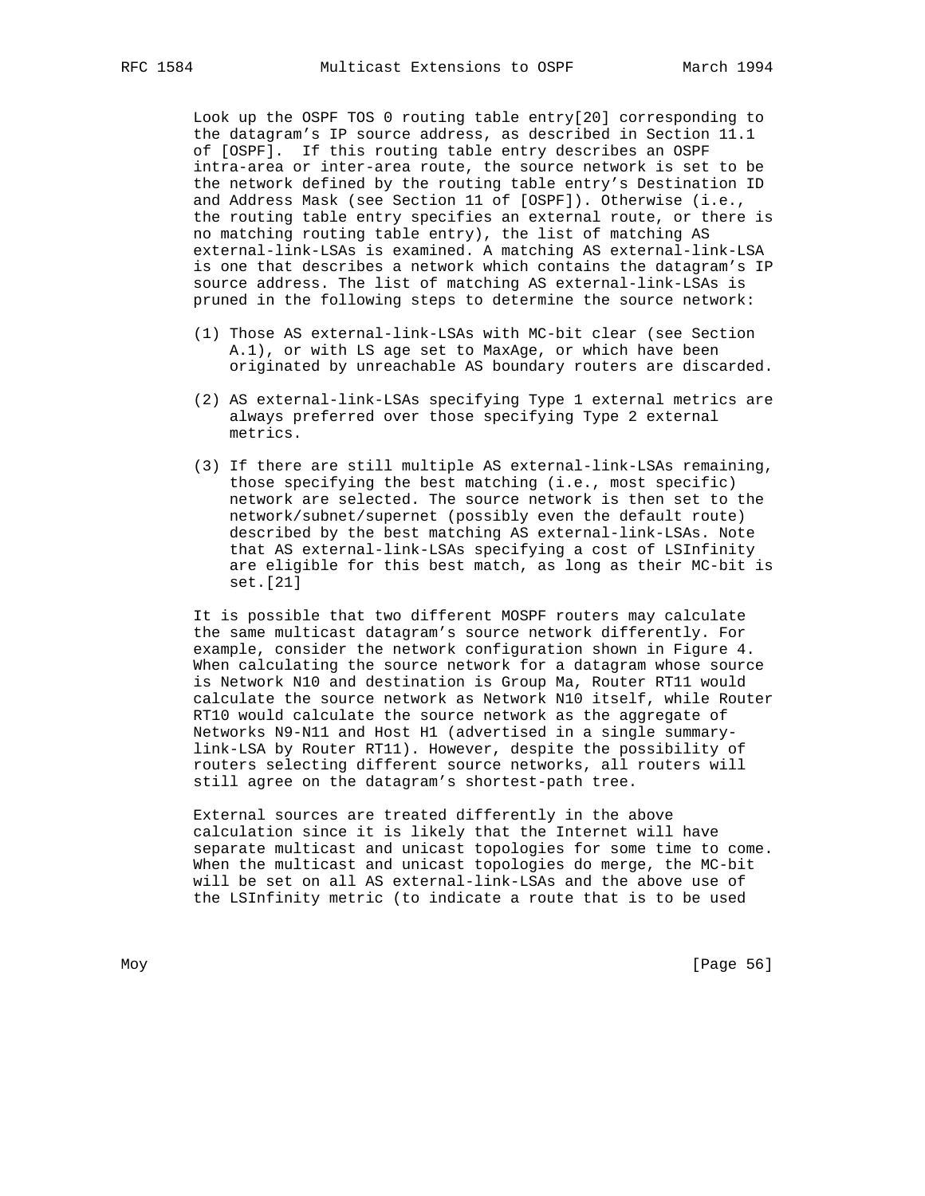Look up the OSPF TOS 0 routing table entry[20] corresponding to the datagram's IP source address, as described in Section 11.1 of [OSPF]. If this routing table entry describes an OSPF intra-area or inter-area route, the source network is set to be the network defined by the routing table entry's Destination ID and Address Mask (see Section 11 of [OSPF]). Otherwise (i.e., the routing table entry specifies an external route, or there is no matching routing table entry), the list of matching AS external-link-LSAs is examined. A matching AS external-link-LSA is one that describes a network which contains the datagram's IP source address. The list of matching AS external-link-LSAs is pruned in the following steps to determine the source network:

(1) Those AS external-link-LSAs with MC-bit clear (see Section A.1), or with LS age set to MaxAge, or which have been originated by unreachable AS boundary routers are discarded.

(2) AS external-link-LSAs specifying Type 1 external metrics are always preferred over those specifying Type 2 external metrics.

(3) If there are still multiple AS external-link-LSAs remaining, those specifying the best matching (i.e., most specific) network are selected. The source network is then set to the network/subnet/supernet (possibly even the default route) described by the best matching AS external-link-LSAs. Note that AS external-link-LSAs specifying a cost of LSInfinity are eligible for this best match, as long as their MC-bit is set.[21]

It is possible that two different MOSPF routers may calculate the same multicast datagram's source network differently. For example, consider the network configuration shown in Figure 4. When calculating the source network for a datagram whose source is Network N10 and destination is Group Ma, Router RT11 would calculate the source network as Network N10 itself, while Router RT10 would calculate the source network as the aggregate of Networks N9-N11 and Host H1 (advertised in a single summary-link-LSA by Router RT11). However, despite the possibility of routers selecting different source networks, all routers will still agree on the datagram's shortest-path tree.

External sources are treated differently in the above calculation since it is likely that the Internet will have separate multicast and unicast topologies for some time to come. When the multicast and unicast topologies do merge, the MC-bit will be set on all AS external-link-LSAs and the above use of the LSInfinity metric (to indicate a route that is to be used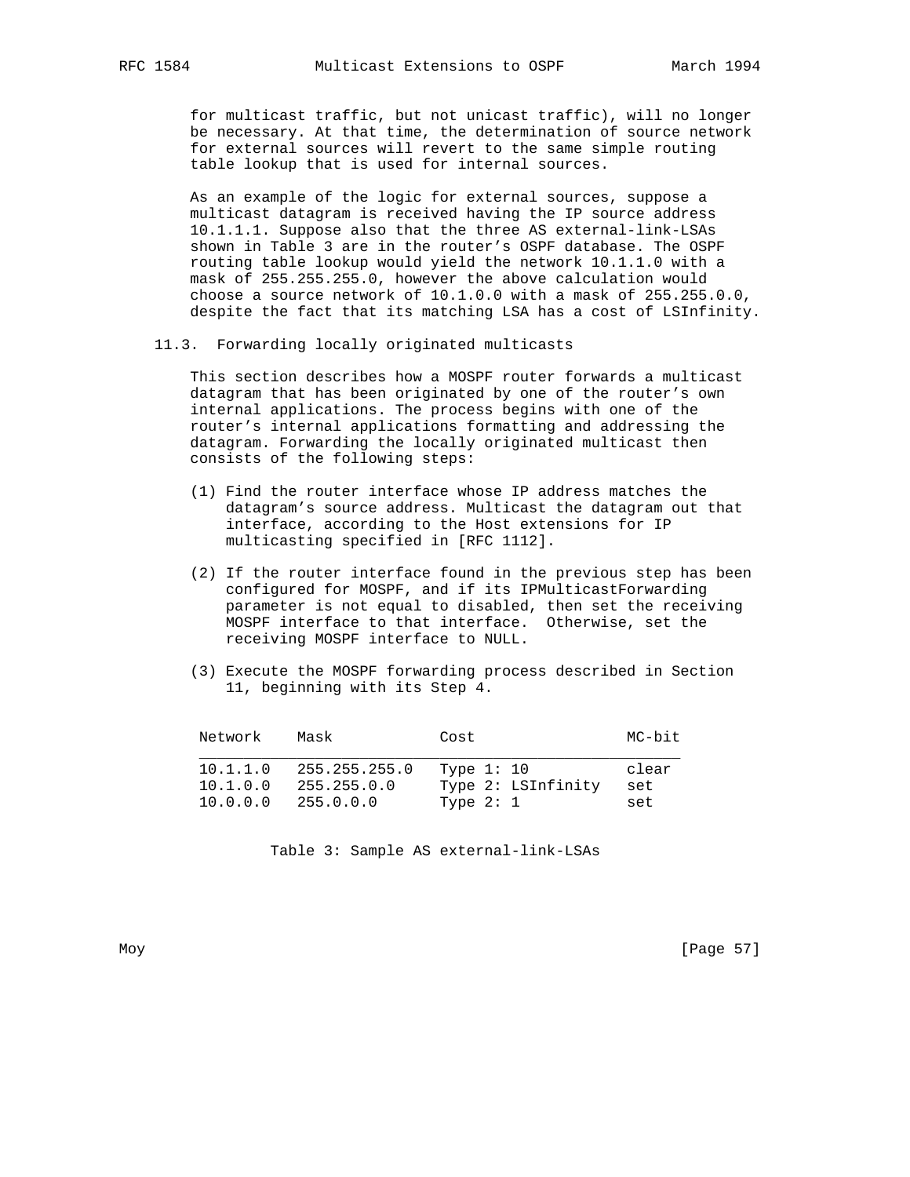for multicast traffic, but not unicast traffic), will no longer be necessary. At that time, the determination of source network for external sources will revert to the same simple routing table lookup that is used for internal sources.

As an example of the logic for external sources, suppose a multicast datagram is received having the IP source address 10.1.1.1. Suppose also that the three AS external-link-LSAs shown in Table 3 are in the router's OSPF database. The OSPF routing table lookup would yield the network 10.1.1.0 with a mask of 255.255.255.0, however the above calculation would choose a source network of 10.1.0.0 with a mask of 255.255.0.0, despite the fact that its matching LSA has a cost of LSInfinity.

### 11.3. Forwarding locally originated multicasts

This section describes how a MOSPF router forwards a multicast datagram that has been originated by one of the router's own internal applications. The process begins with one of the router's internal applications formatting and addressing the datagram. Forwarding the locally originated multicast then consists of the following steps:

(1) Find the router interface whose IP address matches the datagram's source address. Multicast the datagram out that interface, according to the Host extensions for IP multicasting specified in [RFC 1112].

(2) If the router interface found in the previous step has been configured for MOSPF, and if its IPMulticastForwarding parameter is not equal to disabled, then set the receiving MOSPF interface to that interface. Otherwise, set the receiving MOSPF interface to NULL.

(3) Execute the MOSPF forwarding process described in Section 11, beginning with its Step 4.

| Network | Mask | Cost | MC-bit |
|---|---|---|---|
| 10.1.1.0 | 255.255.255.0 | Type 1: 10 | clear |
| 10.1.0.0 | 255.255.0.0 | Type 2: LSInfinity | set |
| 10.0.0.0 | 255.0.0.0 | Type 2: 1 | set |

Table 3: Sample AS external-link-LSAs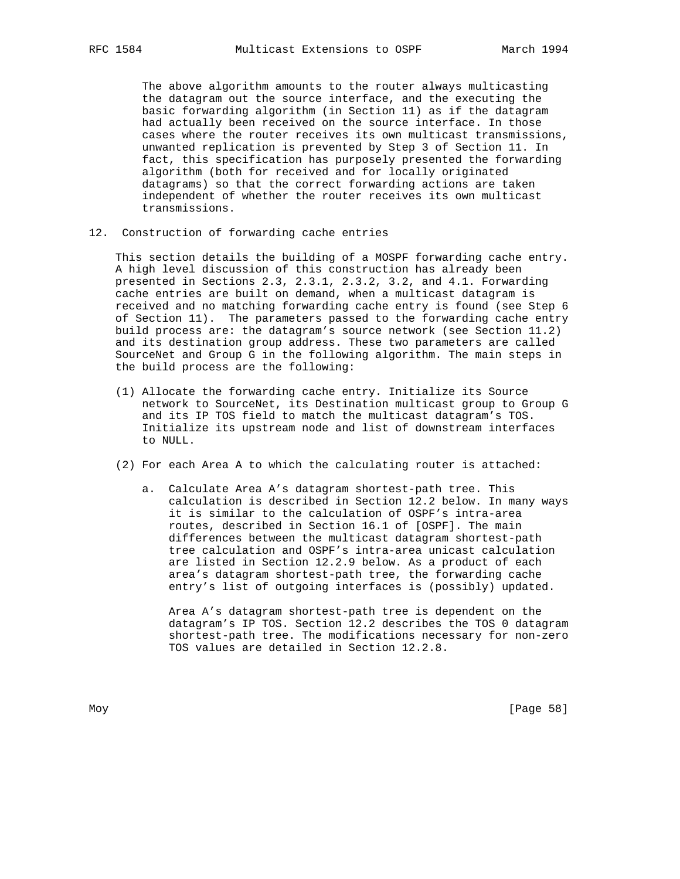The above algorithm amounts to the router always multicasting the datagram out the source interface, and the executing the basic forwarding algorithm (in Section 11) as if the datagram had actually been received on the source interface. In those cases where the router receives its own multicast transmissions, unwanted replication is prevented by Step 3 of Section 11. In fact, this specification has purposely presented the forwarding algorithm (both for received and for locally originated datagrams) so that the correct forwarding actions are taken independent of whether the router receives its own multicast transmissions.

## 12. Construction of forwarding cache entries

This section details the building of a MOSPF forwarding cache entry. A high level discussion of this construction has already been presented in Sections 2.3, 2.3.1, 2.3.2, 3.2, and 4.1. Forwarding cache entries are built on demand, when a multicast datagram is received and no matching forwarding cache entry is found (see Step 6 of Section 11). The parameters passed to the forwarding cache entry build process are: the datagram's source network (see Section 11.2) and its destination group address. These two parameters are called SourceNet and Group G in the following algorithm. The main steps in the build process are the following:

(1) Allocate the forwarding cache entry. Initialize its Source network to SourceNet, its Destination multicast group to Group G and its IP TOS field to match the multicast datagram's TOS. Initialize its upstream node and list of downstream interfaces to NULL.

(2) For each Area A to which the calculating router is attached:

a. Calculate Area A's datagram shortest-path tree. This calculation is described in Section 12.2 below. In many ways it is similar to the calculation of OSPF's intra-area routes, described in Section 16.1 of [OSPF]. The main differences between the multicast datagram shortest-path tree calculation and OSPF's intra-area unicast calculation are listed in Section 12.2.9 below. As a product of each area's datagram shortest-path tree, the forwarding cache entry's list of outgoing interfaces is (possibly) updated.

   Area A's datagram shortest-path tree is dependent on the datagram's IP TOS. Section 12.2 describes the TOS 0 datagram shortest-path tree. The modifications necessary for non-zero TOS values are detailed in Section 12.2.8.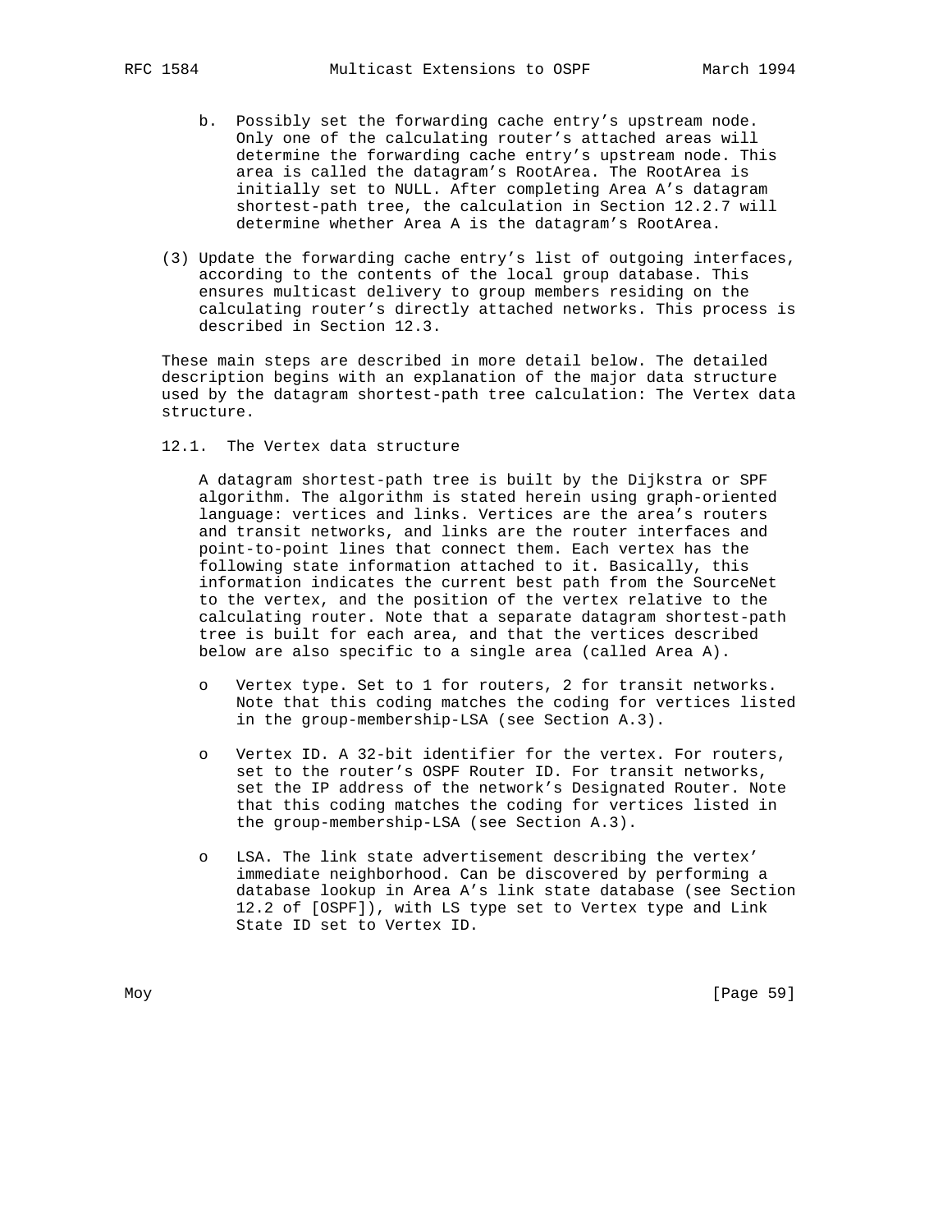b. Possibly set the forwarding cache entry's upstream node. Only one of the calculating router's attached areas will determine the forwarding cache entry's upstream node. This area is called the datagram's RootArea. The RootArea is initially set to NULL. After completing Area A's datagram shortest-path tree, the calculation in Section 12.2.7 will determine whether Area A is the datagram's RootArea.

(3) Update the forwarding cache entry's list of outgoing interfaces, according to the contents of the local group database. This ensures multicast delivery to group members residing on the calculating router's directly attached networks. This process is described in Section 12.3.

These main steps are described in more detail below. The detailed description begins with an explanation of the major data structure used by the datagram shortest-path tree calculation: The Vertex data structure.

## 12.1. The Vertex data structure

A datagram shortest-path tree is built by the Dijkstra or SPF algorithm. The algorithm is stated herein using graph-oriented language: vertices and links. Vertices are the area's routers and transit networks, and links are the router interfaces and point-to-point lines that connect them. Each vertex has the following state information attached to it. Basically, this information indicates the current best path from the SourceNet to the vertex, and the position of the vertex relative to the calculating router. Note that a separate datagram shortest-path tree is built for each area, and that the vertices described below are also specific to a single area (called Area A).

- Vertex type. Set to 1 for routers, 2 for transit networks. Note that this coding matches the coding for vertices listed in the group-membership-LSA (see Section A.3).

- Vertex ID. A 32-bit identifier for the vertex. For routers, set to the router's OSPF Router ID. For transit networks, set the IP address of the network's Designated Router. Note that this coding matches the coding for vertices listed in the group-membership-LSA (see Section A.3).

- LSA. The link state advertisement describing the vertex' immediate neighborhood. Can be discovered by performing a database lookup in Area A's link state database (see Section 12.2 of [OSPF]), with LS type set to Vertex type and Link State ID set to Vertex ID.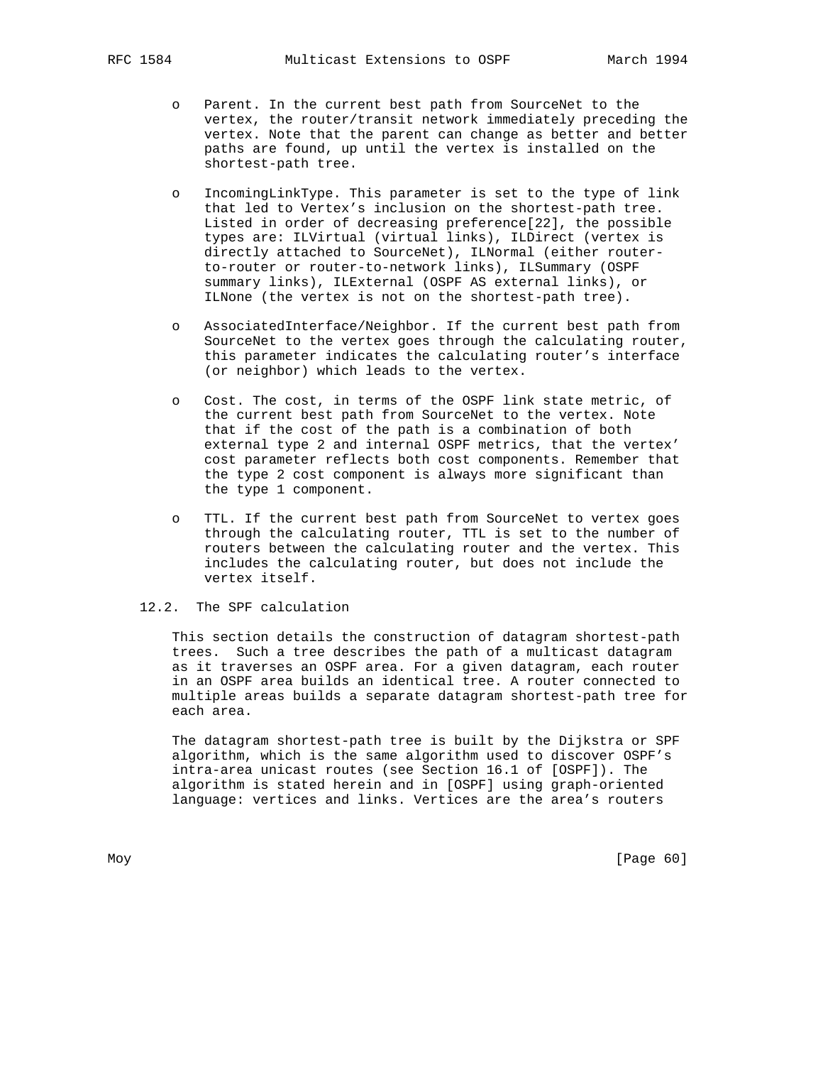- Parent. In the current best path from SourceNet to the vertex, the router/transit network immediately preceding the vertex. Note that the parent can change as better and better paths are found, up until the vertex is installed on the shortest-path tree.

- IncomingLinkType. This parameter is set to the type of link that led to Vertex's inclusion on the shortest-path tree. Listed in order of decreasing preference[22], the possible types are: ILVirtual (virtual links), ILDirect (vertex is directly attached to SourceNet), ILNormal (either router-to-router or router-to-network links), ILSummary (OSPF summary links), ILExternal (OSPF AS external links), or ILNone (the vertex is not on the shortest-path tree).

- AssociatedInterface/Neighbor. If the current best path from SourceNet to the vertex goes through the calculating router, this parameter indicates the calculating router's interface (or neighbor) which leads to the vertex.

- Cost. The cost, in terms of the OSPF link state metric, of the current best path from SourceNet to the vertex. Note that if the cost of the path is a combination of both external type 2 and internal OSPF metrics, that the vertex' cost parameter reflects both cost components. Remember that the type 2 cost component is always more significant than the type 1 component.

- TTL. If the current best path from SourceNet to vertex goes through the calculating router, TTL is set to the number of routers between the calculating router and the vertex. This includes the calculating router, but does not include the vertex itself.

## 12.2. The SPF calculation

This section details the construction of datagram shortest-path trees. Such a tree describes the path of a multicast datagram as it traverses an OSPF area. For a given datagram, each router in an OSPF area builds an identical tree. A router connected to multiple areas builds a separate datagram shortest-path tree for each area.

The datagram shortest-path tree is built by the Dijkstra or SPF algorithm, which is the same algorithm used to discover OSPF's intra-area unicast routes (see Section 16.1 of [OSPF]). The algorithm is stated herein and in [OSPF] using graph-oriented language: vertices and links. Vertices are the area's routers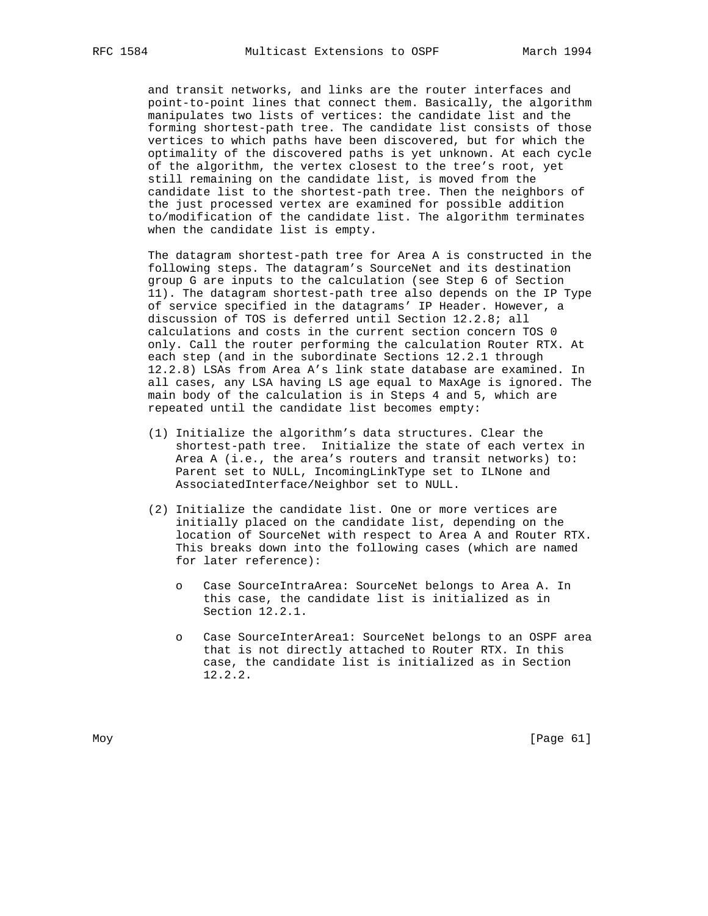and transit networks, and links are the router interfaces and point-to-point lines that connect them. Basically, the algorithm manipulates two lists of vertices: the candidate list and the forming shortest-path tree. The candidate list consists of those vertices to which paths have been discovered, but for which the optimality of the discovered paths is yet unknown. At each cycle of the algorithm, the vertex closest to the tree's root, yet still remaining on the candidate list, is moved from the candidate list to the shortest-path tree. Then the neighbors of the just processed vertex are examined for possible addition to/modification of the candidate list. The algorithm terminates when the candidate list is empty.

The datagram shortest-path tree for Area A is constructed in the following steps. The datagram's SourceNet and its destination group G are inputs to the calculation (see Step 6 of Section 11). The datagram shortest-path tree also depends on the IP Type of service specified in the datagrams' IP Header. However, a discussion of TOS is deferred until Section 12.2.8; all calculations and costs in the current section concern TOS 0 only. Call the router performing the calculation Router RTX. At each step (and in the subordinate Sections 12.2.1 through 12.2.8) LSAs from Area A's link state database are examined. In all cases, any LSA having LS age equal to MaxAge is ignored. The main body of the calculation is in Steps 4 and 5, which are repeated until the candidate list becomes empty:

(1) Initialize the algorithm's data structures. Clear the shortest-path tree. Initialize the state of each vertex in Area A (i.e., the area's routers and transit networks) to: Parent set to NULL, IncomingLinkType set to ILNone and AssociatedInterface/Neighbor set to NULL.

(2) Initialize the candidate list. One or more vertices are initially placed on the candidate list, depending on the location of SourceNet with respect to Area A and Router RTX. This breaks down into the following cases (which are named for later reference):

- Case SourceIntraArea: SourceNet belongs to Area A. In this case, the candidate list is initialized as in Section 12.2.1.

- Case SourceInterArea1: SourceNet belongs to an OSPF area that is not directly attached to Router RTX. In this case, the candidate list is initialized as in Section 12.2.2.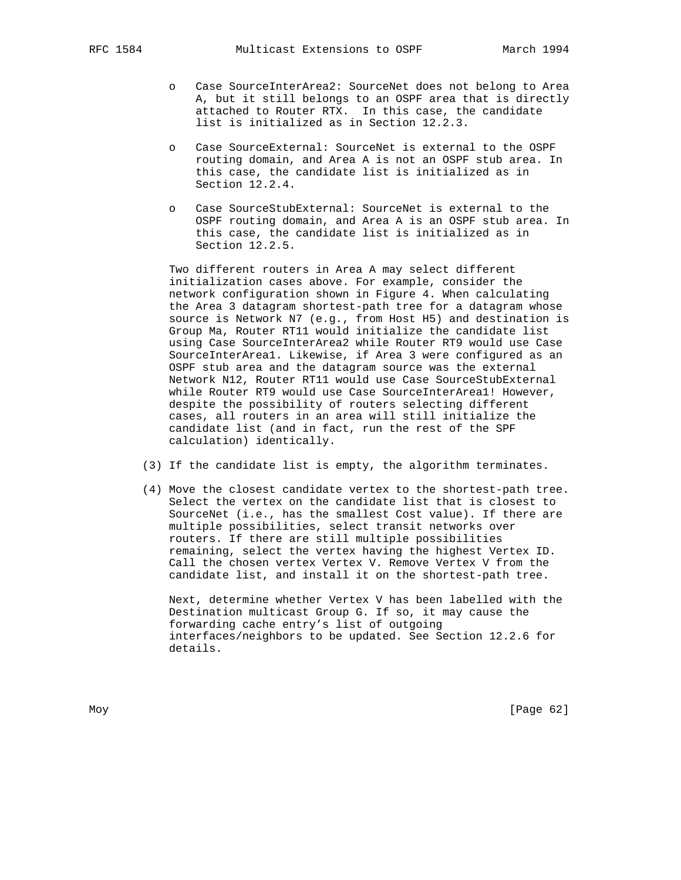- Case SourceInterArea2: SourceNet does not belong to Area A, but it still belongs to an OSPF area that is directly attached to Router RTX. In this case, the candidate list is initialized as in Section 12.2.3.

- Case SourceExternal: SourceNet is external to the OSPF routing domain, and Area A is not an OSPF stub area. In this case, the candidate list is initialized as in Section 12.2.4.

- Case SourceStubExternal: SourceNet is external to the OSPF routing domain, and Area A is an OSPF stub area. In this case, the candidate list is initialized as in Section 12.2.5.

Two different routers in Area A may select different initialization cases above. For example, consider the network configuration shown in Figure 4. When calculating the Area 3 datagram shortest-path tree for a datagram whose source is Network N7 (e.g., from Host H5) and destination is Group Ma, Router RT11 would initialize the candidate list using Case SourceInterArea2 while Router RT9 would use Case SourceInterArea1. Likewise, if Area 3 were configured as an OSPF stub area and the datagram source was the external Network N12, Router RT11 would use Case SourceStubExternal while Router RT9 would use Case SourceInterArea1! However, despite the possibility of routers selecting different cases, all routers in an area will still initialize the candidate list (and in fact, run the rest of the SPF calculation) identically.

(3) If the candidate list is empty, the algorithm terminates.

(4) Move the closest candidate vertex to the shortest-path tree. Select the vertex on the candidate list that is closest to SourceNet (i.e., has the smallest Cost value). If there are multiple possibilities, select transit networks over routers. If there are still multiple possibilities remaining, select the vertex having the highest Vertex ID. Call the chosen vertex Vertex V. Remove Vertex V from the candidate list, and install it on the shortest-path tree.

Next, determine whether Vertex V has been labelled with the Destination multicast Group G. If so, it may cause the forwarding cache entry's list of outgoing interfaces/neighbors to be updated. See Section 12.2.6 for details.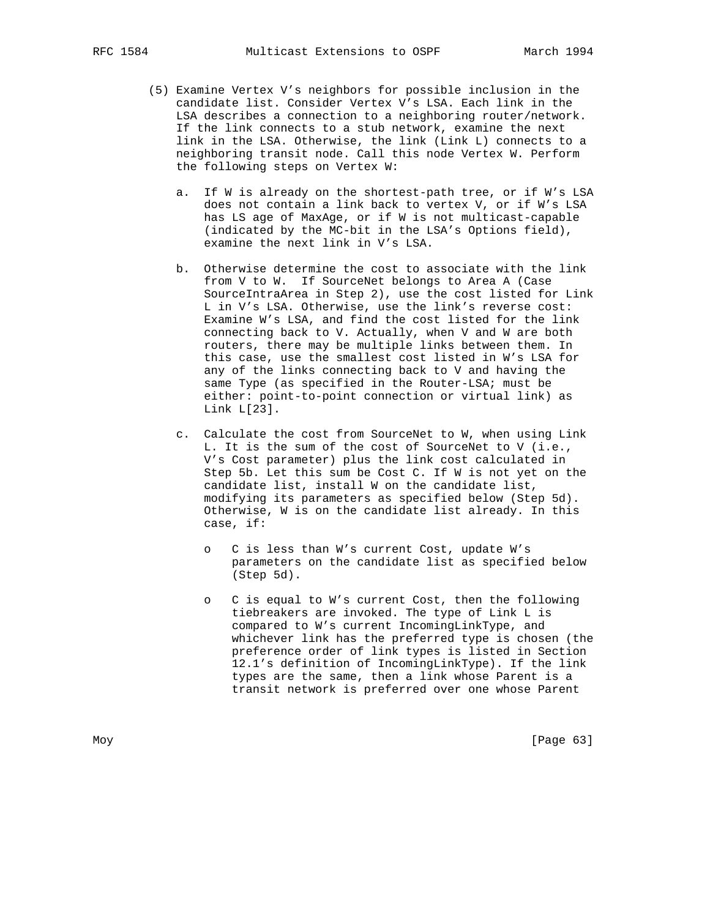(5) Examine Vertex V's neighbors for possible inclusion in the candidate list. Consider Vertex V's LSA. Each link in the LSA describes a connection to a neighboring router/network. If the link connects to a stub network, examine the next link in the LSA. Otherwise, the link (Link L) connects to a neighboring transit node. Call this node Vertex W. Perform the following steps on Vertex W:

   a. If W is already on the shortest-path tree, or if W's LSA does not contain a link back to vertex V, or if W's LSA has LS age of MaxAge, or if W is not multicast-capable (indicated by the MC-bit in the LSA's Options field), examine the next link in V's LSA.

   b. Otherwise determine the cost to associate with the link from V to W. If SourceNet belongs to Area A (Case SourceIntraArea in Step 2), use the cost listed for Link L in V's LSA. Otherwise, use the link's reverse cost: Examine W's LSA, and find the cost listed for the link connecting back to V. Actually, when V and W are both routers, there may be multiple links between them. In this case, use the smallest cost listed in W's LSA for any of the links connecting back to V and having the same Type (as specified in the Router-LSA; must be either: point-to-point connection or virtual link) as Link L[23].

   c. Calculate the cost from SourceNet to W, when using Link L. It is the sum of the cost of SourceNet to V (i.e., V's Cost parameter) plus the link cost calculated in Step 5b. Let this sum be Cost C. If W is not yet on the candidate list, install W on the candidate list, modifying its parameters as specified below (Step 5d). Otherwise, W is on the candidate list already. In this case, if:

      o C is less than W's current Cost, update W's parameters on the candidate list as specified below (Step 5d).

      o C is equal to W's current Cost, then the following tiebreakers are invoked. The type of Link L is compared to W's current IncomingLinkType, and whichever link has the preferred type is chosen (the preference order of link types is listed in Section 12.1's definition of IncomingLinkType). If the link types are the same, then a link whose Parent is a transit network is preferred over one whose Parent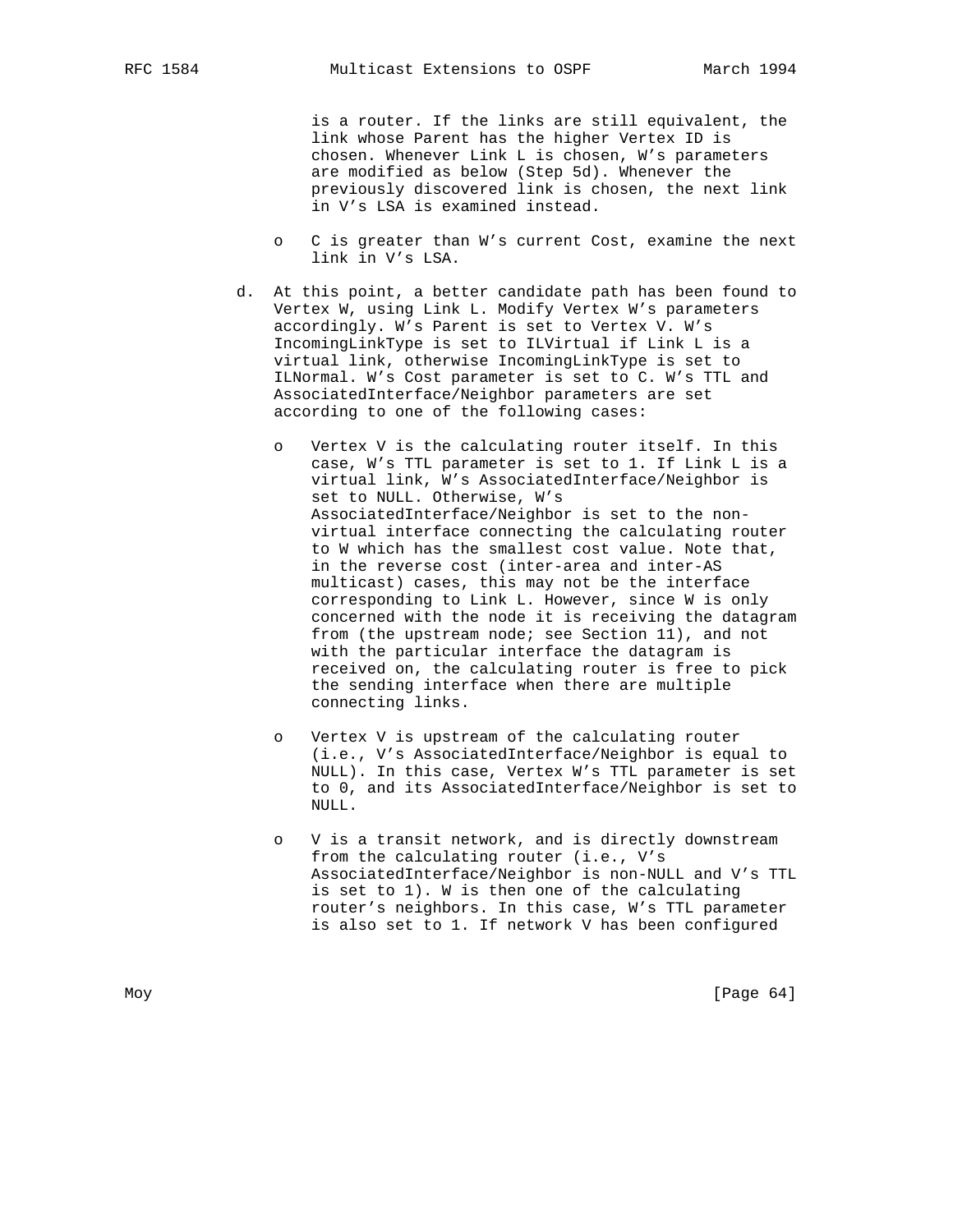is a router. If the links are still equivalent, the link whose Parent has the higher Vertex ID is chosen. Whenever Link L is chosen, W's parameters are modified as below (Step 5d). Whenever the previously discovered link is chosen, the next link in V's LSA is examined instead.

- C is greater than W's current Cost, examine the next link in V's LSA.

d. At this point, a better candidate path has been found to Vertex W, using Link L. Modify Vertex W's parameters accordingly. W's Parent is set to Vertex V. W's IncomingLinkType is set to ILVirtual if Link L is a virtual link, otherwise IncomingLinkType is set to ILNormal. W's Cost parameter is set to C. W's TTL and AssociatedInterface/Neighbor parameters are set according to one of the following cases:

- Vertex V is the calculating router itself. In this case, W's TTL parameter is set to 1. If Link L is a virtual link, W's AssociatedInterface/Neighbor is set to NULL. Otherwise, W's AssociatedInterface/Neighbor is set to the non-virtual interface connecting the calculating router to W which has the smallest cost value. Note that, in the reverse cost (inter-area and inter-AS multicast) cases, this may not be the interface corresponding to Link L. However, since W is only concerned with the node it is receiving the datagram from (the upstream node; see Section 11), and not with the particular interface the datagram is received on, the calculating router is free to pick the sending interface when there are multiple connecting links.

- Vertex V is upstream of the calculating router (i.e., V's AssociatedInterface/Neighbor is equal to NULL). In this case, Vertex W's TTL parameter is set to 0, and its AssociatedInterface/Neighbor is set to NULL.

- V is a transit network, and is directly downstream from the calculating router (i.e., V's AssociatedInterface/Neighbor is non-NULL and V's TTL is set to 1). W is then one of the calculating router's neighbors. In this case, W's TTL parameter is also set to 1. If network V has been configured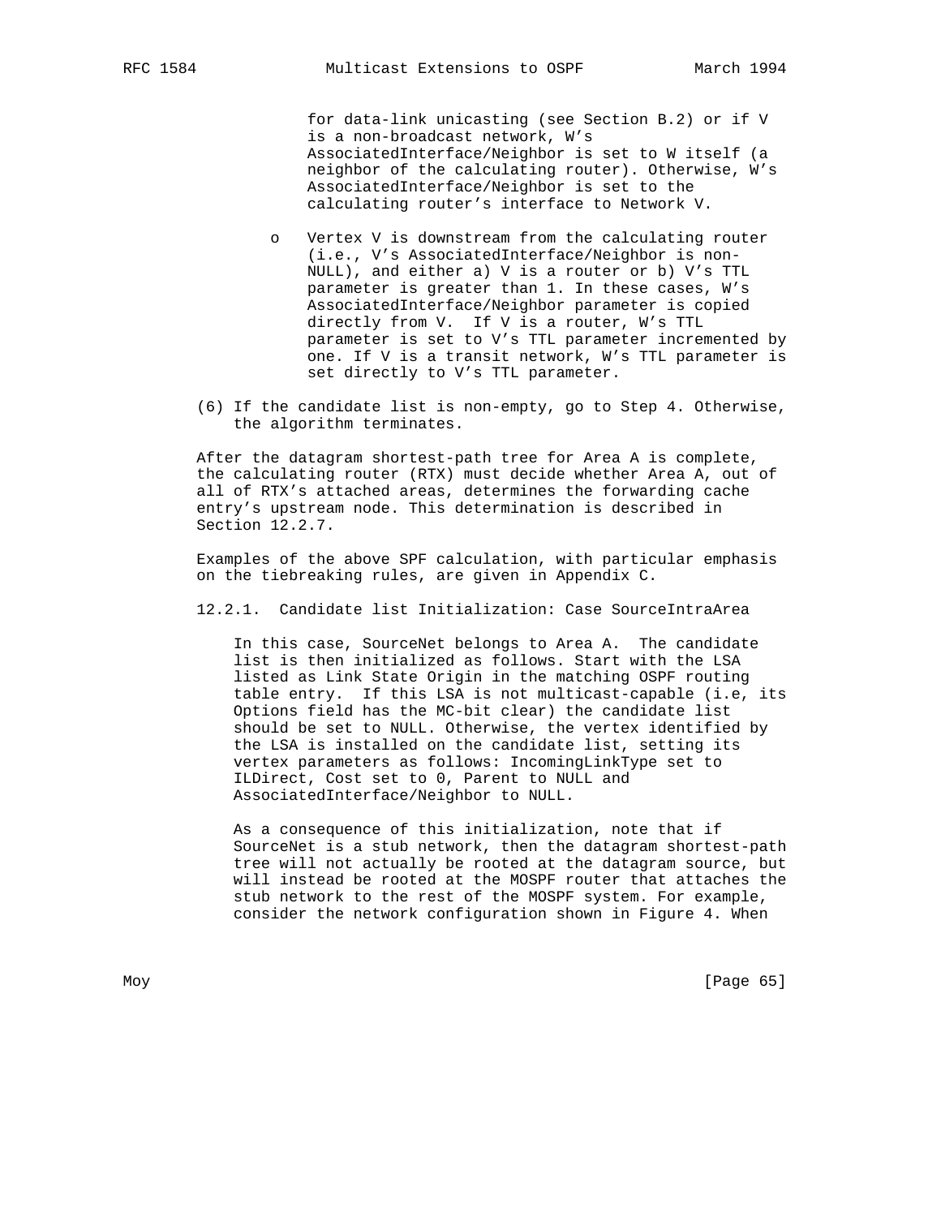for data-link unicasting (see Section B.2) or if V is a non-broadcast network, W's AssociatedInterface/Neighbor is set to W itself (a neighbor of the calculating router). Otherwise, W's AssociatedInterface/Neighbor is set to the calculating router's interface to Network V.

- o Vertex V is downstream from the calculating router (i.e., V's AssociatedInterface/Neighbor is non-NULL), and either a) V is a router or b) V's TTL parameter is greater than 1. In these cases, W's AssociatedInterface/Neighbor parameter is copied directly from V. If V is a router, W's TTL parameter is set to V's TTL parameter incremented by one. If V is a transit network, W's TTL parameter is set directly to V's TTL parameter.

(6) If the candidate list is non-empty, go to Step 4. Otherwise, the algorithm terminates.

After the datagram shortest-path tree for Area A is complete, the calculating router (RTX) must decide whether Area A, out of all of RTX's attached areas, determines the forwarding cache entry's upstream node. This determination is described in Section 12.2.7.

Examples of the above SPF calculation, with particular emphasis on the tiebreaking rules, are given in Appendix C.

### 12.2.1. Candidate list Initialization: Case SourceIntraArea

In this case, SourceNet belongs to Area A. The candidate list is then initialized as follows. Start with the LSA listed as Link State Origin in the matching OSPF routing table entry. If this LSA is not multicast-capable (i.e, its Options field has the MC-bit clear) the candidate list should be set to NULL. Otherwise, the vertex identified by the LSA is installed on the candidate list, setting its vertex parameters as follows: IncomingLinkType set to ILDirect, Cost set to 0, Parent to NULL and AssociatedInterface/Neighbor to NULL.

As a consequence of this initialization, note that if SourceNet is a stub network, then the datagram shortest-path tree will not actually be rooted at the datagram source, but will instead be rooted at the MOSPF router that attaches the stub network to the rest of the MOSPF system. For example, consider the network configuration shown in Figure 4. When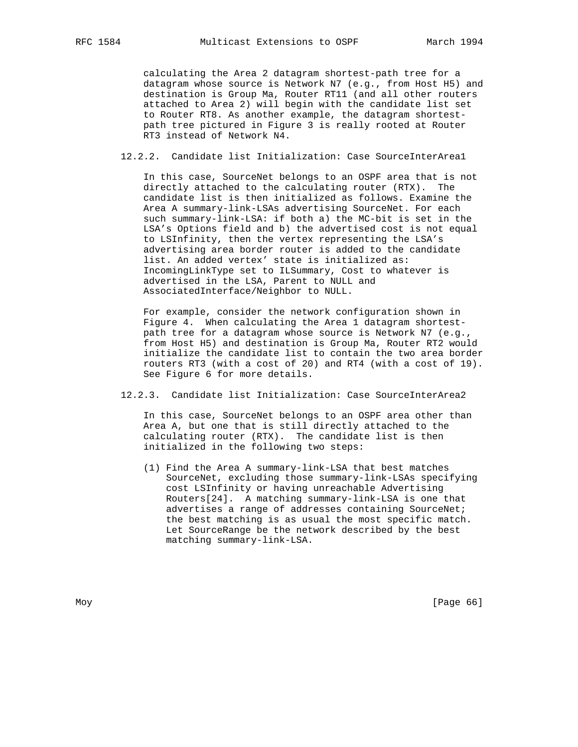calculating the Area 2 datagram shortest-path tree for a datagram whose source is Network N7 (e.g., from Host H5) and destination is Group Ma, Router RT11 (and all other routers attached to Area 2) will begin with the candidate list set to Router RT8. As another example, the datagram shortest-path tree pictured in Figure 3 is really rooted at Router RT3 instead of Network N4.

### 12.2.2. Candidate list Initialization: Case SourceInterArea1

In this case, SourceNet belongs to an OSPF area that is not directly attached to the calculating router (RTX). The candidate list is then initialized as follows. Examine the Area A summary-link-LSAs advertising SourceNet. For each such summary-link-LSA: if both a) the MC-bit is set in the LSA's Options field and b) the advertised cost is not equal to LSInfinity, then the vertex representing the LSA's advertising area border router is added to the candidate list. An added vertex' state is initialized as: IncomingLinkType set to ILSummary, Cost to whatever is advertised in the LSA, Parent to NULL and AssociatedInterface/Neighbor to NULL.

For example, consider the network configuration shown in Figure 4. When calculating the Area 1 datagram shortest-path tree for a datagram whose source is Network N7 (e.g., from Host H5) and destination is Group Ma, Router RT2 would initialize the candidate list to contain the two area border routers RT3 (with a cost of 20) and RT4 (with a cost of 19). See Figure 6 for more details.

### 12.2.3. Candidate list Initialization: Case SourceInterArea2

In this case, SourceNet belongs to an OSPF area other than Area A, but one that is still directly attached to the calculating router (RTX). The candidate list is then initialized in the following two steps:

(1) Find the Area A summary-link-LSA that best matches SourceNet, excluding those summary-link-LSAs specifying cost LSInfinity or having unreachable Advertising Routers[24]. A matching summary-link-LSA is one that advertises a range of addresses containing SourceNet; the best matching is as usual the most specific match. Let SourceRange be the network described by the best matching summary-link-LSA.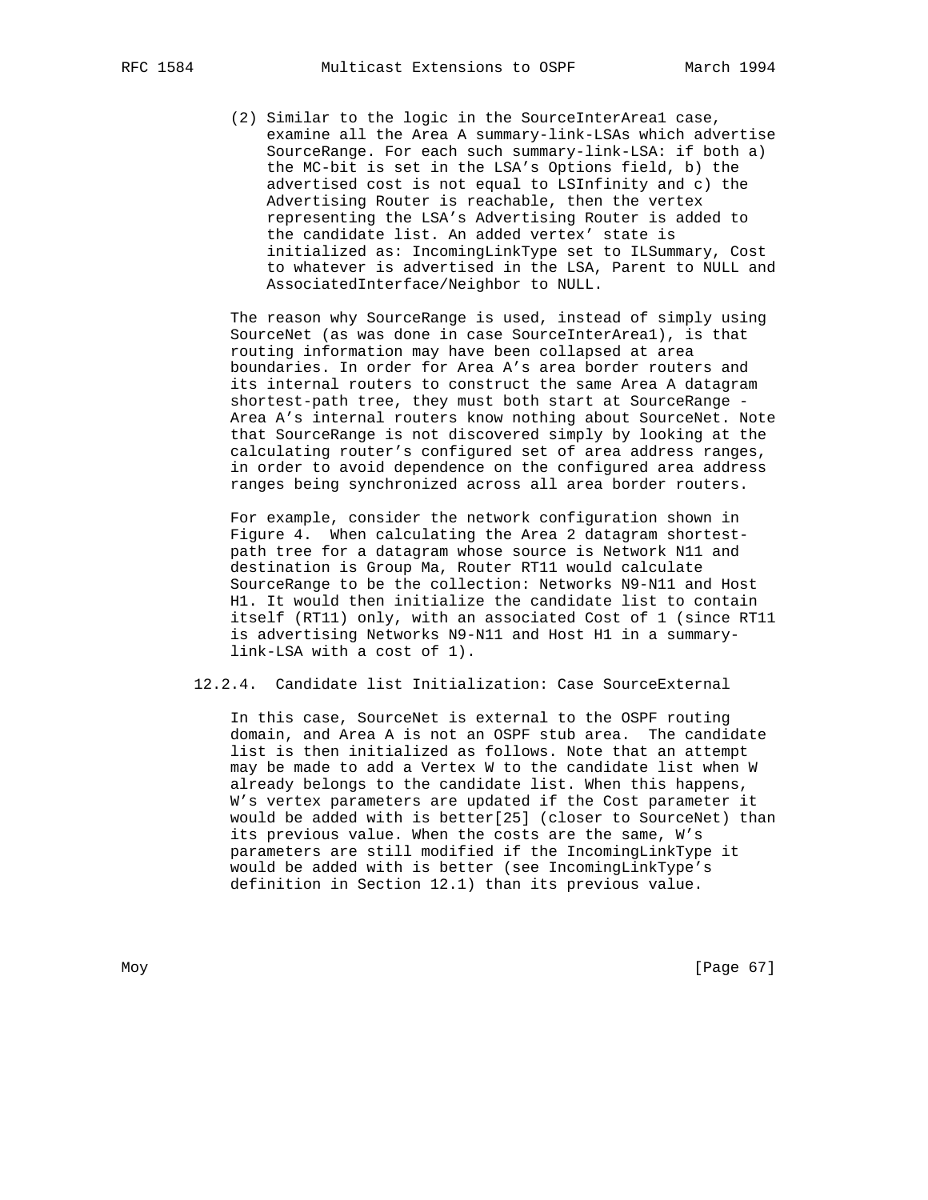(2) Similar to the logic in the SourceInterArea1 case, examine all the Area A summary-link-LSAs which advertise SourceRange. For each such summary-link-LSA: if both a) the MC-bit is set in the LSA's Options field, b) the advertised cost is not equal to LSInfinity and c) the Advertising Router is reachable, then the vertex representing the LSA's Advertising Router is added to the candidate list. An added vertex' state is initialized as: IncomingLinkType set to ILSummary, Cost to whatever is advertised in the LSA, Parent to NULL and AssociatedInterface/Neighbor to NULL.

The reason why SourceRange is used, instead of simply using SourceNet (as was done in case SourceInterArea1), is that routing information may have been collapsed at area boundaries. In order for Area A's area border routers and its internal routers to construct the same Area A datagram shortest-path tree, they must both start at SourceRange - Area A's internal routers know nothing about SourceNet. Note that SourceRange is not discovered simply by looking at the calculating router's configured set of area address ranges, in order to avoid dependence on the configured area address ranges being synchronized across all area border routers.

For example, consider the network configuration shown in Figure 4. When calculating the Area 2 datagram shortest-path tree for a datagram whose source is Network N11 and destination is Group Ma, Router RT11 would calculate SourceRange to be the collection: Networks N9-N11 and Host H1. It would then initialize the candidate list to contain itself (RT11) only, with an associated Cost of 1 (since RT11 is advertising Networks N9-N11 and Host H1 in a summary-link-LSA with a cost of 1).

### 12.2.4. Candidate list Initialization: Case SourceExternal

In this case, SourceNet is external to the OSPF routing domain, and Area A is not an OSPF stub area. The candidate list is then initialized as follows. Note that an attempt may be made to add a Vertex W to the candidate list when W already belongs to the candidate list. When this happens, W's vertex parameters are updated if the Cost parameter it would be added with is better[25] (closer to SourceNet) than its previous value. When the costs are the same, W's parameters are still modified if the IncomingLinkType it would be added with is better (see IncomingLinkType's definition in Section 12.1) than its previous value.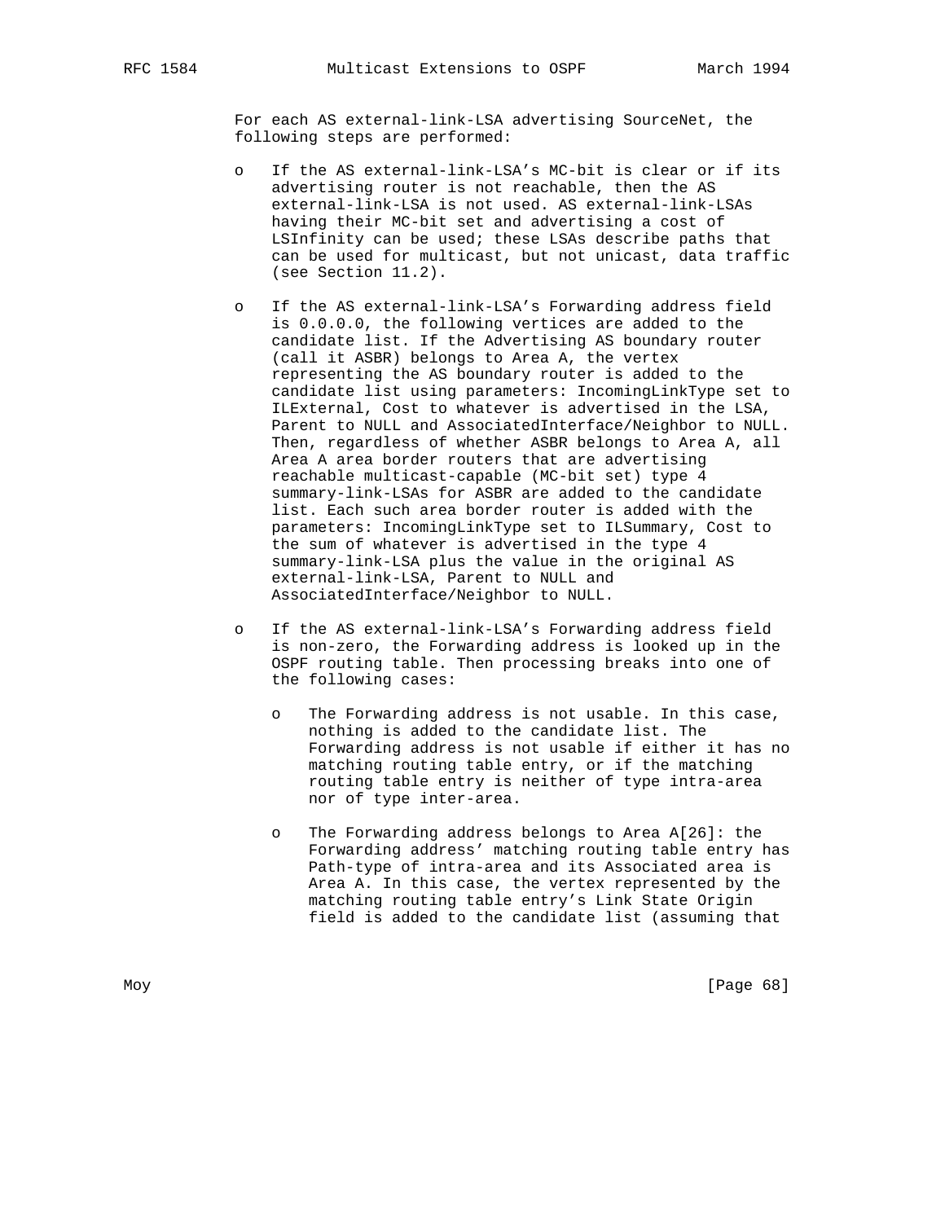For each AS external-link-LSA advertising SourceNet, the following steps are performed:

- If the AS external-link-LSA's MC-bit is clear or if its advertising router is not reachable, then the AS external-link-LSA is not used. AS external-link-LSAs having their MC-bit set and advertising a cost of LSInfinity can be used; these LSAs describe paths that can be used for multicast, but not unicast, data traffic (see Section 11.2).

- If the AS external-link-LSA's Forwarding address field is 0.0.0.0, the following vertices are added to the candidate list. If the Advertising AS boundary router (call it ASBR) belongs to Area A, the vertex representing the AS boundary router is added to the candidate list using parameters: IncomingLinkType set to ILExternal, Cost to whatever is advertised in the LSA, Parent to NULL and AssociatedInterface/Neighbor to NULL. Then, regardless of whether ASBR belongs to Area A, all Area A area border routers that are advertising reachable multicast-capable (MC-bit set) type 4 summary-link-LSAs for ASBR are added to the candidate list. Each such area border router is added with the parameters: IncomingLinkType set to ILSummary, Cost to the sum of whatever is advertised in the type 4 summary-link-LSA plus the value in the original AS external-link-LSA, Parent to NULL and AssociatedInterface/Neighbor to NULL.

- If the AS external-link-LSA's Forwarding address field is non-zero, the Forwarding address is looked up in the OSPF routing table. Then processing breaks into one of the following cases:

    - The Forwarding address is not usable. In this case, nothing is added to the candidate list. The Forwarding address is not usable if either it has no matching routing table entry, or if the matching routing table entry is neither of type intra-area nor of type inter-area.

    - The Forwarding address belongs to Area A[26]: the Forwarding address' matching routing table entry has Path-type of intra-area and its Associated area is Area A. In this case, the vertex represented by the matching routing table entry's Link State Origin field is added to the candidate list (assuming that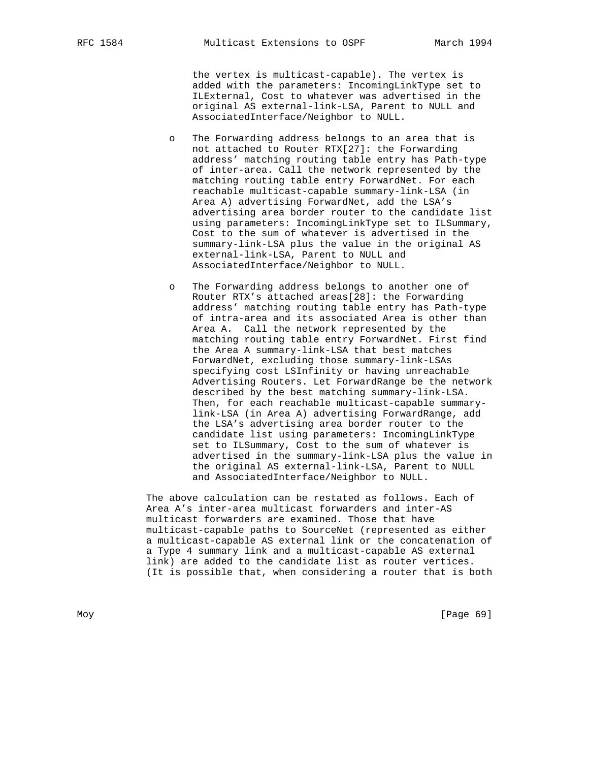the vertex is multicast-capable). The vertex is added with the parameters: IncomingLinkType set to ILExternal, Cost to whatever was advertised in the original AS external-link-LSA, Parent to NULL and AssociatedInterface/Neighbor to NULL.

- The Forwarding address belongs to an area that is not attached to Router RTX[27]: the Forwarding address' matching routing table entry has Path-type of inter-area. Call the network represented by the matching routing table entry ForwardNet. For each reachable multicast-capable summary-link-LSA (in Area A) advertising ForwardNet, add the LSA's advertising area border router to the candidate list using parameters: IncomingLinkType set to ILSummary, Cost to the sum of whatever is advertised in the summary-link-LSA plus the value in the original AS external-link-LSA, Parent to NULL and AssociatedInterface/Neighbor to NULL.

- The Forwarding address belongs to another one of Router RTX's attached areas[28]: the Forwarding address' matching routing table entry has Path-type of intra-area and its associated Area is other than Area A. Call the network represented by the matching routing table entry ForwardNet. First find the Area A summary-link-LSA that best matches ForwardNet, excluding those summary-link-LSAs specifying cost LSInfinity or having unreachable Advertising Routers. Let ForwardRange be the network described by the best matching summary-link-LSA. Then, for each reachable multicast-capable summary-link-LSA (in Area A) advertising ForwardRange, add the LSA's advertising area border router to the candidate list using parameters: IncomingLinkType set to ILSummary, Cost to the sum of whatever is advertised in the summary-link-LSA plus the value in the original AS external-link-LSA, Parent to NULL and AssociatedInterface/Neighbor to NULL.

The above calculation can be restated as follows. Each of Area A's inter-area multicast forwarders and inter-AS multicast forwarders are examined. Those that have multicast-capable paths to SourceNet (represented as either a multicast-capable AS external link or the concatenation of a Type 4 summary link and a multicast-capable AS external link) are added to the candidate list as router vertices. (It is possible that, when considering a router that is both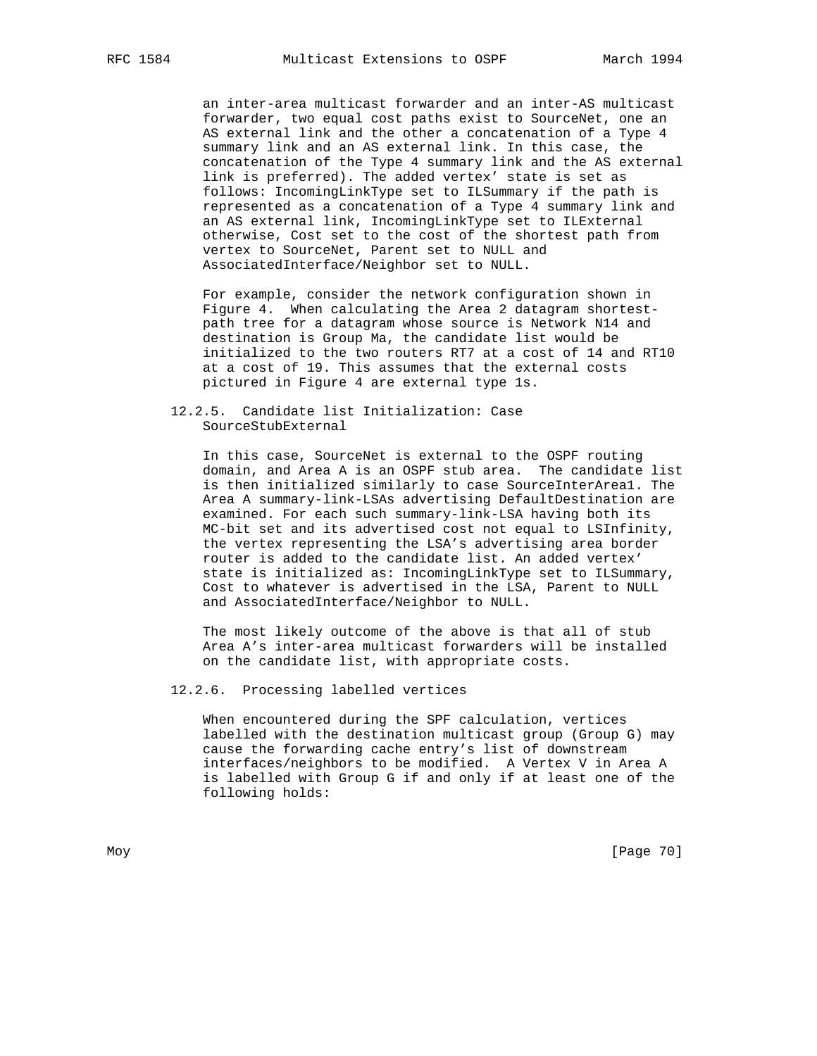an inter-area multicast forwarder and an inter-AS multicast forwarder, two equal cost paths exist to SourceNet, one an AS external link and the other a concatenation of a Type 4 summary link and an AS external link. In this case, the concatenation of the Type 4 summary link and the AS external link is preferred). The added vertex' state is set as follows: IncomingLinkType set to ILSummary if the path is represented as a concatenation of a Type 4 summary link and an AS external link, IncomingLinkType set to ILExternal otherwise, Cost set to the cost of the shortest path from vertex to SourceNet, Parent set to NULL and AssociatedInterface/Neighbor set to NULL.

For example, consider the network configuration shown in Figure 4. When calculating the Area 2 datagram shortest-path tree for a datagram whose source is Network N14 and destination is Group Ma, the candidate list would be initialized to the two routers RT7 at a cost of 14 and RT10 at a cost of 19. This assumes that the external costs pictured in Figure 4 are external type 1s.

### 12.2.5. Candidate list Initialization: Case SourceStubExternal

In this case, SourceNet is external to the OSPF routing domain, and Area A is an OSPF stub area. The candidate list is then initialized similarly to case SourceInterArea1. The Area A summary-link-LSAs advertising DefaultDestination are examined. For each such summary-link-LSA having both its MC-bit set and its advertised cost not equal to LSInfinity, the vertex representing the LSA's advertising area border router is added to the candidate list. An added vertex' state is initialized as: IncomingLinkType set to ILSummary, Cost to whatever is advertised in the LSA, Parent to NULL and AssociatedInterface/Neighbor to NULL.

The most likely outcome of the above is that all of stub Area A's inter-area multicast forwarders will be installed on the candidate list, with appropriate costs.

### 12.2.6. Processing labelled vertices

When encountered during the SPF calculation, vertices labelled with the destination multicast group (Group G) may cause the forwarding cache entry's list of downstream interfaces/neighbors to be modified. A Vertex V in Area A is labelled with Group G if and only if at least one of the following holds: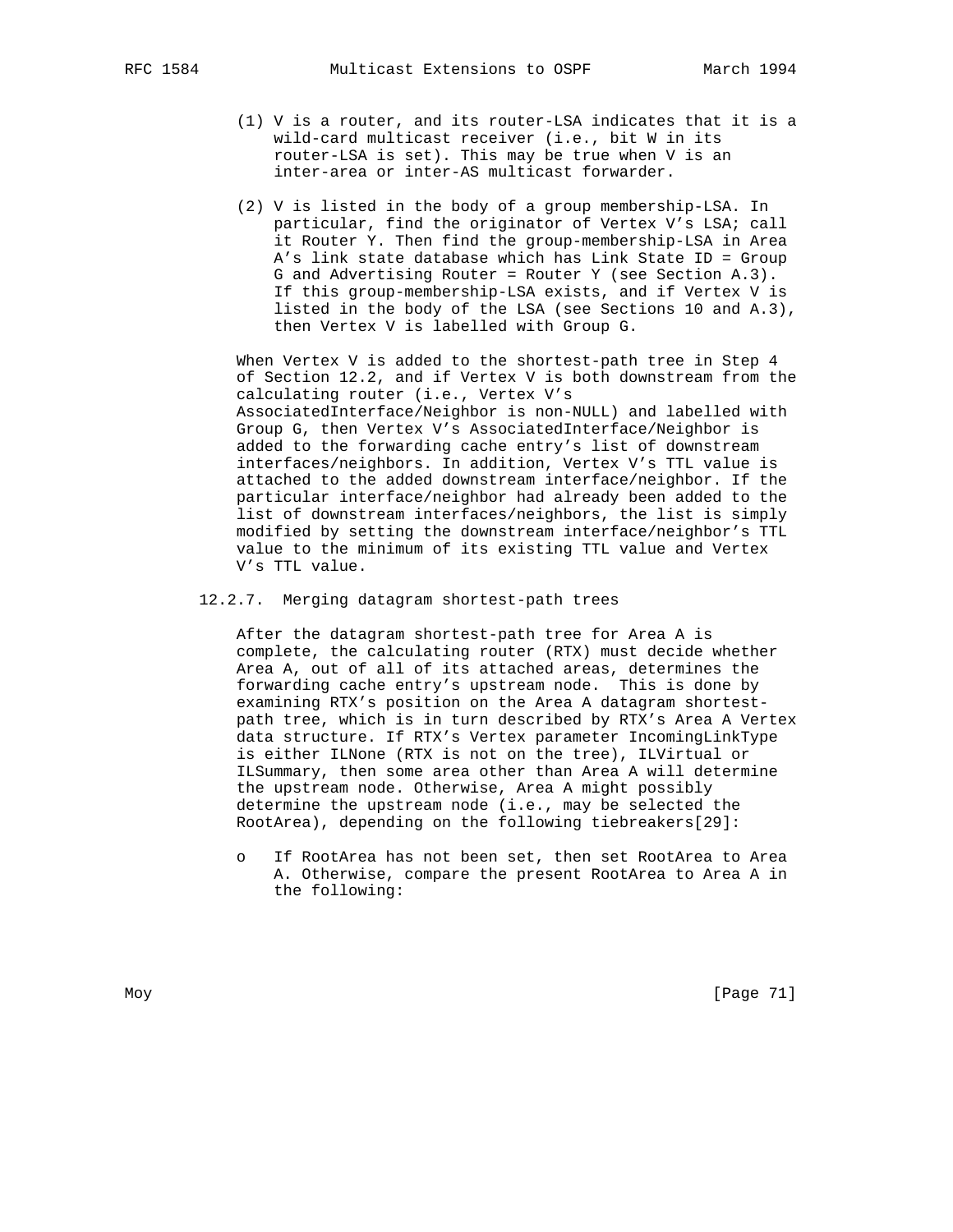(1) V is a router, and its router-LSA indicates that it is a wild-card multicast receiver (i.e., bit W in its router-LSA is set). This may be true when V is an inter-area or inter-AS multicast forwarder.

(2) V is listed in the body of a group membership-LSA. In particular, find the originator of Vertex V's LSA; call it Router Y. Then find the group-membership-LSA in Area A's link state database which has Link State ID = Group G and Advertising Router = Router Y (see Section A.3). If this group-membership-LSA exists, and if Vertex V is listed in the body of the LSA (see Sections 10 and A.3), then Vertex V is labelled with Group G.

When Vertex V is added to the shortest-path tree in Step 4 of Section 12.2, and if Vertex V is both downstream from the calculating router (i.e., Vertex V's AssociatedInterface/Neighbor is non-NULL) and labelled with Group G, then Vertex V's AssociatedInterface/Neighbor is added to the forwarding cache entry's list of downstream interfaces/neighbors. In addition, Vertex V's TTL value is attached to the added downstream interface/neighbor. If the particular interface/neighbor had already been added to the list of downstream interfaces/neighbors, the list is simply modified by setting the downstream interface/neighbor's TTL value to the minimum of its existing TTL value and Vertex V's TTL value.

### 12.2.7. Merging datagram shortest-path trees

After the datagram shortest-path tree for Area A is complete, the calculating router (RTX) must decide whether Area A, out of all of its attached areas, determines the forwarding cache entry's upstream node. This is done by examining RTX's position on the Area A datagram shortest-path tree, which is in turn described by RTX's Area A Vertex data structure. If RTX's Vertex parameter IncomingLinkType is either ILNone (RTX is not on the tree), ILVirtual or ILSummary, then some area other than Area A will determine the upstream node. Otherwise, Area A might possibly determine the upstream node (i.e., may be selected the RootArea), depending on the following tiebreakers[29]:

- If RootArea has not been set, then set RootArea to Area A. Otherwise, compare the present RootArea to Area A in the following: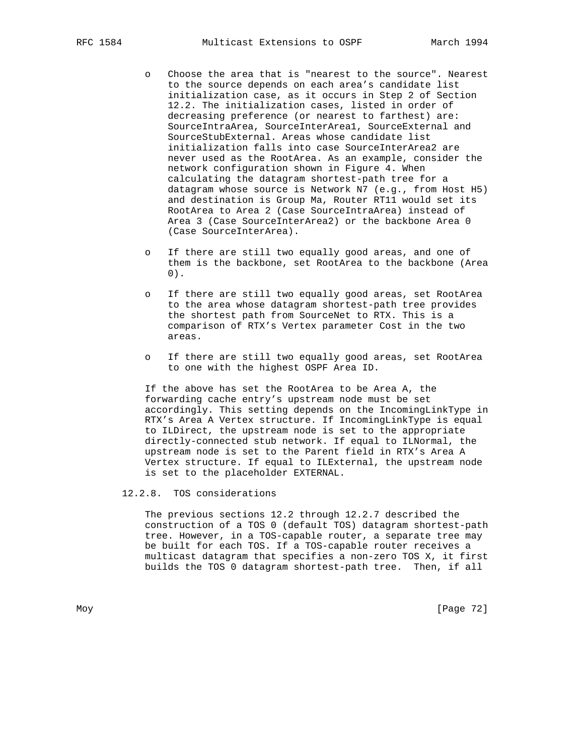- Choose the area that is "nearest to the source". Nearest to the source depends on each area's candidate list initialization case, as it occurs in Step 2 of Section 12.2. The initialization cases, listed in order of decreasing preference (or nearest to farthest) are: SourceIntraArea, SourceInterArea1, SourceExternal and SourceStubExternal. Areas whose candidate list initialization falls into case SourceInterArea2 are never used as the RootArea. As an example, consider the network configuration shown in Figure 4. When calculating the datagram shortest-path tree for a datagram whose source is Network N7 (e.g., from Host H5) and destination is Group Ma, Router RT11 would set its RootArea to Area 2 (Case SourceIntraArea) instead of Area 3 (Case SourceInterArea2) or the backbone Area 0 (Case SourceInterArea).

- If there are still two equally good areas, and one of them is the backbone, set RootArea to the backbone (Area 0).

- If there are still two equally good areas, set RootArea to the area whose datagram shortest-path tree provides the shortest path from SourceNet to RTX. This is a comparison of RTX's Vertex parameter Cost in the two areas.

- If there are still two equally good areas, set RootArea to one with the highest OSPF Area ID.

If the above has set the RootArea to be Area A, the forwarding cache entry's upstream node must be set accordingly. This setting depends on the IncomingLinkType in RTX's Area A Vertex structure. If IncomingLinkType is equal to ILDirect, the upstream node is set to the appropriate directly-connected stub network. If equal to ILNormal, the upstream node is set to the Parent field in RTX's Area A Vertex structure. If equal to ILExternal, the upstream node is set to the placeholder EXTERNAL.

### 12.2.8. TOS considerations

The previous sections 12.2 through 12.2.7 described the construction of a TOS 0 (default TOS) datagram shortest-path tree. However, in a TOS-capable router, a separate tree may be built for each TOS. If a TOS-capable router receives a multicast datagram that specifies a non-zero TOS X, it first builds the TOS 0 datagram shortest-path tree. Then, if all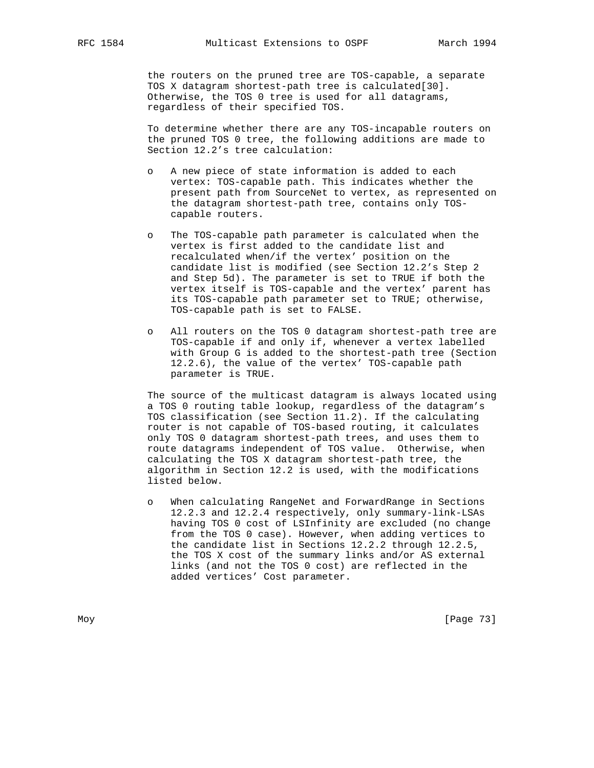the routers on the pruned tree are TOS-capable, a separate TOS X datagram shortest-path tree is calculated[30]. Otherwise, the TOS 0 tree is used for all datagrams, regardless of their specified TOS.

To determine whether there are any TOS-incapable routers on the pruned TOS 0 tree, the following additions are made to Section 12.2's tree calculation:

- A new piece of state information is added to each vertex: TOS-capable path. This indicates whether the present path from SourceNet to vertex, as represented on the datagram shortest-path tree, contains only TOS-capable routers.

- The TOS-capable path parameter is calculated when the vertex is first added to the candidate list and recalculated when/if the vertex' position on the candidate list is modified (see Section 12.2's Step 2 and Step 5d). The parameter is set to TRUE if both the vertex itself is TOS-capable and the vertex' parent has its TOS-capable path parameter set to TRUE; otherwise, TOS-capable path is set to FALSE.

- All routers on the TOS 0 datagram shortest-path tree are TOS-capable if and only if, whenever a vertex labelled with Group G is added to the shortest-path tree (Section 12.2.6), the value of the vertex' TOS-capable path parameter is TRUE.

The source of the multicast datagram is always located using a TOS 0 routing table lookup, regardless of the datagram's TOS classification (see Section 11.2). If the calculating router is not capable of TOS-based routing, it calculates only TOS 0 datagram shortest-path trees, and uses them to route datagrams independent of TOS value. Otherwise, when calculating the TOS X datagram shortest-path tree, the algorithm in Section 12.2 is used, with the modifications listed below.

- When calculating RangeNet and ForwardRange in Sections 12.2.3 and 12.2.4 respectively, only summary-link-LSAs having TOS 0 cost of LSInfinity are excluded (no change from the TOS 0 case). However, when adding vertices to the candidate list in Sections 12.2.2 through 12.2.5, the TOS X cost of the summary links and/or AS external links (and not the TOS 0 cost) are reflected in the added vertices' Cost parameter.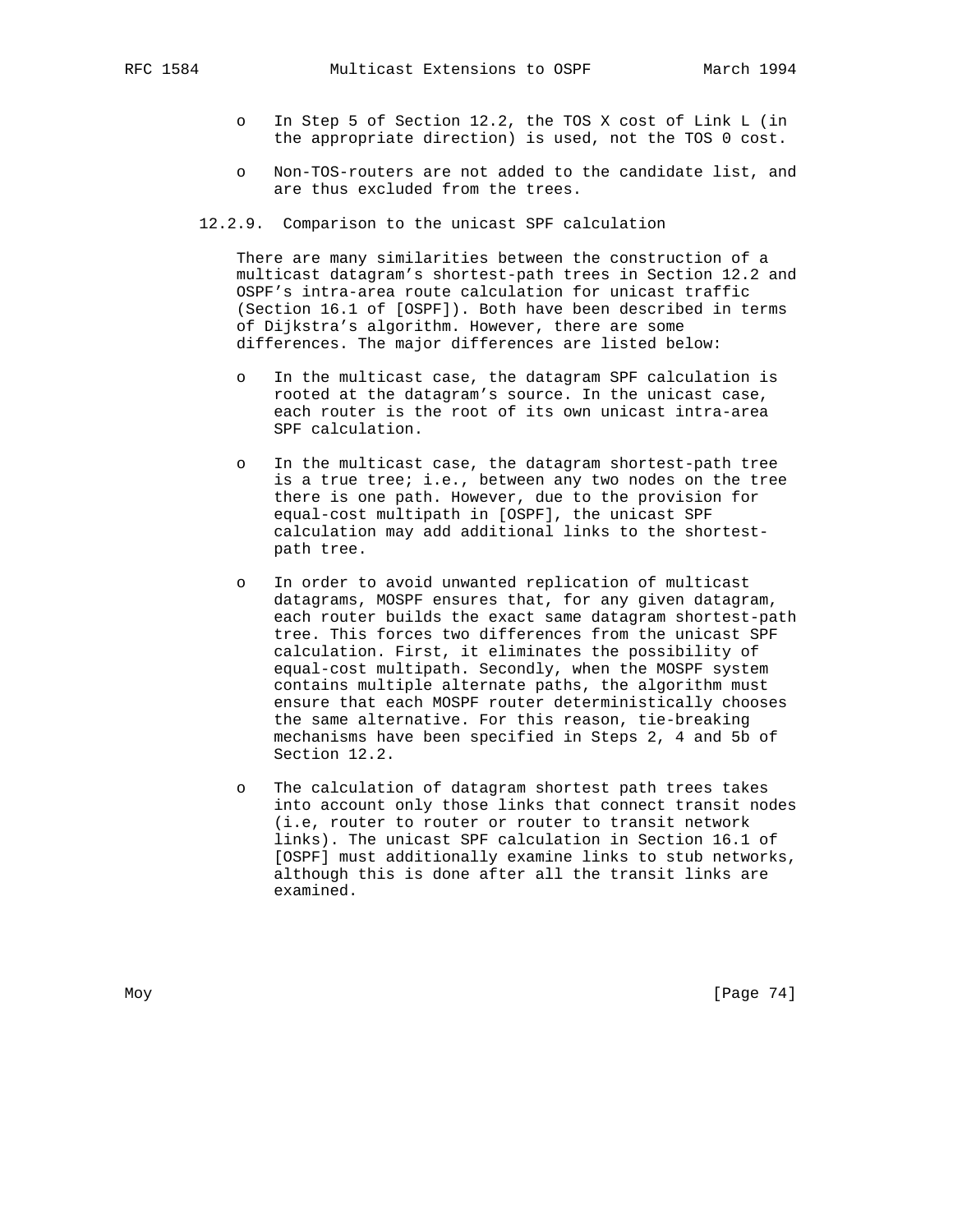- In Step 5 of Section 12.2, the TOS X cost of Link L (in the appropriate direction) is used, not the TOS 0 cost.

- Non-TOS-routers are not added to the candidate list, and are thus excluded from the trees.

### 12.2.9. Comparison to the unicast SPF calculation

There are many similarities between the construction of a multicast datagram's shortest-path trees in Section 12.2 and OSPF's intra-area route calculation for unicast traffic (Section 16.1 of [OSPF]). Both have been described in terms of Dijkstra's algorithm. However, there are some differences. The major differences are listed below:

- In the multicast case, the datagram SPF calculation is rooted at the datagram's source. In the unicast case, each router is the root of its own unicast intra-area SPF calculation.

- In the multicast case, the datagram shortest-path tree is a true tree; i.e., between any two nodes on the tree there is one path. However, due to the provision for equal-cost multipath in [OSPF], the unicast SPF calculation may add additional links to the shortest-path tree.

- In order to avoid unwanted replication of multicast datagrams, MOSPF ensures that, for any given datagram, each router builds the exact same datagram shortest-path tree. This forces two differences from the unicast SPF calculation. First, it eliminates the possibility of equal-cost multipath. Secondly, when the MOSPF system contains multiple alternate paths, the algorithm must ensure that each MOSPF router deterministically chooses the same alternative. For this reason, tie-breaking mechanisms have been specified in Steps 2, 4 and 5b of Section 12.2.

- The calculation of datagram shortest path trees takes into account only those links that connect transit nodes (i.e, router to router or router to transit network links). The unicast SPF calculation in Section 16.1 of [OSPF] must additionally examine links to stub networks, although this is done after all the transit links are examined.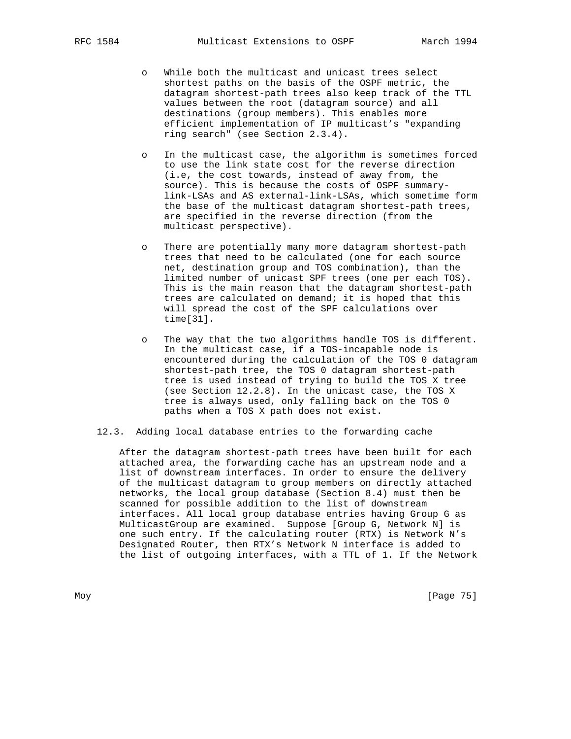- While both the multicast and unicast trees select shortest paths on the basis of the OSPF metric, the datagram shortest-path trees also keep track of the TTL values between the root (datagram source) and all destinations (group members). This enables more efficient implementation of IP multicast's "expanding ring search" (see Section 2.3.4).

- In the multicast case, the algorithm is sometimes forced to use the link state cost for the reverse direction (i.e, the cost towards, instead of away from, the source). This is because the costs of OSPF summary-link-LSAs and AS external-link-LSAs, which sometime form the base of the multicast datagram shortest-path trees, are specified in the reverse direction (from the multicast perspective).

- There are potentially many more datagram shortest-path trees that need to be calculated (one for each source net, destination group and TOS combination), than the limited number of unicast SPF trees (one per each TOS). This is the main reason that the datagram shortest-path trees are calculated on demand; it is hoped that this will spread the cost of the SPF calculations over time[31].

- The way that the two algorithms handle TOS is different. In the multicast case, if a TOS-incapable node is encountered during the calculation of the TOS 0 datagram shortest-path tree, the TOS 0 datagram shortest-path tree is used instead of trying to build the TOS X tree (see Section 12.2.8). In the unicast case, the TOS X tree is always used, only falling back on the TOS 0 paths when a TOS X path does not exist.

## 12.3. Adding local database entries to the forwarding cache

After the datagram shortest-path trees have been built for each attached area, the forwarding cache has an upstream node and a list of downstream interfaces. In order to ensure the delivery of the multicast datagram to group members on directly attached networks, the local group database (Section 8.4) must then be scanned for possible addition to the list of downstream interfaces. All local group database entries having Group G as MulticastGroup are examined. Suppose [Group G, Network N] is one such entry. If the calculating router (RTX) is Network N's Designated Router, then RTX's Network N interface is added to the list of outgoing interfaces, with a TTL of 1. If the Network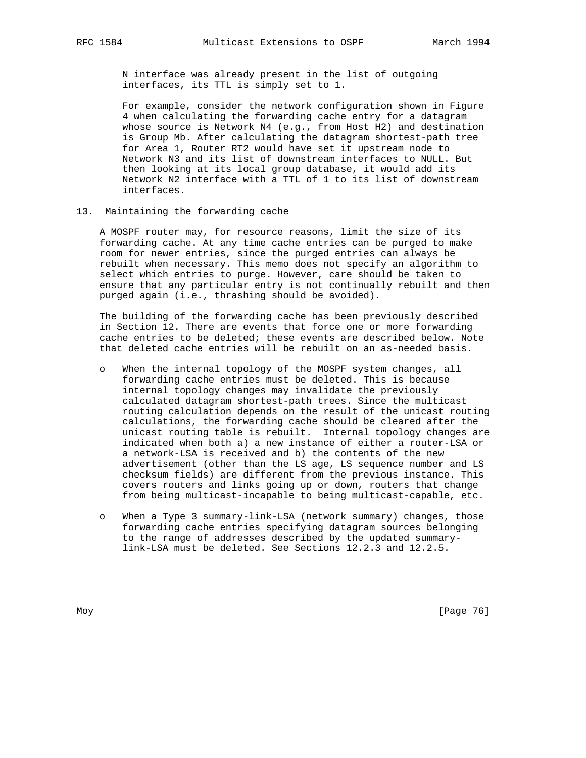N interface was already present in the list of outgoing interfaces, its TTL is simply set to 1.

For example, consider the network configuration shown in Figure 4 when calculating the forwarding cache entry for a datagram whose source is Network N4 (e.g., from Host H2) and destination is Group Mb. After calculating the datagram shortest-path tree for Area 1, Router RT2 would have set it upstream node to Network N3 and its list of downstream interfaces to NULL. But then looking at its local group database, it would add its Network N2 interface with a TTL of 1 to its list of downstream interfaces.

## 13. Maintaining the forwarding cache

A MOSPF router may, for resource reasons, limit the size of its forwarding cache. At any time cache entries can be purged to make room for newer entries, since the purged entries can always be rebuilt when necessary. This memo does not specify an algorithm to select which entries to purge. However, care should be taken to ensure that any particular entry is not continually rebuilt and then purged again (i.e., thrashing should be avoided).

The building of the forwarding cache has been previously described in Section 12. There are events that force one or more forwarding cache entries to be deleted; these events are described below. Note that deleted cache entries will be rebuilt on an as-needed basis.

- When the internal topology of the MOSPF system changes, all forwarding cache entries must be deleted. This is because internal topology changes may invalidate the previously calculated datagram shortest-path trees. Since the multicast routing calculation depends on the result of the unicast routing calculations, the forwarding cache should be cleared after the unicast routing table is rebuilt. Internal topology changes are indicated when both a) a new instance of either a router-LSA or a network-LSA is received and b) the contents of the new advertisement (other than the LS age, LS sequence number and LS checksum fields) are different from the previous instance. This covers routers and links going up or down, routers that change from being multicast-incapable to being multicast-capable, etc.

- When a Type 3 summary-link-LSA (network summary) changes, those forwarding cache entries specifying datagram sources belonging to the range of addresses described by the updated summary-link-LSA must be deleted. See Sections 12.2.3 and 12.2.5.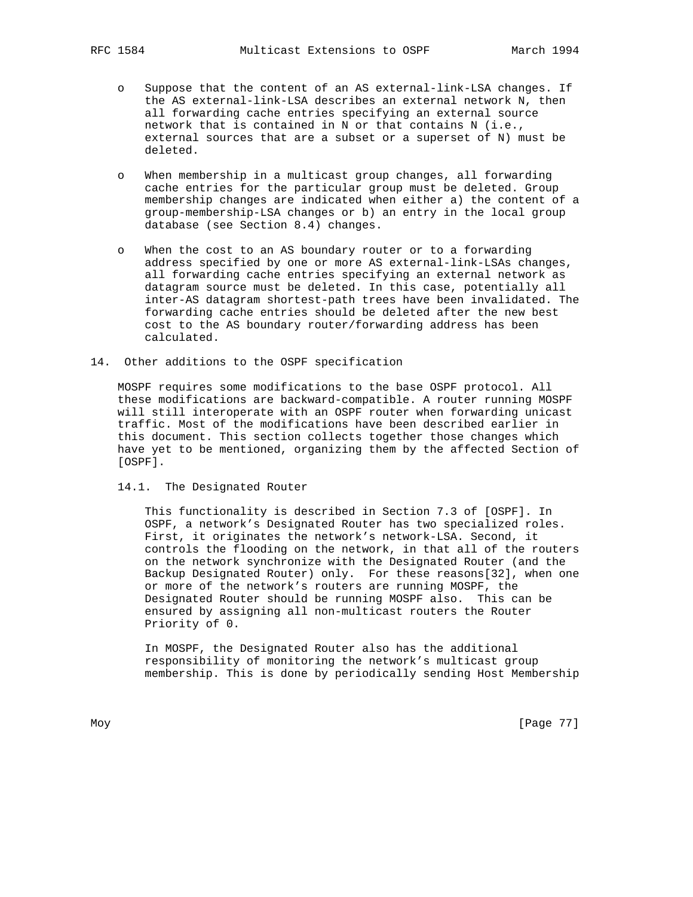- Suppose that the content of an AS external-link-LSA changes. If the AS external-link-LSA describes an external network N, then all forwarding cache entries specifying an external source network that is contained in N or that contains N (i.e., external sources that are a subset or a superset of N) must be deleted.

- When membership in a multicast group changes, all forwarding cache entries for the particular group must be deleted. Group membership changes are indicated when either a) the content of a group-membership-LSA changes or b) an entry in the local group database (see Section 8.4) changes.

- When the cost to an AS boundary router or to a forwarding address specified by one or more AS external-link-LSAs changes, all forwarding cache entries specifying an external network as datagram source must be deleted. In this case, potentially all inter-AS datagram shortest-path trees have been invalidated. The forwarding cache entries should be deleted after the new best cost to the AS boundary router/forwarding address has been calculated.

# 14. Other additions to the OSPF specification

MOSPF requires some modifications to the base OSPF protocol. All these modifications are backward-compatible. A router running MOSPF will still interoperate with an OSPF router when forwarding unicast traffic. Most of the modifications have been described earlier in this document. This section collects together those changes which have yet to be mentioned, organizing them by the affected Section of [OSPF].

## 14.1. The Designated Router

This functionality is described in Section 7.3 of [OSPF]. In OSPF, a network's Designated Router has two specialized roles. First, it originates the network's network-LSA. Second, it controls the flooding on the network, in that all of the routers on the network synchronize with the Designated Router (and the Backup Designated Router) only. For these reasons[32], when one or more of the network's routers are running MOSPF, the Designated Router should be running MOSPF also. This can be ensured by assigning all non-multicast routers the Router Priority of 0.

In MOSPF, the Designated Router also has the additional responsibility of monitoring the network's multicast group membership. This is done by periodically sending Host Membership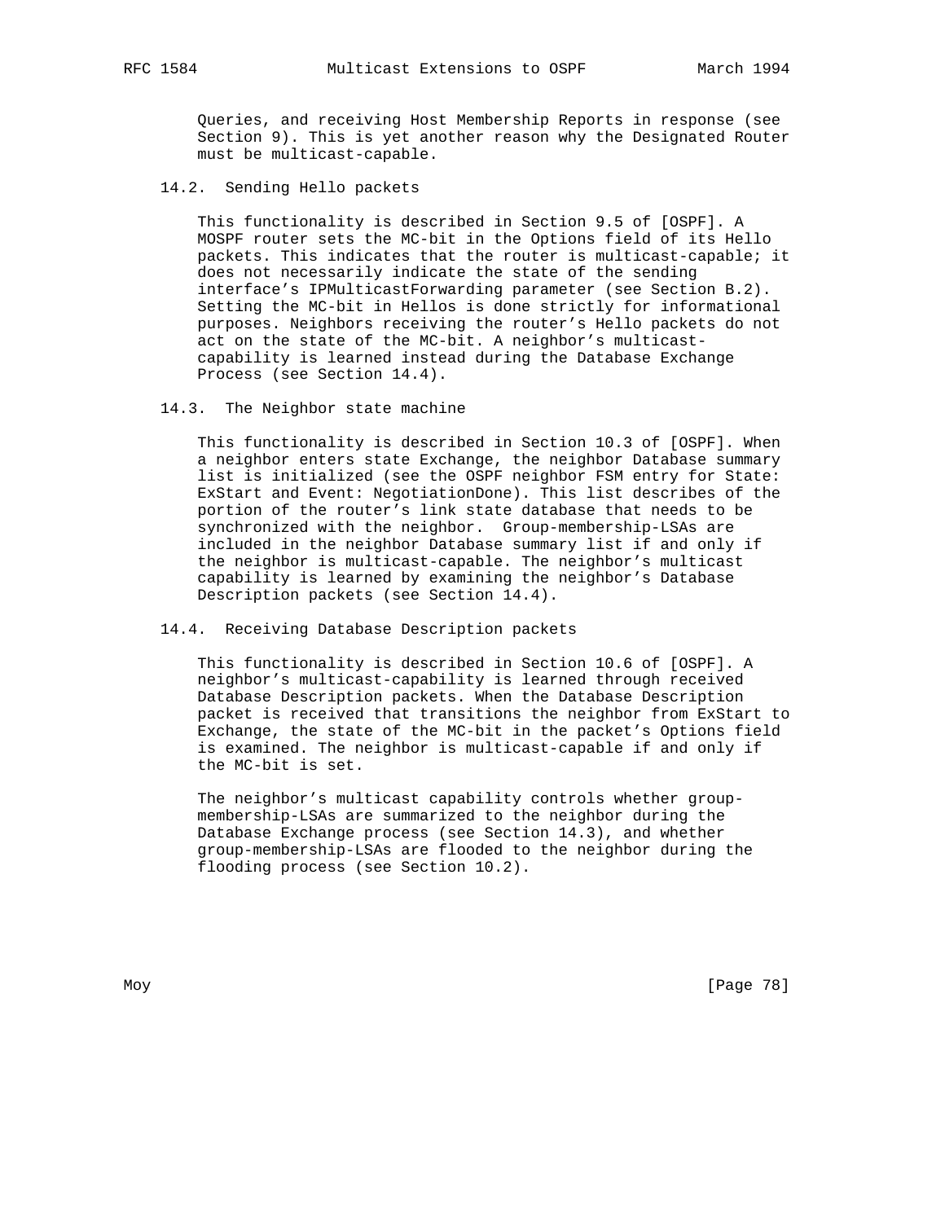Queries, and receiving Host Membership Reports in response (see Section 9). This is yet another reason why the Designated Router must be multicast-capable.

### 14.2. Sending Hello packets

This functionality is described in Section 9.5 of [OSPF]. A MOSPF router sets the MC-bit in the Options field of its Hello packets. This indicates that the router is multicast-capable; it does not necessarily indicate the state of the sending interface's IPMulticastForwarding parameter (see Section B.2). Setting the MC-bit in Hellos is done strictly for informational purposes. Neighbors receiving the router's Hello packets do not act on the state of the MC-bit. A neighbor's multicast-capability is learned instead during the Database Exchange Process (see Section 14.4).

### 14.3. The Neighbor state machine

This functionality is described in Section 10.3 of [OSPF]. When a neighbor enters state Exchange, the neighbor Database summary list is initialized (see the OSPF neighbor FSM entry for State: ExStart and Event: NegotiationDone). This list describes of the portion of the router's link state database that needs to be synchronized with the neighbor. Group-membership-LSAs are included in the neighbor Database summary list if and only if the neighbor is multicast-capable. The neighbor's multicast capability is learned by examining the neighbor's Database Description packets (see Section 14.4).

### 14.4. Receiving Database Description packets

This functionality is described in Section 10.6 of [OSPF]. A neighbor's multicast-capability is learned through received Database Description packets. When the Database Description packet is received that transitions the neighbor from ExStart to Exchange, the state of the MC-bit in the packet's Options field is examined. The neighbor is multicast-capable if and only if the MC-bit is set.

The neighbor's multicast capability controls whether group-membership-LSAs are summarized to the neighbor during the Database Exchange process (see Section 14.3), and whether group-membership-LSAs are flooded to the neighbor during the flooding process (see Section 10.2).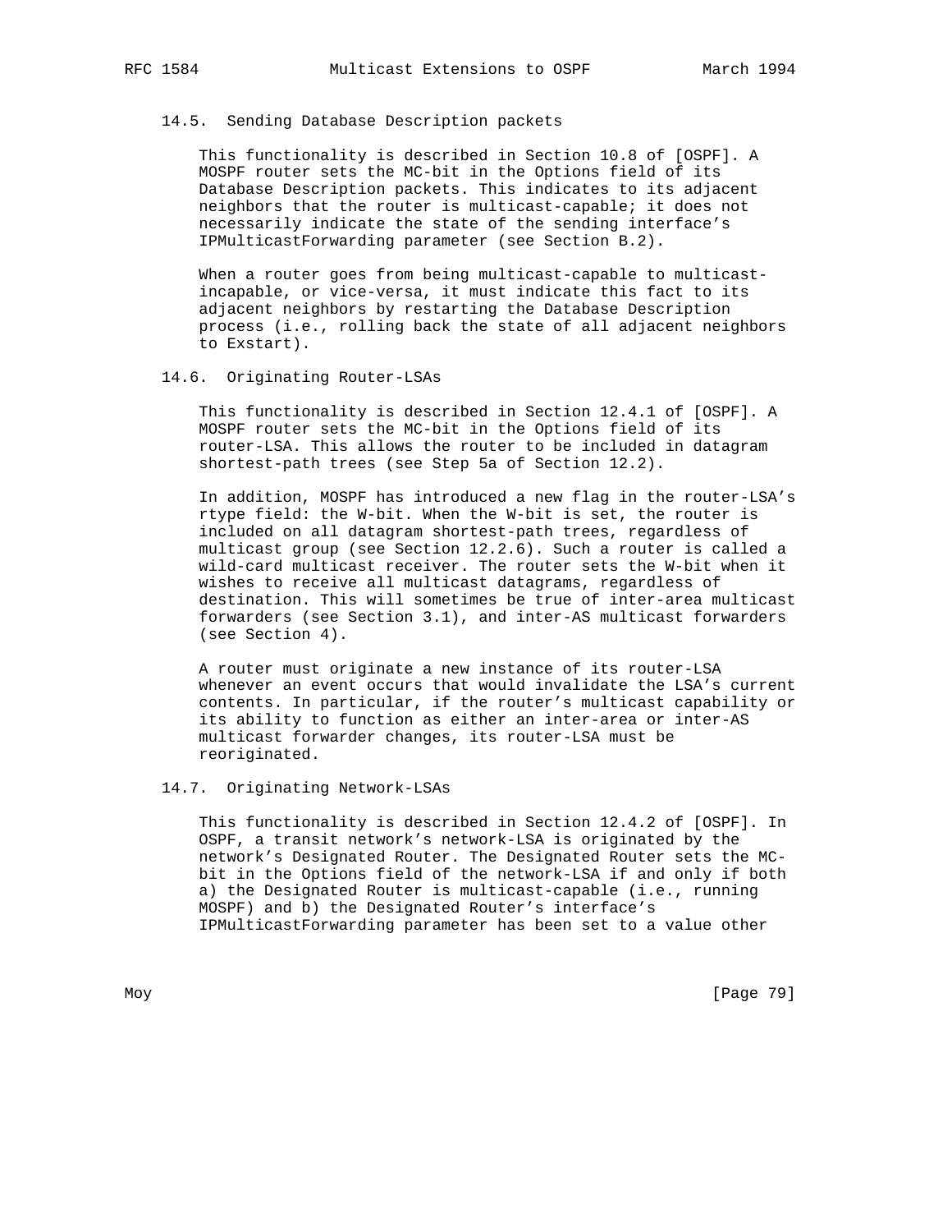### 14.5. Sending Database Description packets

This functionality is described in Section 10.8 of [OSPF]. A MOSPF router sets the MC-bit in the Options field of its Database Description packets. This indicates to its adjacent neighbors that the router is multicast-capable; it does not necessarily indicate the state of the sending interface's IPMulticastForwarding parameter (see Section B.2).

When a router goes from being multicast-capable to multicast-incapable, or vice-versa, it must indicate this fact to its adjacent neighbors by restarting the Database Description process (i.e., rolling back the state of all adjacent neighbors to Exstart).

### 14.6. Originating Router-LSAs

This functionality is described in Section 12.4.1 of [OSPF]. A MOSPF router sets the MC-bit in the Options field of its router-LSA. This allows the router to be included in datagram shortest-path trees (see Step 5a of Section 12.2).

In addition, MOSPF has introduced a new flag in the router-LSA's rtype field: the W-bit. When the W-bit is set, the router is included on all datagram shortest-path trees, regardless of multicast group (see Section 12.2.6). Such a router is called a wild-card multicast receiver. The router sets the W-bit when it wishes to receive all multicast datagrams, regardless of destination. This will sometimes be true of inter-area multicast forwarders (see Section 3.1), and inter-AS multicast forwarders (see Section 4).

A router must originate a new instance of its router-LSA whenever an event occurs that would invalidate the LSA's current contents. In particular, if the router's multicast capability or its ability to function as either an inter-area or inter-AS multicast forwarder changes, its router-LSA must be reoriginated.

### 14.7. Originating Network-LSAs

This functionality is described in Section 12.4.2 of [OSPF]. In OSPF, a transit network's network-LSA is originated by the network's Designated Router. The Designated Router sets the MC-bit in the Options field of the network-LSA if and only if both a) the Designated Router is multicast-capable (i.e., running MOSPF) and b) the Designated Router's interface's IPMulticastForwarding parameter has been set to a value other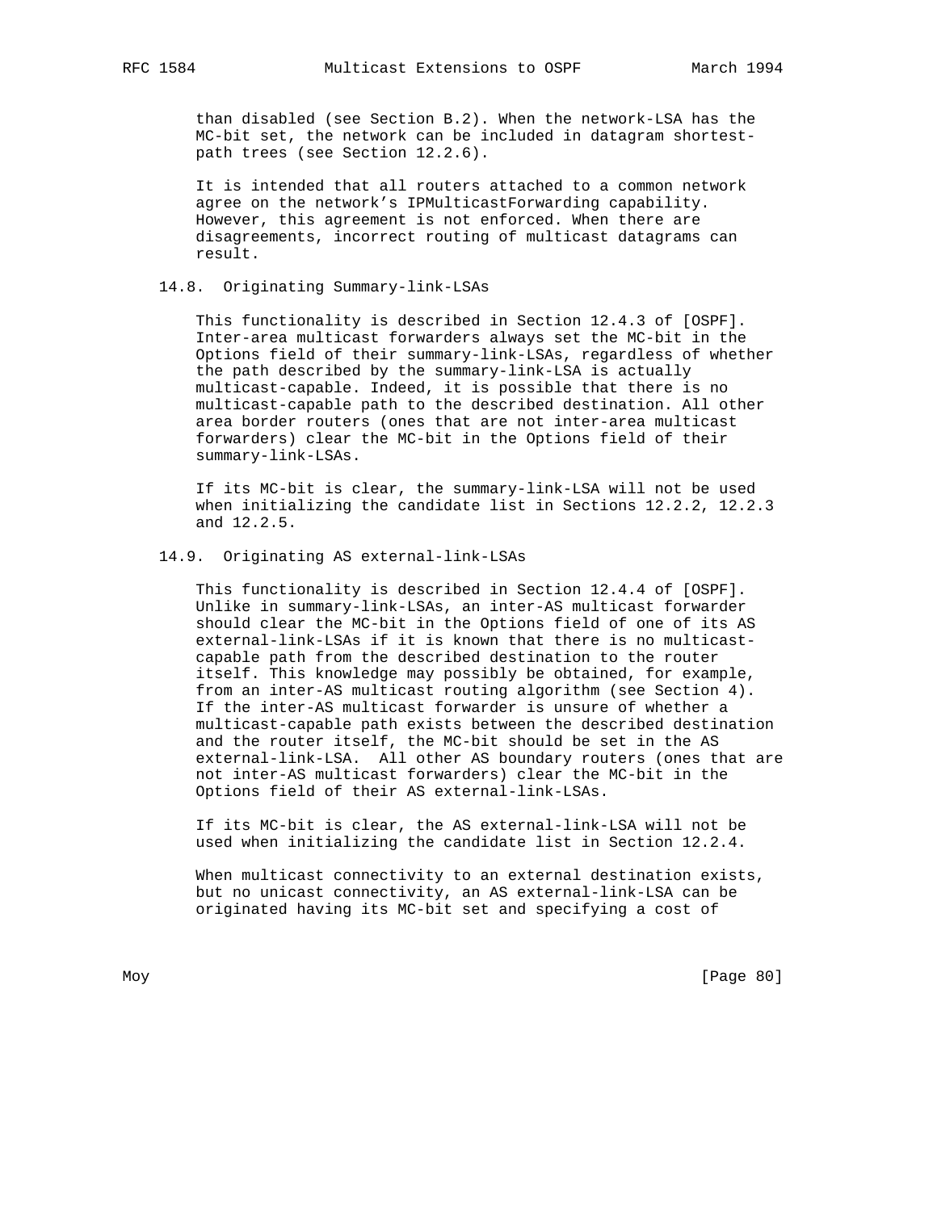than disabled (see Section B.2). When the network-LSA has the MC-bit set, the network can be included in datagram shortest-path trees (see Section 12.2.6).

It is intended that all routers attached to a common network agree on the network's IPMulticastForwarding capability. However, this agreement is not enforced. When there are disagreements, incorrect routing of multicast datagrams can result.

### 14.8. Originating Summary-link-LSAs

This functionality is described in Section 12.4.3 of [OSPF]. Inter-area multicast forwarders always set the MC-bit in the Options field of their summary-link-LSAs, regardless of whether the path described by the summary-link-LSA is actually multicast-capable. Indeed, it is possible that there is no multicast-capable path to the described destination. All other area border routers (ones that are not inter-area multicast forwarders) clear the MC-bit in the Options field of their summary-link-LSAs.

If its MC-bit is clear, the summary-link-LSA will not be used when initializing the candidate list in Sections 12.2.2, 12.2.3 and 12.2.5.

### 14.9. Originating AS external-link-LSAs

This functionality is described in Section 12.4.4 of [OSPF]. Unlike in summary-link-LSAs, an inter-AS multicast forwarder should clear the MC-bit in the Options field of one of its AS external-link-LSAs if it is known that there is no multicast-capable path from the described destination to the router itself. This knowledge may possibly be obtained, for example, from an inter-AS multicast routing algorithm (see Section 4). If the inter-AS multicast forwarder is unsure of whether a multicast-capable path exists between the described destination and the router itself, the MC-bit should be set in the AS external-link-LSA. All other AS boundary routers (ones that are not inter-AS multicast forwarders) clear the MC-bit in the Options field of their AS external-link-LSAs.

If its MC-bit is clear, the AS external-link-LSA will not be used when initializing the candidate list in Section 12.2.4.

When multicast connectivity to an external destination exists, but no unicast connectivity, an AS external-link-LSA can be originated having its MC-bit set and specifying a cost of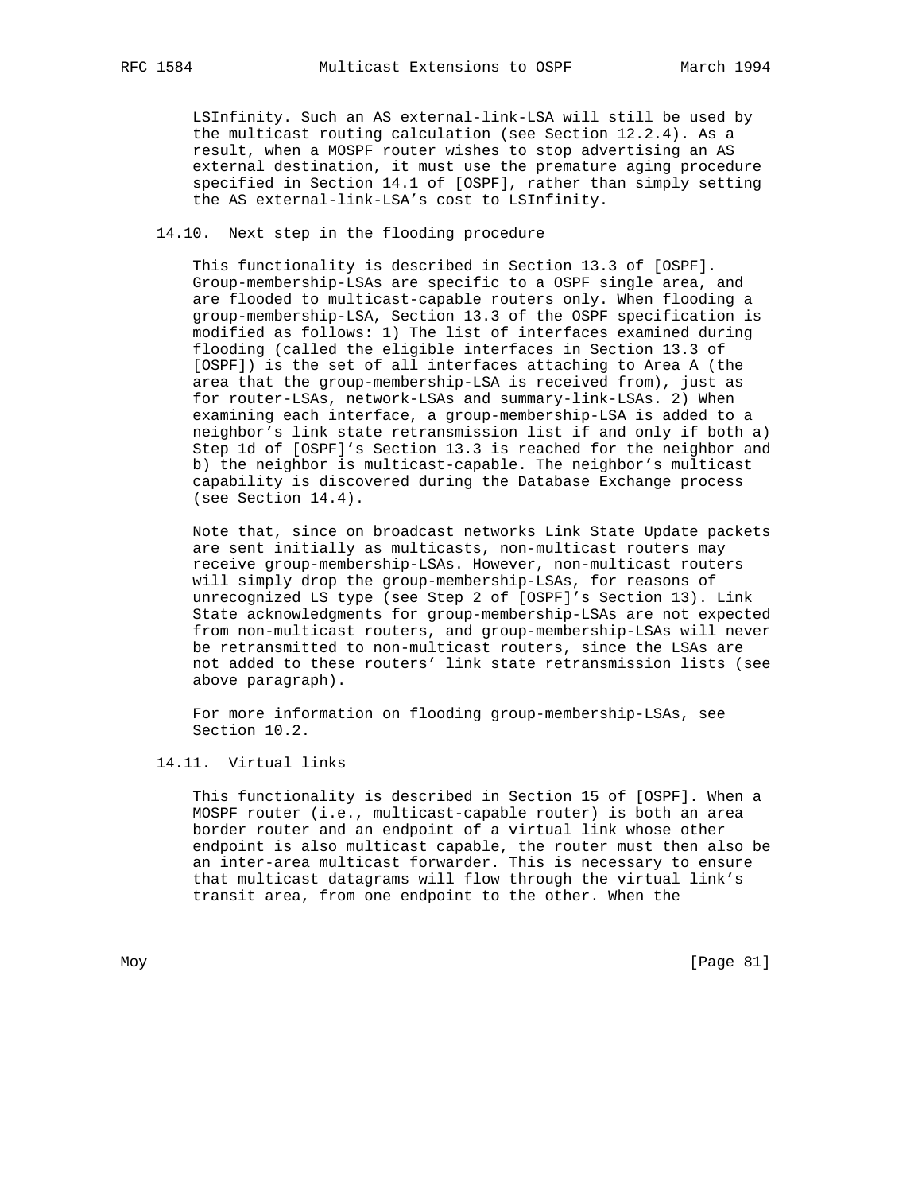LSInfinity. Such an AS external-link-LSA will still be used by the multicast routing calculation (see Section 12.2.4). As a result, when a MOSPF router wishes to stop advertising an AS external destination, it must use the premature aging procedure specified in Section 14.1 of [OSPF], rather than simply setting the AS external-link-LSA's cost to LSInfinity.

### 14.10. Next step in the flooding procedure

This functionality is described in Section 13.3 of [OSPF]. Group-membership-LSAs are specific to a OSPF single area, and are flooded to multicast-capable routers only. When flooding a group-membership-LSA, Section 13.3 of the OSPF specification is modified as follows: 1) The list of interfaces examined during flooding (called the eligible interfaces in Section 13.3 of [OSPF]) is the set of all interfaces attaching to Area A (the area that the group-membership-LSA is received from), just as for router-LSAs, network-LSAs and summary-link-LSAs. 2) When examining each interface, a group-membership-LSA is added to a neighbor's link state retransmission list if and only if both a) Step 1d of [OSPF]'s Section 13.3 is reached for the neighbor and b) the neighbor is multicast-capable. The neighbor's multicast capability is discovered during the Database Exchange process (see Section 14.4).

Note that, since on broadcast networks Link State Update packets are sent initially as multicasts, non-multicast routers may receive group-membership-LSAs. However, non-multicast routers will simply drop the group-membership-LSAs, for reasons of unrecognized LS type (see Step 2 of [OSPF]'s Section 13). Link State acknowledgments for group-membership-LSAs are not expected from non-multicast routers, and group-membership-LSAs will never be retransmitted to non-multicast routers, since the LSAs are not added to these routers' link state retransmission lists (see above paragraph).

For more information on flooding group-membership-LSAs, see Section 10.2.

### 14.11. Virtual links

This functionality is described in Section 15 of [OSPF]. When a MOSPF router (i.e., multicast-capable router) is both an area border router and an endpoint of a virtual link whose other endpoint is also multicast capable, the router must then also be an inter-area multicast forwarder. This is necessary to ensure that multicast datagrams will flow through the virtual link's transit area, from one endpoint to the other. When the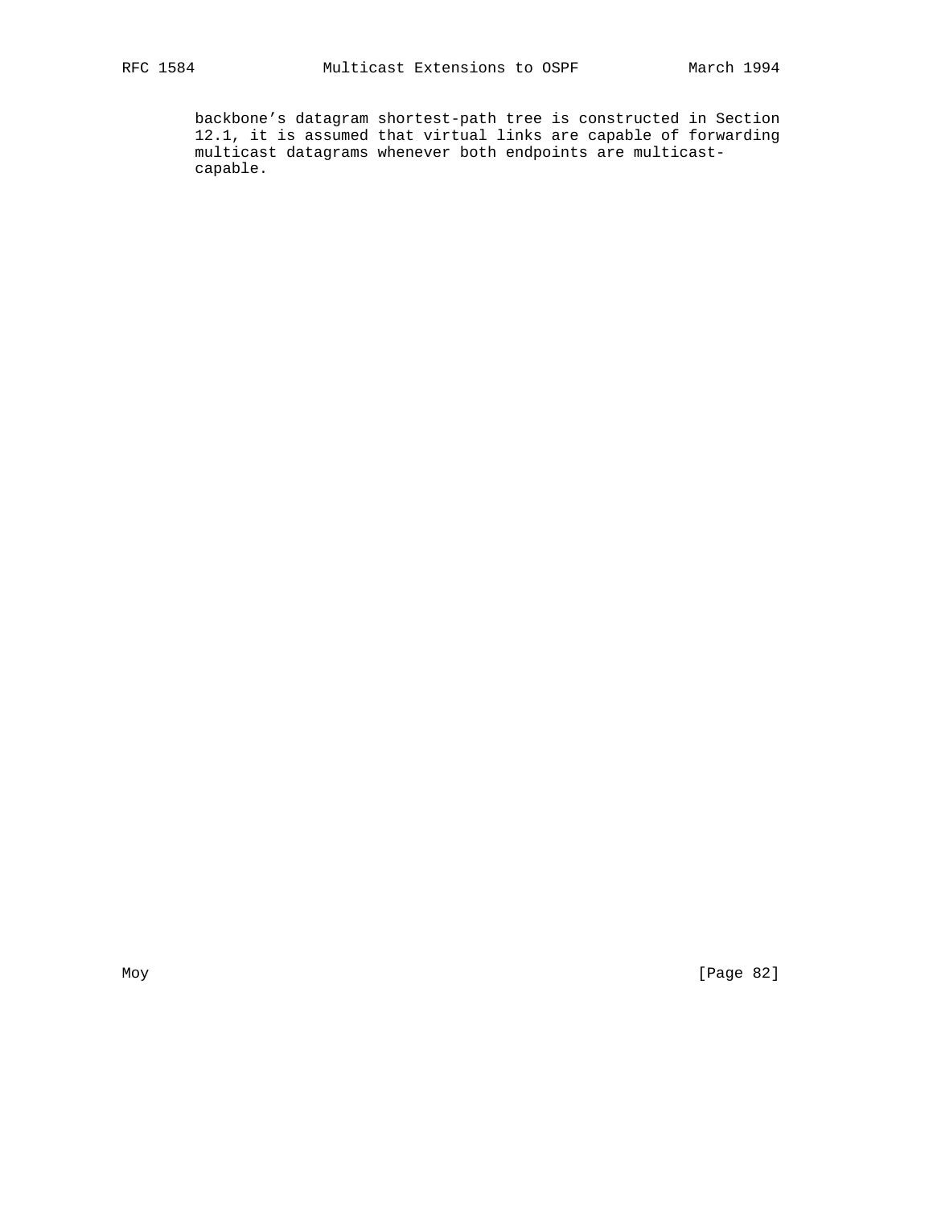backbone’s datagram shortest-path tree is constructed in Section 12.1, it is assumed that virtual links are capable of forwarding multicast datagrams whenever both endpoints are multicast-capable.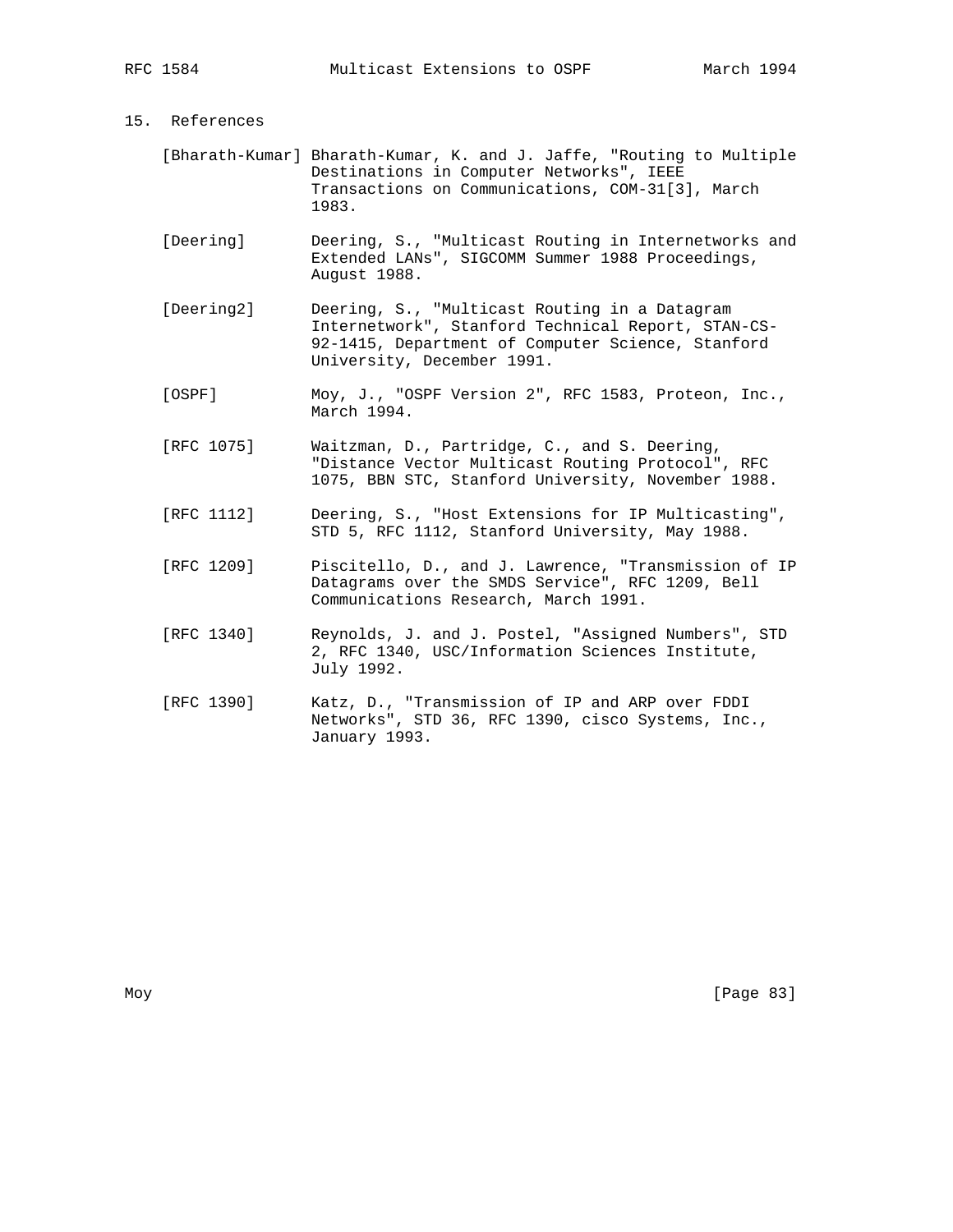## 15. References

[Bharath-Kumar] Bharath-Kumar, K. and J. Jaffe, "Routing to Multiple Destinations in Computer Networks", IEEE Transactions on Communications, COM-31[3], March 1983.

[Deering] Deering, S., "Multicast Routing in Internetworks and Extended LANs", SIGCOMM Summer 1988 Proceedings, August 1988.

[Deering2] Deering, S., "Multicast Routing in a Datagram Internetwork", Stanford Technical Report, STAN-CS-92-1415, Department of Computer Science, Stanford University, December 1991.

[OSPF] Moy, J., "OSPF Version 2", RFC 1583, Proteon, Inc., March 1994.

[RFC 1075] Waitzman, D., Partridge, C., and S. Deering, "Distance Vector Multicast Routing Protocol", RFC 1075, BBN STC, Stanford University, November 1988.

[RFC 1112] Deering, S., "Host Extensions for IP Multicasting", STD 5, RFC 1112, Stanford University, May 1988.

[RFC 1209] Piscitello, D., and J. Lawrence, "Transmission of IP Datagrams over the SMDS Service", RFC 1209, Bell Communications Research, March 1991.

[RFC 1340] Reynolds, J. and J. Postel, "Assigned Numbers", STD 2, RFC 1340, USC/Information Sciences Institute, July 1992.

[RFC 1390] Katz, D., "Transmission of IP and ARP over FDDI Networks", STD 36, RFC 1390, cisco Systems, Inc., January 1993.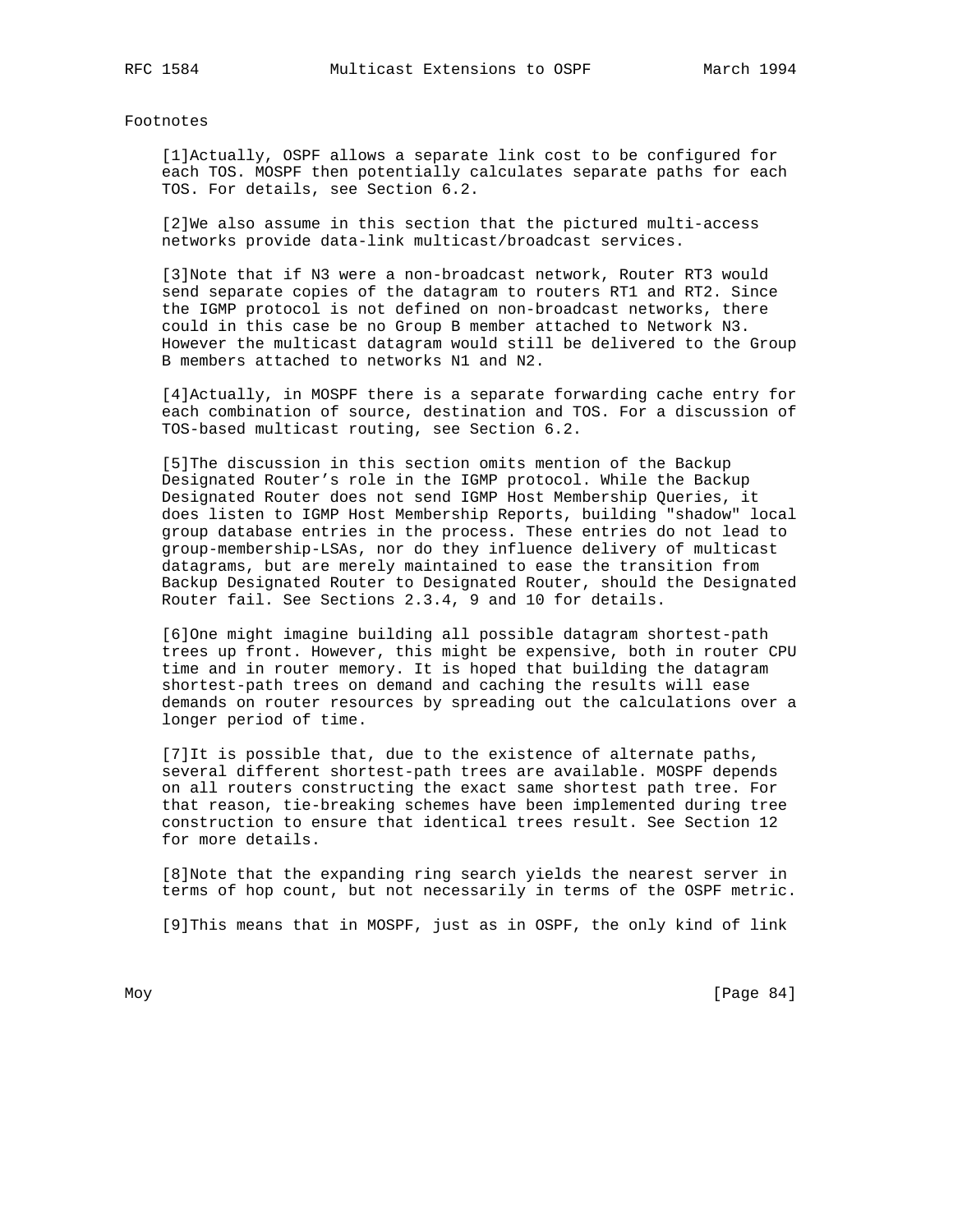Footnotes

[1]Actually, OSPF allows a separate link cost to be configured for each TOS. MOSPF then potentially calculates separate paths for each TOS. For details, see Section 6.2.

[2]We also assume in this section that the pictured multi-access networks provide data-link multicast/broadcast services.

[3]Note that if N3 were a non-broadcast network, Router RT3 would send separate copies of the datagram to routers RT1 and RT2. Since the IGMP protocol is not defined on non-broadcast networks, there could in this case be no Group B member attached to Network N3. However the multicast datagram would still be delivered to the Group B members attached to networks N1 and N2.

[4]Actually, in MOSPF there is a separate forwarding cache entry for each combination of source, destination and TOS. For a discussion of TOS-based multicast routing, see Section 6.2.

[5]The discussion in this section omits mention of the Backup Designated Router's role in the IGMP protocol. While the Backup Designated Router does not send IGMP Host Membership Queries, it does listen to IGMP Host Membership Reports, building "shadow" local group database entries in the process. These entries do not lead to group-membership-LSAs, nor do they influence delivery of multicast datagrams, but are merely maintained to ease the transition from Backup Designated Router to Designated Router, should the Designated Router fail. See Sections 2.3.4, 9 and 10 for details.

[6]One might imagine building all possible datagram shortest-path trees up front. However, this might be expensive, both in router CPU time and in router memory. It is hoped that building the datagram shortest-path trees on demand and caching the results will ease demands on router resources by spreading out the calculations over a longer period of time.

[7]It is possible that, due to the existence of alternate paths, several different shortest-path trees are available. MOSPF depends on all routers constructing the exact same shortest path tree. For that reason, tie-breaking schemes have been implemented during tree construction to ensure that identical trees result. See Section 12 for more details.

[8]Note that the expanding ring search yields the nearest server in terms of hop count, but not necessarily in terms of the OSPF metric.

[9]This means that in MOSPF, just as in OSPF, the only kind of link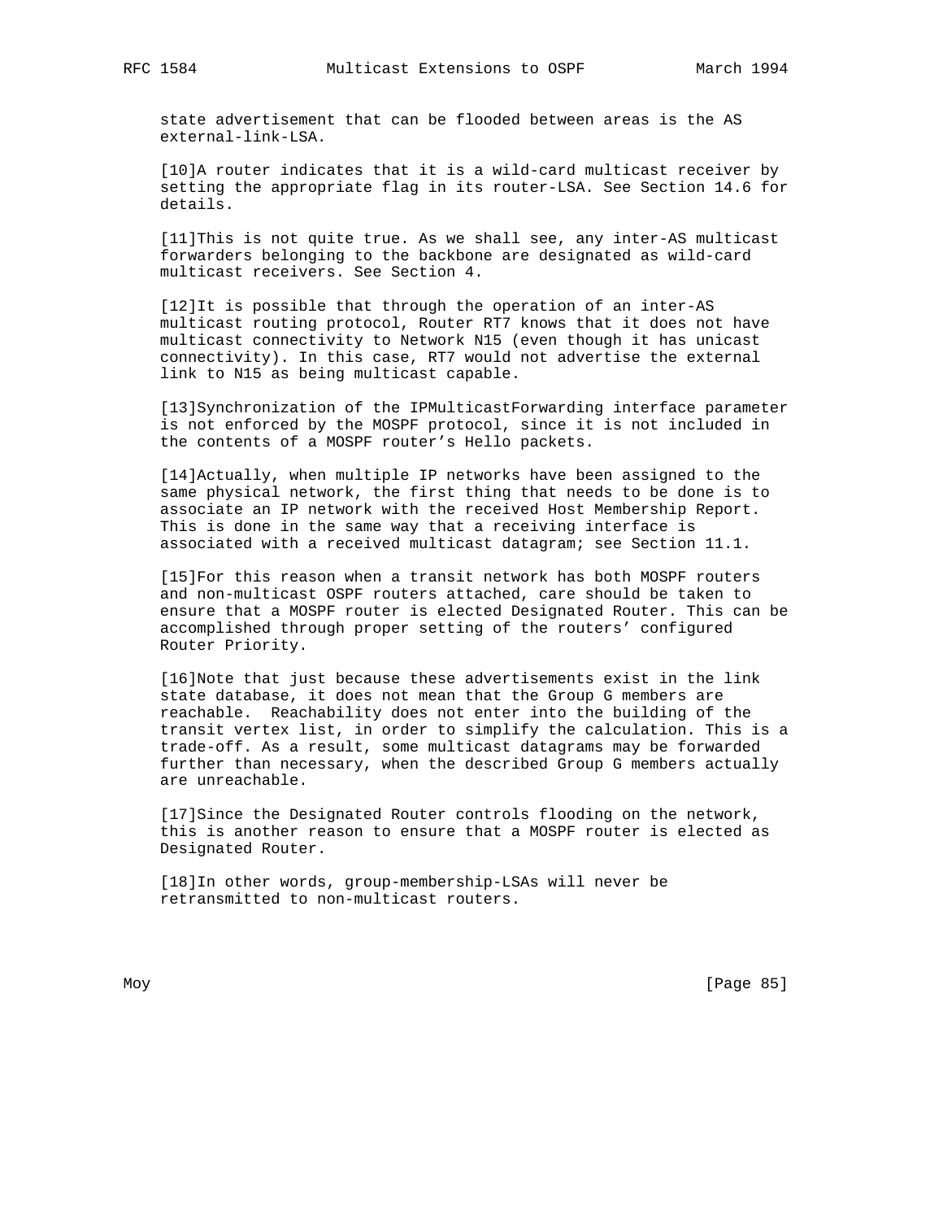state advertisement that can be flooded between areas is the AS external-link-LSA.

[10]A router indicates that it is a wild-card multicast receiver by setting the appropriate flag in its router-LSA. See Section 14.6 for details.

[11]This is not quite true. As we shall see, any inter-AS multicast forwarders belonging to the backbone are designated as wild-card multicast receivers. See Section 4.

[12]It is possible that through the operation of an inter-AS multicast routing protocol, Router RT7 knows that it does not have multicast connectivity to Network N15 (even though it has unicast connectivity). In this case, RT7 would not advertise the external link to N15 as being multicast capable.

[13]Synchronization of the IPMulticastForwarding interface parameter is not enforced by the MOSPF protocol, since it is not included in the contents of a MOSPF router's Hello packets.

[14]Actually, when multiple IP networks have been assigned to the same physical network, the first thing that needs to be done is to associate an IP network with the received Host Membership Report. This is done in the same way that a receiving interface is associated with a received multicast datagram; see Section 11.1.

[15]For this reason when a transit network has both MOSPF routers and non-multicast OSPF routers attached, care should be taken to ensure that a MOSPF router is elected Designated Router. This can be accomplished through proper setting of the routers' configured Router Priority.

[16]Note that just because these advertisements exist in the link state database, it does not mean that the Group G members are reachable. Reachability does not enter into the building of the transit vertex list, in order to simplify the calculation. This is a trade-off. As a result, some multicast datagrams may be forwarded further than necessary, when the described Group G members actually are unreachable.

[17]Since the Designated Router controls flooding on the network, this is another reason to ensure that a MOSPF router is elected as Designated Router.

[18]In other words, group-membership-LSAs will never be retransmitted to non-multicast routers.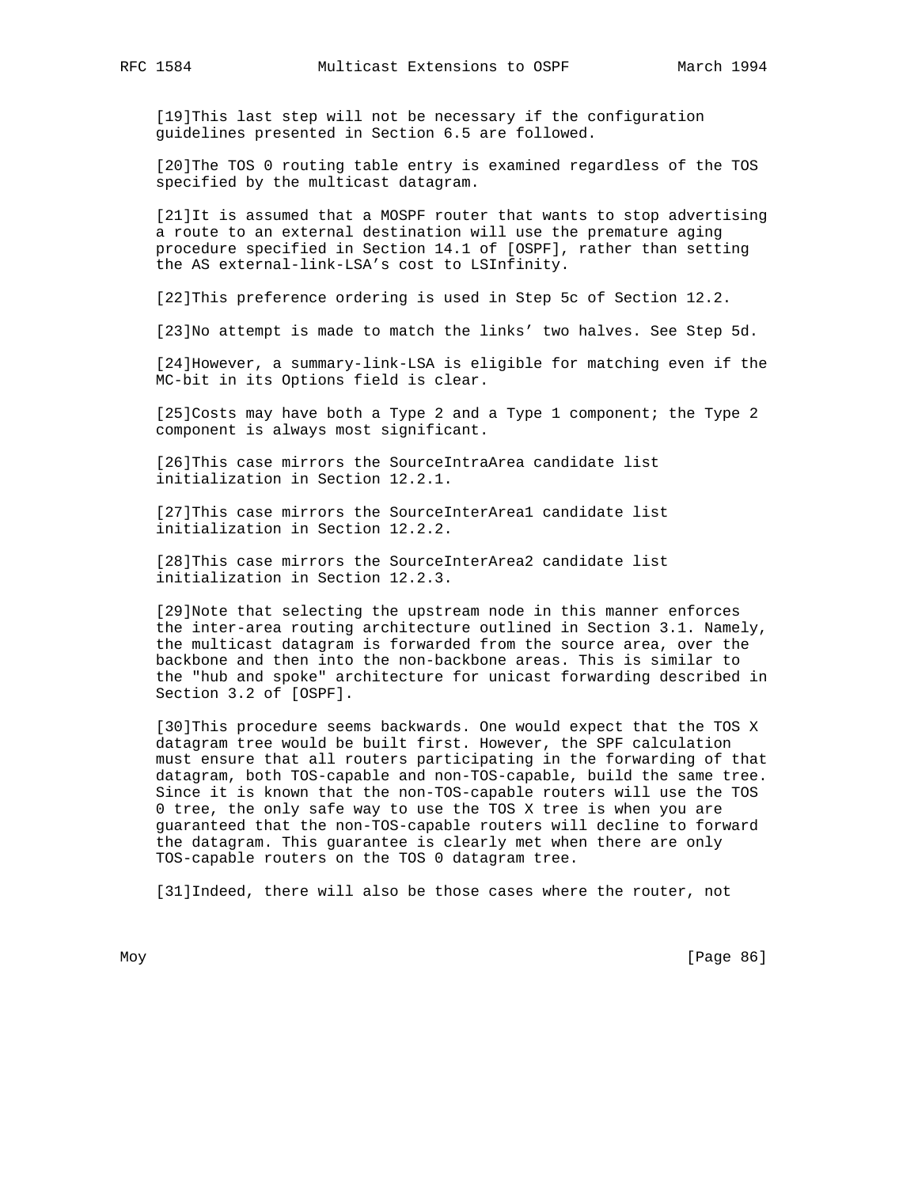[19]This last step will not be necessary if the configuration guidelines presented in Section 6.5 are followed.

[20]The TOS 0 routing table entry is examined regardless of the TOS specified by the multicast datagram.

[21]It is assumed that a MOSPF router that wants to stop advertising a route to an external destination will use the premature aging procedure specified in Section 14.1 of [OSPF], rather than setting the AS external-link-LSA's cost to LSInfinity.

[22]This preference ordering is used in Step 5c of Section 12.2.

[23]No attempt is made to match the links' two halves. See Step 5d.

[24]However, a summary-link-LSA is eligible for matching even if the MC-bit in its Options field is clear.

[25]Costs may have both a Type 2 and a Type 1 component; the Type 2 component is always most significant.

[26]This case mirrors the SourceIntraArea candidate list initialization in Section 12.2.1.

[27]This case mirrors the SourceInterArea1 candidate list initialization in Section 12.2.2.

[28]This case mirrors the SourceInterArea2 candidate list initialization in Section 12.2.3.

[29]Note that selecting the upstream node in this manner enforces the inter-area routing architecture outlined in Section 3.1. Namely, the multicast datagram is forwarded from the source area, over the backbone and then into the non-backbone areas. This is similar to the "hub and spoke" architecture for unicast forwarding described in Section 3.2 of [OSPF].

[30]This procedure seems backwards. One would expect that the TOS X datagram tree would be built first. However, the SPF calculation must ensure that all routers participating in the forwarding of that datagram, both TOS-capable and non-TOS-capable, build the same tree. Since it is known that the non-TOS-capable routers will use the TOS 0 tree, the only safe way to use the TOS X tree is when you are guaranteed that the non-TOS-capable routers will decline to forward the datagram. This guarantee is clearly met when there are only TOS-capable routers on the TOS 0 datagram tree.

[31]Indeed, there will also be those cases where the router, not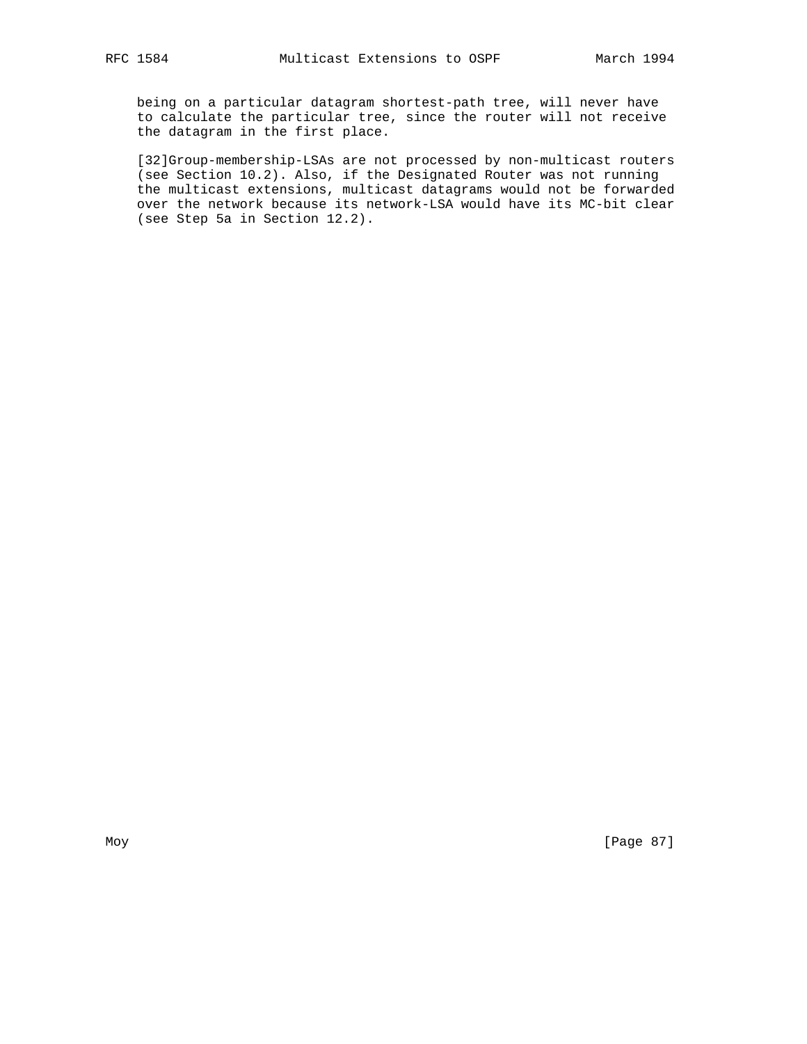being on a particular datagram shortest-path tree, will never have to calculate the particular tree, since the router will not receive the datagram in the first place.

[32]Group-membership-LSAs are not processed by non-multicast routers (see Section 10.2). Also, if the Designated Router was not running the multicast extensions, multicast datagrams would not be forwarded over the network because its network-LSA would have its MC-bit clear (see Step 5a in Section 12.2).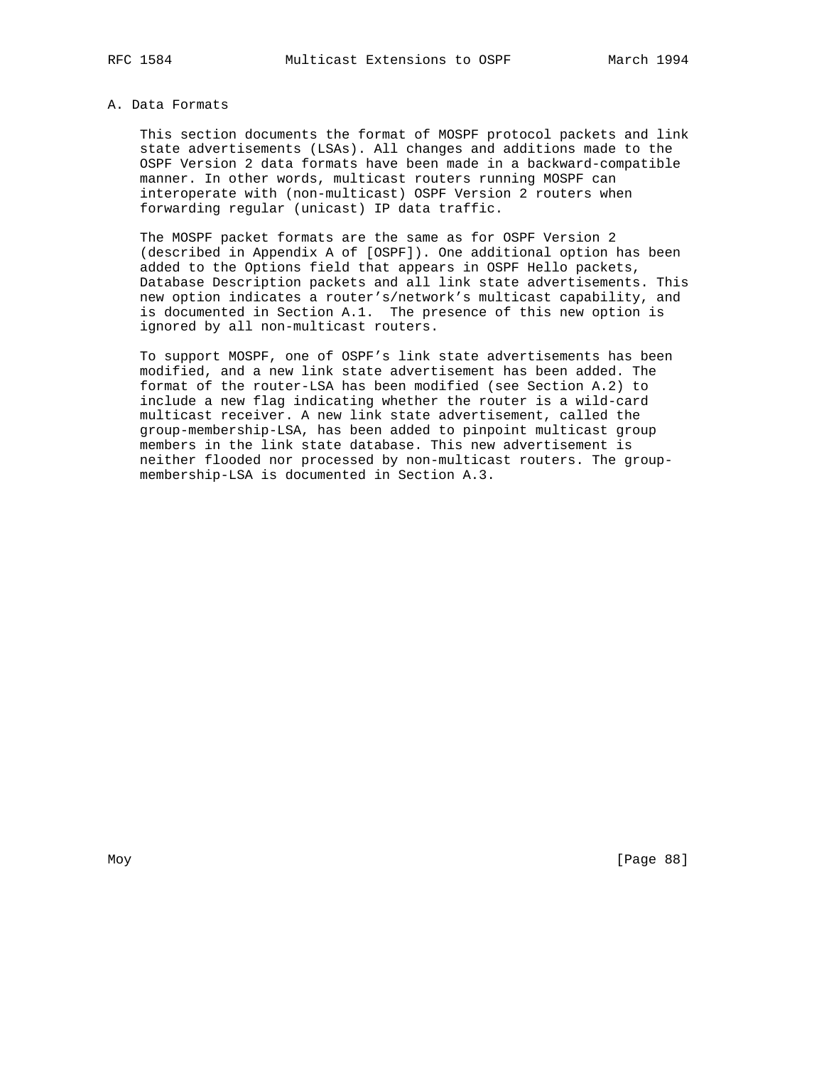## A. Data Formats

This section documents the format of MOSPF protocol packets and link state advertisements (LSAs). All changes and additions made to the OSPF Version 2 data formats have been made in a backward-compatible manner. In other words, multicast routers running MOSPF can interoperate with (non-multicast) OSPF Version 2 routers when forwarding regular (unicast) IP data traffic.

The MOSPF packet formats are the same as for OSPF Version 2 (described in Appendix A of [OSPF]). One additional option has been added to the Options field that appears in OSPF Hello packets, Database Description packets and all link state advertisements. This new option indicates a router's/network's multicast capability, and is documented in Section A.1. The presence of this new option is ignored by all non-multicast routers.

To support MOSPF, one of OSPF's link state advertisements has been modified, and a new link state advertisement has been added. The format of the router-LSA has been modified (see Section A.2) to include a new flag indicating whether the router is a wild-card multicast receiver. A new link state advertisement, called the group-membership-LSA, has been added to pinpoint multicast group members in the link state database. This new advertisement is neither flooded nor processed by non-multicast routers. The group-membership-LSA is documented in Section A.3.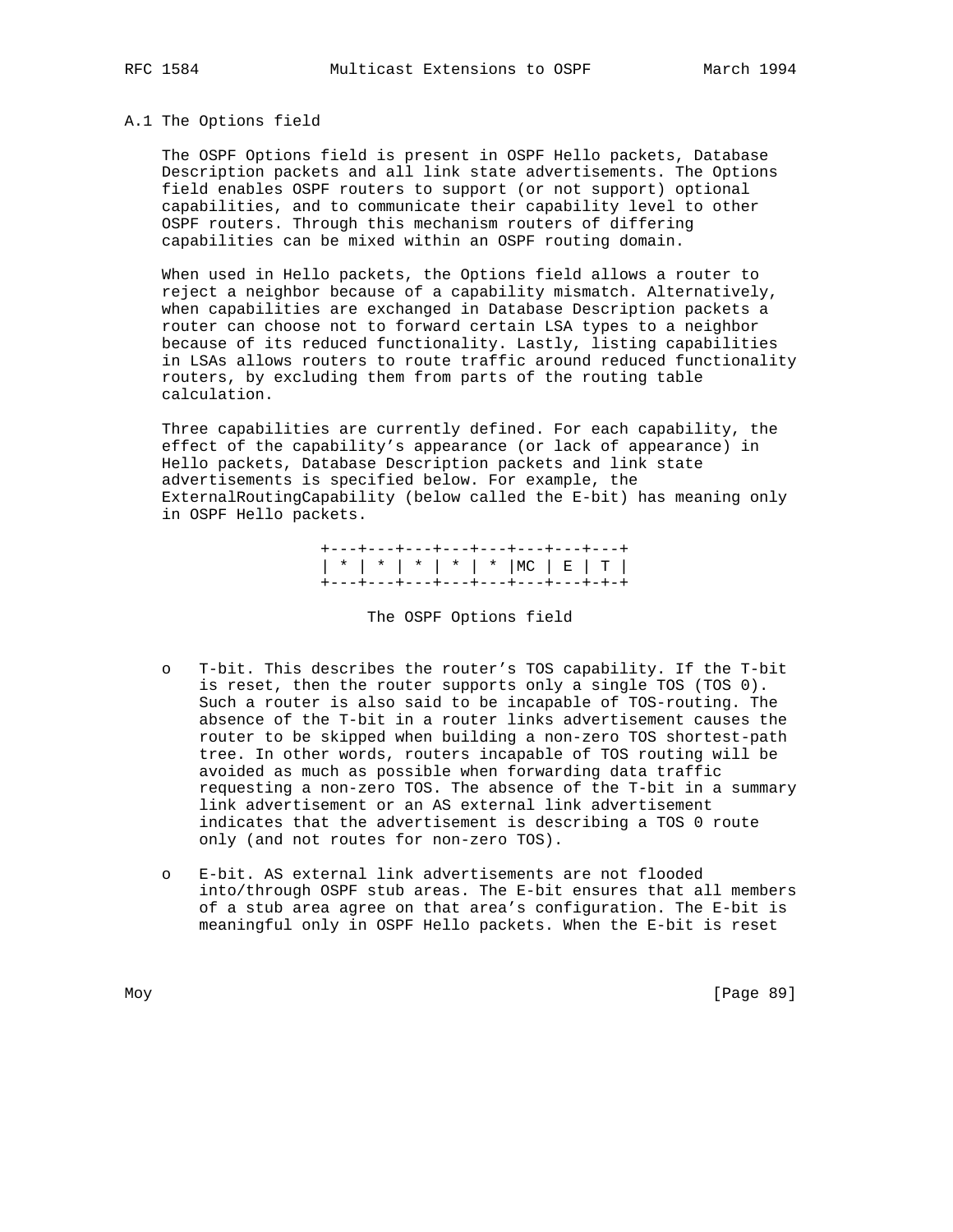## A.1 The Options field

The OSPF Options field is present in OSPF Hello packets, Database Description packets and all link state advertisements. The Options field enables OSPF routers to support (or not support) optional capabilities, and to communicate their capability level to other OSPF routers. Through this mechanism routers of differing capabilities can be mixed within an OSPF routing domain.

When used in Hello packets, the Options field allows a router to reject a neighbor because of a capability mismatch. Alternatively, when capabilities are exchanged in Database Description packets a router can choose not to forward certain LSA types to a neighbor because of its reduced functionality. Lastly, listing capabilities in LSAs allows routers to route traffic around reduced functionality routers, by excluding them from parts of the routing table calculation.

Three capabilities are currently defined. For each capability, the effect of the capability's appearance (or lack of appearance) in Hello packets, Database Description packets and link state advertisements is specified below. For example, the ExternalRoutingCapability (below called the E-bit) has meaning only in OSPF Hello packets.

```
+---+---+---+---+---+---+---+---+
| * | * | * | * | * |MC | E | T |
+---+---+---+---+---+---+---+-+-+
```

The OSPF Options field

- T-bit. This describes the router's TOS capability. If the T-bit is reset, then the router supports only a single TOS (TOS 0). Such a router is also said to be incapable of TOS-routing. The absence of the T-bit in a router links advertisement causes the router to be skipped when building a non-zero TOS shortest-path tree. In other words, routers incapable of TOS routing will be avoided as much as possible when forwarding data traffic requesting a non-zero TOS. The absence of the T-bit in a summary link advertisement or an AS external link advertisement indicates that the advertisement is describing a TOS 0 route only (and not routes for non-zero TOS).

- E-bit. AS external link advertisements are not flooded into/through OSPF stub areas. The E-bit ensures that all members of a stub area agree on that area's configuration. The E-bit is meaningful only in OSPF Hello packets. When the E-bit is reset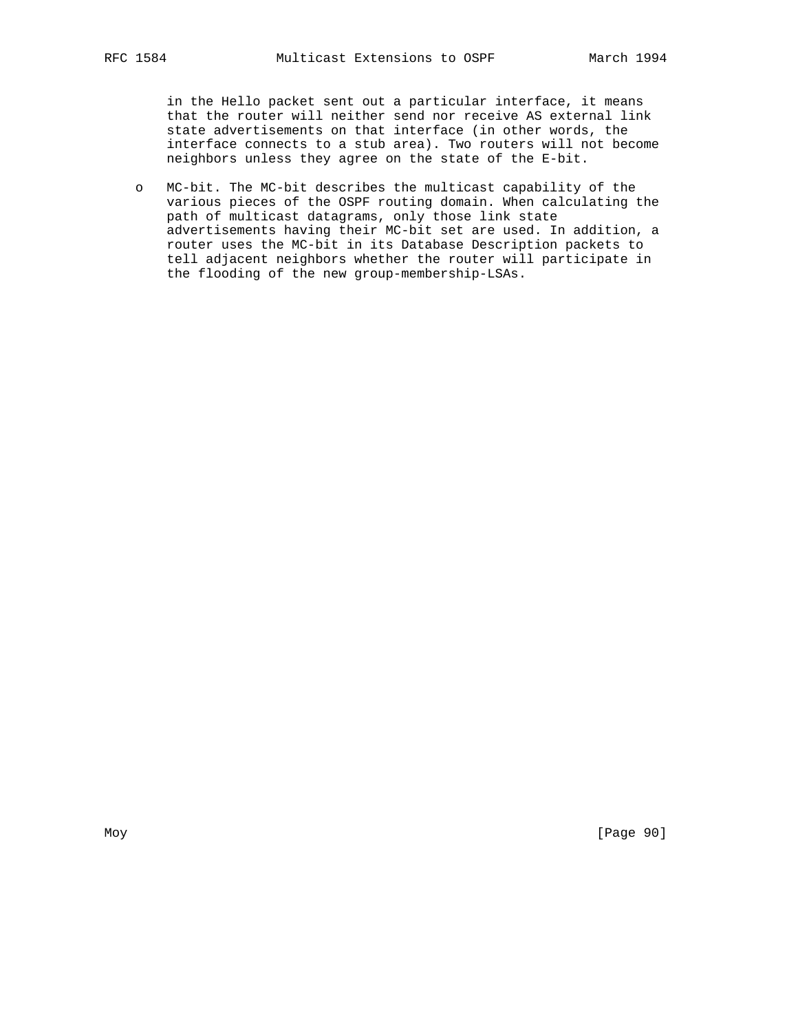in the Hello packet sent out a particular interface, it means that the router will neither send nor receive AS external link state advertisements on that interface (in other words, the interface connects to a stub area). Two routers will not become neighbors unless they agree on the state of the E-bit.

- MC-bit. The MC-bit describes the multicast capability of the various pieces of the OSPF routing domain. When calculating the path of multicast datagrams, only those link state advertisements having their MC-bit set are used. In addition, a router uses the MC-bit in its Database Description packets to tell adjacent neighbors whether the router will participate in the flooding of the new group-membership-LSAs.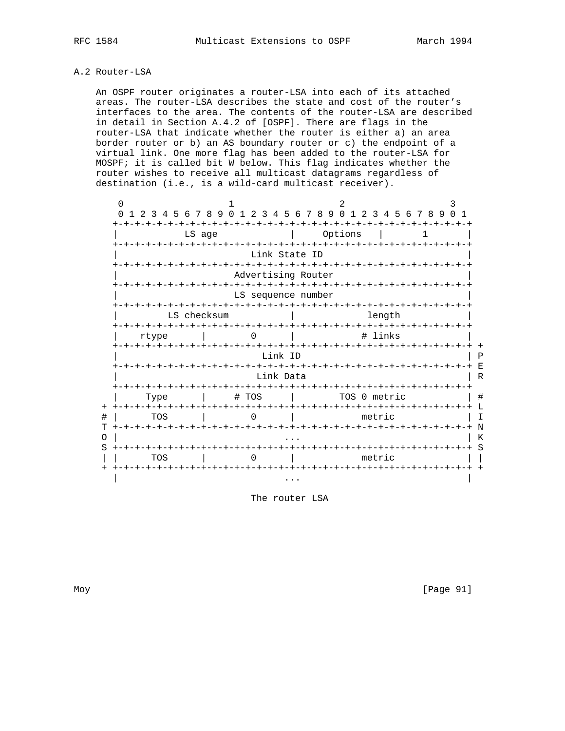### A.2 Router-LSA

An OSPF router originates a router-LSA into each of its attached areas. The router-LSA describes the state and cost of the router's interfaces to the area. The contents of the router-LSA are described in detail in Section A.4.2 of [OSPF]. There are flags in the router-LSA that indicate whether the router is either a) an area border router or b) an AS boundary router or c) the endpoint of a virtual link. One more flag has been added to the router-LSA for MOSPF; it is called bit W below. This flag indicates whether the router wishes to receive all multicast datagrams regardless of destination (i.e., is a wild-card multicast receiver).

```
     0                   1                   2                   3
     0 1 2 3 4 5 6 7 8 9 0 1 2 3 4 5 6 7 8 9 0 1 2 3 4 5 6 7 8 9 0 1
    +-+-+-+-+-+-+-+-+-+-+-+-+-+-+-+-+-+-+-+-+-+-+-+-+-+-+-+-+-+-+-+-+
    |            LS age             |     Options   |       1       |
    +-+-+-+-+-+-+-+-+-+-+-+-+-+-+-+-+-+-+-+-+-+-+-+-+-+-+-+-+-+-+-+-+
    |                        Link State ID                          |
    +-+-+-+-+-+-+-+-+-+-+-+-+-+-+-+-+-+-+-+-+-+-+-+-+-+-+-+-+-+-+-+-+
    |                     Advertising Router                        |
    +-+-+-+-+-+-+-+-+-+-+-+-+-+-+-+-+-+-+-+-+-+-+-+-+-+-+-+-+-+-+-+-+
    |                     LS sequence number                        |
    +-+-+-+-+-+-+-+-+-+-+-+-+-+-+-+-+-+-+-+-+-+-+-+-+-+-+-+-+-+-+-+-+
    |         LS checksum           |             length            |
    +-+-+-+-+-+-+-+-+-+-+-+-+-+-+-+-+-+-+-+-+-+-+-+-+-+-+-+-+-+-+-+-+
    |    rtype      |       0       |            # links            |
    +-+-+-+-+-+-+-+-+-+-+-+-+-+-+-+-+-+-+-+-+-+-+-+-+-+-+-+-+-+-+-+-+ +
    |                          Link ID                              | P
    +-+-+-+-+-+-+-+-+-+-+-+-+-+-+-+-+-+-+-+-+-+-+-+-+-+-+-+-+-+-+-+-+ E
    |                         Link Data                             | R
    +-+-+-+-+-+-+-+-+-+-+-+-+-+-+-+-+-+-+-+-+-+-+-+-+-+-+-+-+-+-+-+-+
    |     Type      |     # TOS     |        TOS 0 metric           | #
  + +-+-+-+-+-+-+-+-+-+-+-+-+-+-+-+-+-+-+-+-+-+-+-+-+-+-+-+-+-+-+-+-+ L
  # |      TOS      |       0       |            metric             | I
  T +-+-+-+-+-+-+-+-+-+-+-+-+-+-+-+-+-+-+-+-+-+-+-+-+-+-+-+-+-+-+-+-+ N
  O |                              ...                              | K
  S +-+-+-+-+-+-+-+-+-+-+-+-+-+-+-+-+-+-+-+-+-+-+-+-+-+-+-+-+-+-+-+-+ S
  | |      TOS      |       0       |            metric             | |
  + +-+-+-+-+-+-+-+-+-+-+-+-+-+-+-+-+-+-+-+-+-+-+-+-+-+-+-+-+-+-+-+-+ +
    |                              ...                              |
```

The router LSA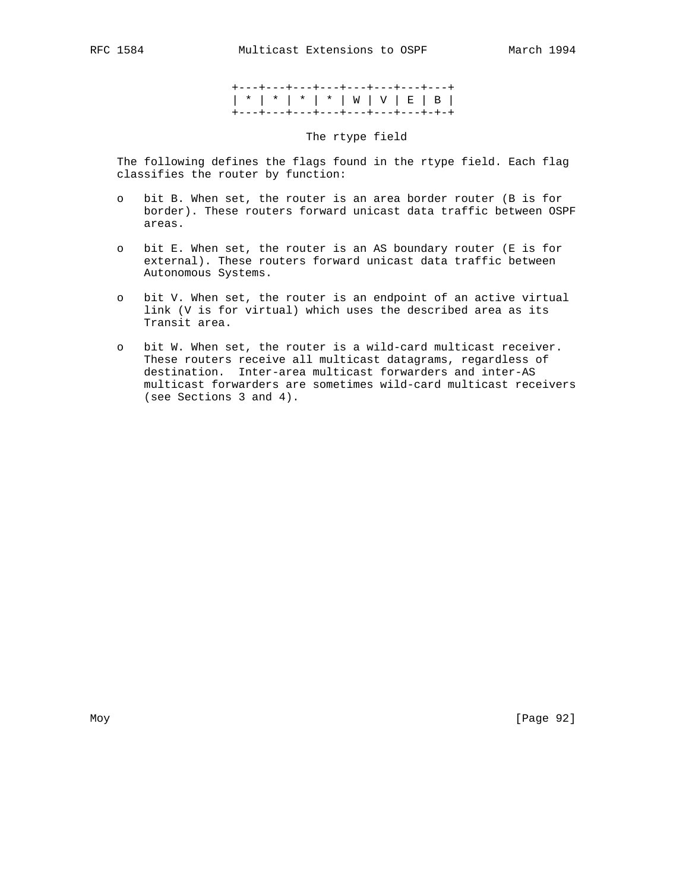```
+---+---+---+---+---+---+---+---+
| * | * | * | * | W | V | E | B |
+---+---+---+---+---+---+---+-+-+
```

The rtype field

The following defines the flags found in the rtype field. Each flag classifies the router by function:

- bit B. When set, the router is an area border router (B is for border). These routers forward unicast data traffic between OSPF areas.

- bit E. When set, the router is an AS boundary router (E is for external). These routers forward unicast data traffic between Autonomous Systems.

- bit V. When set, the router is an endpoint of an active virtual link (V is for virtual) which uses the described area as its Transit area.

- bit W. When set, the router is a wild-card multicast receiver. These routers receive all multicast datagrams, regardless of destination. Inter-area multicast forwarders and inter-AS multicast forwarders are sometimes wild-card multicast receivers (see Sections 3 and 4).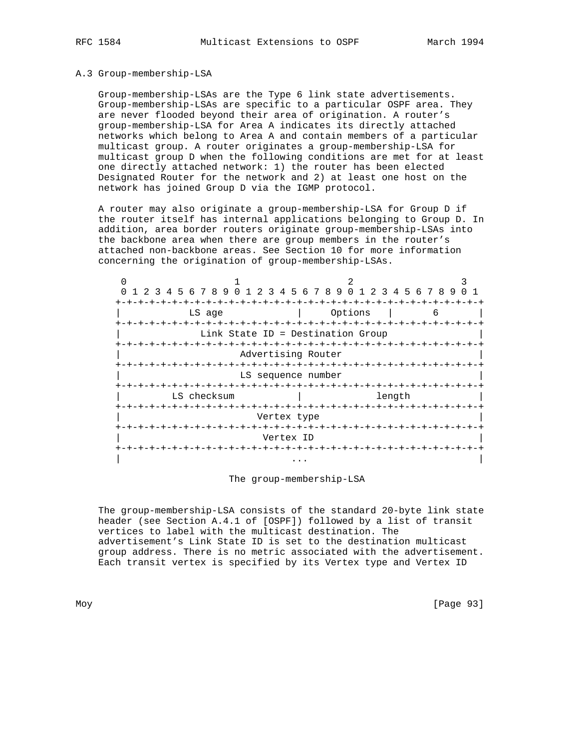### A.3 Group-membership-LSA

Group-membership-LSAs are the Type 6 link state advertisements. Group-membership-LSAs are specific to a particular OSPF area. They are never flooded beyond their area of origination. A router's group-membership-LSA for Area A indicates its directly attached networks which belong to Area A and contain members of a particular multicast group. A router originates a group-membership-LSA for multicast group D when the following conditions are met for at least one directly attached network: 1) the router has been elected Designated Router for the network and 2) at least one host on the network has joined Group D via the IGMP protocol.

A router may also originate a group-membership-LSA for Group D if the router itself has internal applications belonging to Group D. In addition, area border routers originate group-membership-LSAs into the backbone area when there are group members in the router's attached non-backbone areas. See Section 10 for more information concerning the origination of group-membership-LSAs.

```
 0                   1                   2                   3
 0 1 2 3 4 5 6 7 8 9 0 1 2 3 4 5 6 7 8 9 0 1 2 3 4 5 6 7 8 9 0 1
+-+-+-+-+-+-+-+-+-+-+-+-+-+-+-+-+-+-+-+-+-+-+-+-+-+-+-+-+-+-+-+-+
|            LS age             |     Options   |       6       |
+-+-+-+-+-+-+-+-+-+-+-+-+-+-+-+-+-+-+-+-+-+-+-+-+-+-+-+-+-+-+-+-+
|              Link State ID = Destination Group                |
+-+-+-+-+-+-+-+-+-+-+-+-+-+-+-+-+-+-+-+-+-+-+-+-+-+-+-+-+-+-+-+-+
|                     Advertising Router                        |
+-+-+-+-+-+-+-+-+-+-+-+-+-+-+-+-+-+-+-+-+-+-+-+-+-+-+-+-+-+-+-+-+
|                     LS sequence number                        |
+-+-+-+-+-+-+-+-+-+-+-+-+-+-+-+-+-+-+-+-+-+-+-+-+-+-+-+-+-+-+-+-+
|         LS checksum           |             length            |
+-+-+-+-+-+-+-+-+-+-+-+-+-+-+-+-+-+-+-+-+-+-+-+-+-+-+-+-+-+-+-+-+
|                        Vertex type                            |
+-+-+-+-+-+-+-+-+-+-+-+-+-+-+-+-+-+-+-+-+-+-+-+-+-+-+-+-+-+-+-+-+
|                         Vertex ID                             |
+-+-+-+-+-+-+-+-+-+-+-+-+-+-+-+-+-+-+-+-+-+-+-+-+-+-+-+-+-+-+-+-+
|                            ...                                |
```

The group-membership-LSA

The group-membership-LSA consists of the standard 20-byte link state header (see Section A.4.1 of [OSPF]) followed by a list of transit vertices to label with the multicast destination. The advertisement's Link State ID is set to the destination multicast group address. There is no metric associated with the advertisement. Each transit vertex is specified by its Vertex type and Vertex ID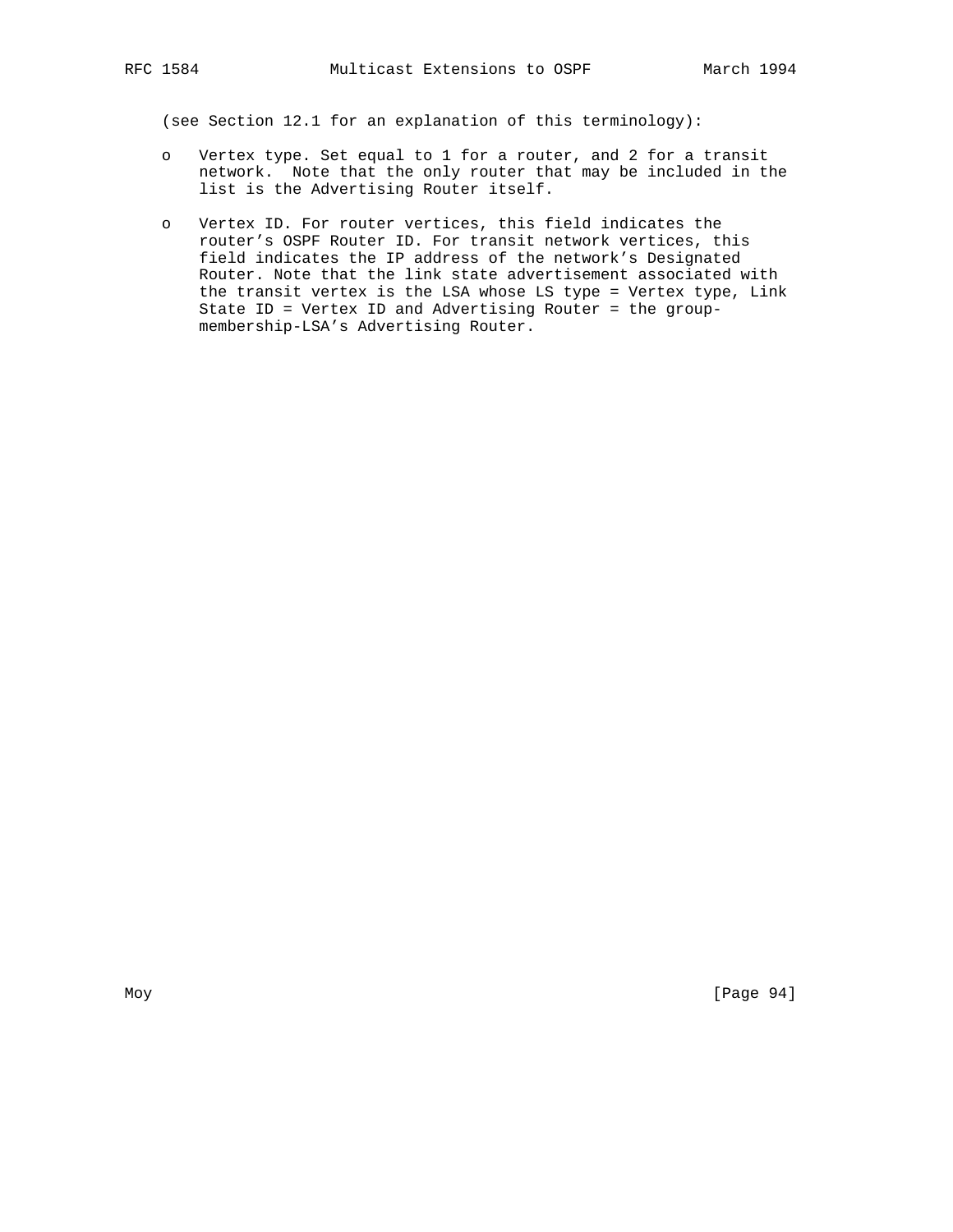(see Section 12.1 for an explanation of this terminology):

- Vertex type. Set equal to 1 for a router, and 2 for a transit network. Note that the only router that may be included in the list is the Advertising Router itself.

- Vertex ID. For router vertices, this field indicates the router's OSPF Router ID. For transit network vertices, this field indicates the IP address of the network's Designated Router. Note that the link state advertisement associated with the transit vertex is the LSA whose LS type = Vertex type, Link State ID = Vertex ID and Advertising Router = the group-membership-LSA's Advertising Router.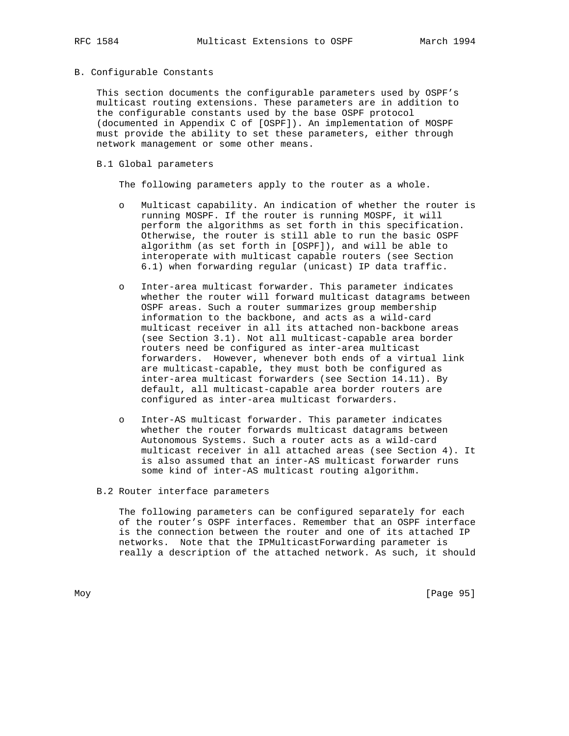## B. Configurable Constants

This section documents the configurable parameters used by OSPF's multicast routing extensions. These parameters are in addition to the configurable constants used by the base OSPF protocol (documented in Appendix C of [OSPF]). An implementation of MOSPF must provide the ability to set these parameters, either through network management or some other means.

### B.1 Global parameters

The following parameters apply to the router as a whole.

- Multicast capability. An indication of whether the router is running MOSPF. If the router is running MOSPF, it will perform the algorithms as set forth in this specification. Otherwise, the router is still able to run the basic OSPF algorithm (as set forth in [OSPF]), and will be able to interoperate with multicast capable routers (see Section 6.1) when forwarding regular (unicast) IP data traffic.

- Inter-area multicast forwarder. This parameter indicates whether the router will forward multicast datagrams between OSPF areas. Such a router summarizes group membership information to the backbone, and acts as a wild-card multicast receiver in all its attached non-backbone areas (see Section 3.1). Not all multicast-capable area border routers need be configured as inter-area multicast forwarders. However, whenever both ends of a virtual link are multicast-capable, they must both be configured as inter-area multicast forwarders (see Section 14.11). By default, all multicast-capable area border routers are configured as inter-area multicast forwarders.

- Inter-AS multicast forwarder. This parameter indicates whether the router forwards multicast datagrams between Autonomous Systems. Such a router acts as a wild-card multicast receiver in all attached areas (see Section 4). It is also assumed that an inter-AS multicast forwarder runs some kind of inter-AS multicast routing algorithm.

### B.2 Router interface parameters

The following parameters can be configured separately for each of the router's OSPF interfaces. Remember that an OSPF interface is the connection between the router and one of its attached IP networks. Note that the IPMulticastForwarding parameter is really a description of the attached network. As such, it should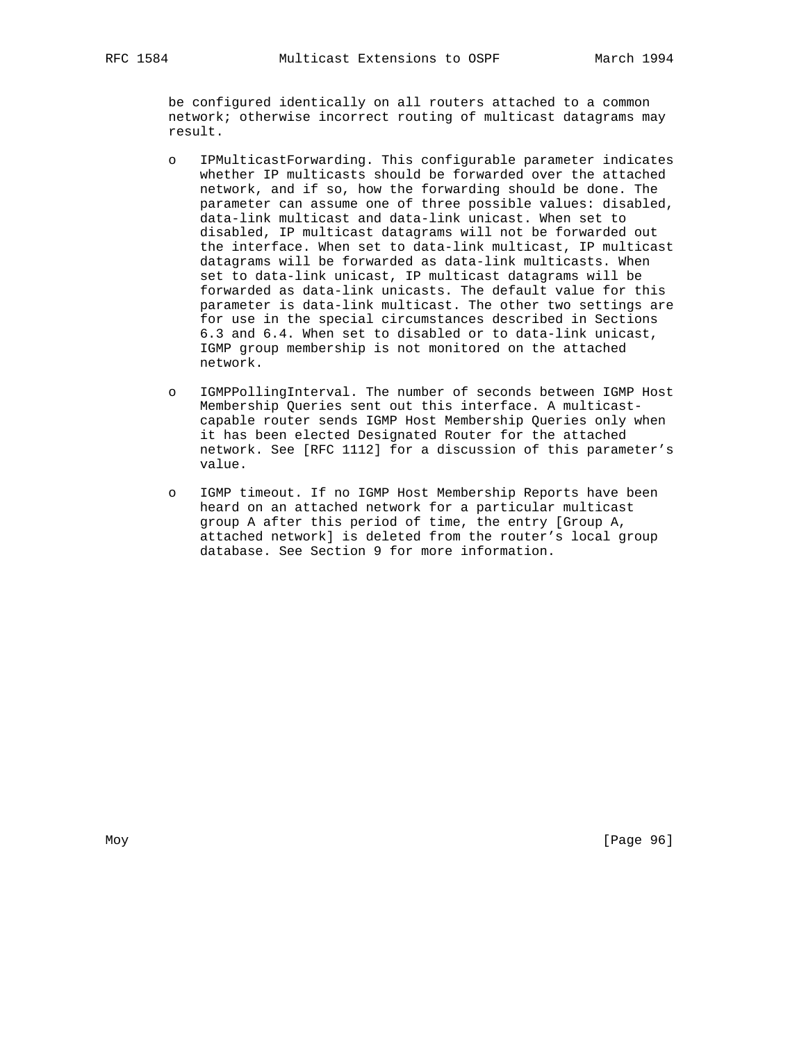be configured identically on all routers attached to a common network; otherwise incorrect routing of multicast datagrams may result.

- IPMulticastForwarding. This configurable parameter indicates whether IP multicasts should be forwarded over the attached network, and if so, how the forwarding should be done. The parameter can assume one of three possible values: disabled, data-link multicast and data-link unicast. When set to disabled, IP multicast datagrams will not be forwarded out the interface. When set to data-link multicast, IP multicast datagrams will be forwarded as data-link multicasts. When set to data-link unicast, IP multicast datagrams will be forwarded as data-link unicasts. The default value for this parameter is data-link multicast. The other two settings are for use in the special circumstances described in Sections 6.3 and 6.4. When set to disabled or to data-link unicast, IGMP group membership is not monitored on the attached network.

- IGMPPollingInterval. The number of seconds between IGMP Host Membership Queries sent out this interface. A multicast-capable router sends IGMP Host Membership Queries only when it has been elected Designated Router for the attached network. See [RFC 1112] for a discussion of this parameter's value.

- IGMP timeout. If no IGMP Host Membership Reports have been heard on an attached network for a particular multicast group A after this period of time, the entry [Group A, attached network] is deleted from the router's local group database. See Section 9 for more information.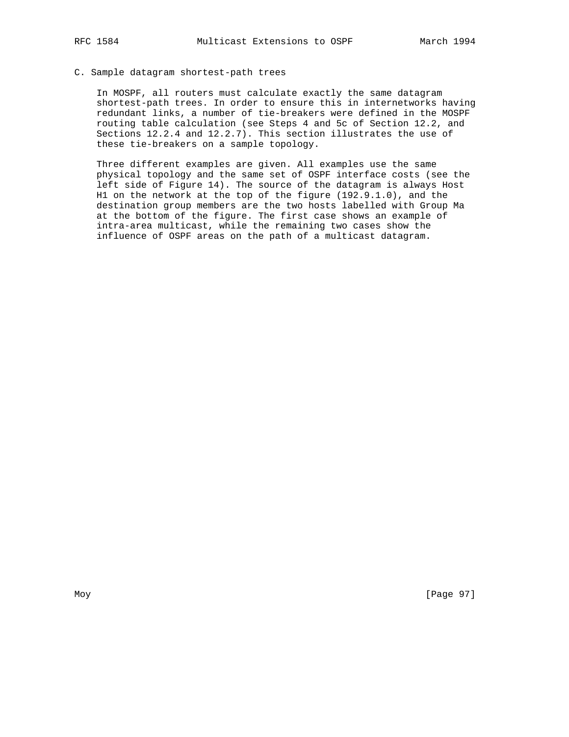## C. Sample datagram shortest-path trees

In MOSPF, all routers must calculate exactly the same datagram shortest-path trees. In order to ensure this in internetworks having redundant links, a number of tie-breakers were defined in the MOSPF routing table calculation (see Steps 4 and 5c of Section 12.2, and Sections 12.2.4 and 12.2.7). This section illustrates the use of these tie-breakers on a sample topology.

Three different examples are given. All examples use the same physical topology and the same set of OSPF interface costs (see the left side of Figure 14). The source of the datagram is always Host H1 on the network at the top of the figure (192.9.1.0), and the destination group members are the two hosts labelled with Group Ma at the bottom of the figure. The first case shows an example of intra-area multicast, while the remaining two cases show the influence of OSPF areas on the path of a multicast datagram.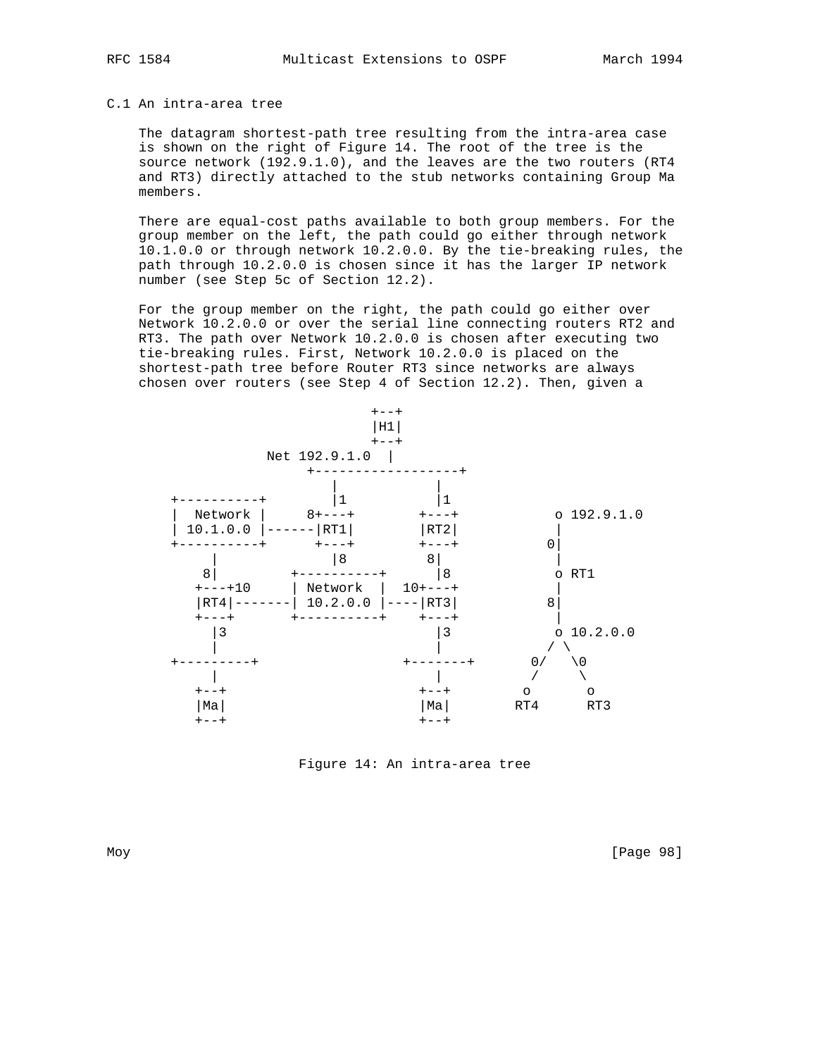### C.1 An intra-area tree

The datagram shortest-path tree resulting from the intra-area case is shown on the right of Figure 14. The root of the tree is the source network (192.9.1.0), and the leaves are the two routers (RT4 and RT3) directly attached to the stub networks containing Group Ma members.

There are equal-cost paths available to both group members. For the group member on the left, the path could go either through network 10.1.0.0 or through network 10.2.0.0. By the tie-breaking rules, the path through 10.2.0.0 is chosen since it has the larger IP network number (see Step 5c of Section 12.2).

For the group member on the right, the path could go either over Network 10.2.0.0 or over the serial line connecting routers RT2 and RT3. The path over Network 10.2.0.0 is chosen after executing two tie-breaking rules. First, Network 10.2.0.0 is placed on the shortest-path tree before Router RT3 since networks are always chosen over routers (see Step 4 of Section 12.2). Then, given a

```
                          +--+
                          |H1|
                          +--+
               Net 192.9.1.0  |
                     +------------------+
                        |          |
+----------+            |1         |1
|  Network |     8+---+        +---+           o 192.9.1.0
| 10.1.0.0 |------|RT1|        |RT2|           |
+----------+      +---+        +---+          0|
     |              |8        8|               |
    8|         +----------+    |8              o RT1
   +---+10     | Network  |  10+---+           |
   |RT4|-------| 10.2.0.0 |----|RT3|          8|
   +---+       +----------+    +---+           |
     |3                        |3              o 10.2.0.0
     |                         |              / \
+---------+                +--------+       0/   \0
     |                         |            /     \
   +--+                      +--+          o       o
   |Ma|                      |Ma|         RT4      RT3
   +--+                      +--+
```

Figure 14: An intra-area tree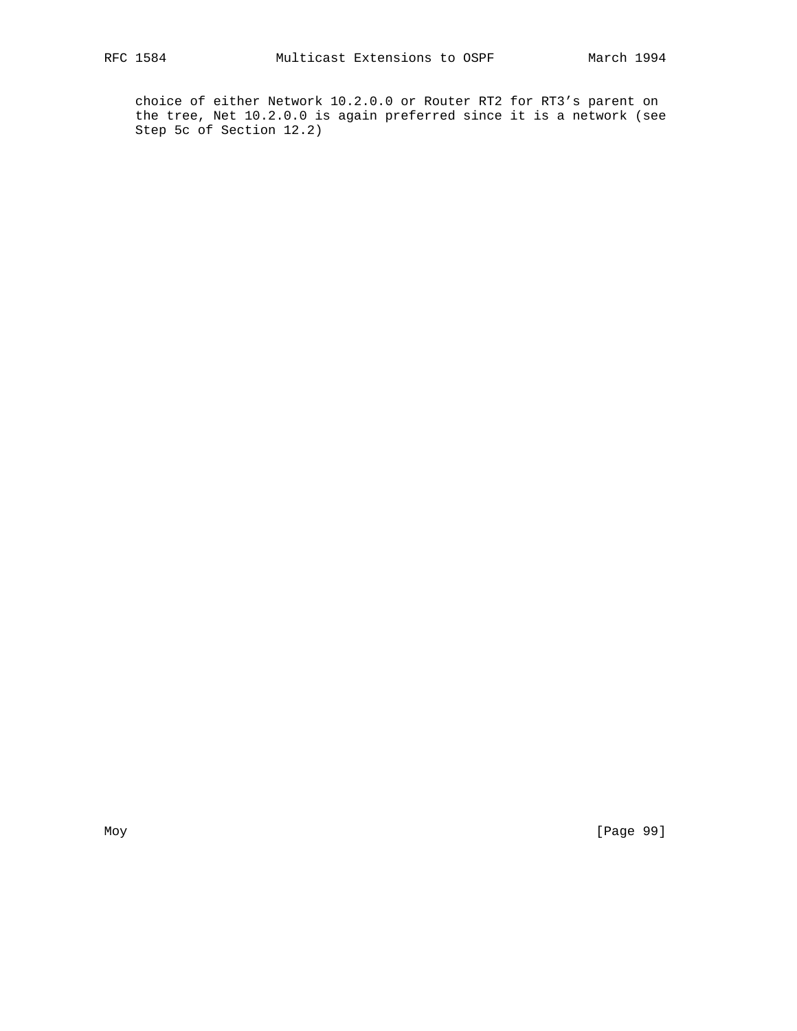choice of either Network 10.2.0.0 or Router RT2 for RT3's parent on the tree, Net 10.2.0.0 is again preferred since it is a network (see Step 5c of Section 12.2)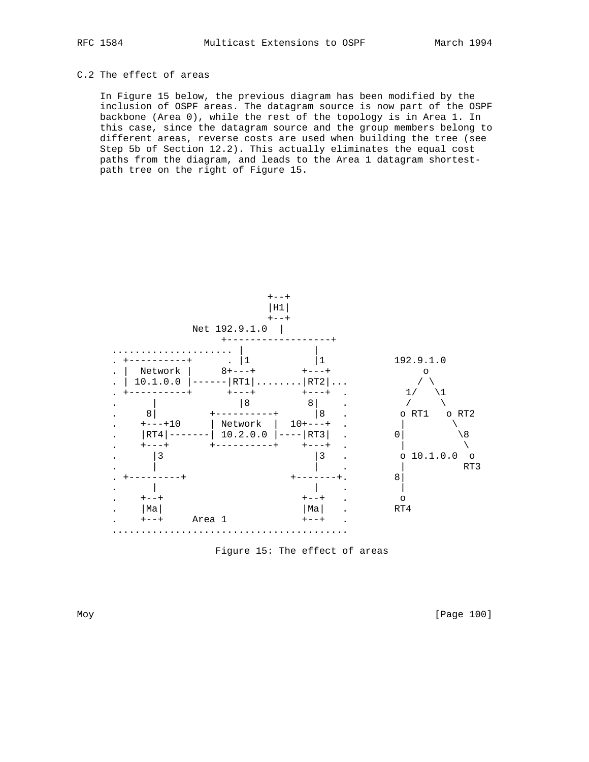## C.2 The effect of areas

In Figure 15 below, the previous diagram has been modified by the inclusion of OSPF areas. The datagram source is now part of the OSPF backbone (Area 0), while the rest of the topology is in Area 1. In this case, since the datagram source and the group members belong to different areas, reverse costs are used when building the tree (see Step 5b of Section 12.2). This actually eliminates the equal cost paths from the diagram, and leads to the Area 1 datagram shortest-path tree on the right of Figure 15.

```
                          +--+
                          |H1|
                          +--+
                Net 192.9.1.0  |
                      +------------------+
  ..................... |           |
  . +----------+      . |1          |1          192.9.1.0
  . |  Network |     8+---+        +---+            o
  . | 10.1.0.0 |------|RT1|........|RT2|...        / \
  . +----------+      +---+        +---+  .      1/   \1
  .      |              |8          8|    .      /     \
  .     8|         +----------+      |8   .     o RT1   o RT2
  .    +---+10     | Network  |  10+---+  .     |        \
  .    |RT4|-------| 10.2.0.0 |----|RT3|  .    0|         \8
  .    +---+       +----------+    +---+  .     |          \
  .      |3                          |3   .     o 10.1.0.0  o
  .      |                           |    .     |          RT3
  . +---------+                 +--------+.    8|
  .      |                           |    .     |
  .    +--+                        +--+   .     o
  .    |Ma|                        |Ma|   .    RT4
  .    +--+     Area 1             +--+   .
  .........................................
```

Figure 15: The effect of areas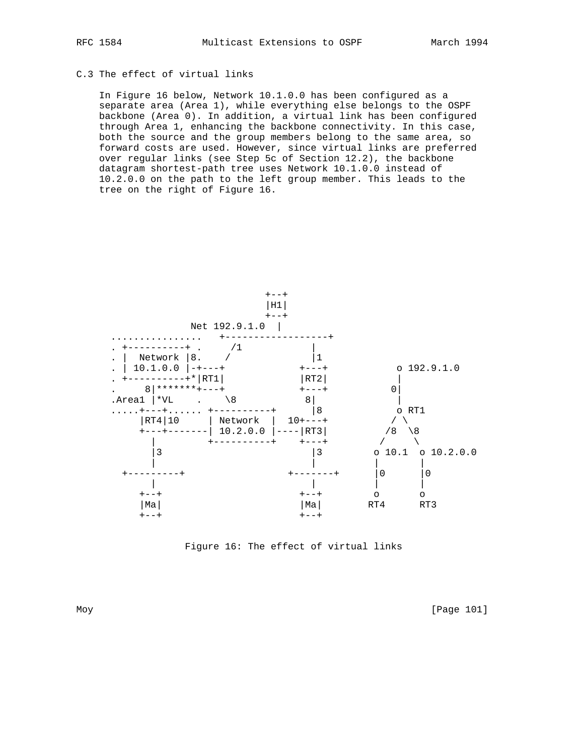## C.3 The effect of virtual links

In Figure 16 below, Network 10.1.0.0 has been configured as a separate area (Area 1), while everything else belongs to the OSPF backbone (Area 0). In addition, a virtual link has been configured through Area 1, enhancing the backbone connectivity. In this case, both the source and the group members belong to the same area, so forward costs are used. However, since virtual links are preferred over regular links (see Step 5c of Section 12.2), the backbone datagram shortest-path tree uses Network 10.1.0.0 instead of 10.2.0.0 on the path to the left group member. This leads to the tree on the right of Figure 16.

```
                             +--+
                             |H1|
                             +--+
                Net 192.9.1.0  |
  ................   +------------------+
  . +----------+ .     /1           |
  . |  Network |8.    /             |1
  . | 10.1.0.0 |-+---+            +---+            o 192.9.1.0
  . +----------+*|RT1|            |RT2|            |
  .     8|*******+---+            +---+           0|
  .Area1 |*VL    .    \8           8|              |
  .....+---+...... +----------+     |8             o RT1
       |RT4|10     | Network  |  10+---+          / \
       +---+-------| 10.2.0.0 |----|RT3|         /8  \8
         |         +----------+    +---+        /     \
         |3                          |3        o 10.1  o 10.2.0.0
         |                           |         |       |
    +---------+                 +--------+     |0      |0
         |                           |         |       |
       +--+                        +--+        o       o
       |Ma|                        |Ma|       RT4      RT3
       +--+                        +--+
```

Figure 16: The effect of virtual links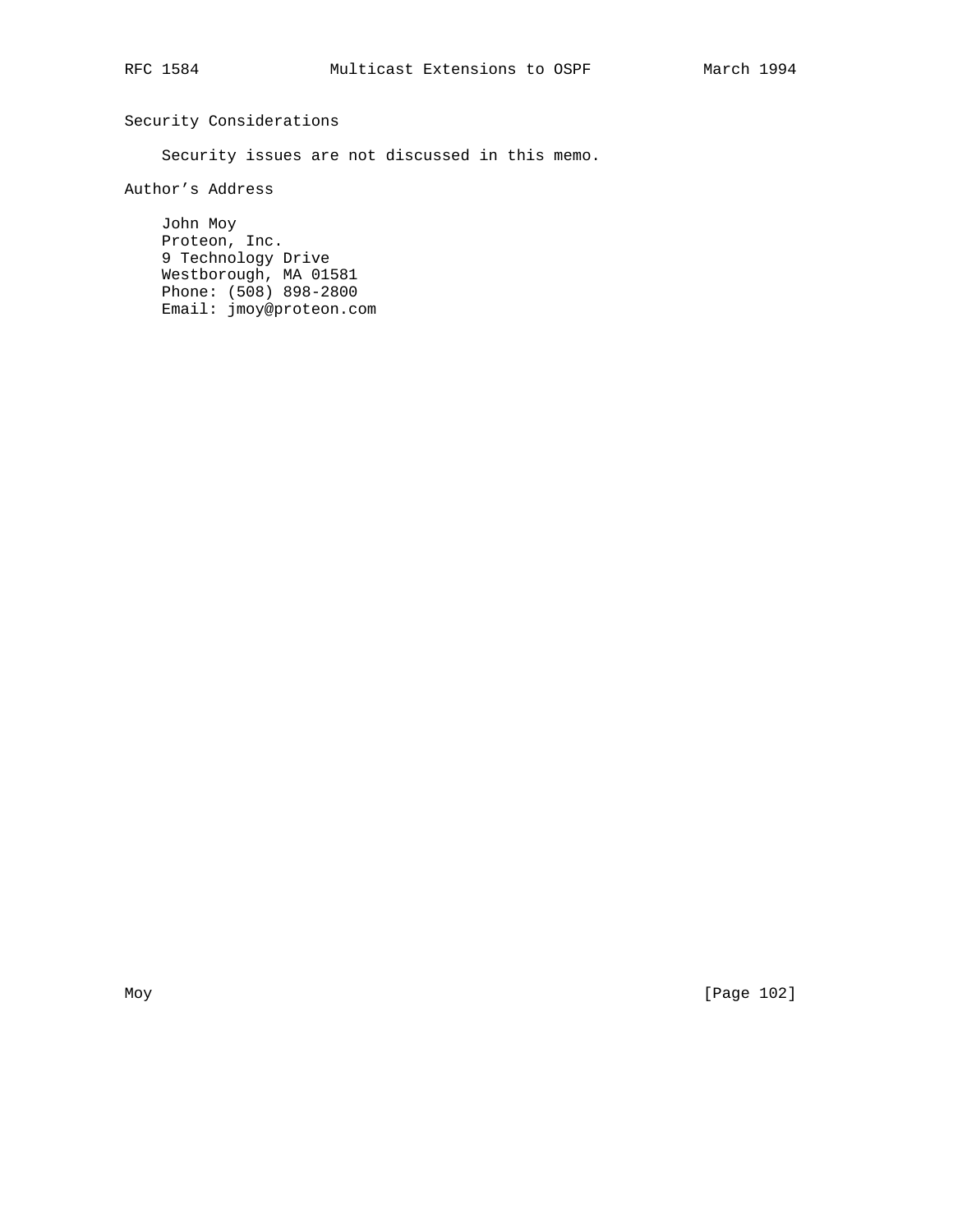## Security Considerations

Security issues are not discussed in this memo.

## Author's Address

John Moy
Proteon, Inc.
9 Technology Drive
Westborough, MA 01581
Phone: (508) 898-2800
Email: jmoy@proteon.com